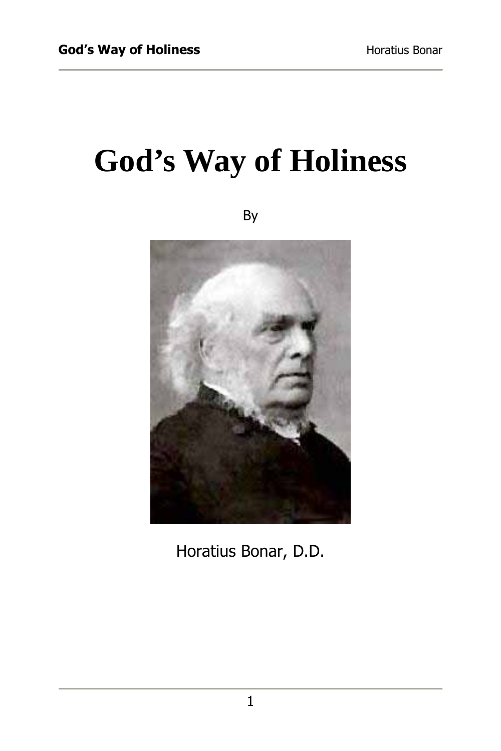# God’s Way of Holiness

By

Horatius Bonar, D.D.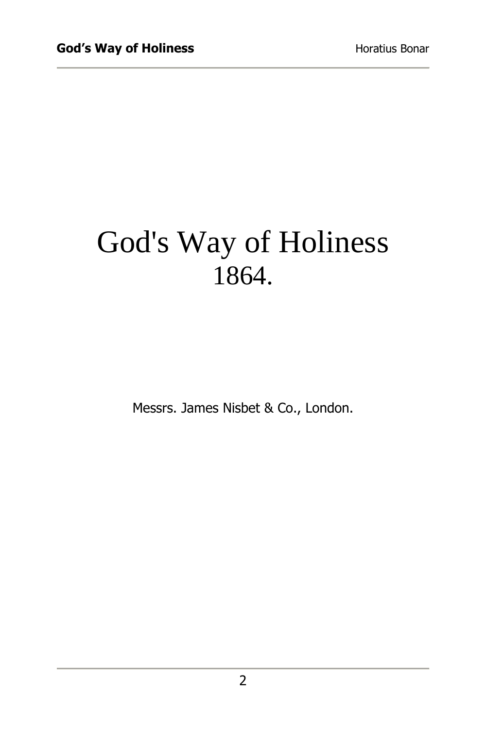# God's Way of Holiness
1864.

Messrs. James Nisbet & Co., London.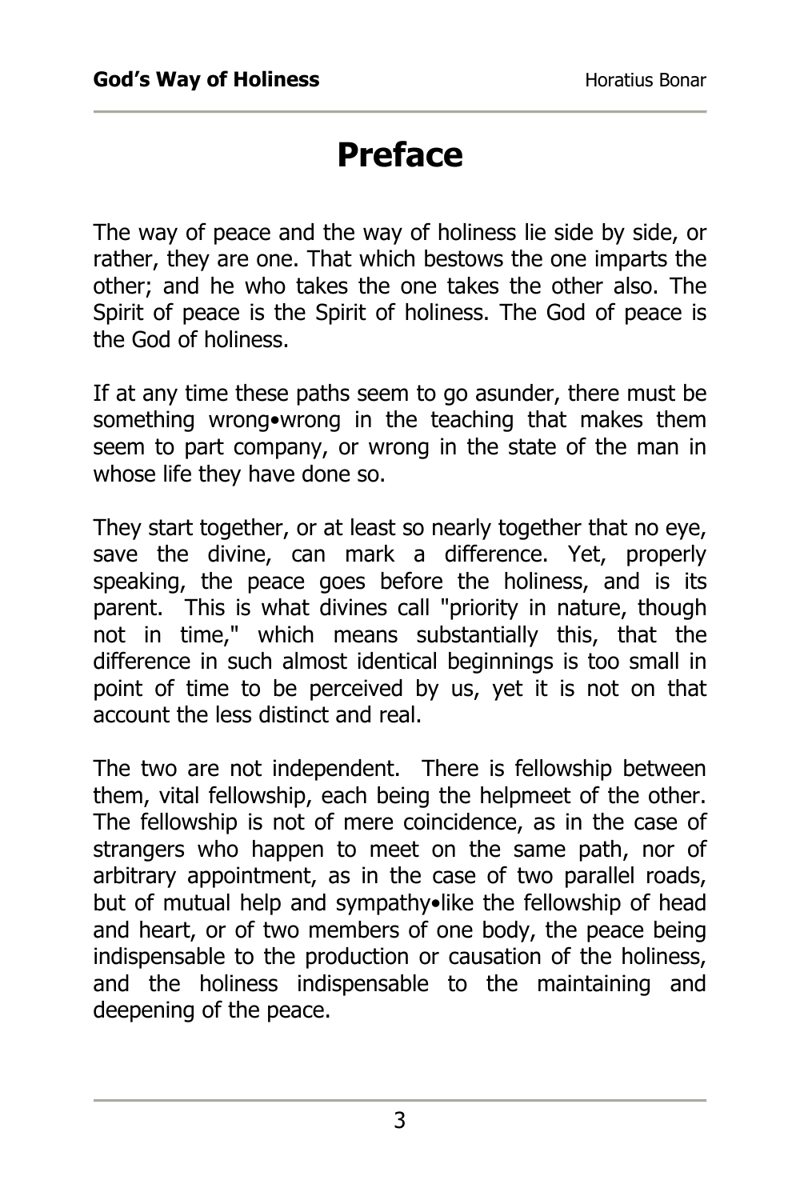# Preface

The way of peace and the way of holiness lie side by side, or rather, they are one. That which bestows the one imparts the other; and he who takes the one takes the other also. The Spirit of peace is the Spirit of holiness. The God of peace is the God of holiness.

If at any time these paths seem to go asunder, there must be something wrong•wrong in the teaching that makes them seem to part company, or wrong in the state of the man in whose life they have done so.

They start together, or at least so nearly together that no eye, save the divine, can mark a difference. Yet, properly speaking, the peace goes before the holiness, and is its parent. This is what divines call "priority in nature, though not in time," which means substantially this, that the difference in such almost identical beginnings is too small in point of time to be perceived by us, yet it is not on that account the less distinct and real.

The two are not independent. There is fellowship between them, vital fellowship, each being the helpmeet of the other. The fellowship is not of mere coincidence, as in the case of strangers who happen to meet on the same path, nor of arbitrary appointment, as in the case of two parallel roads, but of mutual help and sympathy•like the fellowship of head and heart, or of two members of one body, the peace being indispensable to the production or causation of the holiness, and the holiness indispensable to the maintaining and deepening of the peace.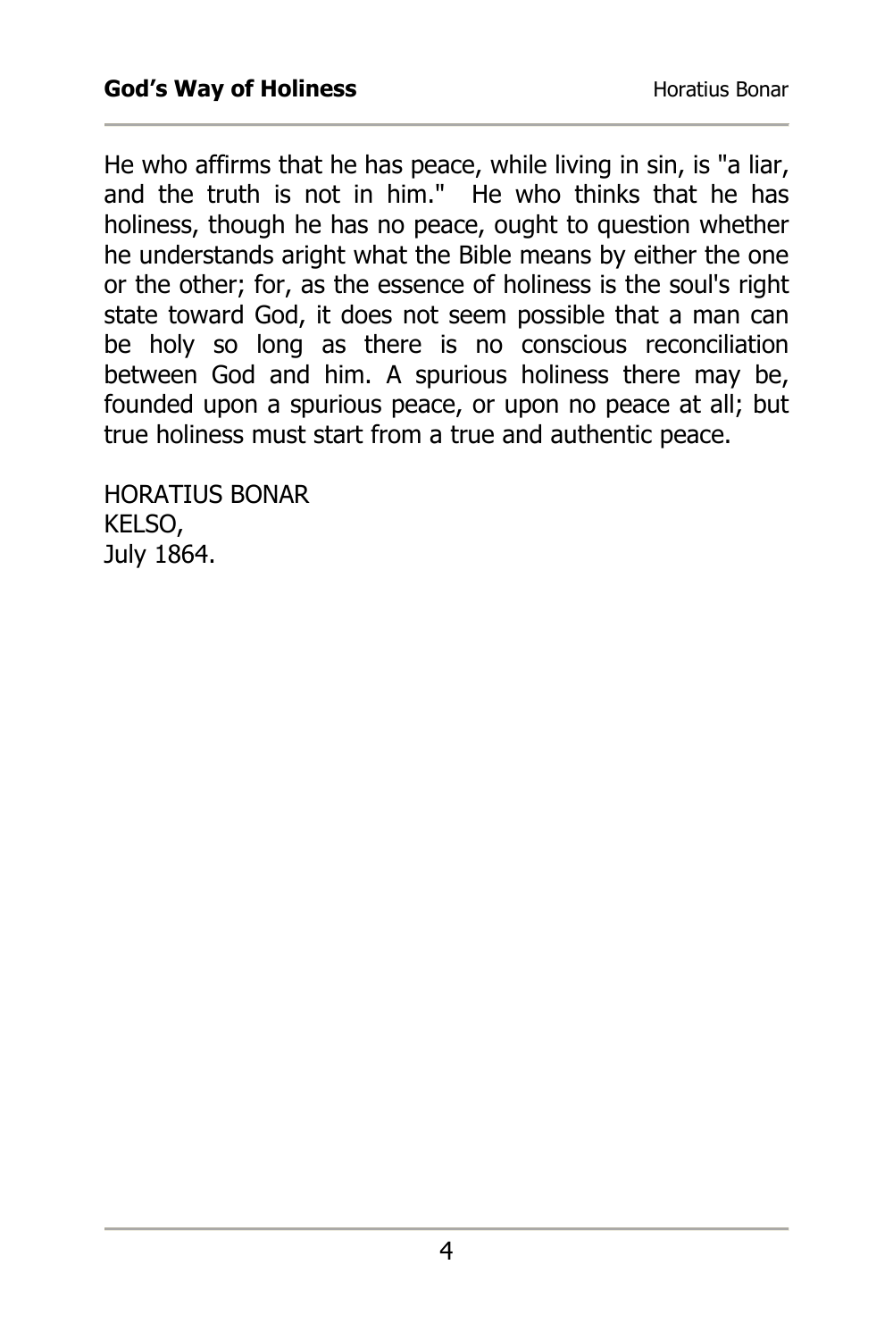He who affirms that he has peace, while living in sin, is "a liar, and the truth is not in him." He who thinks that he has holiness, though he has no peace, ought to question whether he understands aright what the Bible means by either the one or the other; for, as the essence of holiness is the soul's right state toward God, it does not seem possible that a man can be holy so long as there is no conscious reconciliation between God and him. A spurious holiness there may be, founded upon a spurious peace, or upon no peace at all; but true holiness must start from a true and authentic peace.

HORATIUS BONAR
KELSO,
July 1864.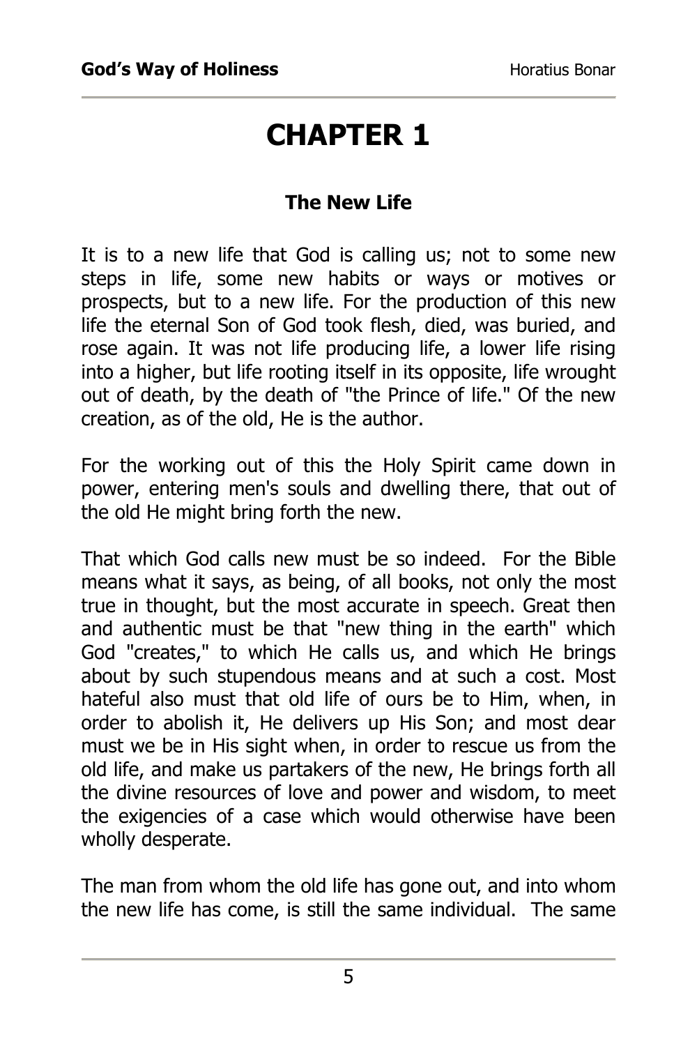# CHAPTER 1

## The New Life

It is to a new life that God is calling us; not to some new steps in life, some new habits or ways or motives or prospects, but to a new life. For the production of this new life the eternal Son of God took flesh, died, was buried, and rose again. It was not life producing life, a lower life rising into a higher, but life rooting itself in its opposite, life wrought out of death, by the death of "the Prince of life." Of the new creation, as of the old, He is the author.

For the working out of this the Holy Spirit came down in power, entering men's souls and dwelling there, that out of the old He might bring forth the new.

That which God calls new must be so indeed. For the Bible means what it says, as being, of all books, not only the most true in thought, but the most accurate in speech. Great then and authentic must be that "new thing in the earth" which God "creates," to which He calls us, and which He brings about by such stupendous means and at such a cost. Most hateful also must that old life of ours be to Him, when, in order to abolish it, He delivers up His Son; and most dear must we be in His sight when, in order to rescue us from the old life, and make us partakers of the new, He brings forth all the divine resources of love and power and wisdom, to meet the exigencies of a case which would otherwise have been wholly desperate.

The man from whom the old life has gone out, and into whom the new life has come, is still the same individual. The same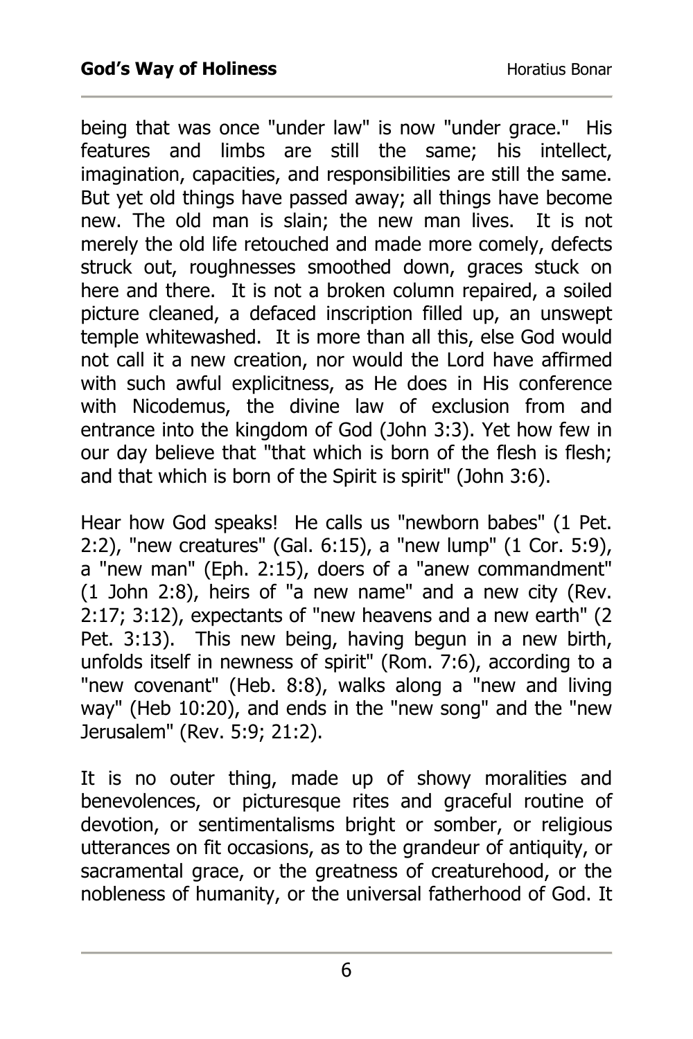being that was once "under law" is now "under grace." His features and limbs are still the same; his intellect, imagination, capacities, and responsibilities are still the same. But yet old things have passed away; all things have become new. The old man is slain; the new man lives. It is not merely the old life retouched and made more comely, defects struck out, roughnesses smoothed down, graces stuck on here and there. It is not a broken column repaired, a soiled picture cleaned, a defaced inscription filled up, an unswept temple whitewashed. It is more than all this, else God would not call it a new creation, nor would the Lord have affirmed with such awful explicitness, as He does in His conference with Nicodemus, the divine law of exclusion from and entrance into the kingdom of God (John 3:3). Yet how few in our day believe that "that which is born of the flesh is flesh; and that which is born of the Spirit is spirit" (John 3:6).

Hear how God speaks! He calls us "newborn babes" (1 Pet. 2:2), "new creatures" (Gal. 6:15), a "new lump" (1 Cor. 5:9), a "new man" (Eph. 2:15), doers of a "anew commandment" (1 John 2:8), heirs of "a new name" and a new city (Rev. 2:17; 3:12), expectants of "new heavens and a new earth" (2 Pet. 3:13). This new being, having begun in a new birth, unfolds itself in newness of spirit" (Rom. 7:6), according to a "new covenant" (Heb. 8:8), walks along a "new and living way" (Heb 10:20), and ends in the "new song" and the "new Jerusalem" (Rev. 5:9; 21:2).

It is no outer thing, made up of showy moralities and benevolences, or picturesque rites and graceful routine of devotion, or sentimentalisms bright or somber, or religious utterances on fit occasions, as to the grandeur of antiquity, or sacramental grace, or the greatness of creaturehood, or the nobleness of humanity, or the universal fatherhood of God. It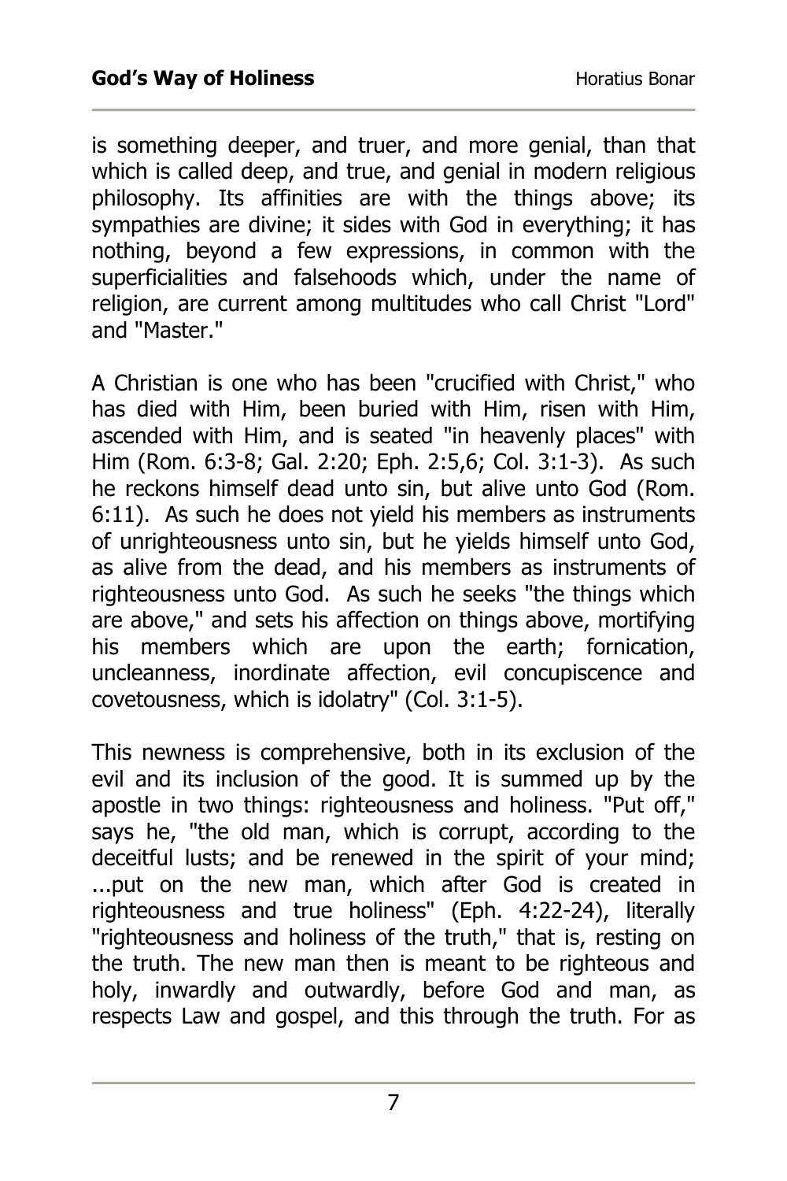is something deeper, and truer, and more genial, than that which is called deep, and true, and genial in modern religious philosophy. Its affinities are with the things above; its sympathies are divine; it sides with God in everything; it has nothing, beyond a few expressions, in common with the superficialities and falsehoods which, under the name of religion, are current among multitudes who call Christ "Lord" and "Master."

A Christian is one who has been "crucified with Christ," who has died with Him, been buried with Him, risen with Him, ascended with Him, and is seated "in heavenly places" with Him (Rom. 6:3-8; Gal. 2:20; Eph. 2:5,6; Col. 3:1-3). As such he reckons himself dead unto sin, but alive unto God (Rom. 6:11). As such he does not yield his members as instruments of unrighteousness unto sin, but he yields himself unto God, as alive from the dead, and his members as instruments of righteousness unto God. As such he seeks "the things which are above," and sets his affection on things above, mortifying his members which are upon the earth; fornication, uncleanness, inordinate affection, evil concupiscence and covetousness, which is idolatry" (Col. 3:1-5).

This newness is comprehensive, both in its exclusion of the evil and its inclusion of the good. It is summed up by the apostle in two things: righteousness and holiness. "Put off," says he, "the old man, which is corrupt, according to the deceitful lusts; and be renewed in the spirit of your mind; ...put on the new man, which after God is created in righteousness and true holiness" (Eph. 4:22-24), literally "righteousness and holiness of the truth," that is, resting on the truth. The new man then is meant to be righteous and holy, inwardly and outwardly, before God and man, as respects Law and gospel, and this through the truth. For as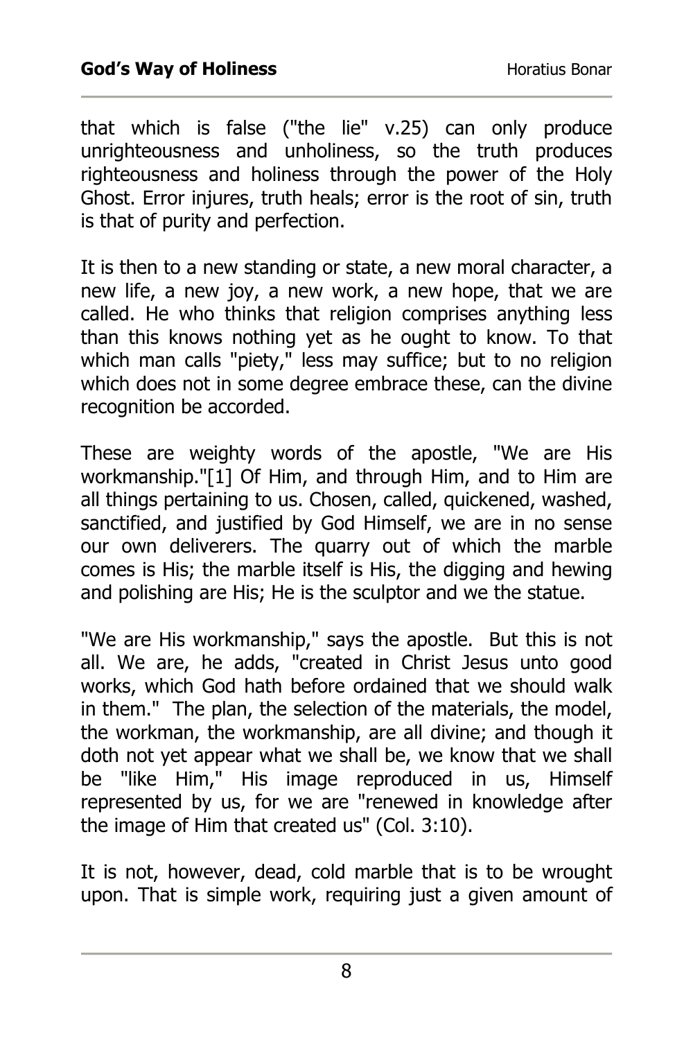that which is false ("the lie" v.25) can only produce unrighteousness and unholiness, so the truth produces righteousness and holiness through the power of the Holy Ghost. Error injures, truth heals; error is the root of sin, truth is that of purity and perfection.

It is then to a new standing or state, a new moral character, a new life, a new joy, a new work, a new hope, that we are called. He who thinks that religion comprises anything less than this knows nothing yet as he ought to know. To that which man calls "piety," less may suffice; but to no religion which does not in some degree embrace these, can the divine recognition be accorded.

These are weighty words of the apostle, "We are His workmanship."[1] Of Him, and through Him, and to Him are all things pertaining to us. Chosen, called, quickened, washed, sanctified, and justified by God Himself, we are in no sense our own deliverers. The quarry out of which the marble comes is His; the marble itself is His, the digging and hewing and polishing are His; He is the sculptor and we the statue.

"We are His workmanship," says the apostle. But this is not all. We are, he adds, "created in Christ Jesus unto good works, which God hath before ordained that we should walk in them." The plan, the selection of the materials, the model, the workman, the workmanship, are all divine; and though it doth not yet appear what we shall be, we know that we shall be "like Him," His image reproduced in us, Himself represented by us, for we are "renewed in knowledge after the image of Him that created us" (Col. 3:10).

It is not, however, dead, cold marble that is to be wrought upon. That is simple work, requiring just a given amount of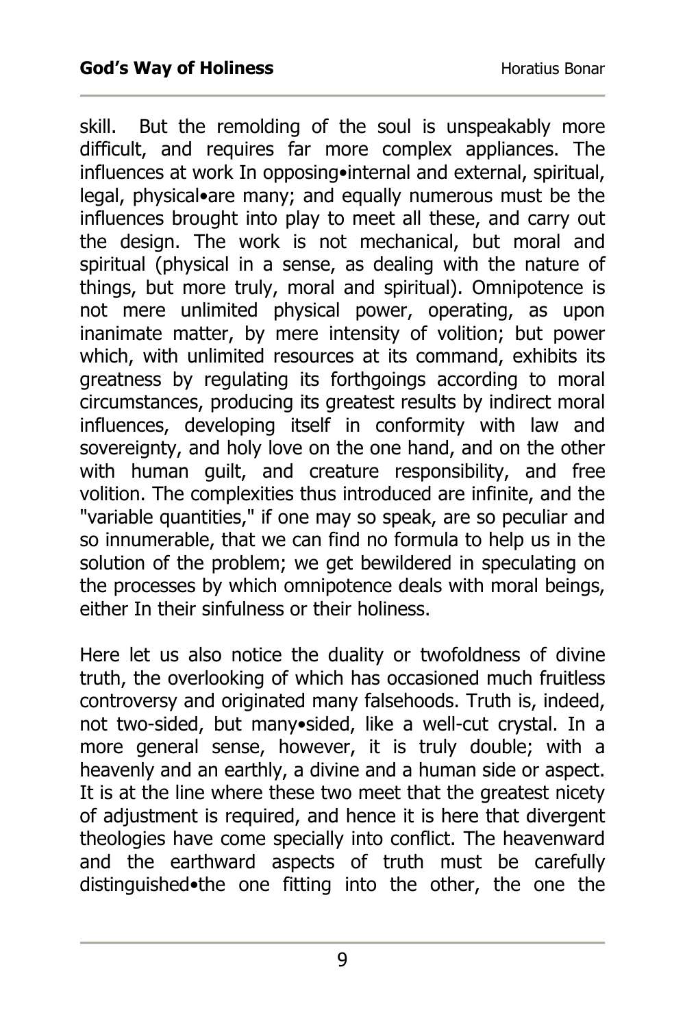skill. But the remolding of the soul is unspeakably more difficult, and requires far more complex appliances. The influences at work In opposing•internal and external, spiritual, legal, physical•are many; and equally numerous must be the influences brought into play to meet all these, and carry out the design. The work is not mechanical, but moral and spiritual (physical in a sense, as dealing with the nature of things, but more truly, moral and spiritual). Omnipotence is not mere unlimited physical power, operating, as upon inanimate matter, by mere intensity of volition; but power which, with unlimited resources at its command, exhibits its greatness by regulating its forthgoings according to moral circumstances, producing its greatest results by indirect moral influences, developing itself in conformity with law and sovereignty, and holy love on the one hand, and on the other with human guilt, and creature responsibility, and free volition. The complexities thus introduced are infinite, and the "variable quantities," if one may so speak, are so peculiar and so innumerable, that we can find no formula to help us in the solution of the problem; we get bewildered in speculating on the processes by which omnipotence deals with moral beings, either In their sinfulness or their holiness.

Here let us also notice the duality or twofoldness of divine truth, the overlooking of which has occasioned much fruitless controversy and originated many falsehoods. Truth is, indeed, not two-sided, but many•sided, like a well-cut crystal. In a more general sense, however, it is truly double; with a heavenly and an earthly, a divine and a human side or aspect. It is at the line where these two meet that the greatest nicety of adjustment is required, and hence it is here that divergent theologies have come specially into conflict. The heavenward and the earthward aspects of truth must be carefully distinguished•the one fitting into the other, the one the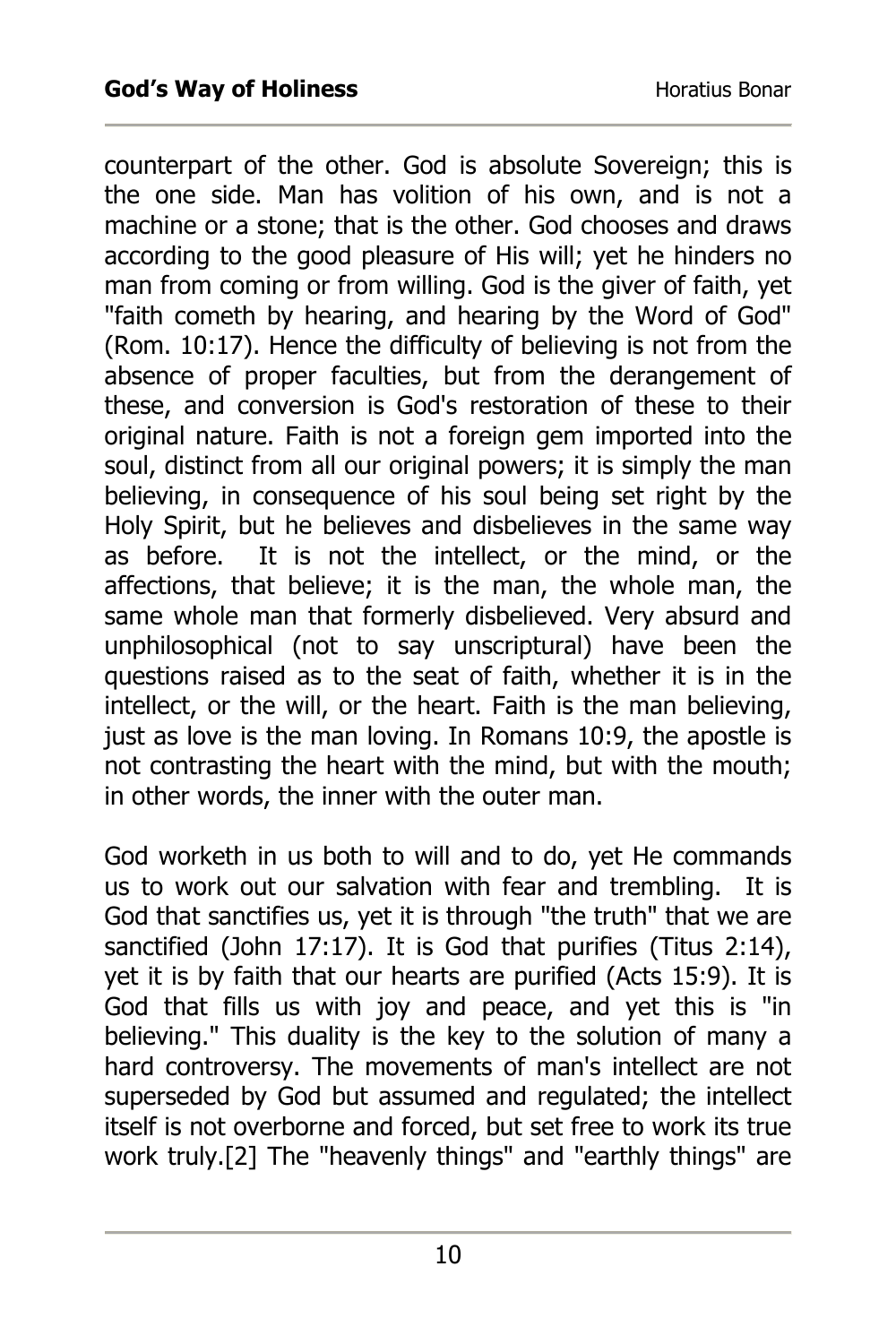counterpart of the other. God is absolute Sovereign; this is the one side. Man has volition of his own, and is not a machine or a stone; that is the other. God chooses and draws according to the good pleasure of His will; yet he hinders no man from coming or from willing. God is the giver of faith, yet "faith cometh by hearing, and hearing by the Word of God" (Rom. 10:17). Hence the difficulty of believing is not from the absence of proper faculties, but from the derangement of these, and conversion is God's restoration of these to their original nature. Faith is not a foreign gem imported into the soul, distinct from all our original powers; it is simply the man believing, in consequence of his soul being set right by the Holy Spirit, but he believes and disbelieves in the same way as before. It is not the intellect, or the mind, or the affections, that believe; it is the man, the whole man, the same whole man that formerly disbelieved. Very absurd and unphilosophical (not to say unscriptural) have been the questions raised as to the seat of faith, whether it is in the intellect, or the will, or the heart. Faith is the man believing, just as love is the man loving. In Romans 10:9, the apostle is not contrasting the heart with the mind, but with the mouth; in other words, the inner with the outer man.

God worketh in us both to will and to do, yet He commands us to work out our salvation with fear and trembling. It is God that sanctifies us, yet it is through "the truth" that we are sanctified (John 17:17). It is God that purifies (Titus 2:14), yet it is by faith that our hearts are purified (Acts 15:9). It is God that fills us with joy and peace, and yet this is "in believing." This duality is the key to the solution of many a hard controversy. The movements of man's intellect are not superseded by God but assumed and regulated; the intellect itself is not overborne and forced, but set free to work its true work truly.[2] The "heavenly things" and "earthly things" are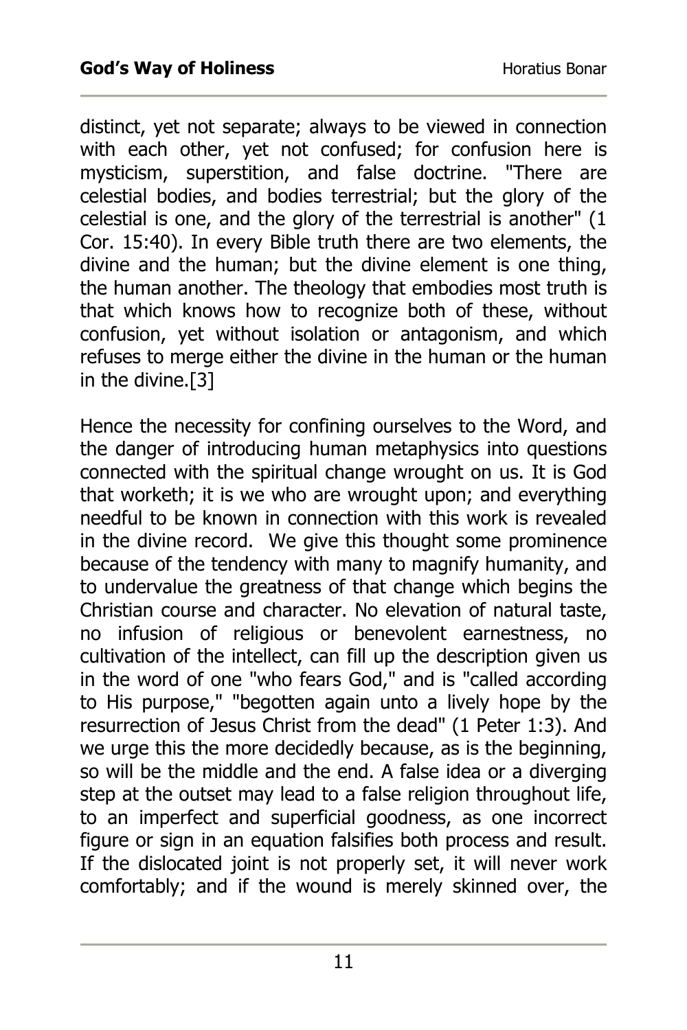distinct, yet not separate; always to be viewed in connection with each other, yet not confused; for confusion here is mysticism, superstition, and false doctrine. "There are celestial bodies, and bodies terrestrial; but the glory of the celestial is one, and the glory of the terrestrial is another" (1 Cor. 15:40). In every Bible truth there are two elements, the divine and the human; but the divine element is one thing, the human another. The theology that embodies most truth is that which knows how to recognize both of these, without confusion, yet without isolation or antagonism, and which refuses to merge either the divine in the human or the human in the divine.[3]

Hence the necessity for confining ourselves to the Word, and the danger of introducing human metaphysics into questions connected with the spiritual change wrought on us. It is God that worketh; it is we who are wrought upon; and everything needful to be known in connection with this work is revealed in the divine record. We give this thought some prominence because of the tendency with many to magnify humanity, and to undervalue the greatness of that change which begins the Christian course and character. No elevation of natural taste, no infusion of religious or benevolent earnestness, no cultivation of the intellect, can fill up the description given us in the word of one "who fears God," and is "called according to His purpose," "begotten again unto a lively hope by the resurrection of Jesus Christ from the dead" (1 Peter 1:3). And we urge this the more decidedly because, as is the beginning, so will be the middle and the end. A false idea or a diverging step at the outset may lead to a false religion throughout life, to an imperfect and superficial goodness, as one incorrect figure or sign in an equation falsifies both process and result. If the dislocated joint is not properly set, it will never work comfortably; and if the wound is merely skinned over, the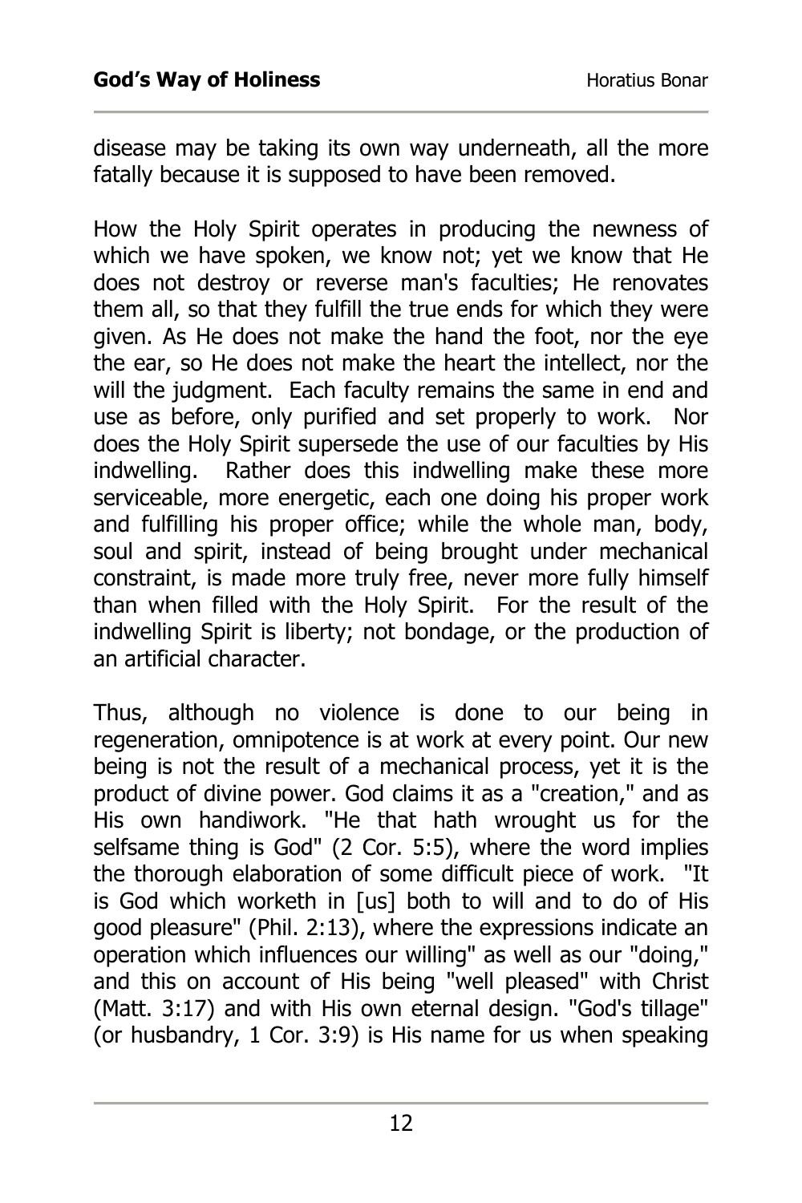disease may be taking its own way underneath, all the more fatally because it is supposed to have been removed.

How the Holy Spirit operates in producing the newness of which we have spoken, we know not; yet we know that He does not destroy or reverse man's faculties; He renovates them all, so that they fulfill the true ends for which they were given. As He does not make the hand the foot, nor the eye the ear, so He does not make the heart the intellect, nor the will the judgment. Each faculty remains the same in end and use as before, only purified and set properly to work. Nor does the Holy Spirit supersede the use of our faculties by His indwelling. Rather does this indwelling make these more serviceable, more energetic, each one doing his proper work and fulfilling his proper office; while the whole man, body, soul and spirit, instead of being brought under mechanical constraint, is made more truly free, never more fully himself than when filled with the Holy Spirit. For the result of the indwelling Spirit is liberty; not bondage, or the production of an artificial character.

Thus, although no violence is done to our being in regeneration, omnipotence is at work at every point. Our new being is not the result of a mechanical process, yet it is the product of divine power. God claims it as a "creation," and as His own handiwork. "He that hath wrought us for the selfsame thing is God" (2 Cor. 5:5), where the word implies the thorough elaboration of some difficult piece of work. "It is God which worketh in [us] both to will and to do of His good pleasure" (Phil. 2:13), where the expressions indicate an operation which influences our willing" as well as our "doing," and this on account of His being "well pleased" with Christ (Matt. 3:17) and with His own eternal design. "God's tillage" (or husbandry, 1 Cor. 3:9) is His name for us when speaking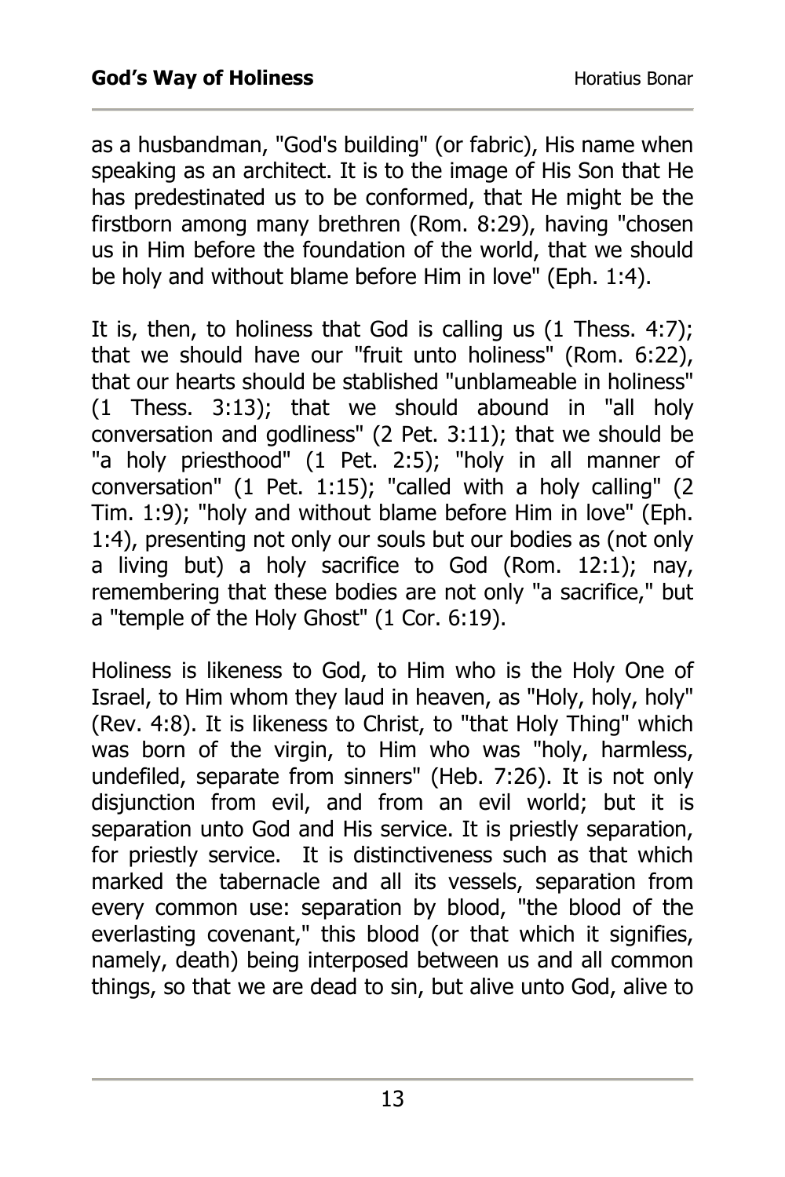as a husbandman, "God's building" (or fabric), His name when speaking as an architect. It is to the image of His Son that He has predestinated us to be conformed, that He might be the firstborn among many brethren (Rom. 8:29), having "chosen us in Him before the foundation of the world, that we should be holy and without blame before Him in love" (Eph. 1:4).

It is, then, to holiness that God is calling us (1 Thess. 4:7); that we should have our "fruit unto holiness" (Rom. 6:22), that our hearts should be stablished "unblameable in holiness" (1 Thess. 3:13); that we should abound in "all holy conversation and godliness" (2 Pet. 3:11); that we should be "a holy priesthood" (1 Pet. 2:5); "holy in all manner of conversation" (1 Pet. 1:15); "called with a holy calling" (2 Tim. 1:9); "holy and without blame before Him in love" (Eph. 1:4), presenting not only our souls but our bodies as (not only a living but) a holy sacrifice to God (Rom. 12:1); nay, remembering that these bodies are not only "a sacrifice," but a "temple of the Holy Ghost" (1 Cor. 6:19).

Holiness is likeness to God, to Him who is the Holy One of Israel, to Him whom they laud in heaven, as "Holy, holy, holy" (Rev. 4:8). It is likeness to Christ, to "that Holy Thing" which was born of the virgin, to Him who was "holy, harmless, undefiled, separate from sinners" (Heb. 7:26). It is not only disjunction from evil, and from an evil world; but it is separation unto God and His service. It is priestly separation, for priestly service. It is distinctiveness such as that which marked the tabernacle and all its vessels, separation from every common use: separation by blood, "the blood of the everlasting covenant," this blood (or that which it signifies, namely, death) being interposed between us and all common things, so that we are dead to sin, but alive unto God, alive to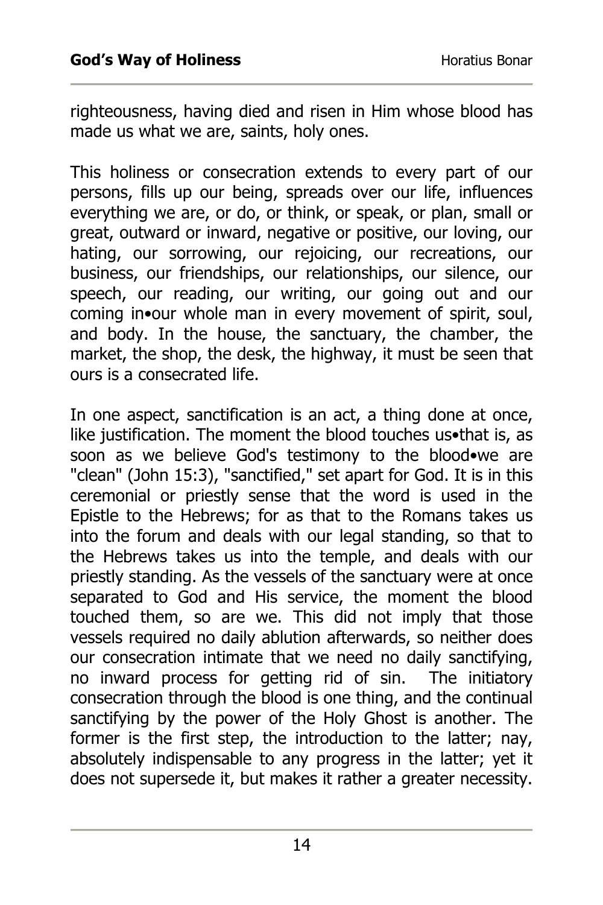righteousness, having died and risen in Him whose blood has made us what we are, saints, holy ones.

This holiness or consecration extends to every part of our persons, fills up our being, spreads over our life, influences everything we are, or do, or think, or speak, or plan, small or great, outward or inward, negative or positive, our loving, our hating, our sorrowing, our rejoicing, our recreations, our business, our friendships, our relationships, our silence, our speech, our reading, our writing, our going out and our coming in•our whole man in every movement of spirit, soul, and body. In the house, the sanctuary, the chamber, the market, the shop, the desk, the highway, it must be seen that ours is a consecrated life.

In one aspect, sanctification is an act, a thing done at once, like justification. The moment the blood touches us•that is, as soon as we believe God's testimony to the blood•we are "clean" (John 15:3), "sanctified," set apart for God. It is in this ceremonial or priestly sense that the word is used in the Epistle to the Hebrews; for as that to the Romans takes us into the forum and deals with our legal standing, so that to the Hebrews takes us into the temple, and deals with our priestly standing. As the vessels of the sanctuary were at once separated to God and His service, the moment the blood touched them, so are we. This did not imply that those vessels required no daily ablution afterwards, so neither does our consecration intimate that we need no daily sanctifying, no inward process for getting rid of sin. The initiatory consecration through the blood is one thing, and the continual sanctifying by the power of the Holy Ghost is another. The former is the first step, the introduction to the latter; nay, absolutely indispensable to any progress in the latter; yet it does not supersede it, but makes it rather a greater necessity.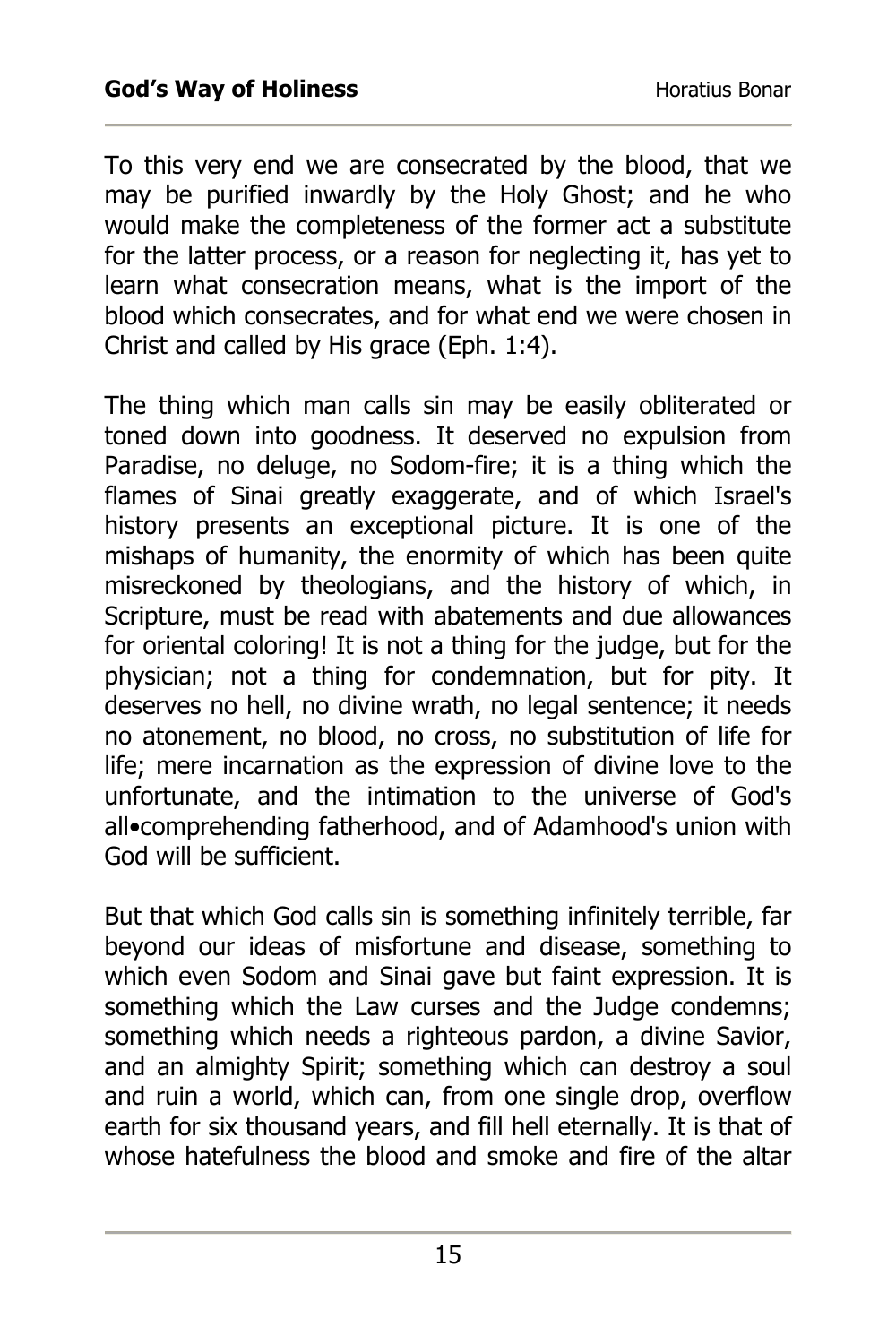To this very end we are consecrated by the blood, that we may be purified inwardly by the Holy Ghost; and he who would make the completeness of the former act a substitute for the latter process, or a reason for neglecting it, has yet to learn what consecration means, what is the import of the blood which consecrates, and for what end we were chosen in Christ and called by His grace (Eph. 1:4).

The thing which man calls sin may be easily obliterated or toned down into goodness. It deserved no expulsion from Paradise, no deluge, no Sodom-fire; it is a thing which the flames of Sinai greatly exaggerate, and of which Israel's history presents an exceptional picture. It is one of the mishaps of humanity, the enormity of which has been quite misreckoned by theologians, and the history of which, in Scripture, must be read with abatements and due allowances for oriental coloring! It is not a thing for the judge, but for the physician; not a thing for condemnation, but for pity. It deserves no hell, no divine wrath, no legal sentence; it needs no atonement, no blood, no cross, no substitution of life for life; mere incarnation as the expression of divine love to the unfortunate, and the intimation to the universe of God's all•comprehending fatherhood, and of Adamhood's union with God will be sufficient.

But that which God calls sin is something infinitely terrible, far beyond our ideas of misfortune and disease, something to which even Sodom and Sinai gave but faint expression. It is something which the Law curses and the Judge condemns; something which needs a righteous pardon, a divine Savior, and an almighty Spirit; something which can destroy a soul and ruin a world, which can, from one single drop, overflow earth for six thousand years, and fill hell eternally. It is that of whose hatefulness the blood and smoke and fire of the altar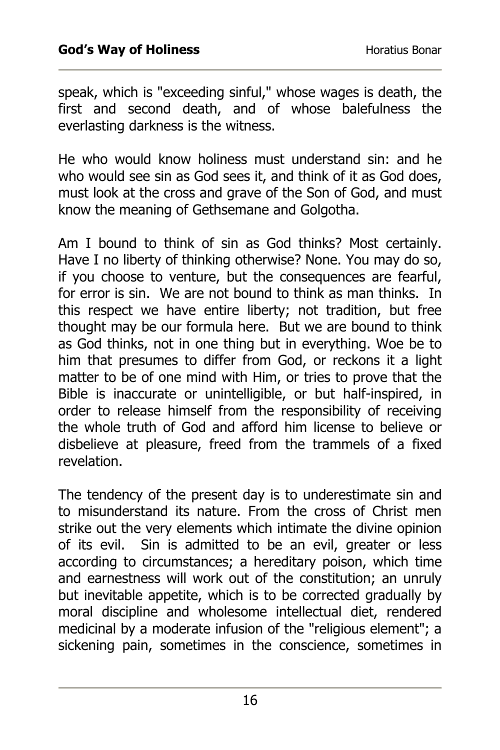speak, which is "exceeding sinful," whose wages is death, the first and second death, and of whose balefulness the everlasting darkness is the witness.

He who would know holiness must understand sin: and he who would see sin as God sees it, and think of it as God does, must look at the cross and grave of the Son of God, and must know the meaning of Gethsemane and Golgotha.

Am I bound to think of sin as God thinks? Most certainly. Have I no liberty of thinking otherwise? None. You may do so, if you choose to venture, but the consequences are fearful, for error is sin. We are not bound to think as man thinks. In this respect we have entire liberty; not tradition, but free thought may be our formula here. But we are bound to think as God thinks, not in one thing but in everything. Woe be to him that presumes to differ from God, or reckons it a light matter to be of one mind with Him, or tries to prove that the Bible is inaccurate or unintelligible, or but half-inspired, in order to release himself from the responsibility of receiving the whole truth of God and afford him license to believe or disbelieve at pleasure, freed from the trammels of a fixed revelation.

The tendency of the present day is to underestimate sin and to misunderstand its nature. From the cross of Christ men strike out the very elements which intimate the divine opinion of its evil. Sin is admitted to be an evil, greater or less according to circumstances; a hereditary poison, which time and earnestness will work out of the constitution; an unruly but inevitable appetite, which is to be corrected gradually by moral discipline and wholesome intellectual diet, rendered medicinal by a moderate infusion of the "religious element"; a sickening pain, sometimes in the conscience, sometimes in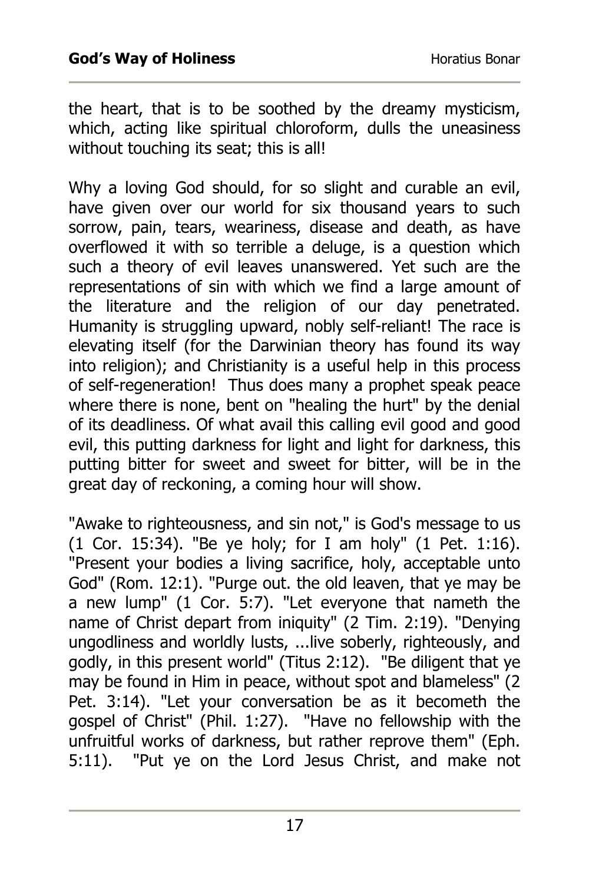the heart, that is to be soothed by the dreamy mysticism, which, acting like spiritual chloroform, dulls the uneasiness without touching its seat; this is all!

Why a loving God should, for so slight and curable an evil, have given over our world for six thousand years to such sorrow, pain, tears, weariness, disease and death, as have overflowed it with so terrible a deluge, is a question which such a theory of evil leaves unanswered. Yet such are the representations of sin with which we find a large amount of the literature and the religion of our day penetrated. Humanity is struggling upward, nobly self-reliant! The race is elevating itself (for the Darwinian theory has found its way into religion); and Christianity is a useful help in this process of self-regeneration! Thus does many a prophet speak peace where there is none, bent on "healing the hurt" by the denial of its deadliness. Of what avail this calling evil good and good evil, this putting darkness for light and light for darkness, this putting bitter for sweet and sweet for bitter, will be in the great day of reckoning, a coming hour will show.

"Awake to righteousness, and sin not," is God's message to us (1 Cor. 15:34). "Be ye holy; for I am holy" (1 Pet. 1:16). "Present your bodies a living sacrifice, holy, acceptable unto God" (Rom. 12:1). "Purge out. the old leaven, that ye may be a new lump" (1 Cor. 5:7). "Let everyone that nameth the name of Christ depart from iniquity" (2 Tim. 2:19). "Denying ungodliness and worldly lusts, ...live soberly, righteously, and godly, in this present world" (Titus 2:12). "Be diligent that ye may be found in Him in peace, without spot and blameless" (2 Pet. 3:14). "Let your conversation be as it becometh the gospel of Christ" (Phil. 1:27). "Have no fellowship with the unfruitful works of darkness, but rather reprove them" (Eph. 5:11). "Put ye on the Lord Jesus Christ, and make not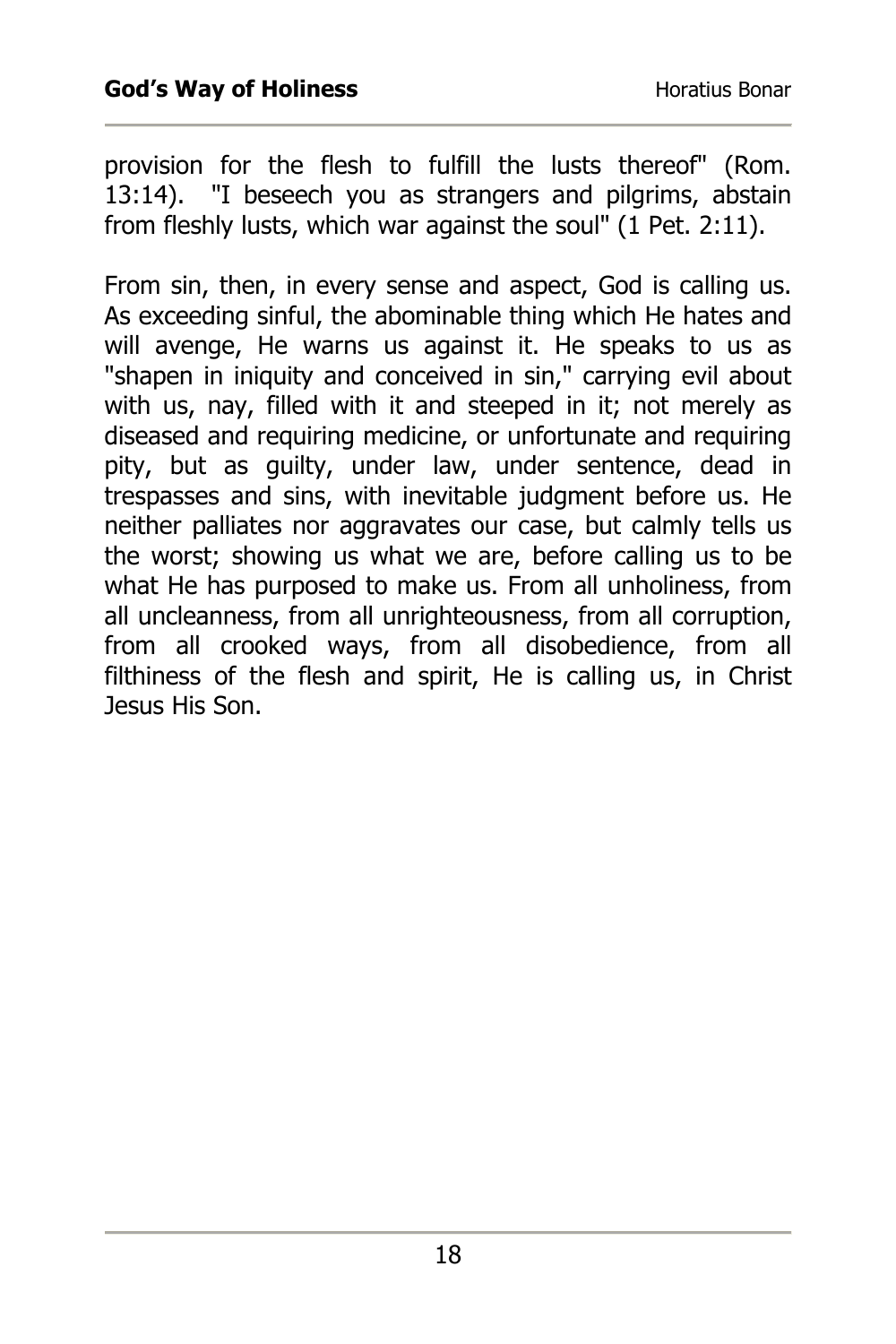provision for the flesh to fulfill the lusts thereof" (Rom. 13:14). "I beseech you as strangers and pilgrims, abstain from fleshly lusts, which war against the soul" (1 Pet. 2:11).

From sin, then, in every sense and aspect, God is calling us. As exceeding sinful, the abominable thing which He hates and will avenge, He warns us against it. He speaks to us as "shapen in iniquity and conceived in sin," carrying evil about with us, nay, filled with it and steeped in it; not merely as diseased and requiring medicine, or unfortunate and requiring pity, but as guilty, under law, under sentence, dead in trespasses and sins, with inevitable judgment before us. He neither palliates nor aggravates our case, but calmly tells us the worst; showing us what we are, before calling us to be what He has purposed to make us. From all unholiness, from all uncleanness, from all unrighteousness, from all corruption, from all crooked ways, from all disobedience, from all filthiness of the flesh and spirit, He is calling us, in Christ Jesus His Son.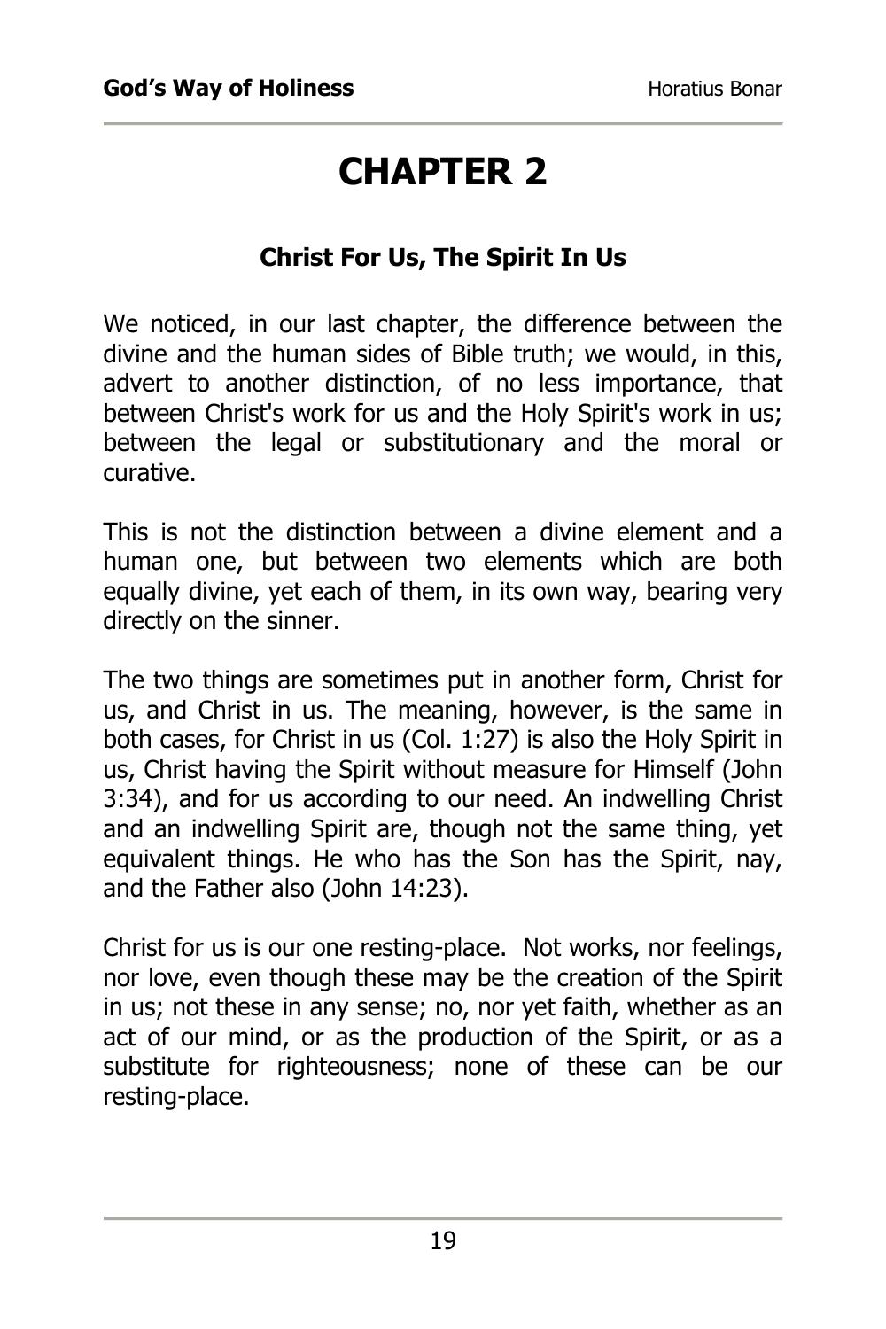# CHAPTER 2

## Christ For Us, The Spirit In Us

We noticed, in our last chapter, the difference between the divine and the human sides of Bible truth; we would, in this, advert to another distinction, of no less importance, that between Christ's work for us and the Holy Spirit's work in us; between the legal or substitutionary and the moral or curative.

This is not the distinction between a divine element and a human one, but between two elements which are both equally divine, yet each of them, in its own way, bearing very directly on the sinner.

The two things are sometimes put in another form, Christ for us, and Christ in us. The meaning, however, is the same in both cases, for Christ in us (Col. 1:27) is also the Holy Spirit in us, Christ having the Spirit without measure for Himself (John 3:34), and for us according to our need. An indwelling Christ and an indwelling Spirit are, though not the same thing, yet equivalent things. He who has the Son has the Spirit, nay, and the Father also (John 14:23).

Christ for us is our one resting-place. Not works, nor feelings, nor love, even though these may be the creation of the Spirit in us; not these in any sense; no, nor yet faith, whether as an act of our mind, or as the production of the Spirit, or as a substitute for righteousness; none of these can be our resting-place.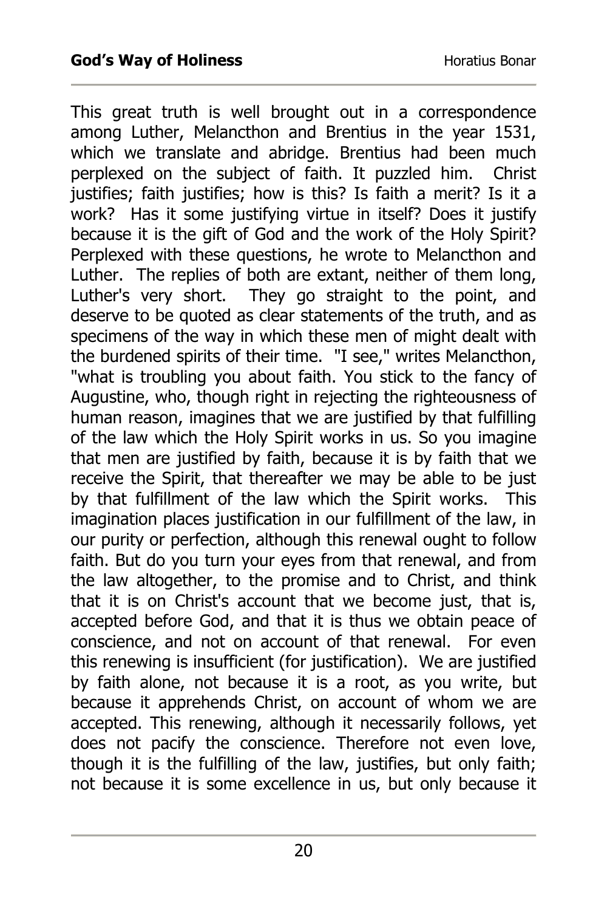This great truth is well brought out in a correspondence among Luther, Melancthon and Brentius in the year 1531, which we translate and abridge. Brentius had been much perplexed on the subject of faith. It puzzled him. Christ justifies; faith justifies; how is this? Is faith a merit? Is it a work? Has it some justifying virtue in itself? Does it justify because it is the gift of God and the work of the Holy Spirit? Perplexed with these questions, he wrote to Melancthon and Luther. The replies of both are extant, neither of them long, Luther's very short. They go straight to the point, and deserve to be quoted as clear statements of the truth, and as specimens of the way in which these men of might dealt with the burdened spirits of their time. "I see," writes Melancthon, "what is troubling you about faith. You stick to the fancy of Augustine, who, though right in rejecting the righteousness of human reason, imagines that we are justified by that fulfilling of the law which the Holy Spirit works in us. So you imagine that men are justified by faith, because it is by faith that we receive the Spirit, that thereafter we may be able to be just by that fulfillment of the law which the Spirit works. This imagination places justification in our fulfillment of the law, in our purity or perfection, although this renewal ought to follow faith. But do you turn your eyes from that renewal, and from the law altogether, to the promise and to Christ, and think that it is on Christ's account that we become just, that is, accepted before God, and that it is thus we obtain peace of conscience, and not on account of that renewal. For even this renewing is insufficient (for justification). We are justified by faith alone, not because it is a root, as you write, but because it apprehends Christ, on account of whom we are accepted. This renewing, although it necessarily follows, yet does not pacify the conscience. Therefore not even love, though it is the fulfilling of the law, justifies, but only faith; not because it is some excellence in us, but only because it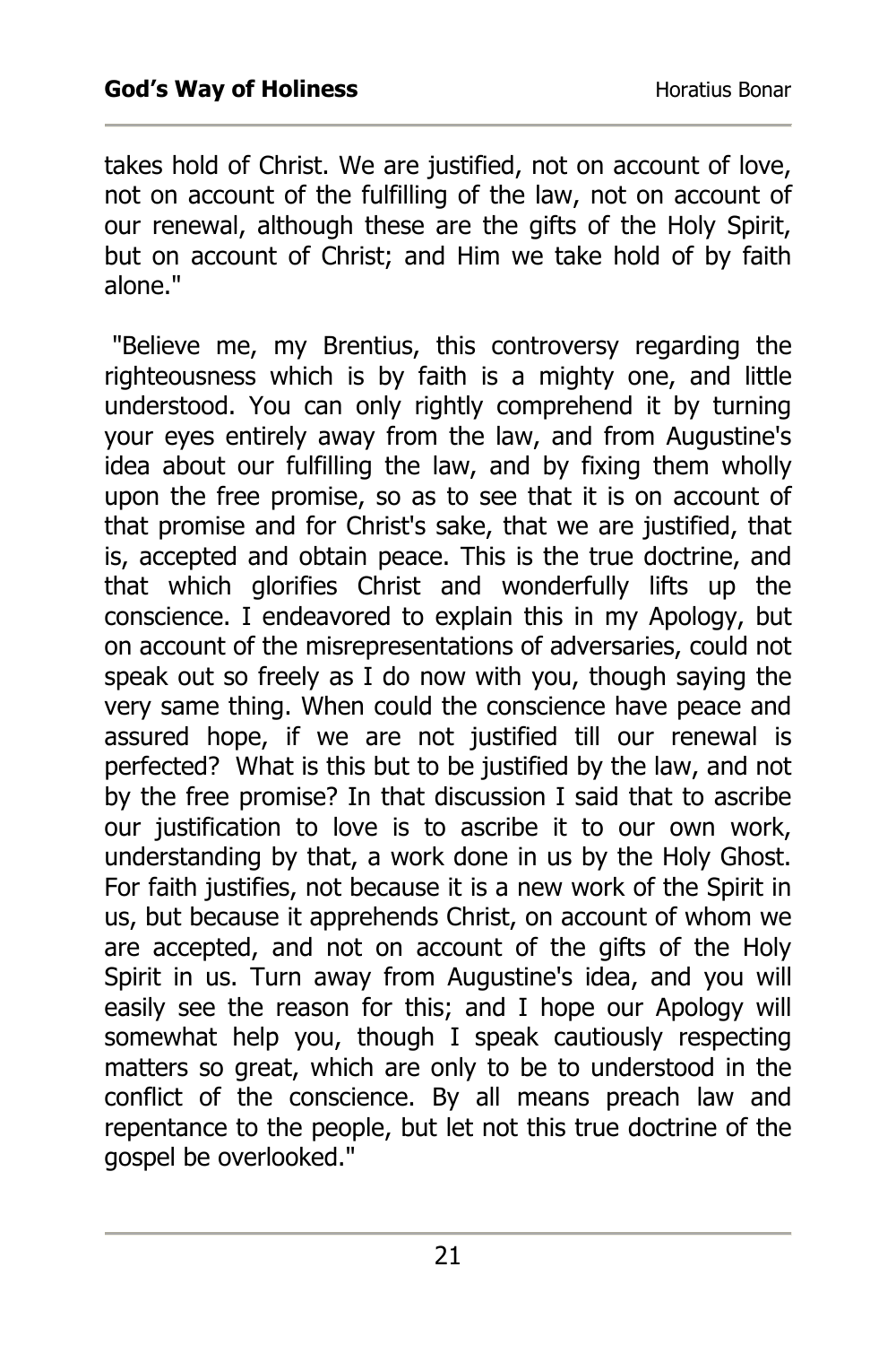takes hold of Christ. We are justified, not on account of love, not on account of the fulfilling of the law, not on account of our renewal, although these are the gifts of the Holy Spirit, but on account of Christ; and Him we take hold of by faith alone."

"Believe me, my Brentius, this controversy regarding the righteousness which is by faith is a mighty one, and little understood. You can only rightly comprehend it by turning your eyes entirely away from the law, and from Augustine's idea about our fulfilling the law, and by fixing them wholly upon the free promise, so as to see that it is on account of that promise and for Christ's sake, that we are justified, that is, accepted and obtain peace. This is the true doctrine, and that which glorifies Christ and wonderfully lifts up the conscience. I endeavored to explain this in my Apology, but on account of the misrepresentations of adversaries, could not speak out so freely as I do now with you, though saying the very same thing. When could the conscience have peace and assured hope, if we are not justified till our renewal is perfected? What is this but to be justified by the law, and not by the free promise? In that discussion I said that to ascribe our justification to love is to ascribe it to our own work, understanding by that, a work done in us by the Holy Ghost. For faith justifies, not because it is a new work of the Spirit in us, but because it apprehends Christ, on account of whom we are accepted, and not on account of the gifts of the Holy Spirit in us. Turn away from Augustine's idea, and you will easily see the reason for this; and I hope our Apology will somewhat help you, though I speak cautiously respecting matters so great, which are only to be to understood in the conflict of the conscience. By all means preach law and repentance to the people, but let not this true doctrine of the gospel be overlooked."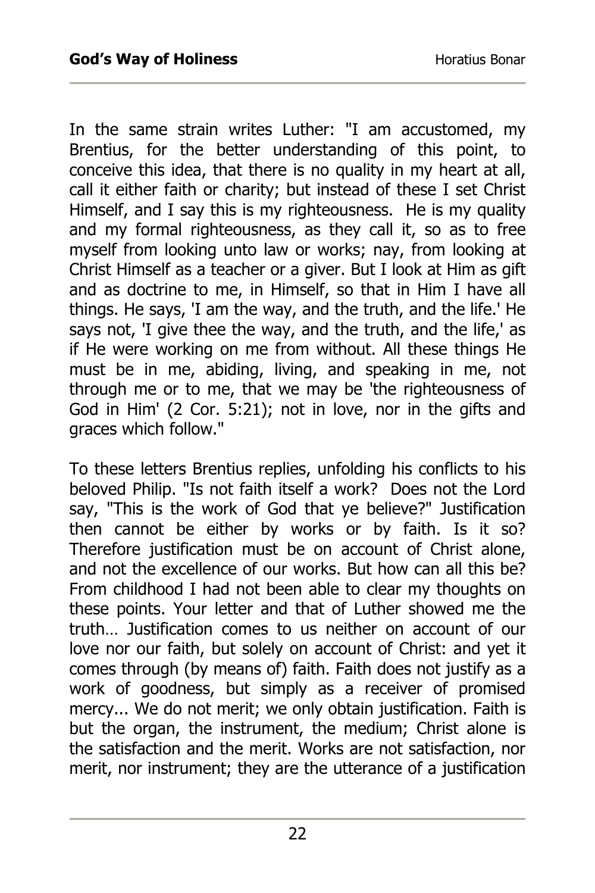In the same strain writes Luther: "I am accustomed, my Brentius, for the better understanding of this point, to conceive this idea, that there is no quality in my heart at all, call it either faith or charity; but instead of these I set Christ Himself, and I say this is my righteousness. He is my quality and my formal righteousness, as they call it, so as to free myself from looking unto law or works; nay, from looking at Christ Himself as a teacher or a giver. But I look at Him as gift and as doctrine to me, in Himself, so that in Him I have all things. He says, 'I am the way, and the truth, and the life.' He says not, 'I give thee the way, and the truth, and the life,' as if He were working on me from without. All these things He must be in me, abiding, living, and speaking in me, not through me or to me, that we may be 'the righteousness of God in Him' (2 Cor. 5:21); not in love, nor in the gifts and graces which follow."

To these letters Brentius replies, unfolding his conflicts to his beloved Philip. "Is not faith itself a work? Does not the Lord say, "This is the work of God that ye believe?" Justification then cannot be either by works or by faith. Is it so? Therefore justification must be on account of Christ alone, and not the excellence of our works. But how can all this be? From childhood I had not been able to clear my thoughts on these points. Your letter and that of Luther showed me the truth… Justification comes to us neither on account of our love nor our faith, but solely on account of Christ: and yet it comes through (by means of) faith. Faith does not justify as a work of goodness, but simply as a receiver of promised mercy... We do not merit; we only obtain justification. Faith is but the organ, the instrument, the medium; Christ alone is the satisfaction and the merit. Works are not satisfaction, nor merit, nor instrument; they are the utterance of a justification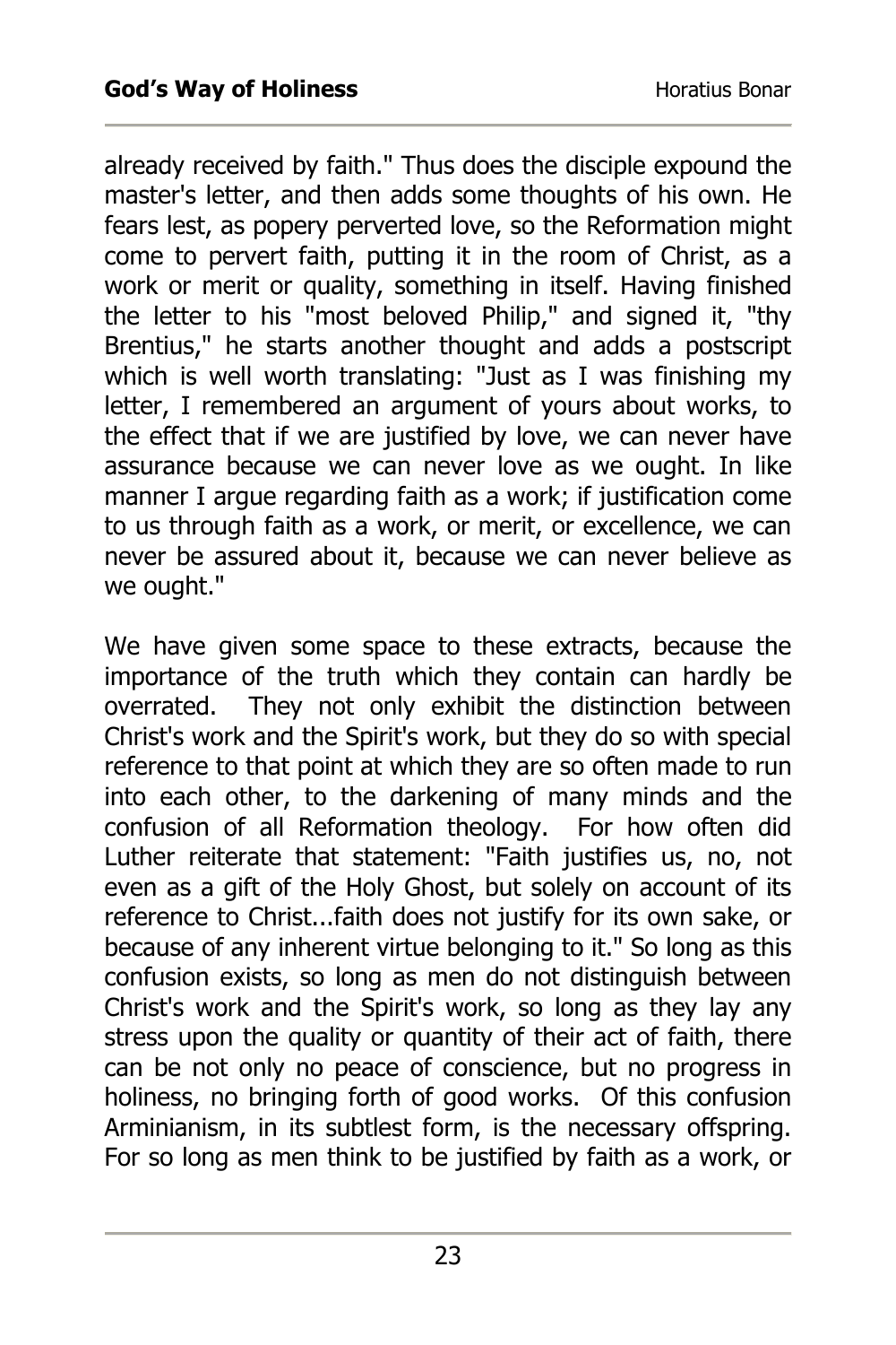already received by faith." Thus does the disciple expound the master's letter, and then adds some thoughts of his own. He fears lest, as popery perverted love, so the Reformation might come to pervert faith, putting it in the room of Christ, as a work or merit or quality, something in itself. Having finished the letter to his "most beloved Philip," and signed it, "thy Brentius," he starts another thought and adds a postscript which is well worth translating: "Just as I was finishing my letter, I remembered an argument of yours about works, to the effect that if we are justified by love, we can never have assurance because we can never love as we ought. In like manner I argue regarding faith as a work; if justification come to us through faith as a work, or merit, or excellence, we can never be assured about it, because we can never believe as we ought."

We have given some space to these extracts, because the importance of the truth which they contain can hardly be overrated. They not only exhibit the distinction between Christ's work and the Spirit's work, but they do so with special reference to that point at which they are so often made to run into each other, to the darkening of many minds and the confusion of all Reformation theology. For how often did Luther reiterate that statement: "Faith justifies us, no, not even as a gift of the Holy Ghost, but solely on account of its reference to Christ...faith does not justify for its own sake, or because of any inherent virtue belonging to it." So long as this confusion exists, so long as men do not distinguish between Christ's work and the Spirit's work, so long as they lay any stress upon the quality or quantity of their act of faith, there can be not only no peace of conscience, but no progress in holiness, no bringing forth of good works. Of this confusion Arminianism, in its subtlest form, is the necessary offspring. For so long as men think to be justified by faith as a work, or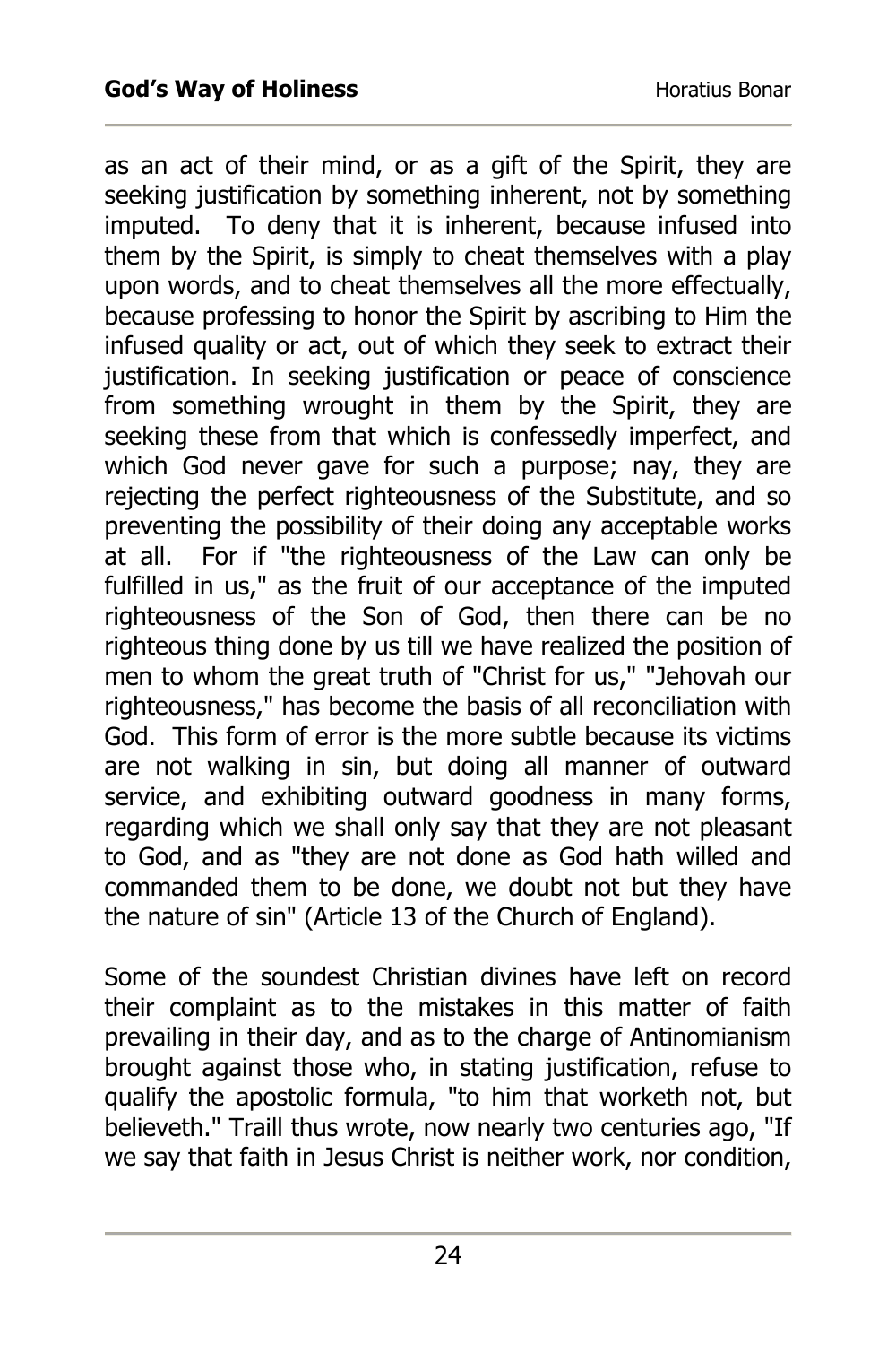as an act of their mind, or as a gift of the Spirit, they are seeking justification by something inherent, not by something imputed. To deny that it is inherent, because infused into them by the Spirit, is simply to cheat themselves with a play upon words, and to cheat themselves all the more effectually, because professing to honor the Spirit by ascribing to Him the infused quality or act, out of which they seek to extract their justification. In seeking justification or peace of conscience from something wrought in them by the Spirit, they are seeking these from that which is confessedly imperfect, and which God never gave for such a purpose; nay, they are rejecting the perfect righteousness of the Substitute, and so preventing the possibility of their doing any acceptable works at all. For if "the righteousness of the Law can only be fulfilled in us," as the fruit of our acceptance of the imputed righteousness of the Son of God, then there can be no righteous thing done by us till we have realized the position of men to whom the great truth of "Christ for us," "Jehovah our righteousness," has become the basis of all reconciliation with God. This form of error is the more subtle because its victims are not walking in sin, but doing all manner of outward service, and exhibiting outward goodness in many forms, regarding which we shall only say that they are not pleasant to God, and as "they are not done as God hath willed and commanded them to be done, we doubt not but they have the nature of sin" (Article 13 of the Church of England).

Some of the soundest Christian divines have left on record their complaint as to the mistakes in this matter of faith prevailing in their day, and as to the charge of Antinomianism brought against those who, in stating justification, refuse to qualify the apostolic formula, "to him that worketh not, but believeth." Traill thus wrote, now nearly two centuries ago, "If we say that faith in Jesus Christ is neither work, nor condition,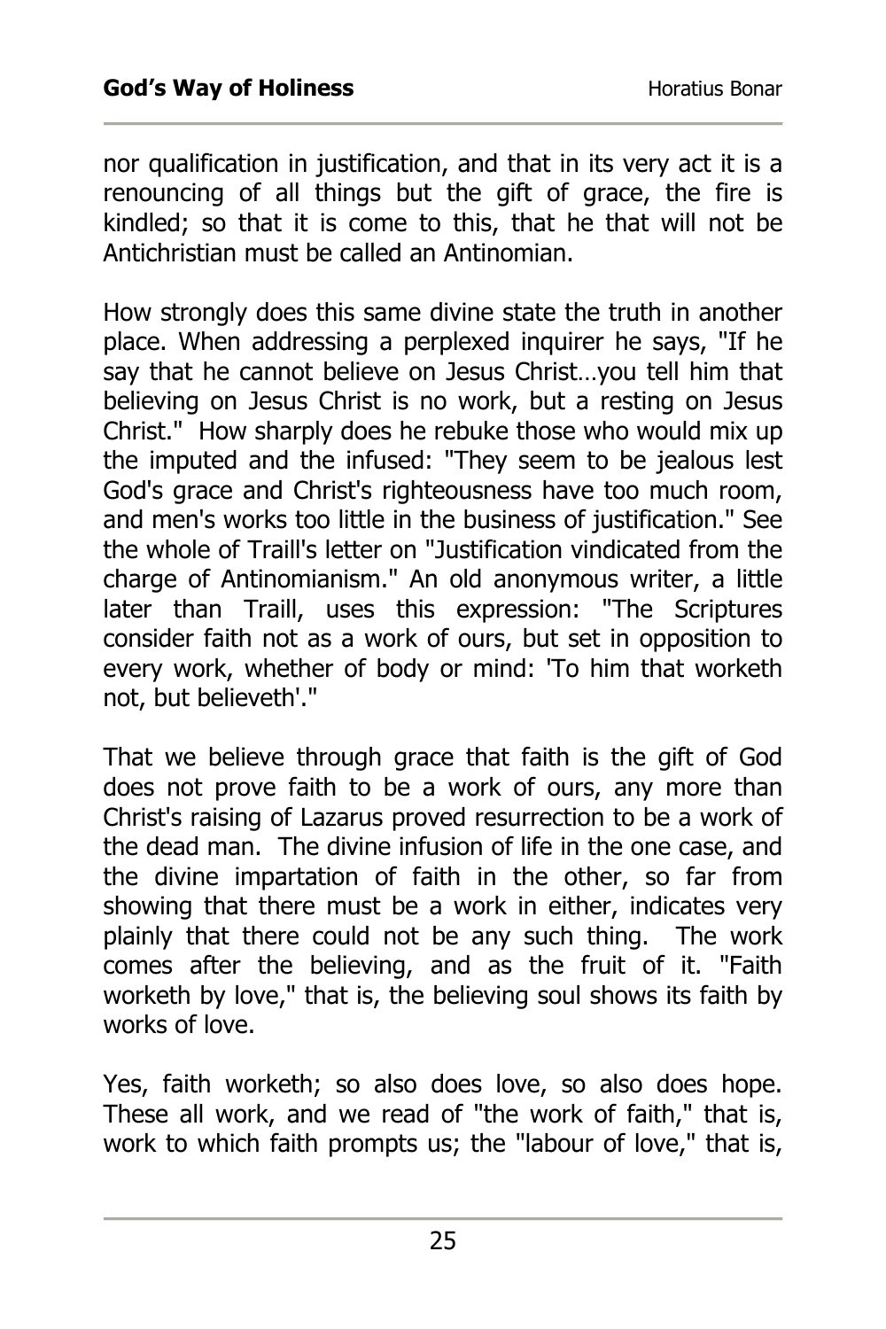nor qualification in justification, and that in its very act it is a renouncing of all things but the gift of grace, the fire is kindled; so that it is come to this, that he that will not be Antichristian must be called an Antinomian.

How strongly does this same divine state the truth in another place. When addressing a perplexed inquirer he says, "If he say that he cannot believe on Jesus Christ…you tell him that believing on Jesus Christ is no work, but a resting on Jesus Christ." How sharply does he rebuke those who would mix up the imputed and the infused: "They seem to be jealous lest God's grace and Christ's righteousness have too much room, and men's works too little in the business of justification." See the whole of Traill's letter on "Justification vindicated from the charge of Antinomianism." An old anonymous writer, a little later than Traill, uses this expression: "The Scriptures consider faith not as a work of ours, but set in opposition to every work, whether of body or mind: 'To him that worketh not, but believeth'."

That we believe through grace that faith is the gift of God does not prove faith to be a work of ours, any more than Christ's raising of Lazarus proved resurrection to be a work of the dead man. The divine infusion of life in the one case, and the divine impartation of faith in the other, so far from showing that there must be a work in either, indicates very plainly that there could not be any such thing. The work comes after the believing, and as the fruit of it. "Faith worketh by love," that is, the believing soul shows its faith by works of love.

Yes, faith worketh; so also does love, so also does hope. These all work, and we read of "the work of faith," that is, work to which faith prompts us; the "labour of love," that is,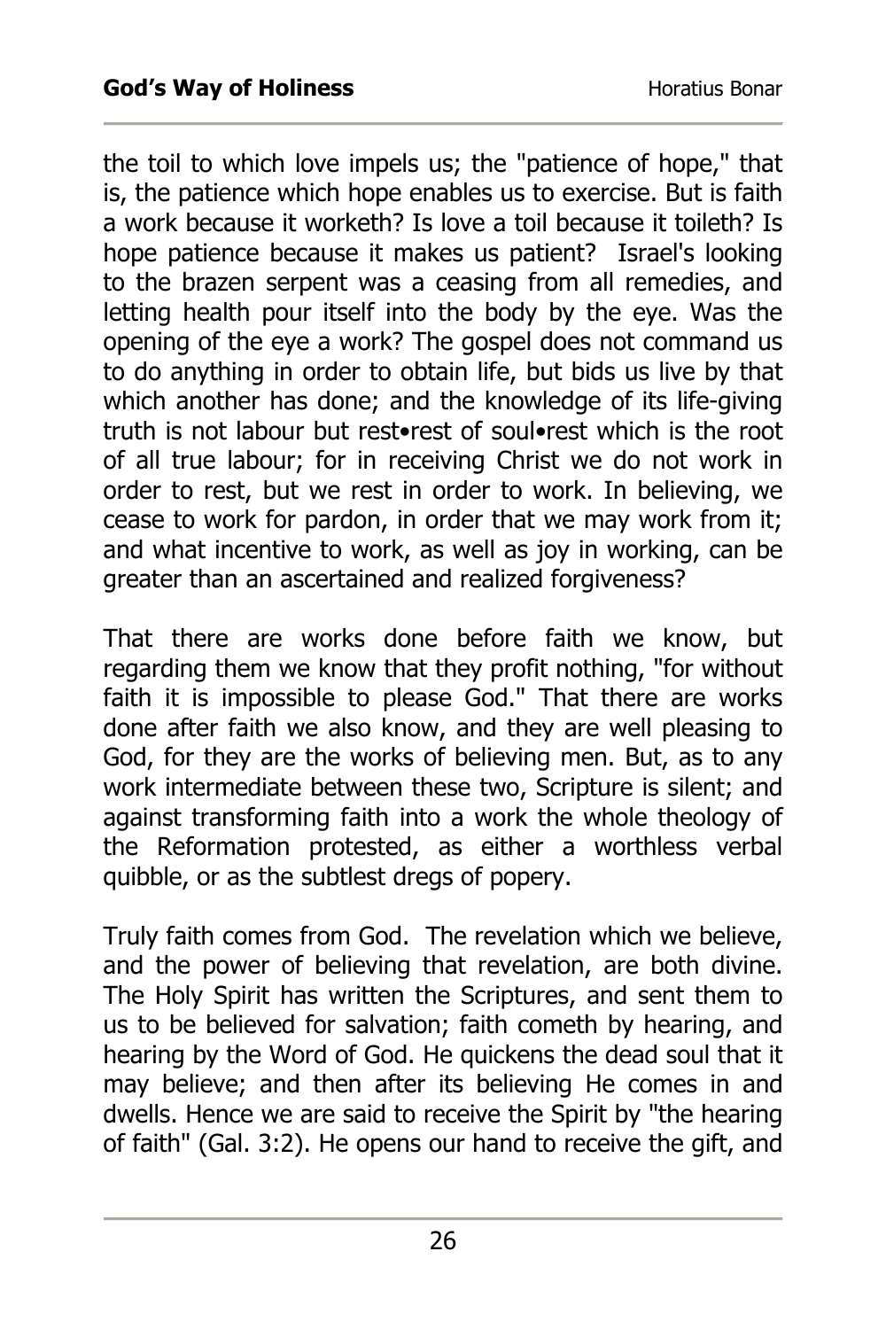the toil to which love impels us; the "patience of hope," that is, the patience which hope enables us to exercise. But is faith a work because it worketh? Is love a toil because it toileth? Is hope patience because it makes us patient? Israel's looking to the brazen serpent was a ceasing from all remedies, and letting health pour itself into the body by the eye. Was the opening of the eye a work? The gospel does not command us to do anything in order to obtain life, but bids us live by that which another has done; and the knowledge of its life-giving truth is not labour but rest•rest of soul•rest which is the root of all true labour; for in receiving Christ we do not work in order to rest, but we rest in order to work. In believing, we cease to work for pardon, in order that we may work from it; and what incentive to work, as well as joy in working, can be greater than an ascertained and realized forgiveness?

That there are works done before faith we know, but regarding them we know that they profit nothing, "for without faith it is impossible to please God." That there are works done after faith we also know, and they are well pleasing to God, for they are the works of believing men. But, as to any work intermediate between these two, Scripture is silent; and against transforming faith into a work the whole theology of the Reformation protested, as either a worthless verbal quibble, or as the subtlest dregs of popery.

Truly faith comes from God. The revelation which we believe, and the power of believing that revelation, are both divine. The Holy Spirit has written the Scriptures, and sent them to us to be believed for salvation; faith cometh by hearing, and hearing by the Word of God. He quickens the dead soul that it may believe; and then after its believing He comes in and dwells. Hence we are said to receive the Spirit by "the hearing of faith" (Gal. 3:2). He opens our hand to receive the gift, and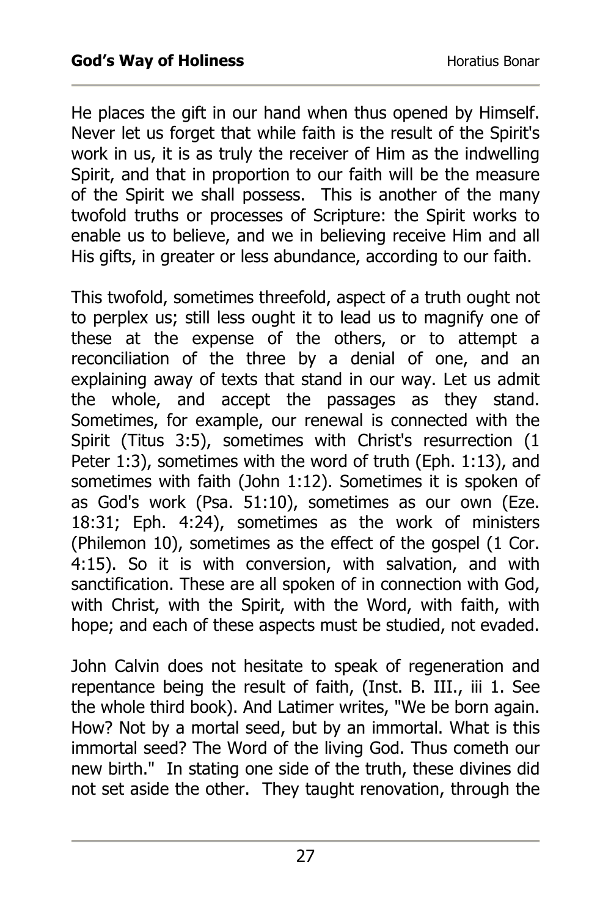He places the gift in our hand when thus opened by Himself. Never let us forget that while faith is the result of the Spirit's work in us, it is as truly the receiver of Him as the indwelling Spirit, and that in proportion to our faith will be the measure of the Spirit we shall possess. This is another of the many twofold truths or processes of Scripture: the Spirit works to enable us to believe, and we in believing receive Him and all His gifts, in greater or less abundance, according to our faith.

This twofold, sometimes threefold, aspect of a truth ought not to perplex us; still less ought it to lead us to magnify one of these at the expense of the others, or to attempt a reconciliation of the three by a denial of one, and an explaining away of texts that stand in our way. Let us admit the whole, and accept the passages as they stand. Sometimes, for example, our renewal is connected with the Spirit (Titus 3:5), sometimes with Christ's resurrection (1 Peter 1:3), sometimes with the word of truth (Eph. 1:13), and sometimes with faith (John 1:12). Sometimes it is spoken of as God's work (Psa. 51:10), sometimes as our own (Eze. 18:31; Eph. 4:24), sometimes as the work of ministers (Philemon 10), sometimes as the effect of the gospel (1 Cor. 4:15). So it is with conversion, with salvation, and with sanctification. These are all spoken of in connection with God, with Christ, with the Spirit, with the Word, with faith, with hope; and each of these aspects must be studied, not evaded.

John Calvin does not hesitate to speak of regeneration and repentance being the result of faith, (Inst. B. III., iii 1. See the whole third book). And Latimer writes, "We be born again. How? Not by a mortal seed, but by an immortal. What is this immortal seed? The Word of the living God. Thus cometh our new birth." In stating one side of the truth, these divines did not set aside the other. They taught renovation, through the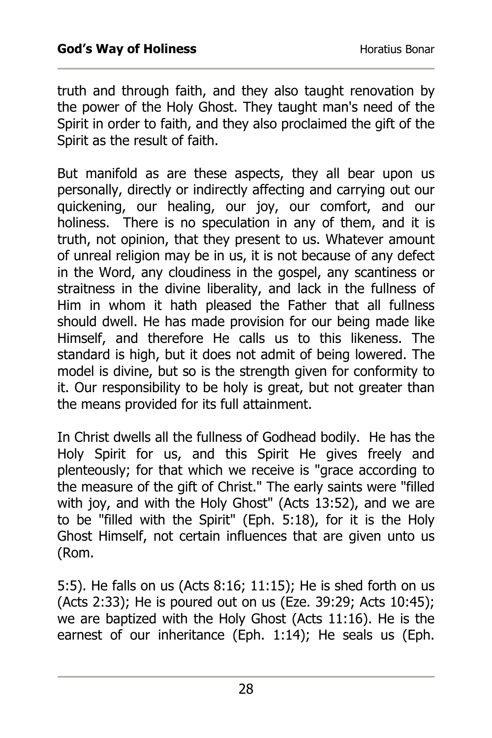truth and through faith, and they also taught renovation by the power of the Holy Ghost. They taught man's need of the Spirit in order to faith, and they also proclaimed the gift of the Spirit as the result of faith.

But manifold as are these aspects, they all bear upon us personally, directly or indirectly affecting and carrying out our quickening, our healing, our joy, our comfort, and our holiness. There is no speculation in any of them, and it is truth, not opinion, that they present to us. Whatever amount of unreal religion may be in us, it is not because of any defect in the Word, any cloudiness in the gospel, any scantiness or straitness in the divine liberality, and lack in the fullness of Him in whom it hath pleased the Father that all fullness should dwell. He has made provision for our being made like Himself, and therefore He calls us to this likeness. The standard is high, but it does not admit of being lowered. The model is divine, but so is the strength given for conformity to it. Our responsibility to be holy is great, but not greater than the means provided for its full attainment.

In Christ dwells all the fullness of Godhead bodily. He has the Holy Spirit for us, and this Spirit He gives freely and plenteously; for that which we receive is "grace according to the measure of the gift of Christ." The early saints were "filled with joy, and with the Holy Ghost" (Acts 13:52), and we are to be "filled with the Spirit" (Eph. 5:18), for it is the Holy Ghost Himself, not certain influences that are given unto us (Rom. 5:5). He falls on us (Acts 8:16; 11:15); He is shed forth on us (Acts 2:33); He is poured out on us (Eze. 39:29; Acts 10:45); we are baptized with the Holy Ghost (Acts 11:16). He is the earnest of our inheritance (Eph. 1:14); He seals us (Eph.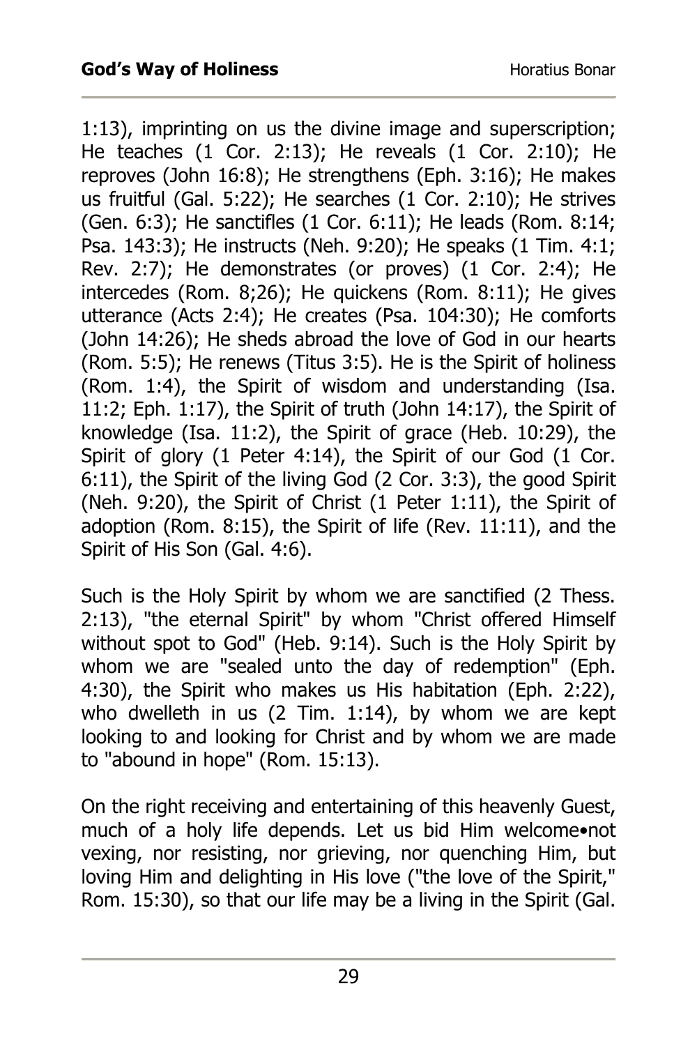1:13), imprinting on us the divine image and superscription; He teaches (1 Cor. 2:13); He reveals (1 Cor. 2:10); He reproves (John 16:8); He strengthens (Eph. 3:16); He makes us fruitful (Gal. 5:22); He searches (1 Cor. 2:10); He strives (Gen. 6:3); He sanctifles (1 Cor. 6:11); He leads (Rom. 8:14; Psa. 143:3); He instructs (Neh. 9:20); He speaks (1 Tim. 4:1; Rev. 2:7); He demonstrates (or proves) (1 Cor. 2:4); He intercedes (Rom. 8;26); He quickens (Rom. 8:11); He gives utterance (Acts 2:4); He creates (Psa. 104:30); He comforts (John 14:26); He sheds abroad the love of God in our hearts (Rom. 5:5); He renews (Titus 3:5). He is the Spirit of holiness (Rom. 1:4), the Spirit of wisdom and understanding (Isa. 11:2; Eph. 1:17), the Spirit of truth (John 14:17), the Spirit of knowledge (Isa. 11:2), the Spirit of grace (Heb. 10:29), the Spirit of glory (1 Peter 4:14), the Spirit of our God (1 Cor. 6:11), the Spirit of the living God (2 Cor. 3:3), the good Spirit (Neh. 9:20), the Spirit of Christ (1 Peter 1:11), the Spirit of adoption (Rom. 8:15), the Spirit of life (Rev. 11:11), and the Spirit of His Son (Gal. 4:6).

Such is the Holy Spirit by whom we are sanctified (2 Thess. 2:13), "the eternal Spirit" by whom "Christ offered Himself without spot to God" (Heb. 9:14). Such is the Holy Spirit by whom we are "sealed unto the day of redemption" (Eph. 4:30), the Spirit who makes us His habitation (Eph. 2:22), who dwelleth in us (2 Tim. 1:14), by whom we are kept looking to and looking for Christ and by whom we are made to "abound in hope" (Rom. 15:13).

On the right receiving and entertaining of this heavenly Guest, much of a holy life depends. Let us bid Him welcome•not vexing, nor resisting, nor grieving, nor quenching Him, but loving Him and delighting in His love ("the love of the Spirit," Rom. 15:30), so that our life may be a living in the Spirit (Gal.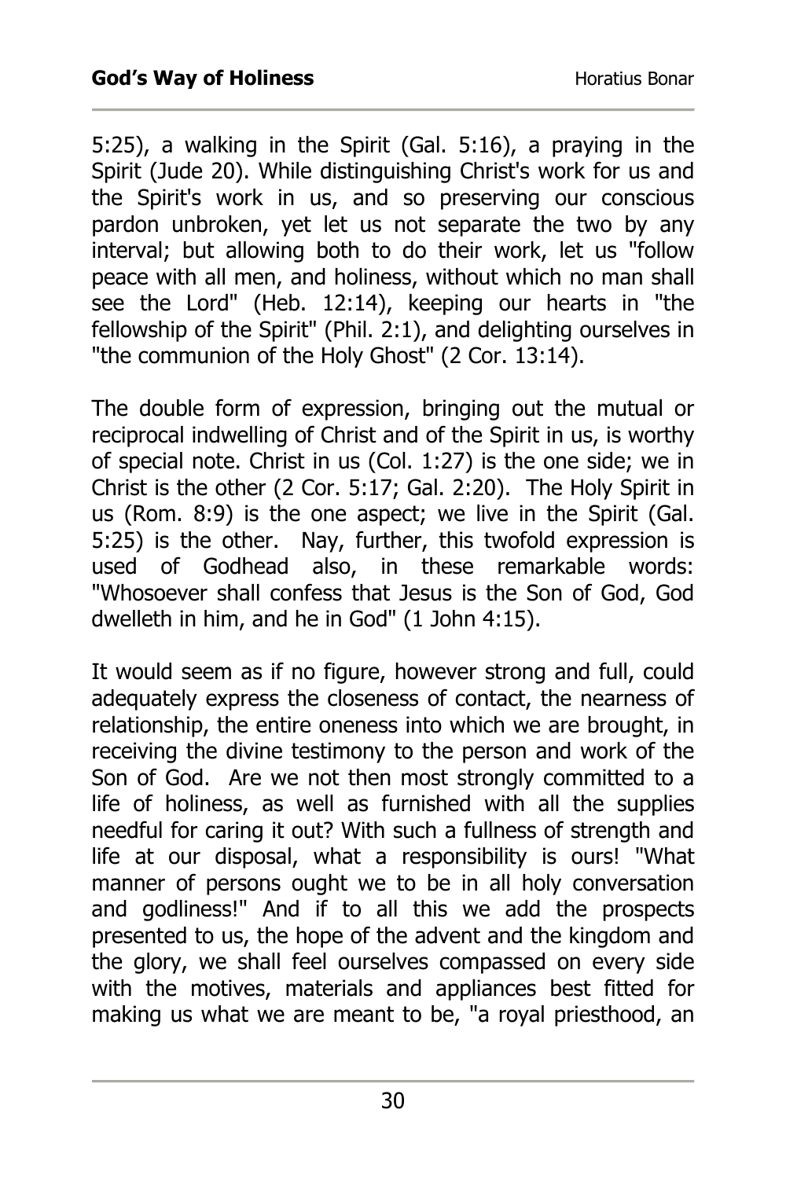5:25), a walking in the Spirit (Gal. 5:16), a praying in the Spirit (Jude 20). While distinguishing Christ's work for us and the Spirit's work in us, and so preserving our conscious pardon unbroken, yet let us not separate the two by any interval; but allowing both to do their work, let us "follow peace with all men, and holiness, without which no man shall see the Lord" (Heb. 12:14), keeping our hearts in "the fellowship of the Spirit" (Phil. 2:1), and delighting ourselves in "the communion of the Holy Ghost" (2 Cor. 13:14).

The double form of expression, bringing out the mutual or reciprocal indwelling of Christ and of the Spirit in us, is worthy of special note. Christ in us (Col. 1:27) is the one side; we in Christ is the other (2 Cor. 5:17; Gal. 2:20). The Holy Spirit in us (Rom. 8:9) is the one aspect; we live in the Spirit (Gal. 5:25) is the other. Nay, further, this twofold expression is used of Godhead also, in these remarkable words: "Whosoever shall confess that Jesus is the Son of God, God dwelleth in him, and he in God" (1 John 4:15).

It would seem as if no figure, however strong and full, could adequately express the closeness of contact, the nearness of relationship, the entire oneness into which we are brought, in receiving the divine testimony to the person and work of the Son of God. Are we not then most strongly committed to a life of holiness, as well as furnished with all the supplies needful for caring it out? With such a fullness of strength and life at our disposal, what a responsibility is ours! "What manner of persons ought we to be in all holy conversation and godliness!" And if to all this we add the prospects presented to us, the hope of the advent and the kingdom and the glory, we shall feel ourselves compassed on every side with the motives, materials and appliances best fitted for making us what we are meant to be, "a royal priesthood, an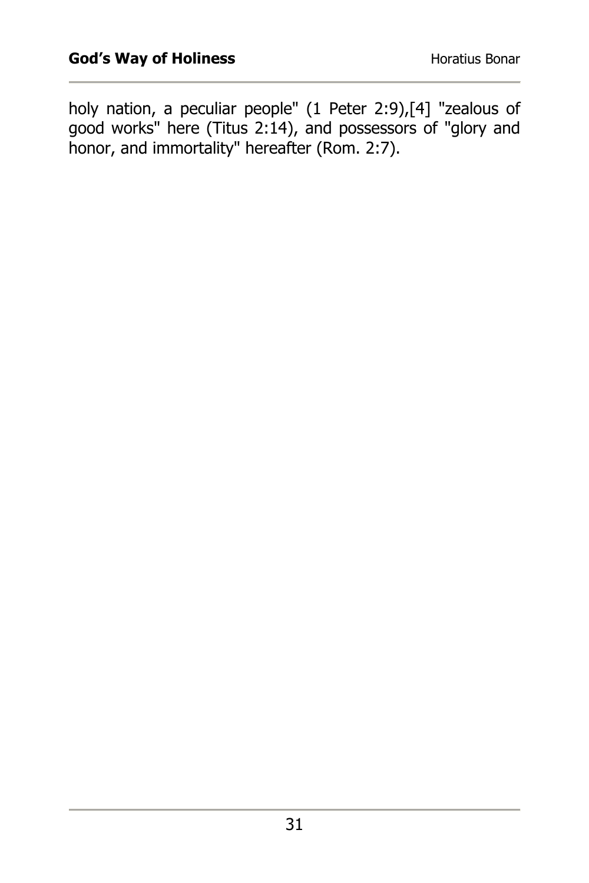holy nation, a peculiar people" (1 Peter 2:9),[4] "zealous of good works" here (Titus 2:14), and possessors of "glory and honor, and immortality" hereafter (Rom. 2:7).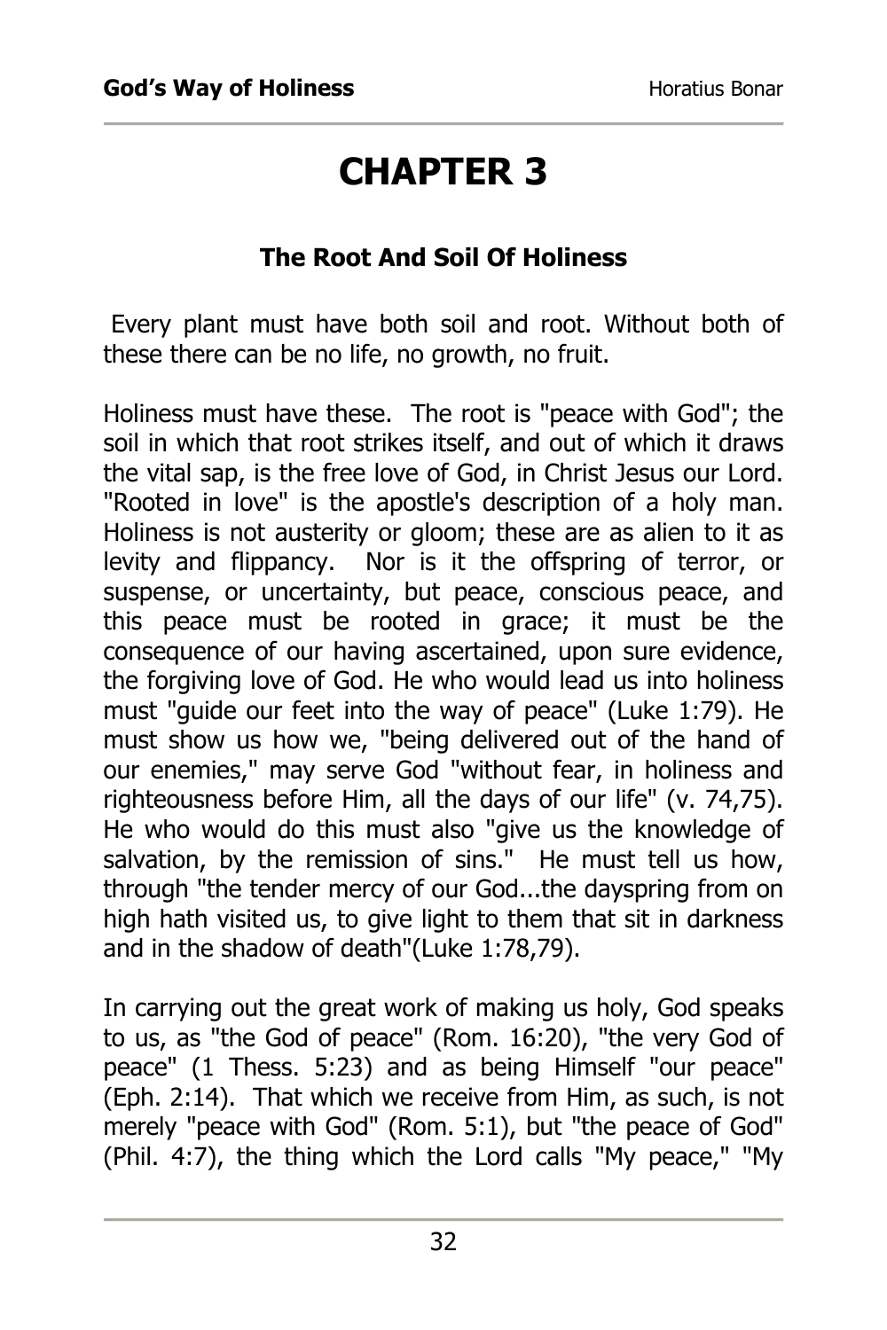# CHAPTER 3

### The Root And Soil Of Holiness

Every plant must have both soil and root. Without both of these there can be no life, no growth, no fruit.

Holiness must have these. The root is "peace with God"; the soil in which that root strikes itself, and out of which it draws the vital sap, is the free love of God, in Christ Jesus our Lord. "Rooted in love" is the apostle's description of a holy man. Holiness is not austerity or gloom; these are as alien to it as levity and flippancy. Nor is it the offspring of terror, or suspense, or uncertainty, but peace, conscious peace, and this peace must be rooted in grace; it must be the consequence of our having ascertained, upon sure evidence, the forgiving love of God. He who would lead us into holiness must "guide our feet into the way of peace" (Luke 1:79). He must show us how we, "being delivered out of the hand of our enemies," may serve God "without fear, in holiness and righteousness before Him, all the days of our life" (v. 74,75). He who would do this must also "give us the knowledge of salvation, by the remission of sins." He must tell us how, through "the tender mercy of our God...the dayspring from on high hath visited us, to give light to them that sit in darkness and in the shadow of death"(Luke 1:78,79).

In carrying out the great work of making us holy, God speaks to us, as "the God of peace" (Rom. 16:20), "the very God of peace" (1 Thess. 5:23) and as being Himself "our peace" (Eph. 2:14). That which we receive from Him, as such, is not merely "peace with God" (Rom. 5:1), but "the peace of God" (Phil. 4:7), the thing which the Lord calls "My peace," "My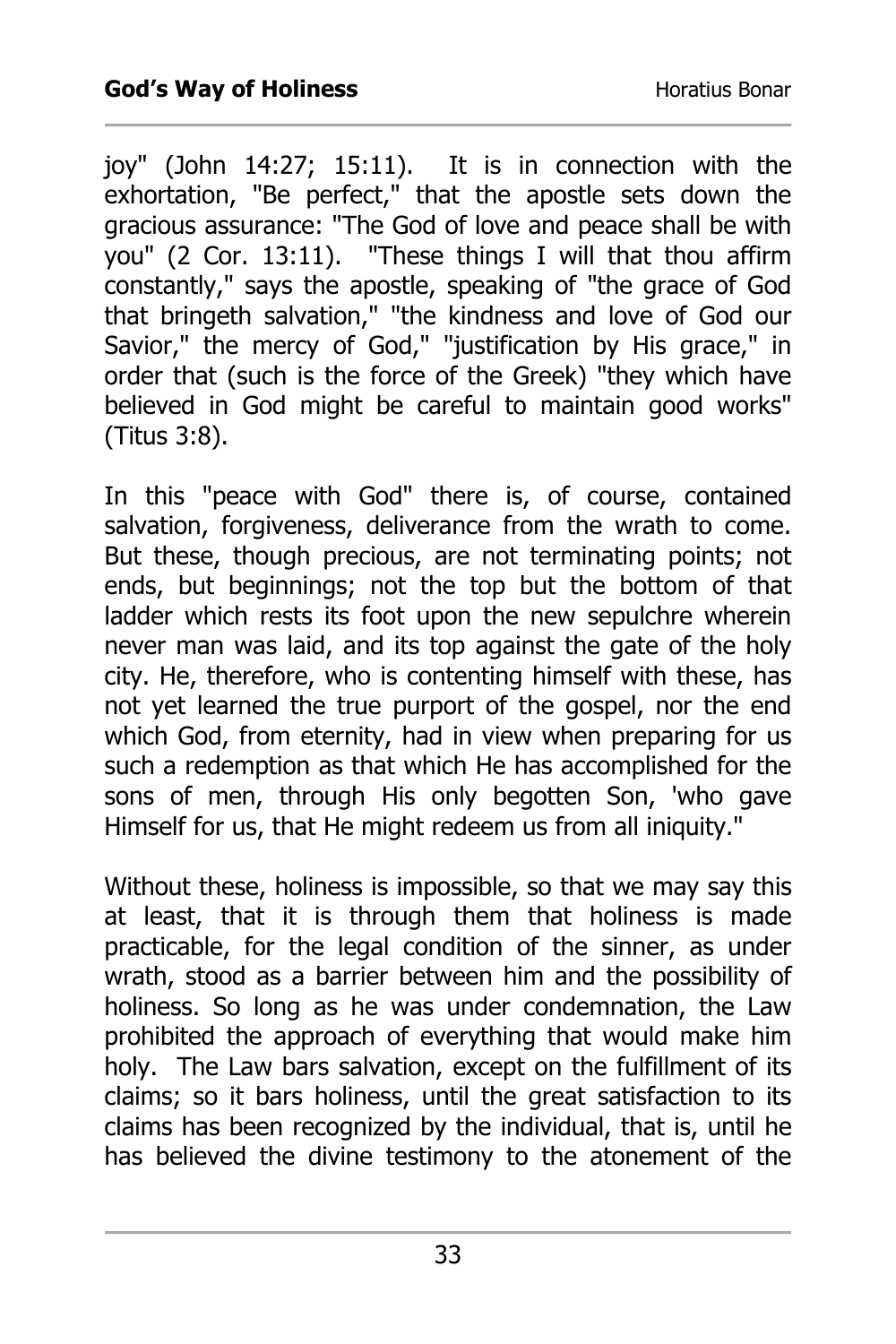joy" (John 14:27; 15:11). It is in connection with the exhortation, "Be perfect," that the apostle sets down the gracious assurance: "The God of love and peace shall be with you" (2 Cor. 13:11). "These things I will that thou affirm constantly," says the apostle, speaking of "the grace of God that bringeth salvation," "the kindness and love of God our Savior," the mercy of God," "justification by His grace," in order that (such is the force of the Greek) "they which have believed in God might be careful to maintain good works" (Titus 3:8).

In this "peace with God" there is, of course, contained salvation, forgiveness, deliverance from the wrath to come. But these, though precious, are not terminating points; not ends, but beginnings; not the top but the bottom of that ladder which rests its foot upon the new sepulchre wherein never man was laid, and its top against the gate of the holy city. He, therefore, who is contenting himself with these, has not yet learned the true purport of the gospel, nor the end which God, from eternity, had in view when preparing for us such a redemption as that which He has accomplished for the sons of men, through His only begotten Son, 'who gave Himself for us, that He might redeem us from all iniquity."

Without these, holiness is impossible, so that we may say this at least, that it is through them that holiness is made practicable, for the legal condition of the sinner, as under wrath, stood as a barrier between him and the possibility of holiness. So long as he was under condemnation, the Law prohibited the approach of everything that would make him holy. The Law bars salvation, except on the fulfillment of its claims; so it bars holiness, until the great satisfaction to its claims has been recognized by the individual, that is, until he has believed the divine testimony to the atonement of the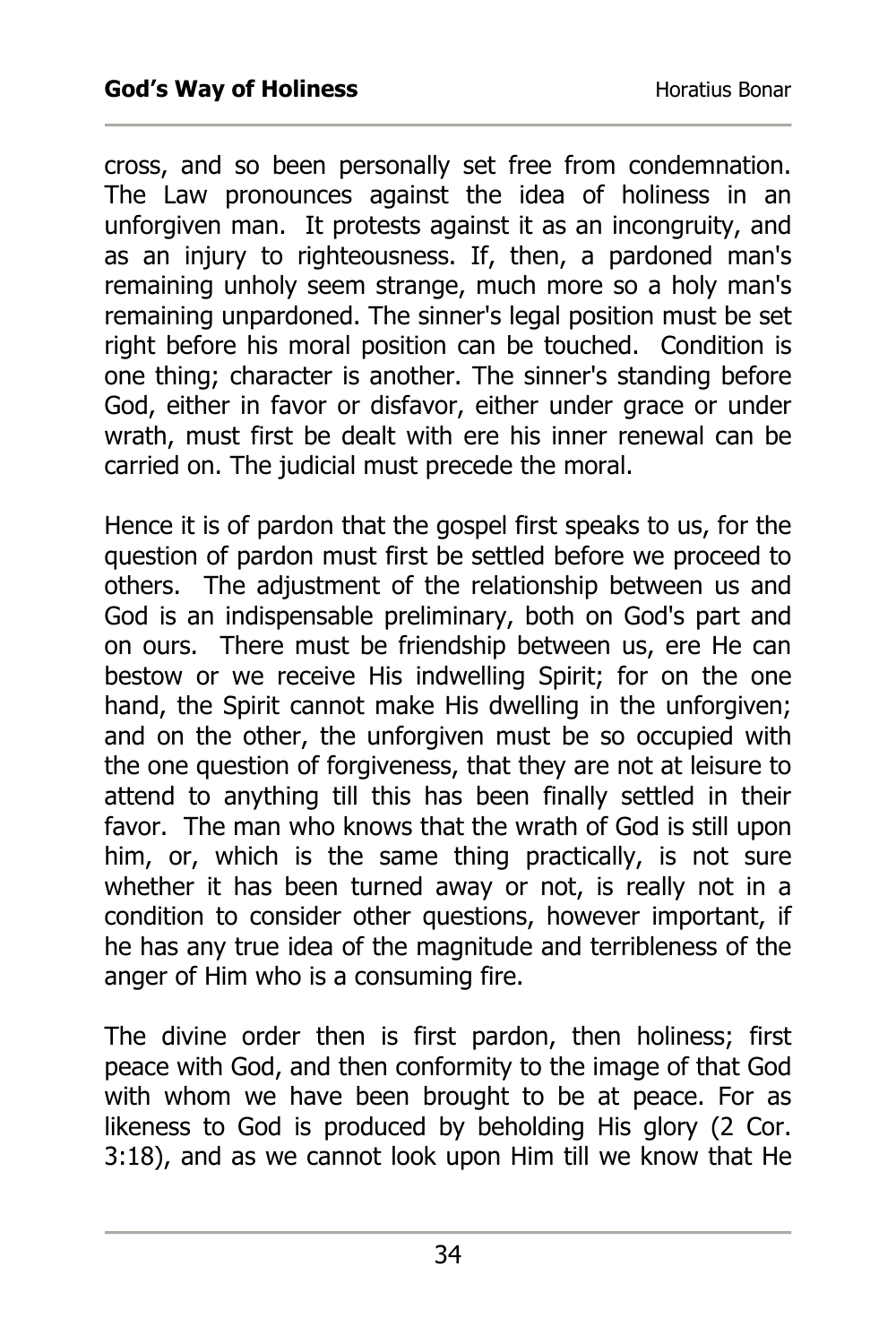cross, and so been personally set free from condemnation. The Law pronounces against the idea of holiness in an unforgiven man. It protests against it as an incongruity, and as an injury to righteousness. If, then, a pardoned man's remaining unholy seem strange, much more so a holy man's remaining unpardoned. The sinner's legal position must be set right before his moral position can be touched. Condition is one thing; character is another. The sinner's standing before God, either in favor or disfavor, either under grace or under wrath, must first be dealt with ere his inner renewal can be carried on. The judicial must precede the moral.

Hence it is of pardon that the gospel first speaks to us, for the question of pardon must first be settled before we proceed to others. The adjustment of the relationship between us and God is an indispensable preliminary, both on God's part and on ours. There must be friendship between us, ere He can bestow or we receive His indwelling Spirit; for on the one hand, the Spirit cannot make His dwelling in the unforgiven; and on the other, the unforgiven must be so occupied with the one question of forgiveness, that they are not at leisure to attend to anything till this has been finally settled in their favor. The man who knows that the wrath of God is still upon him, or, which is the same thing practically, is not sure whether it has been turned away or not, is really not in a condition to consider other questions, however important, if he has any true idea of the magnitude and terribleness of the anger of Him who is a consuming fire.

The divine order then is first pardon, then holiness; first peace with God, and then conformity to the image of that God with whom we have been brought to be at peace. For as likeness to God is produced by beholding His glory (2 Cor. 3:18), and as we cannot look upon Him till we know that He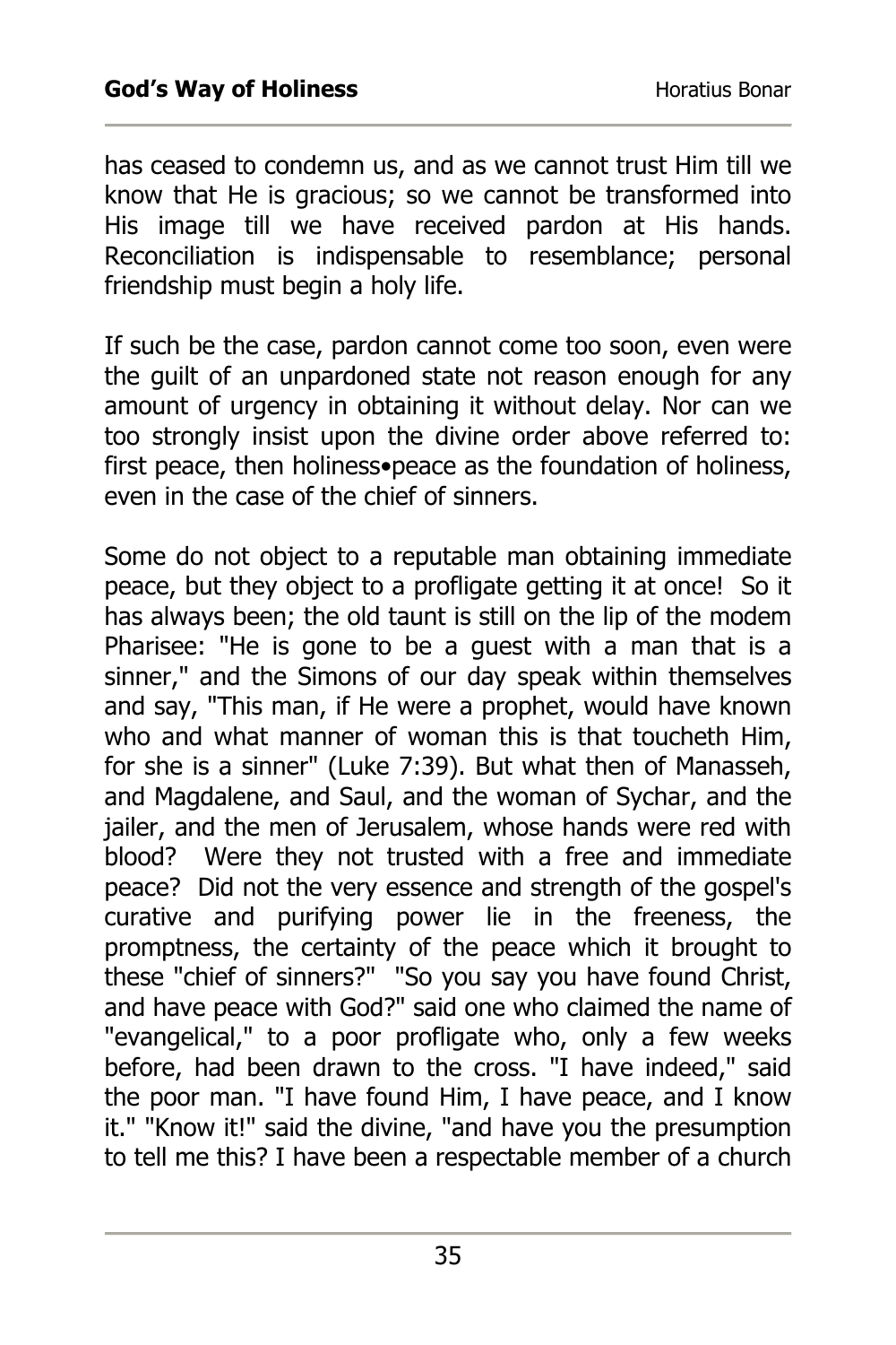has ceased to condemn us, and as we cannot trust Him till we know that He is gracious; so we cannot be transformed into His image till we have received pardon at His hands. Reconciliation is indispensable to resemblance; personal friendship must begin a holy life.

If such be the case, pardon cannot come too soon, even were the guilt of an unpardoned state not reason enough for any amount of urgency in obtaining it without delay. Nor can we too strongly insist upon the divine order above referred to: first peace, then holiness•peace as the foundation of holiness, even in the case of the chief of sinners.

Some do not object to a reputable man obtaining immediate peace, but they object to a profligate getting it at once! So it has always been; the old taunt is still on the lip of the modem Pharisee: "He is gone to be a guest with a man that is a sinner," and the Simons of our day speak within themselves and say, "This man, if He were a prophet, would have known who and what manner of woman this is that toucheth Him, for she is a sinner" (Luke 7:39). But what then of Manasseh, and Magdalene, and Saul, and the woman of Sychar, and the jailer, and the men of Jerusalem, whose hands were red with blood? Were they not trusted with a free and immediate peace? Did not the very essence and strength of the gospel's curative and purifying power lie in the freeness, the promptness, the certainty of the peace which it brought to these "chief of sinners?" "So you say you have found Christ, and have peace with God?" said one who claimed the name of "evangelical," to a poor profligate who, only a few weeks before, had been drawn to the cross. "I have indeed," said the poor man. "I have found Him, I have peace, and I know it." "Know it!" said the divine, "and have you the presumption to tell me this? I have been a respectable member of a church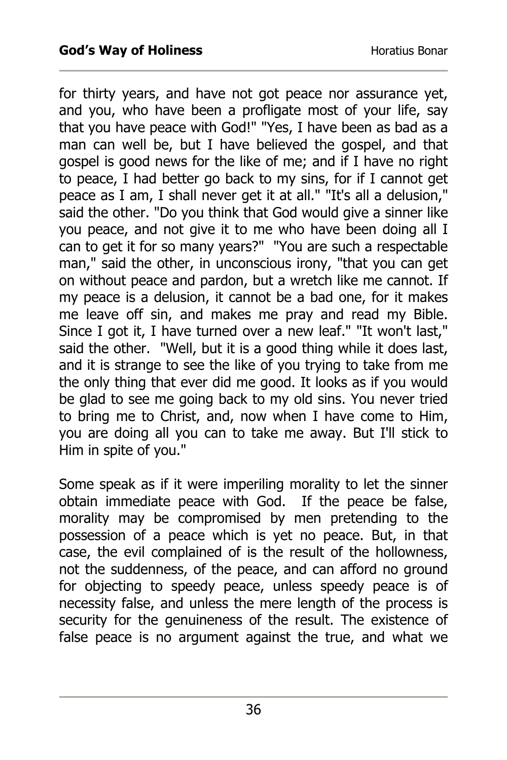for thirty years, and have not got peace nor assurance yet, and you, who have been a profligate most of your life, say that you have peace with God!" "Yes, I have been as bad as a man can well be, but I have believed the gospel, and that gospel is good news for the like of me; and if I have no right to peace, I had better go back to my sins, for if I cannot get peace as I am, I shall never get it at all." "It's all a delusion," said the other. "Do you think that God would give a sinner like you peace, and not give it to me who have been doing all I can to get it for so many years?" "You are such a respectable man," said the other, in unconscious irony, "that you can get on without peace and pardon, but a wretch like me cannot. If my peace is a delusion, it cannot be a bad one, for it makes me leave off sin, and makes me pray and read my Bible. Since I got it, I have turned over a new leaf." "It won't last," said the other. "Well, but it is a good thing while it does last, and it is strange to see the like of you trying to take from me the only thing that ever did me good. It looks as if you would be glad to see me going back to my old sins. You never tried to bring me to Christ, and, now when I have come to Him, you are doing all you can to take me away. But I'll stick to Him in spite of you."

Some speak as if it were imperiling morality to let the sinner obtain immediate peace with God. If the peace be false, morality may be compromised by men pretending to the possession of a peace which is yet no peace. But, in that case, the evil complained of is the result of the hollowness, not the suddenness, of the peace, and can afford no ground for objecting to speedy peace, unless speedy peace is of necessity false, and unless the mere length of the process is security for the genuineness of the result. The existence of false peace is no argument against the true, and what we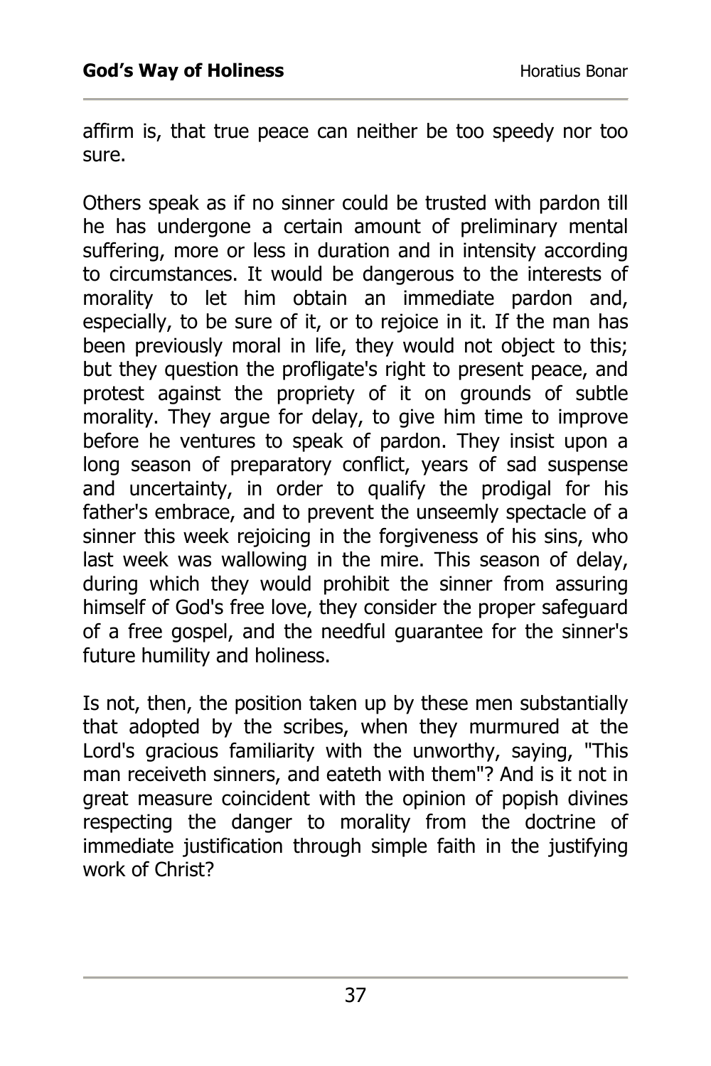affirm is, that true peace can neither be too speedy nor too sure.

Others speak as if no sinner could be trusted with pardon till he has undergone a certain amount of preliminary mental suffering, more or less in duration and in intensity according to circumstances. It would be dangerous to the interests of morality to let him obtain an immediate pardon and, especially, to be sure of it, or to rejoice in it. If the man has been previously moral in life, they would not object to this; but they question the profligate's right to present peace, and protest against the propriety of it on grounds of subtle morality. They argue for delay, to give him time to improve before he ventures to speak of pardon. They insist upon a long season of preparatory conflict, years of sad suspense and uncertainty, in order to qualify the prodigal for his father's embrace, and to prevent the unseemly spectacle of a sinner this week rejoicing in the forgiveness of his sins, who last week was wallowing in the mire. This season of delay, during which they would prohibit the sinner from assuring himself of God's free love, they consider the proper safeguard of a free gospel, and the needful guarantee for the sinner's future humility and holiness.

Is not, then, the position taken up by these men substantially that adopted by the scribes, when they murmured at the Lord's gracious familiarity with the unworthy, saying, "This man receiveth sinners, and eateth with them"? And is it not in great measure coincident with the opinion of popish divines respecting the danger to morality from the doctrine of immediate justification through simple faith in the justifying work of Christ?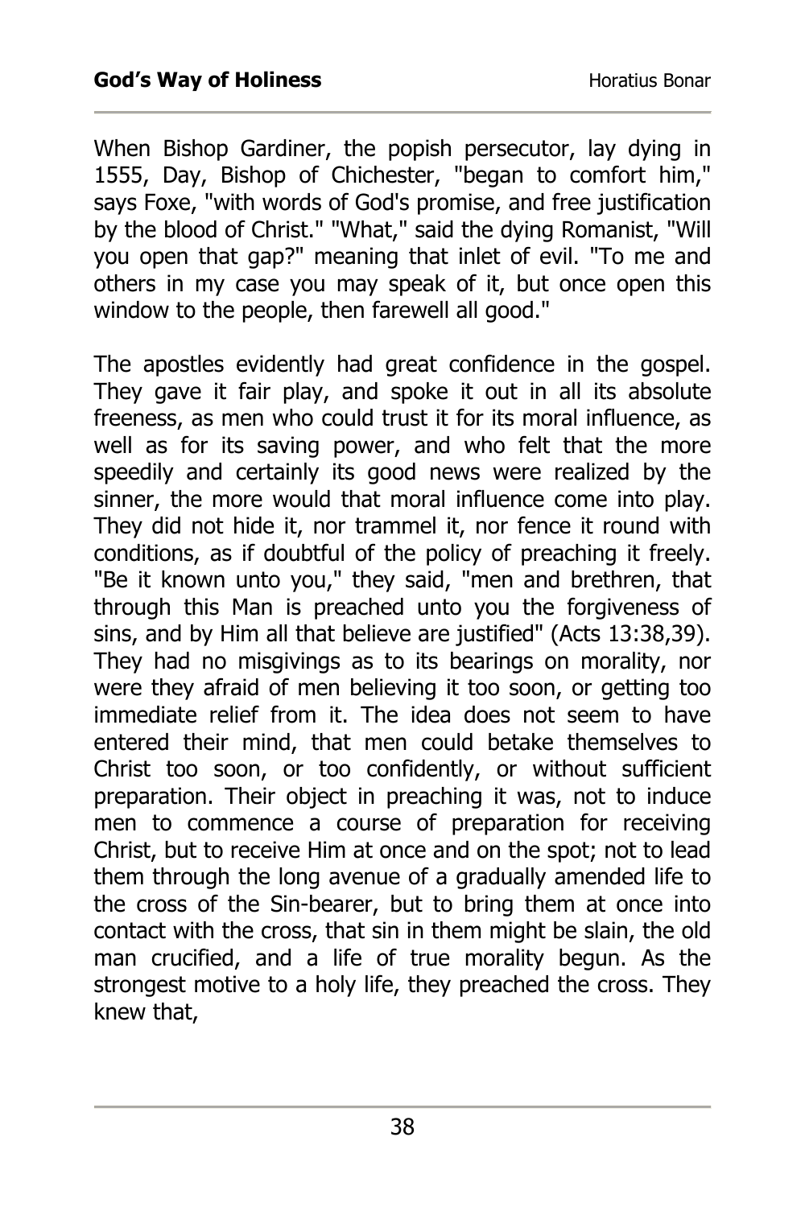When Bishop Gardiner, the popish persecutor, lay dying in 1555, Day, Bishop of Chichester, "began to comfort him," says Foxe, "with words of God's promise, and free justification by the blood of Christ." "What," said the dying Romanist, "Will you open that gap?" meaning that inlet of evil. "To me and others in my case you may speak of it, but once open this window to the people, then farewell all good."

The apostles evidently had great confidence in the gospel. They gave it fair play, and spoke it out in all its absolute freeness, as men who could trust it for its moral influence, as well as for its saving power, and who felt that the more speedily and certainly its good news were realized by the sinner, the more would that moral influence come into play. They did not hide it, nor trammel it, nor fence it round with conditions, as if doubtful of the policy of preaching it freely. "Be it known unto you," they said, "men and brethren, that through this Man is preached unto you the forgiveness of sins, and by Him all that believe are justified" (Acts 13:38,39). They had no misgivings as to its bearings on morality, nor were they afraid of men believing it too soon, or getting too immediate relief from it. The idea does not seem to have entered their mind, that men could betake themselves to Christ too soon, or too confidently, or without sufficient preparation. Their object in preaching it was, not to induce men to commence a course of preparation for receiving Christ, but to receive Him at once and on the spot; not to lead them through the long avenue of a gradually amended life to the cross of the Sin-bearer, but to bring them at once into contact with the cross, that sin in them might be slain, the old man crucified, and a life of true morality begun. As the strongest motive to a holy life, they preached the cross. They knew that,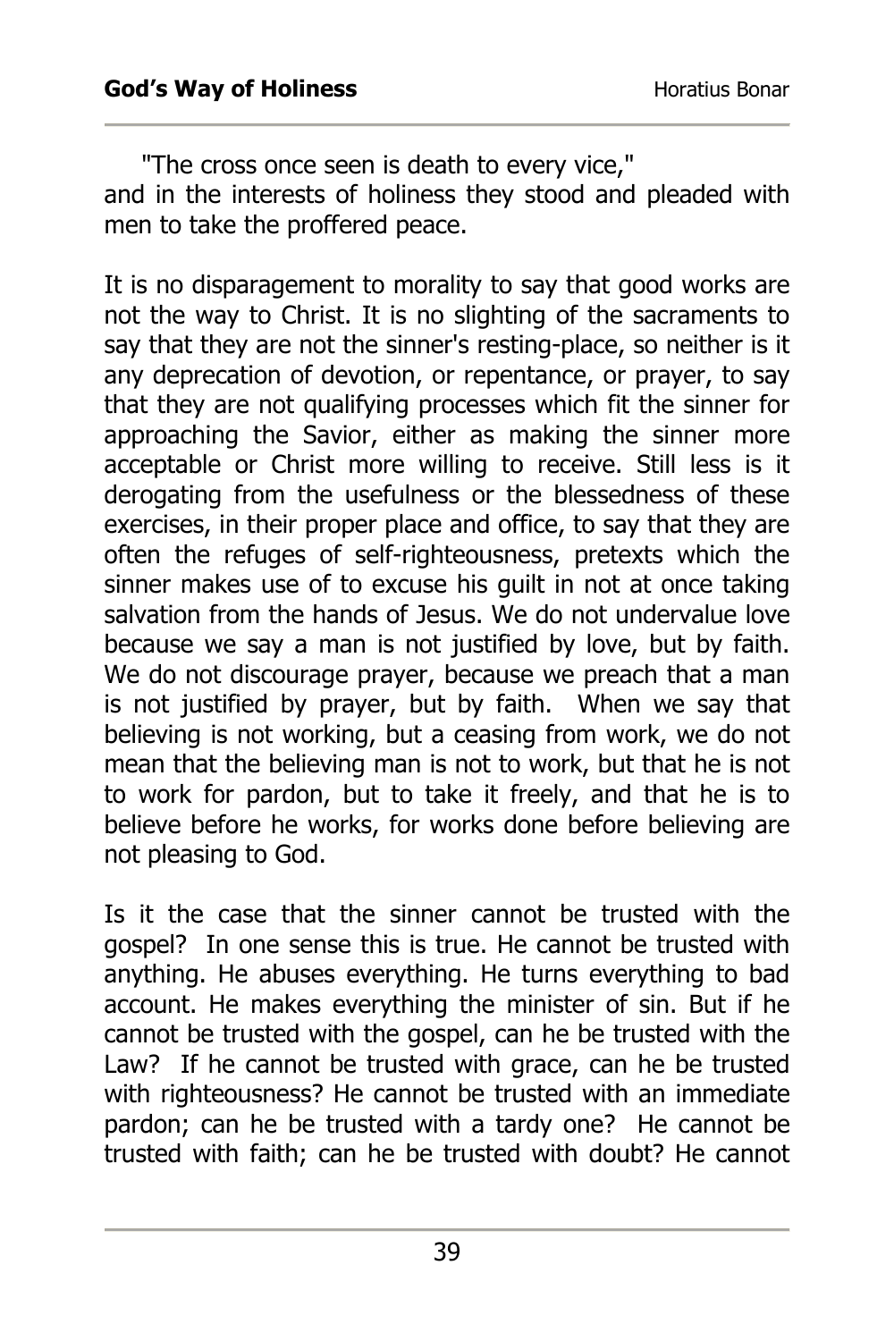"The cross once seen is death to every vice,"
and in the interests of holiness they stood and pleaded with men to take the proffered peace.

It is no disparagement to morality to say that good works are not the way to Christ. It is no slighting of the sacraments to say that they are not the sinner's resting-place, so neither is it any deprecation of devotion, or repentance, or prayer, to say that they are not qualifying processes which fit the sinner for approaching the Savior, either as making the sinner more acceptable or Christ more willing to receive. Still less is it derogating from the usefulness or the blessedness of these exercises, in their proper place and office, to say that they are often the refuges of self-righteousness, pretexts which the sinner makes use of to excuse his guilt in not at once taking salvation from the hands of Jesus. We do not undervalue love because we say a man is not justified by love, but by faith. We do not discourage prayer, because we preach that a man is not justified by prayer, but by faith. When we say that believing is not working, but a ceasing from work, we do not mean that the believing man is not to work, but that he is not to work for pardon, but to take it freely, and that he is to believe before he works, for works done before believing are not pleasing to God.

Is it the case that the sinner cannot be trusted with the gospel? In one sense this is true. He cannot be trusted with anything. He abuses everything. He turns everything to bad account. He makes everything the minister of sin. But if he cannot be trusted with the gospel, can he be trusted with the Law? If he cannot be trusted with grace, can he be trusted with righteousness? He cannot be trusted with an immediate pardon; can he be trusted with a tardy one? He cannot be trusted with faith; can he be trusted with doubt? He cannot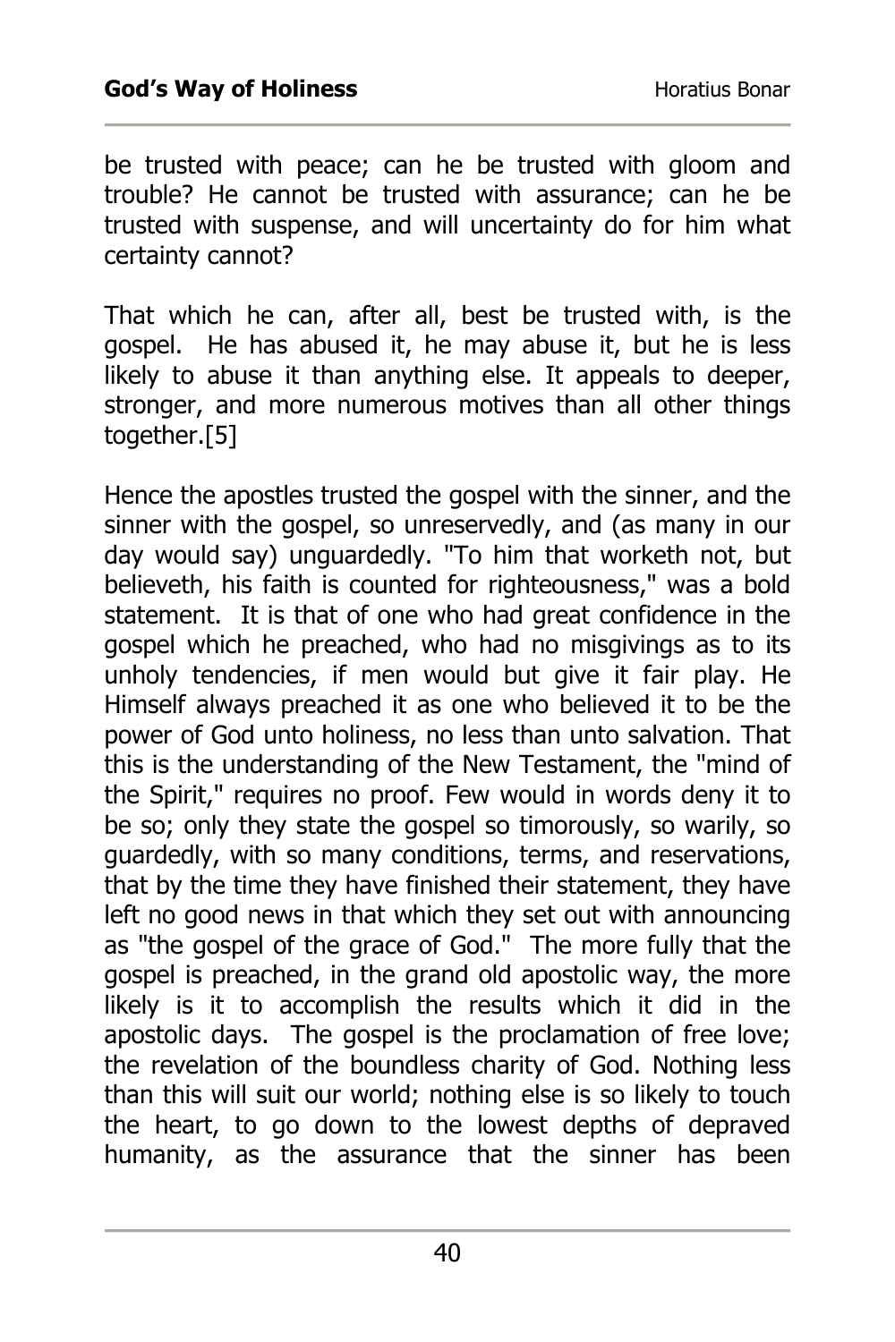be trusted with peace; can he be trusted with gloom and trouble? He cannot be trusted with assurance; can he be trusted with suspense, and will uncertainty do for him what certainty cannot?

That which he can, after all, best be trusted with, is the gospel. He has abused it, he may abuse it, but he is less likely to abuse it than anything else. It appeals to deeper, stronger, and more numerous motives than all other things together.[5]

Hence the apostles trusted the gospel with the sinner, and the sinner with the gospel, so unreservedly, and (as many in our day would say) unguardedly. "To him that worketh not, but believeth, his faith is counted for righteousness," was a bold statement. It is that of one who had great confidence in the gospel which he preached, who had no misgivings as to its unholy tendencies, if men would but give it fair play. He Himself always preached it as one who believed it to be the power of God unto holiness, no less than unto salvation. That this is the understanding of the New Testament, the "mind of the Spirit," requires no proof. Few would in words deny it to be so; only they state the gospel so timorously, so warily, so guardedly, with so many conditions, terms, and reservations, that by the time they have finished their statement, they have left no good news in that which they set out with announcing as "the gospel of the grace of God." The more fully that the gospel is preached, in the grand old apostolic way, the more likely is it to accomplish the results which it did in the apostolic days. The gospel is the proclamation of free love; the revelation of the boundless charity of God. Nothing less than this will suit our world; nothing else is so likely to touch the heart, to go down to the lowest depths of depraved humanity, as the assurance that the sinner has been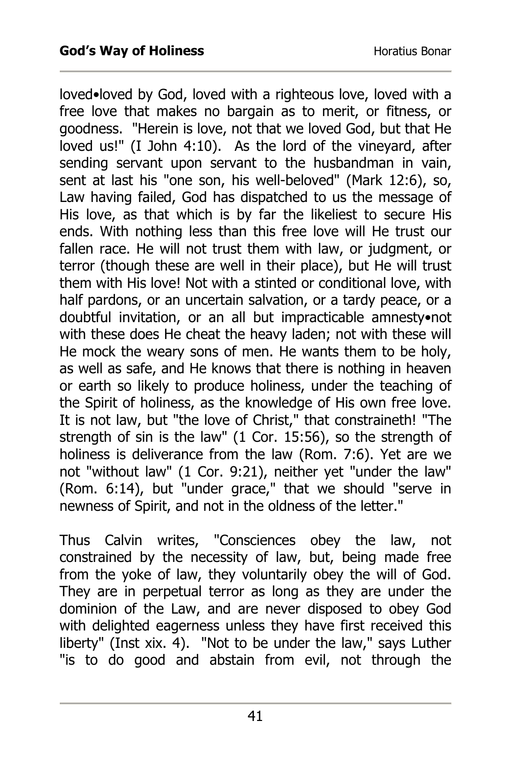loved•loved by God, loved with a righteous love, loved with a free love that makes no bargain as to merit, or fitness, or goodness. "Herein is love, not that we loved God, but that He loved us!" (I John 4:10). As the lord of the vineyard, after sending servant upon servant to the husbandman in vain, sent at last his "one son, his well-beloved" (Mark 12:6), so, Law having failed, God has dispatched to us the message of His love, as that which is by far the likeliest to secure His ends. With nothing less than this free love will He trust our fallen race. He will not trust them with law, or judgment, or terror (though these are well in their place), but He will trust them with His love! Not with a stinted or conditional love, with half pardons, or an uncertain salvation, or a tardy peace, or a doubtful invitation, or an all but impracticable amnesty•not with these does He cheat the heavy laden; not with these will He mock the weary sons of men. He wants them to be holy, as well as safe, and He knows that there is nothing in heaven or earth so likely to produce holiness, under the teaching of the Spirit of holiness, as the knowledge of His own free love. It is not law, but "the love of Christ," that constraineth! "The strength of sin is the law" (1 Cor. 15:56), so the strength of holiness is deliverance from the law (Rom. 7:6). Yet are we not "without law" (1 Cor. 9:21), neither yet "under the law" (Rom. 6:14), but "under grace," that we should "serve in newness of Spirit, and not in the oldness of the letter."

Thus Calvin writes, "Consciences obey the law, not constrained by the necessity of law, but, being made free from the yoke of law, they voluntarily obey the will of God. They are in perpetual terror as long as they are under the dominion of the Law, and are never disposed to obey God with delighted eagerness unless they have first received this liberty" (Inst xix. 4). "Not to be under the law," says Luther "is to do good and abstain from evil, not through the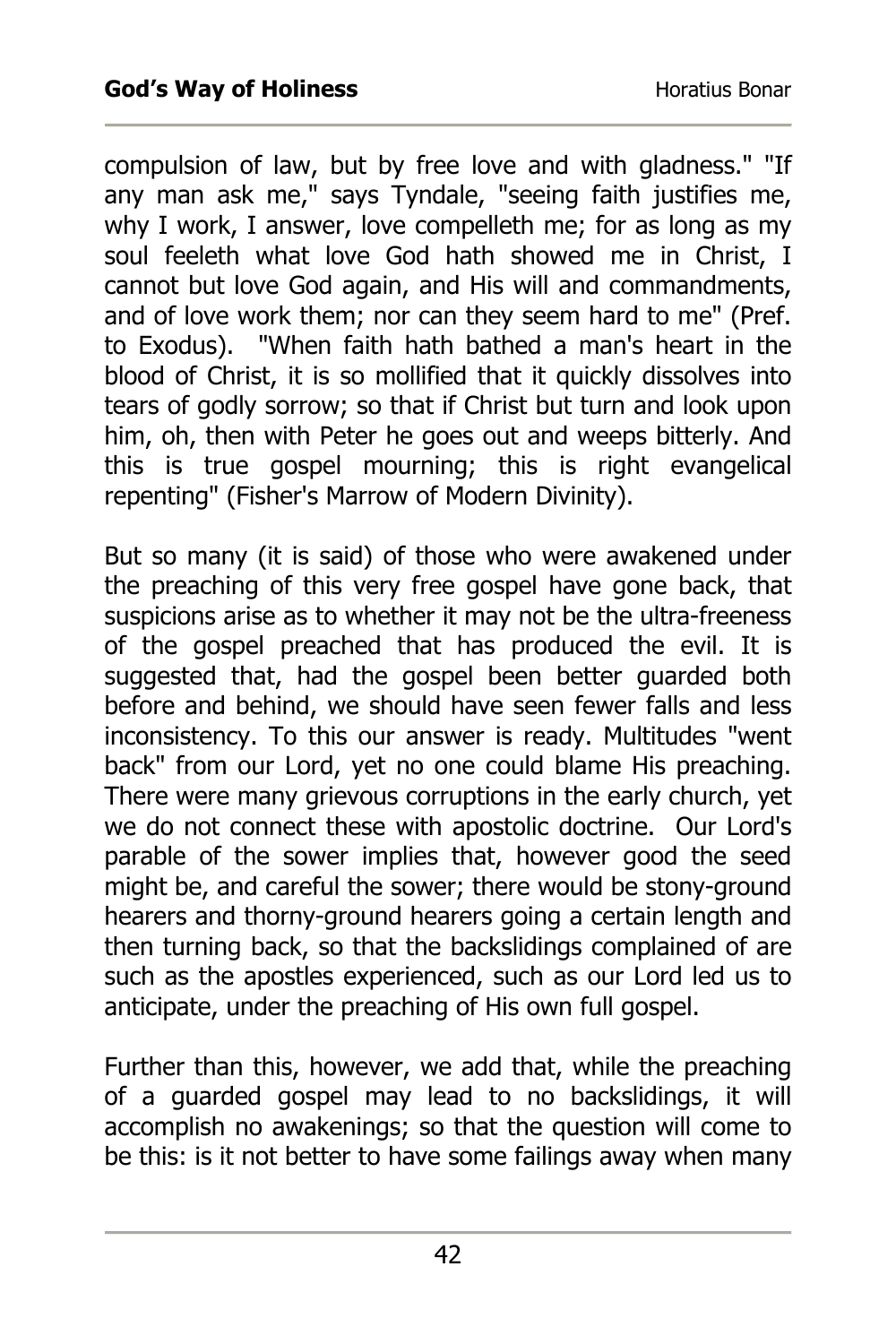compulsion of law, but by free love and with gladness." "If any man ask me," says Tyndale, "seeing faith justifies me, why I work, I answer, love compelleth me; for as long as my soul feeleth what love God hath showed me in Christ, I cannot but love God again, and His will and commandments, and of love work them; nor can they seem hard to me" (Pref. to Exodus). "When faith hath bathed a man's heart in the blood of Christ, it is so mollified that it quickly dissolves into tears of godly sorrow; so that if Christ but turn and look upon him, oh, then with Peter he goes out and weeps bitterly. And this is true gospel mourning; this is right evangelical repenting" (Fisher's Marrow of Modern Divinity).

But so many (it is said) of those who were awakened under the preaching of this very free gospel have gone back, that suspicions arise as to whether it may not be the ultra-freeness of the gospel preached that has produced the evil. It is suggested that, had the gospel been better guarded both before and behind, we should have seen fewer falls and less inconsistency. To this our answer is ready. Multitudes "went back" from our Lord, yet no one could blame His preaching. There were many grievous corruptions in the early church, yet we do not connect these with apostolic doctrine. Our Lord's parable of the sower implies that, however good the seed might be, and careful the sower; there would be stony-ground hearers and thorny-ground hearers going a certain length and then turning back, so that the backslidings complained of are such as the apostles experienced, such as our Lord led us to anticipate, under the preaching of His own full gospel.

Further than this, however, we add that, while the preaching of a guarded gospel may lead to no backslidings, it will accomplish no awakenings; so that the question will come to be this: is it not better to have some failings away when many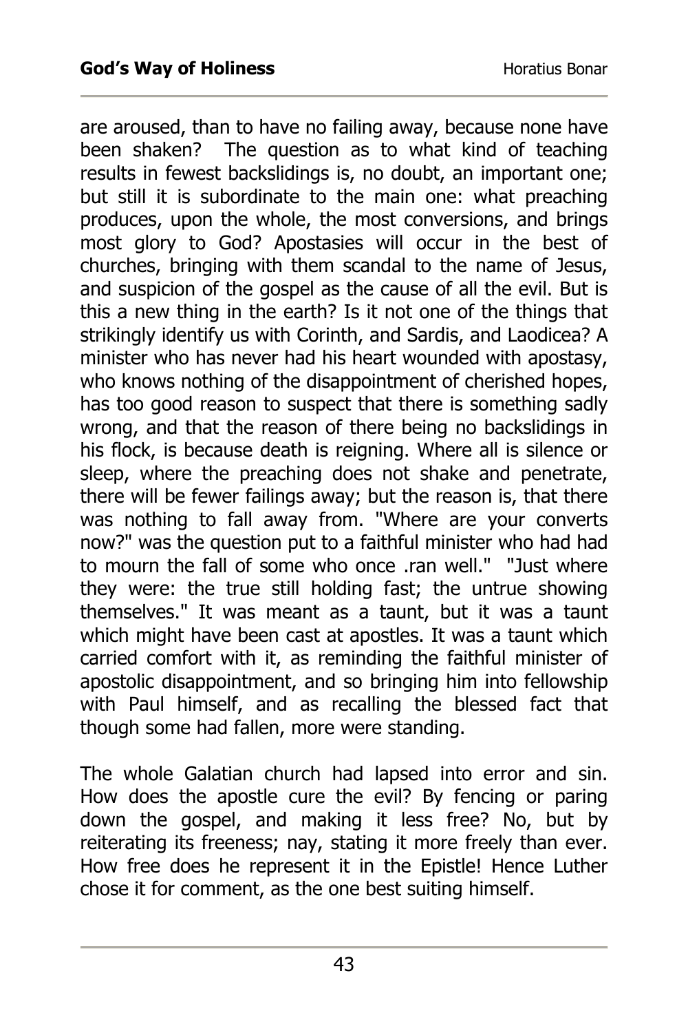are aroused, than to have no failing away, because none have been shaken? The question as to what kind of teaching results in fewest backslidings is, no doubt, an important one; but still it is subordinate to the main one: what preaching produces, upon the whole, the most conversions, and brings most glory to God? Apostasies will occur in the best of churches, bringing with them scandal to the name of Jesus, and suspicion of the gospel as the cause of all the evil. But is this a new thing in the earth? Is it not one of the things that strikingly identify us with Corinth, and Sardis, and Laodicea? A minister who has never had his heart wounded with apostasy, who knows nothing of the disappointment of cherished hopes, has too good reason to suspect that there is something sadly wrong, and that the reason of there being no backslidings in his flock, is because death is reigning. Where all is silence or sleep, where the preaching does not shake and penetrate, there will be fewer failings away; but the reason is, that there was nothing to fall away from. "Where are your converts now?" was the question put to a faithful minister who had had to mourn the fall of some who once .ran well." "Just where they were: the true still holding fast; the untrue showing themselves." It was meant as a taunt, but it was a taunt which might have been cast at apostles. It was a taunt which carried comfort with it, as reminding the faithful minister of apostolic disappointment, and so bringing him into fellowship with Paul himself, and as recalling the blessed fact that though some had fallen, more were standing.

The whole Galatian church had lapsed into error and sin. How does the apostle cure the evil? By fencing or paring down the gospel, and making it less free? No, but by reiterating its freeness; nay, stating it more freely than ever. How free does he represent it in the Epistle! Hence Luther chose it for comment, as the one best suiting himself.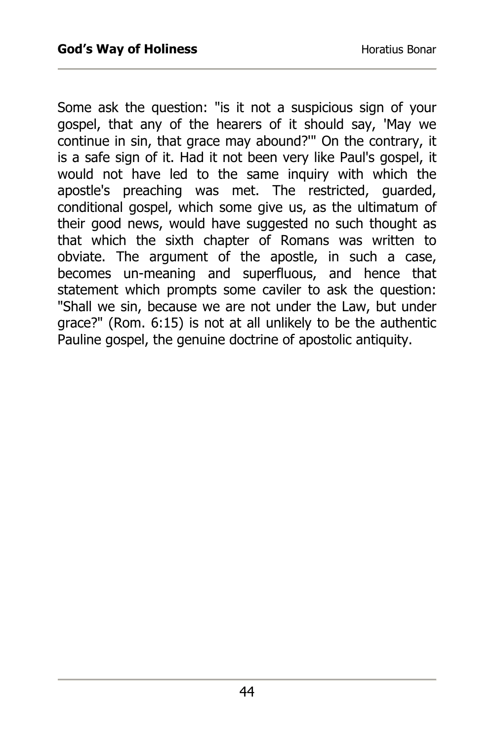Some ask the question: "is it not a suspicious sign of your gospel, that any of the hearers of it should say, 'May we continue in sin, that grace may abound?'" On the contrary, it is a safe sign of it. Had it not been very like Paul's gospel, it would not have led to the same inquiry with which the apostle's preaching was met. The restricted, guarded, conditional gospel, which some give us, as the ultimatum of their good news, would have suggested no such thought as that which the sixth chapter of Romans was written to obviate. The argument of the apostle, in such a case, becomes un-meaning and superfluous, and hence that statement which prompts some caviler to ask the question: "Shall we sin, because we are not under the Law, but under grace?" (Rom. 6:15) is not at all unlikely to be the authentic Pauline gospel, the genuine doctrine of apostolic antiquity.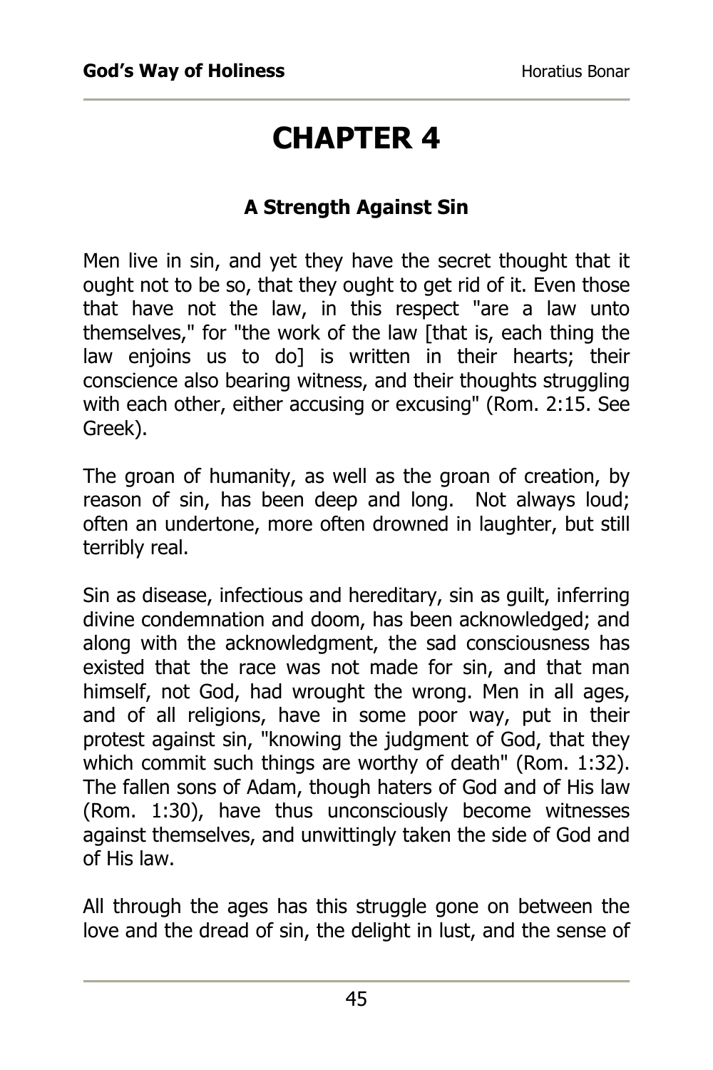# CHAPTER 4

### A Strength Against Sin

Men live in sin, and yet they have the secret thought that it ought not to be so, that they ought to get rid of it. Even those that have not the law, in this respect "are a law unto themselves," for "the work of the law [that is, each thing the law enjoins us to do] is written in their hearts; their conscience also bearing witness, and their thoughts struggling with each other, either accusing or excusing" (Rom. 2:15. See Greek).

The groan of humanity, as well as the groan of creation, by reason of sin, has been deep and long. Not always loud; often an undertone, more often drowned in laughter, but still terribly real.

Sin as disease, infectious and hereditary, sin as guilt, inferring divine condemnation and doom, has been acknowledged; and along with the acknowledgment, the sad consciousness has existed that the race was not made for sin, and that man himself, not God, had wrought the wrong. Men in all ages, and of all religions, have in some poor way, put in their protest against sin, "knowing the judgment of God, that they which commit such things are worthy of death" (Rom. 1:32). The fallen sons of Adam, though haters of God and of His law (Rom. 1:30), have thus unconsciously become witnesses against themselves, and unwittingly taken the side of God and of His law.

All through the ages has this struggle gone on between the love and the dread of sin, the delight in lust, and the sense of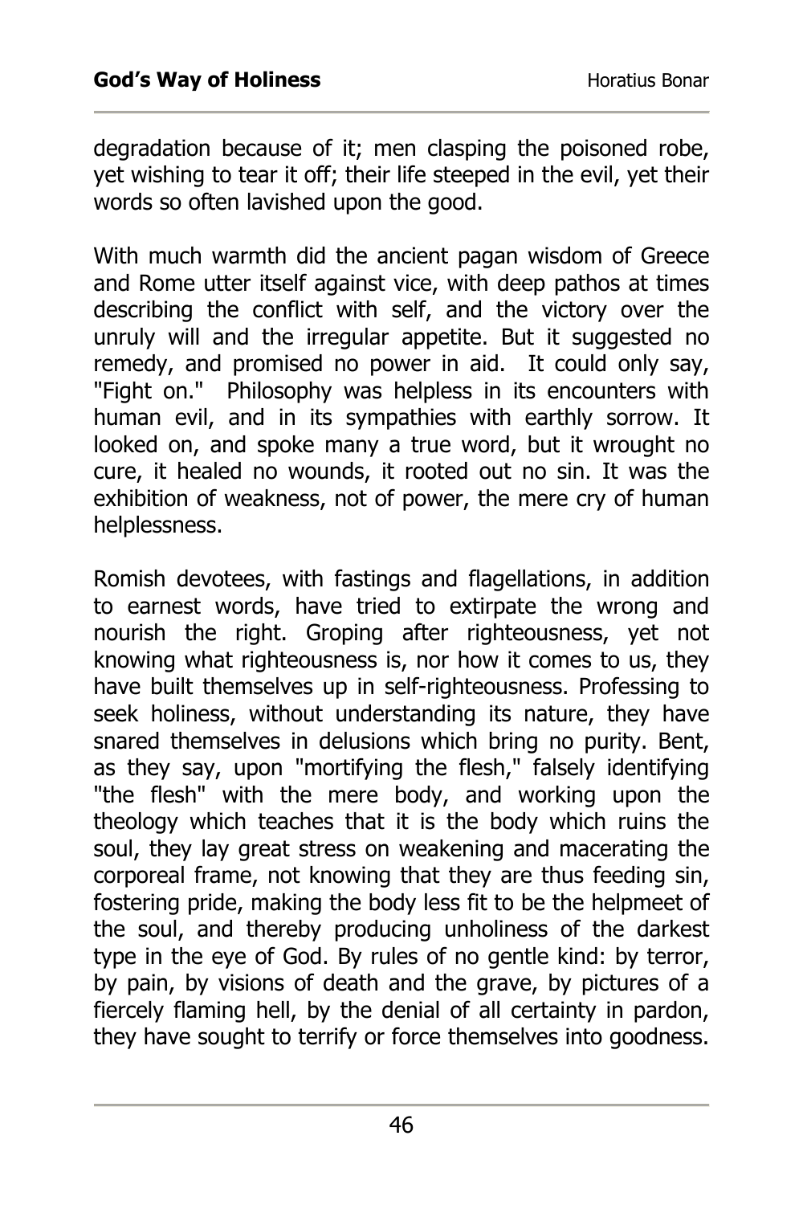degradation because of it; men clasping the poisoned robe, yet wishing to tear it off; their life steeped in the evil, yet their words so often lavished upon the good.

With much warmth did the ancient pagan wisdom of Greece and Rome utter itself against vice, with deep pathos at times describing the conflict with self, and the victory over the unruly will and the irregular appetite. But it suggested no remedy, and promised no power in aid. It could only say, "Fight on." Philosophy was helpless in its encounters with human evil, and in its sympathies with earthly sorrow. It looked on, and spoke many a true word, but it wrought no cure, it healed no wounds, it rooted out no sin. It was the exhibition of weakness, not of power, the mere cry of human helplessness.

Romish devotees, with fastings and flagellations, in addition to earnest words, have tried to extirpate the wrong and nourish the right. Groping after righteousness, yet not knowing what righteousness is, nor how it comes to us, they have built themselves up in self-righteousness. Professing to seek holiness, without understanding its nature, they have snared themselves in delusions which bring no purity. Bent, as they say, upon "mortifying the flesh," falsely identifying "the flesh" with the mere body, and working upon the theology which teaches that it is the body which ruins the soul, they lay great stress on weakening and macerating the corporeal frame, not knowing that they are thus feeding sin, fostering pride, making the body less fit to be the helpmeet of the soul, and thereby producing unholiness of the darkest type in the eye of God. By rules of no gentle kind: by terror, by pain, by visions of death and the grave, by pictures of a fiercely flaming hell, by the denial of all certainty in pardon, they have sought to terrify or force themselves into goodness.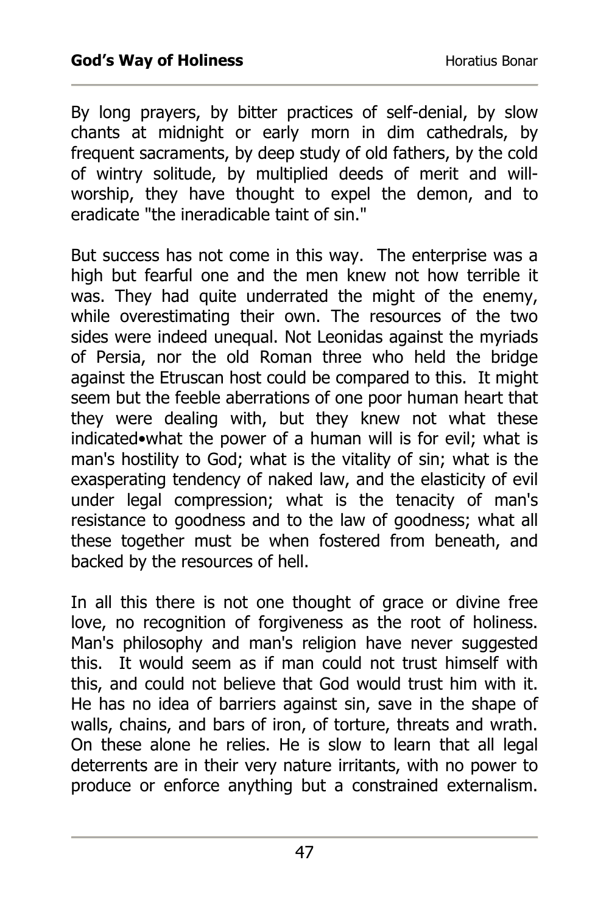By long prayers, by bitter practices of self-denial, by slow chants at midnight or early morn in dim cathedrals, by frequent sacraments, by deep study of old fathers, by the cold of wintry solitude, by multiplied deeds of merit and will-worship, they have thought to expel the demon, and to eradicate "the ineradicable taint of sin."

But success has not come in this way. The enterprise was a high but fearful one and the men knew not how terrible it was. They had quite underrated the might of the enemy, while overestimating their own. The resources of the two sides were indeed unequal. Not Leonidas against the myriads of Persia, nor the old Roman three who held the bridge against the Etruscan host could be compared to this. It might seem but the feeble aberrations of one poor human heart that they were dealing with, but they knew not what these indicated•what the power of a human will is for evil; what is man's hostility to God; what is the vitality of sin; what is the exasperating tendency of naked law, and the elasticity of evil under legal compression; what is the tenacity of man's resistance to goodness and to the law of goodness; what all these together must be when fostered from beneath, and backed by the resources of hell.

In all this there is not one thought of grace or divine free love, no recognition of forgiveness as the root of holiness. Man's philosophy and man's religion have never suggested this. It would seem as if man could not trust himself with this, and could not believe that God would trust him with it. He has no idea of barriers against sin, save in the shape of walls, chains, and bars of iron, of torture, threats and wrath. On these alone he relies. He is slow to learn that all legal deterrents are in their very nature irritants, with no power to produce or enforce anything but a constrained externalism.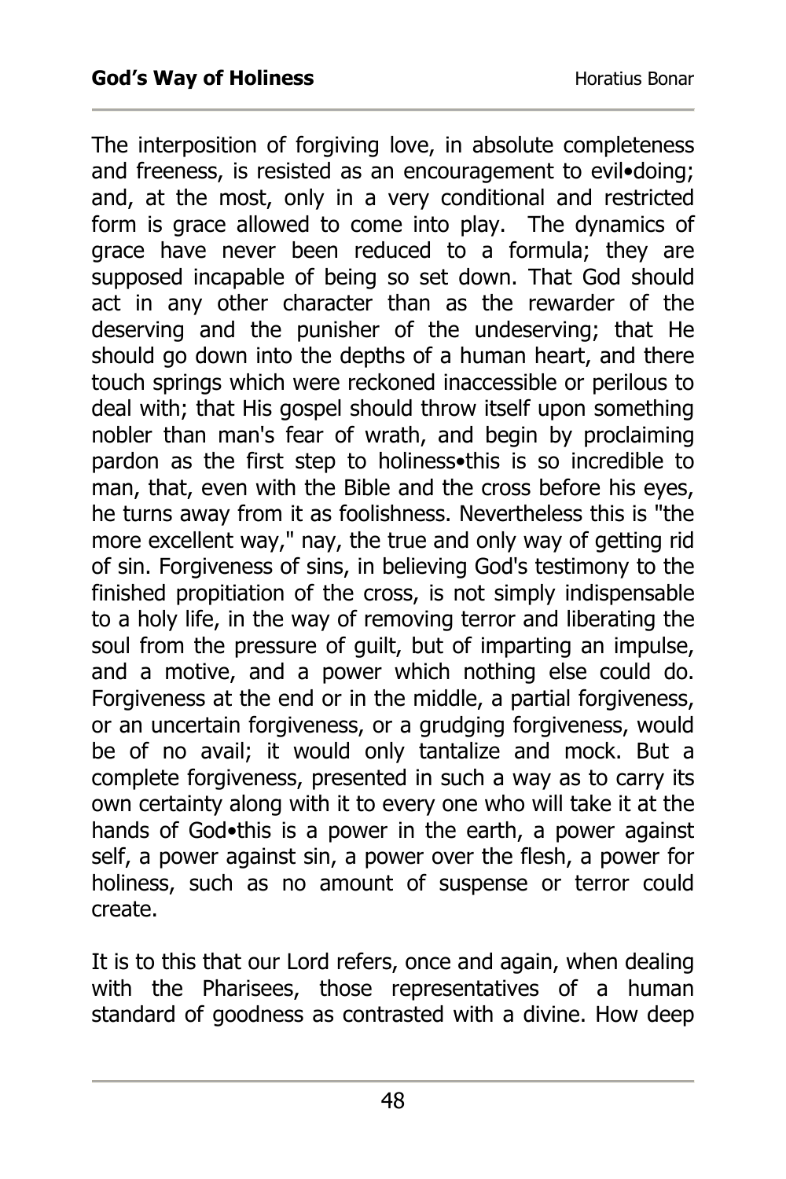The interposition of forgiving love, in absolute completeness and freeness, is resisted as an encouragement to evil•doing; and, at the most, only in a very conditional and restricted form is grace allowed to come into play. The dynamics of grace have never been reduced to a formula; they are supposed incapable of being so set down. That God should act in any other character than as the rewarder of the deserving and the punisher of the undeserving; that He should go down into the depths of a human heart, and there touch springs which were reckoned inaccessible or perilous to deal with; that His gospel should throw itself upon something nobler than man's fear of wrath, and begin by proclaiming pardon as the first step to holiness•this is so incredible to man, that, even with the Bible and the cross before his eyes, he turns away from it as foolishness. Nevertheless this is "the more excellent way," nay, the true and only way of getting rid of sin. Forgiveness of sins, in believing God's testimony to the finished propitiation of the cross, is not simply indispensable to a holy life, in the way of removing terror and liberating the soul from the pressure of guilt, but of imparting an impulse, and a motive, and a power which nothing else could do. Forgiveness at the end or in the middle, a partial forgiveness, or an uncertain forgiveness, or a grudging forgiveness, would be of no avail; it would only tantalize and mock. But a complete forgiveness, presented in such a way as to carry its own certainty along with it to every one who will take it at the hands of God•this is a power in the earth, a power against self, a power against sin, a power over the flesh, a power for holiness, such as no amount of suspense or terror could create.

It is to this that our Lord refers, once and again, when dealing with the Pharisees, those representatives of a human standard of goodness as contrasted with a divine. How deep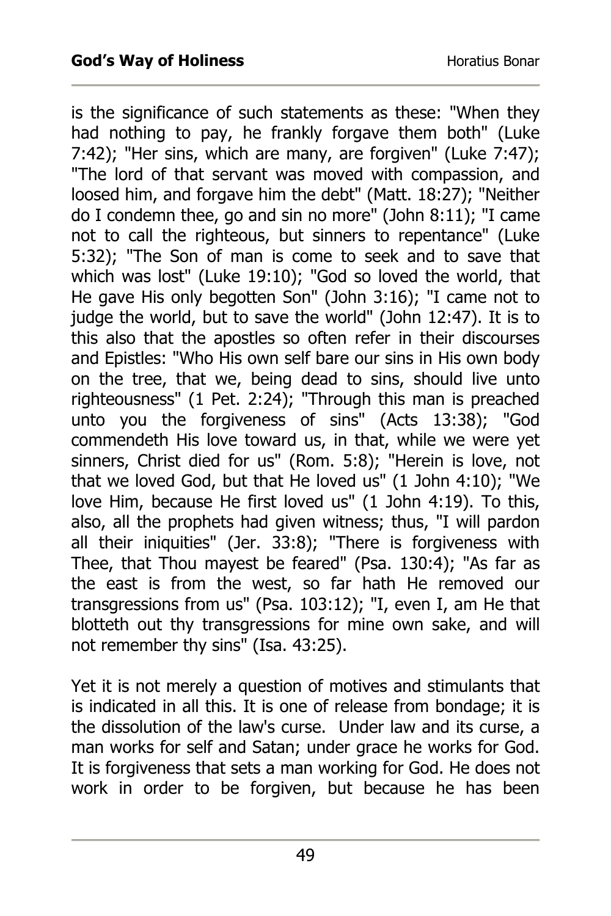is the significance of such statements as these: "When they had nothing to pay, he frankly forgave them both" (Luke 7:42); "Her sins, which are many, are forgiven" (Luke 7:47); "The lord of that servant was moved with compassion, and loosed him, and forgave him the debt" (Matt. 18:27); "Neither do I condemn thee, go and sin no more" (John 8:11); "I came not to call the righteous, but sinners to repentance" (Luke 5:32); "The Son of man is come to seek and to save that which was lost" (Luke 19:10); "God so loved the world, that He gave His only begotten Son" (John 3:16); "I came not to judge the world, but to save the world" (John 12:47). It is to this also that the apostles so often refer in their discourses and Epistles: "Who His own self bare our sins in His own body on the tree, that we, being dead to sins, should live unto righteousness" (1 Pet. 2:24); "Through this man is preached unto you the forgiveness of sins" (Acts 13:38); "God commendeth His love toward us, in that, while we were yet sinners, Christ died for us" (Rom. 5:8); "Herein is love, not that we loved God, but that He loved us" (1 John 4:10); "We love Him, because He first loved us" (1 John 4:19). To this, also, all the prophets had given witness; thus, "I will pardon all their iniquities" (Jer. 33:8); "There is forgiveness with Thee, that Thou mayest be feared" (Psa. 130:4); "As far as the east is from the west, so far hath He removed our transgressions from us" (Psa. 103:12); "I, even I, am He that blotteth out thy transgressions for mine own sake, and will not remember thy sins" (Isa. 43:25).

Yet it is not merely a question of motives and stimulants that is indicated in all this. It is one of release from bondage; it is the dissolution of the law's curse. Under law and its curse, a man works for self and Satan; under grace he works for God. It is forgiveness that sets a man working for God. He does not work in order to be forgiven, but because he has been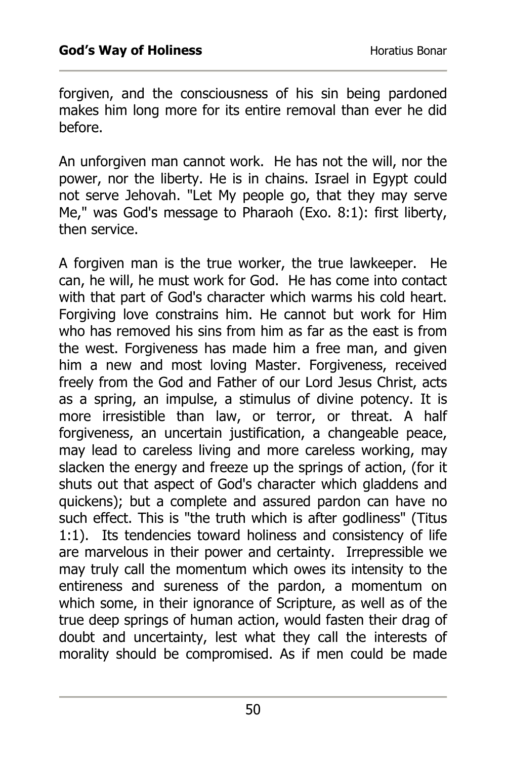forgiven, and the consciousness of his sin being pardoned makes him long more for its entire removal than ever he did before.

An unforgiven man cannot work. He has not the will, nor the power, nor the liberty. He is in chains. Israel in Egypt could not serve Jehovah. "Let My people go, that they may serve Me," was God's message to Pharaoh (Exo. 8:1): first liberty, then service.

A forgiven man is the true worker, the true lawkeeper. He can, he will, he must work for God. He has come into contact with that part of God's character which warms his cold heart. Forgiving love constrains him. He cannot but work for Him who has removed his sins from him as far as the east is from the west. Forgiveness has made him a free man, and given him a new and most loving Master. Forgiveness, received freely from the God and Father of our Lord Jesus Christ, acts as a spring, an impulse, a stimulus of divine potency. It is more irresistible than law, or terror, or threat. A half forgiveness, an uncertain justification, a changeable peace, may lead to careless living and more careless working, may slacken the energy and freeze up the springs of action, (for it shuts out that aspect of God's character which gladdens and quickens); but a complete and assured pardon can have no such effect. This is "the truth which is after godliness" (Titus 1:1). Its tendencies toward holiness and consistency of life are marvelous in their power and certainty. Irrepressible we may truly call the momentum which owes its intensity to the entireness and sureness of the pardon, a momentum on which some, in their ignorance of Scripture, as well as of the true deep springs of human action, would fasten their drag of doubt and uncertainty, lest what they call the interests of morality should be compromised. As if men could be made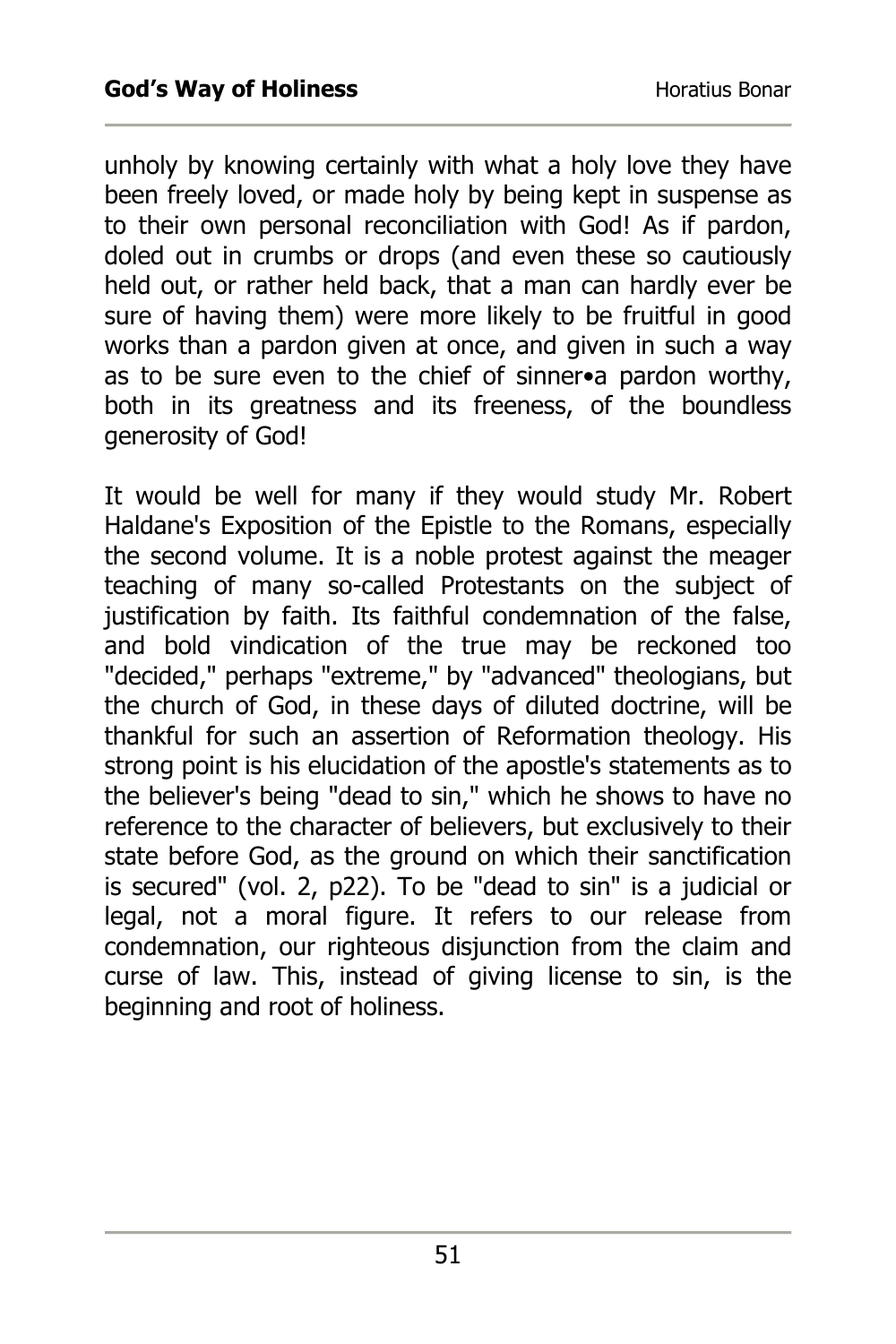unholy by knowing certainly with what a holy love they have been freely loved, or made holy by being kept in suspense as to their own personal reconciliation with God! As if pardon, doled out in crumbs or drops (and even these so cautiously held out, or rather held back, that a man can hardly ever be sure of having them) were more likely to be fruitful in good works than a pardon given at once, and given in such a way as to be sure even to the chief of sinner•a pardon worthy, both in its greatness and its freeness, of the boundless generosity of God!

It would be well for many if they would study Mr. Robert Haldane's Exposition of the Epistle to the Romans, especially the second volume. It is a noble protest against the meager teaching of many so-called Protestants on the subject of justification by faith. Its faithful condemnation of the false, and bold vindication of the true may be reckoned too "decided," perhaps "extreme," by "advanced" theologians, but the church of God, in these days of diluted doctrine, will be thankful for such an assertion of Reformation theology. His strong point is his elucidation of the apostle's statements as to the believer's being "dead to sin," which he shows to have no reference to the character of believers, but exclusively to their state before God, as the ground on which their sanctification is secured" (vol. 2, p22). To be "dead to sin" is a judicial or legal, not a moral figure. It refers to our release from condemnation, our righteous disjunction from the claim and curse of law. This, instead of giving license to sin, is the beginning and root of holiness.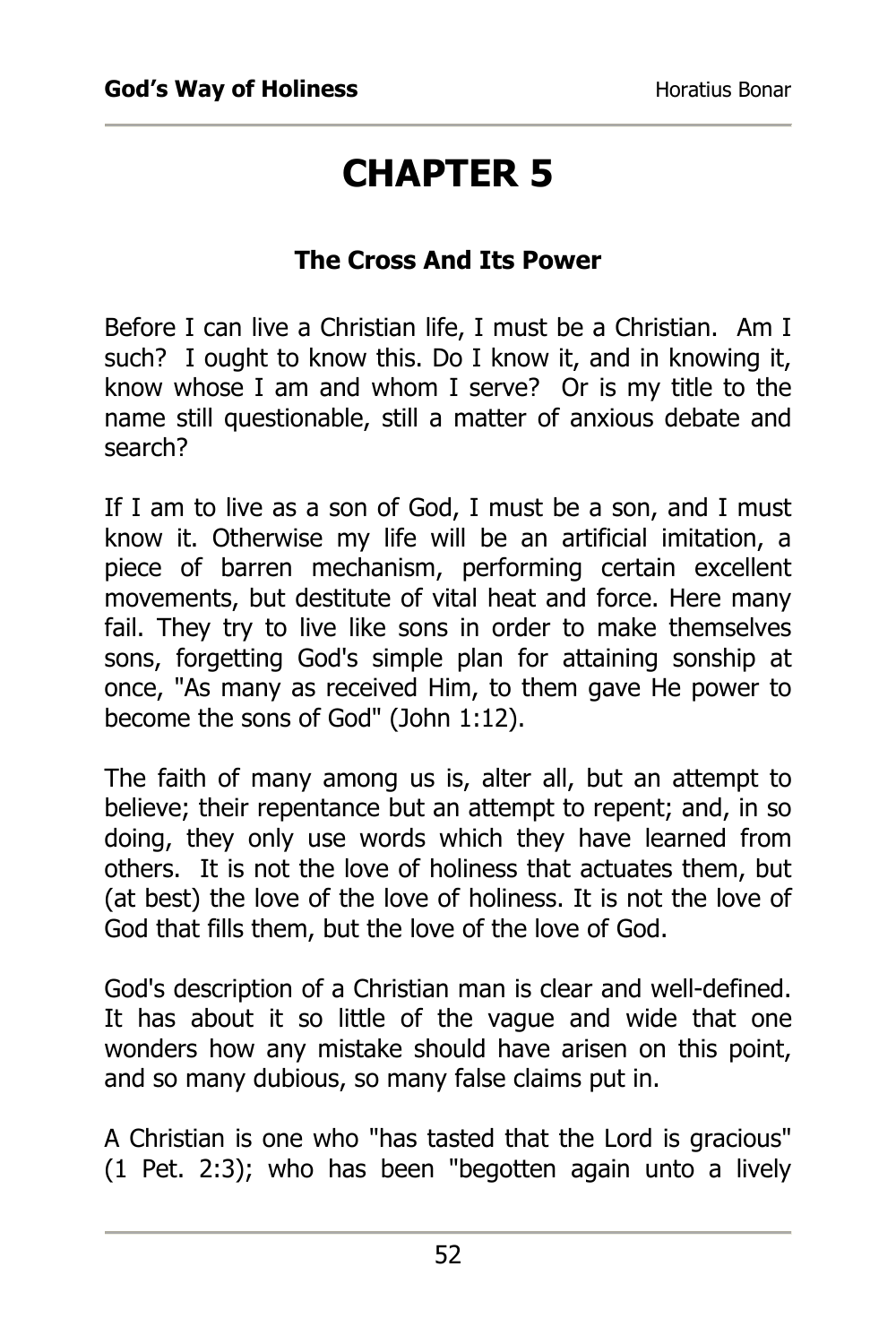# CHAPTER 5

### The Cross And Its Power

Before I can live a Christian life, I must be a Christian. Am I such? I ought to know this. Do I know it, and in knowing it, know whose I am and whom I serve? Or is my title to the name still questionable, still a matter of anxious debate and search?

If I am to live as a son of God, I must be a son, and I must know it. Otherwise my life will be an artificial imitation, a piece of barren mechanism, performing certain excellent movements, but destitute of vital heat and force. Here many fail. They try to live like sons in order to make themselves sons, forgetting God's simple plan for attaining sonship at once, "As many as received Him, to them gave He power to become the sons of God" (John 1:12).

The faith of many among us is, alter all, but an attempt to believe; their repentance but an attempt to repent; and, in so doing, they only use words which they have learned from others. It is not the love of holiness that actuates them, but (at best) the love of the love of holiness. It is not the love of God that fills them, but the love of the love of God.

God's description of a Christian man is clear and well-defined. It has about it so little of the vague and wide that one wonders how any mistake should have arisen on this point, and so many dubious, so many false claims put in.

A Christian is one who "has tasted that the Lord is gracious" (1 Pet. 2:3); who has been "begotten again unto a lively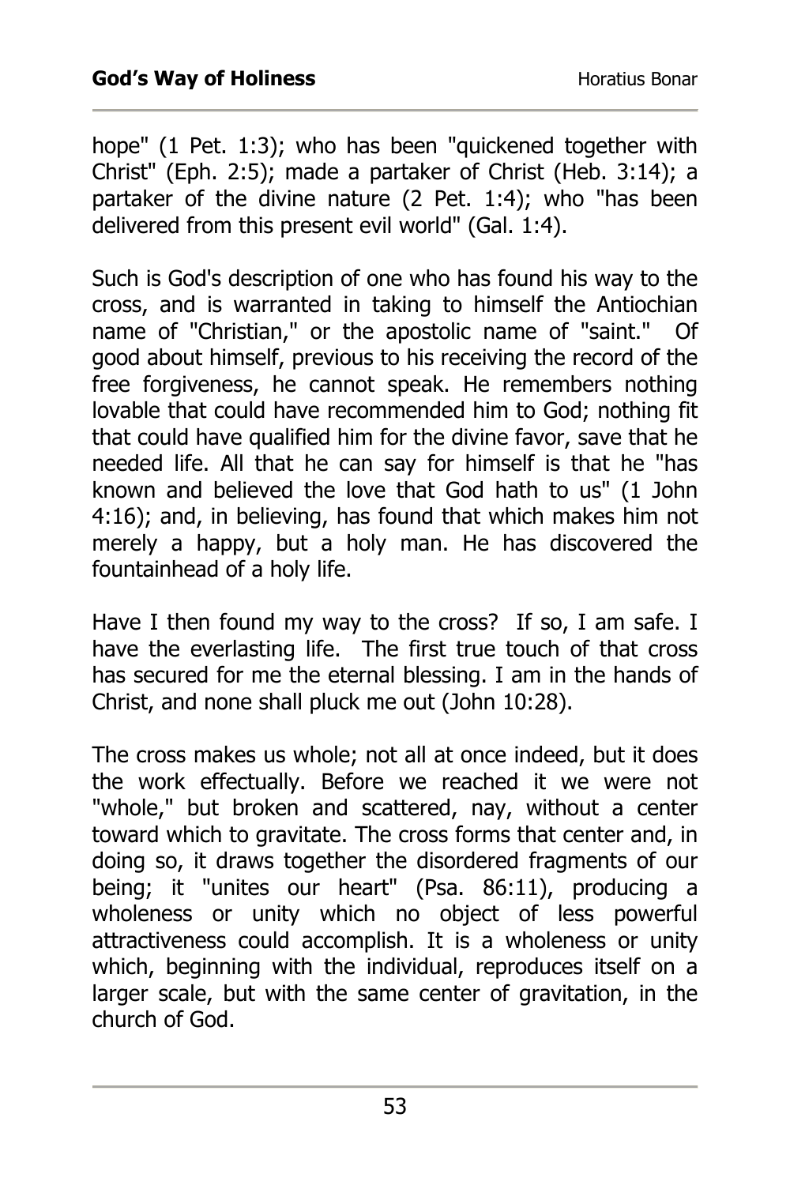hope" (1 Pet. 1:3); who has been "quickened together with Christ" (Eph. 2:5); made a partaker of Christ (Heb. 3:14); a partaker of the divine nature (2 Pet. 1:4); who "has been delivered from this present evil world" (Gal. 1:4).

Such is God's description of one who has found his way to the cross, and is warranted in taking to himself the Antiochian name of "Christian," or the apostolic name of "saint." Of good about himself, previous to his receiving the record of the free forgiveness, he cannot speak. He remembers nothing lovable that could have recommended him to God; nothing fit that could have qualified him for the divine favor, save that he needed life. All that he can say for himself is that he "has known and believed the love that God hath to us" (1 John 4:16); and, in believing, has found that which makes him not merely a happy, but a holy man. He has discovered the fountainhead of a holy life.

Have I then found my way to the cross? If so, I am safe. I have the everlasting life. The first true touch of that cross has secured for me the eternal blessing. I am in the hands of Christ, and none shall pluck me out (John 10:28).

The cross makes us whole; not all at once indeed, but it does the work effectually. Before we reached it we were not "whole," but broken and scattered, nay, without a center toward which to gravitate. The cross forms that center and, in doing so, it draws together the disordered fragments of our being; it "unites our heart" (Psa. 86:11), producing a wholeness or unity which no object of less powerful attractiveness could accomplish. It is a wholeness or unity which, beginning with the individual, reproduces itself on a larger scale, but with the same center of gravitation, in the church of God.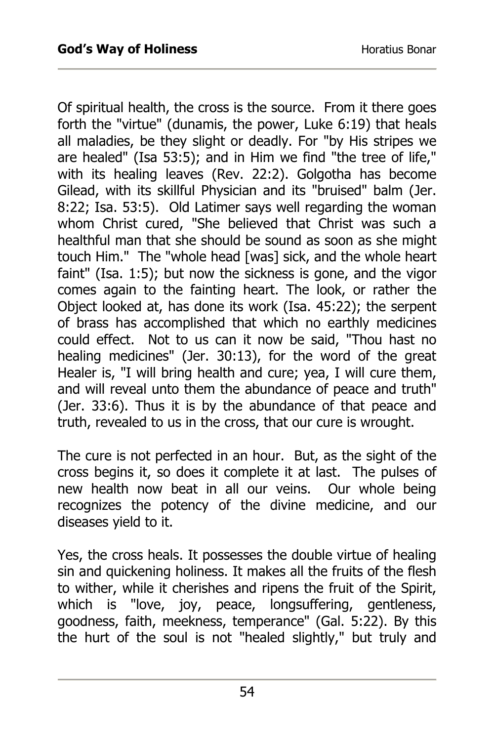Of spiritual health, the cross is the source. From it there goes forth the "virtue" (dunamis, the power, Luke 6:19) that heals all maladies, be they slight or deadly. For "by His stripes we are healed" (Isa 53:5); and in Him we find "the tree of life," with its healing leaves (Rev. 22:2). Golgotha has become Gilead, with its skillful Physician and its "bruised" balm (Jer. 8:22; Isa. 53:5). Old Latimer says well regarding the woman whom Christ cured, "She believed that Christ was such a healthful man that she should be sound as soon as she might touch Him." The "whole head [was] sick, and the whole heart faint" (Isa. 1:5); but now the sickness is gone, and the vigor comes again to the fainting heart. The look, or rather the Object looked at, has done its work (Isa. 45:22); the serpent of brass has accomplished that which no earthly medicines could effect. Not to us can it now be said, "Thou hast no healing medicines" (Jer. 30:13), for the word of the great Healer is, "I will bring health and cure; yea, I will cure them, and will reveal unto them the abundance of peace and truth" (Jer. 33:6). Thus it is by the abundance of that peace and truth, revealed to us in the cross, that our cure is wrought.

The cure is not perfected in an hour. But, as the sight of the cross begins it, so does it complete it at last. The pulses of new health now beat in all our veins. Our whole being recognizes the potency of the divine medicine, and our diseases yield to it.

Yes, the cross heals. It possesses the double virtue of healing sin and quickening holiness. It makes all the fruits of the flesh to wither, while it cherishes and ripens the fruit of the Spirit, which is "love, joy, peace, longsuffering, gentleness, goodness, faith, meekness, temperance" (Gal. 5:22). By this the hurt of the soul is not "healed slightly," but truly and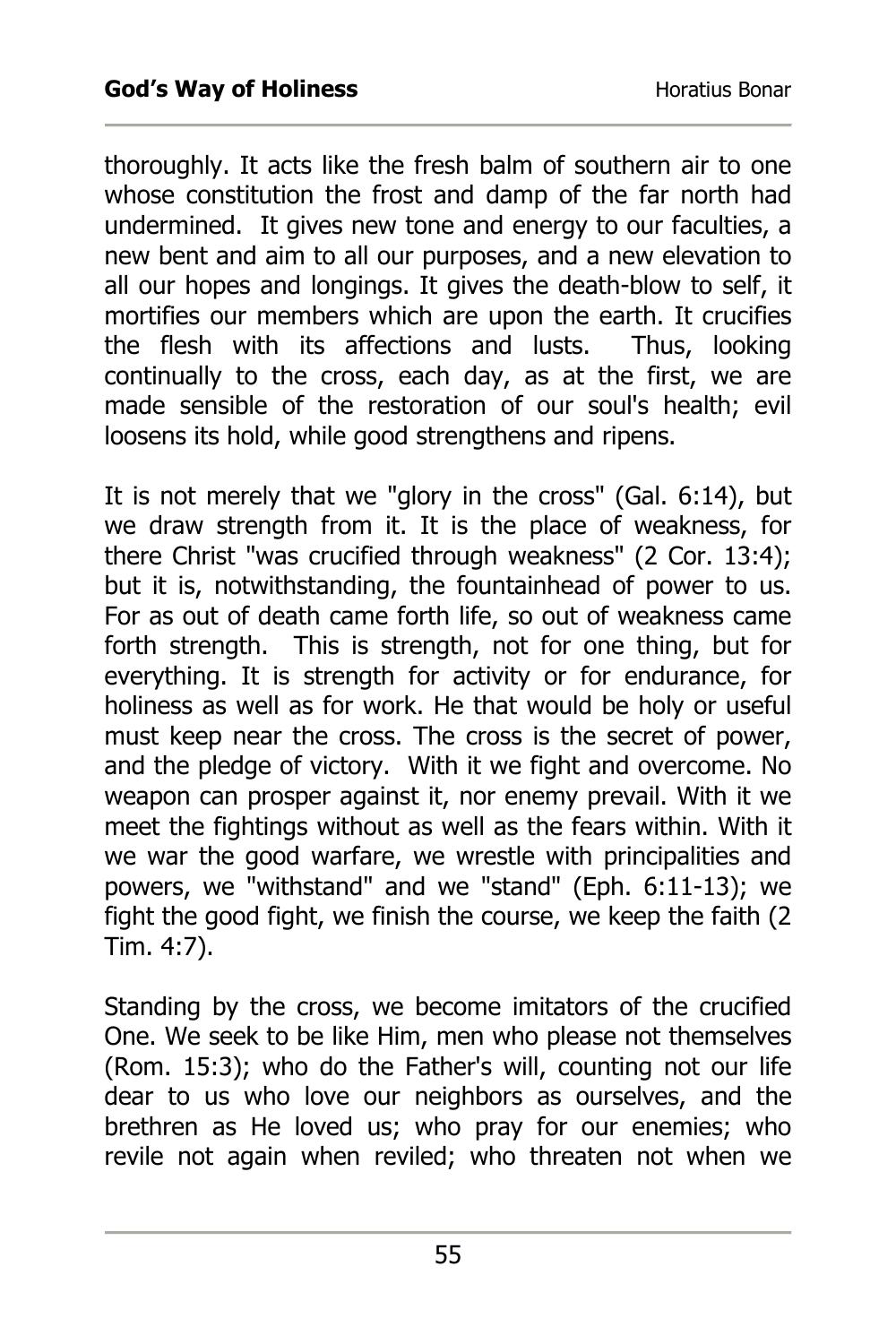thoroughly. It acts like the fresh balm of southern air to one whose constitution the frost and damp of the far north had undermined. It gives new tone and energy to our faculties, a new bent and aim to all our purposes, and a new elevation to all our hopes and longings. It gives the death-blow to self, it mortifies our members which are upon the earth. It crucifies the flesh with its affections and lusts. Thus, looking continually to the cross, each day, as at the first, we are made sensible of the restoration of our soul's health; evil loosens its hold, while good strengthens and ripens.

It is not merely that we "glory in the cross" (Gal. 6:14), but we draw strength from it. It is the place of weakness, for there Christ "was crucified through weakness" (2 Cor. 13:4); but it is, notwithstanding, the fountainhead of power to us. For as out of death came forth life, so out of weakness came forth strength. This is strength, not for one thing, but for everything. It is strength for activity or for endurance, for holiness as well as for work. He that would be holy or useful must keep near the cross. The cross is the secret of power, and the pledge of victory. With it we fight and overcome. No weapon can prosper against it, nor enemy prevail. With it we meet the fightings without as well as the fears within. With it we war the good warfare, we wrestle with principalities and powers, we "withstand" and we "stand" (Eph. 6:11-13); we fight the good fight, we finish the course, we keep the faith (2 Tim. 4:7).

Standing by the cross, we become imitators of the crucified One. We seek to be like Him, men who please not themselves (Rom. 15:3); who do the Father's will, counting not our life dear to us who love our neighbors as ourselves, and the brethren as He loved us; who pray for our enemies; who revile not again when reviled; who threaten not when we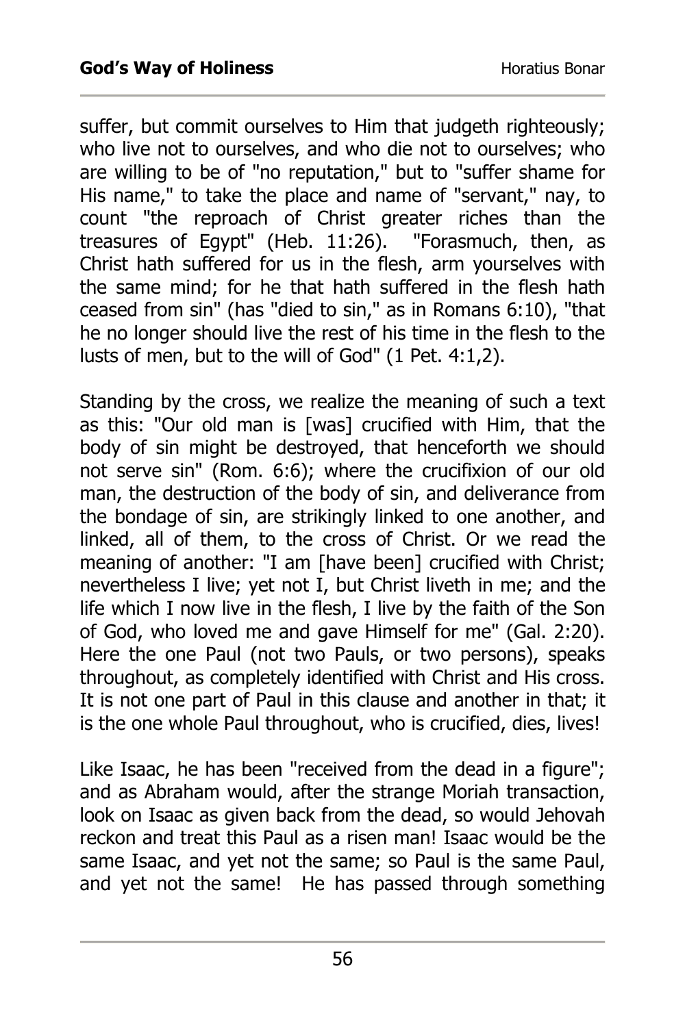suffer, but commit ourselves to Him that judgeth righteously; who live not to ourselves, and who die not to ourselves; who are willing to be of "no reputation," but to "suffer shame for His name," to take the place and name of "servant," nay, to count "the reproach of Christ greater riches than the treasures of Egypt" (Heb. 11:26). "Forasmuch, then, as Christ hath suffered for us in the flesh, arm yourselves with the same mind; for he that hath suffered in the flesh hath ceased from sin" (has "died to sin," as in Romans 6:10), "that he no longer should live the rest of his time in the flesh to the lusts of men, but to the will of God" (1 Pet. 4:1,2).

Standing by the cross, we realize the meaning of such a text as this: "Our old man is [was] crucified with Him, that the body of sin might be destroyed, that henceforth we should not serve sin" (Rom. 6:6); where the crucifixion of our old man, the destruction of the body of sin, and deliverance from the bondage of sin, are strikingly linked to one another, and linked, all of them, to the cross of Christ. Or we read the meaning of another: "I am [have been] crucified with Christ; nevertheless I live; yet not I, but Christ liveth in me; and the life which I now live in the flesh, I live by the faith of the Son of God, who loved me and gave Himself for me" (Gal. 2:20). Here the one Paul (not two Pauls, or two persons), speaks throughout, as completely identified with Christ and His cross. It is not one part of Paul in this clause and another in that; it is the one whole Paul throughout, who is crucified, dies, lives!

Like Isaac, he has been "received from the dead in a figure"; and as Abraham would, after the strange Moriah transaction, look on Isaac as given back from the dead, so would Jehovah reckon and treat this Paul as a risen man! Isaac would be the same Isaac, and yet not the same; so Paul is the same Paul, and yet not the same! He has passed through something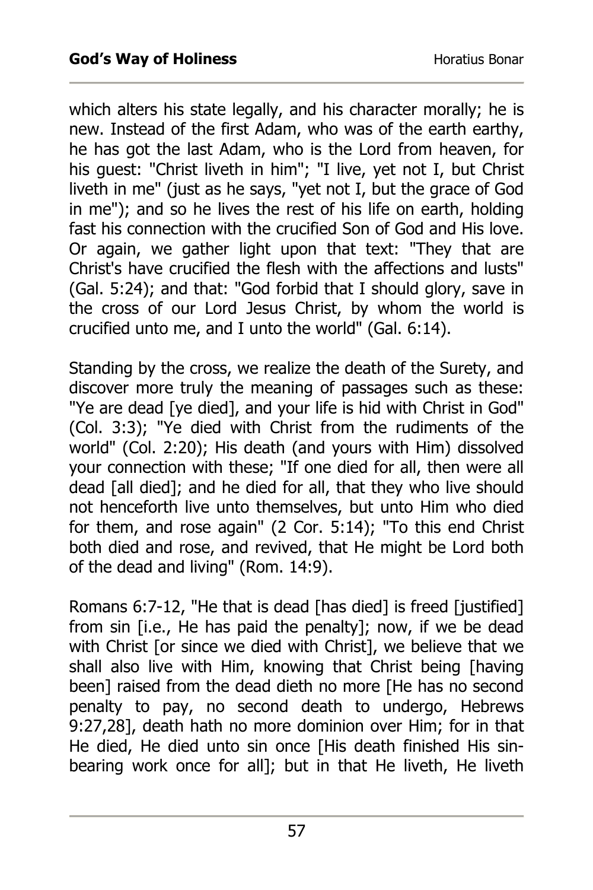which alters his state legally, and his character morally; he is new. Instead of the first Adam, who was of the earth earthy, he has got the last Adam, who is the Lord from heaven, for his guest: "Christ liveth in him"; "I live, yet not I, but Christ liveth in me" (just as he says, "yet not I, but the grace of God in me"); and so he lives the rest of his life on earth, holding fast his connection with the crucified Son of God and His love. Or again, we gather light upon that text: "They that are Christ's have crucified the flesh with the affections and lusts" (Gal. 5:24); and that: "God forbid that I should glory, save in the cross of our Lord Jesus Christ, by whom the world is crucified unto me, and I unto the world" (Gal. 6:14).

Standing by the cross, we realize the death of the Surety, and discover more truly the meaning of passages such as these: "Ye are dead [ye died], and your life is hid with Christ in God" (Col. 3:3); "Ye died with Christ from the rudiments of the world" (Col. 2:20); His death (and yours with Him) dissolved your connection with these; "If one died for all, then were all dead [all died]; and he died for all, that they who live should not henceforth live unto themselves, but unto Him who died for them, and rose again" (2 Cor. 5:14); "To this end Christ both died and rose, and revived, that He might be Lord both of the dead and living" (Rom. 14:9).

Romans 6:7-12, "He that is dead [has died] is freed [justified] from sin [i.e., He has paid the penalty]; now, if we be dead with Christ [or since we died with Christ], we believe that we shall also live with Him, knowing that Christ being [having been] raised from the dead dieth no more [He has no second penalty to pay, no second death to undergo, Hebrews 9:27,28], death hath no more dominion over Him; for in that He died, He died unto sin once [His death finished His sin-bearing work once for all]; but in that He liveth, He liveth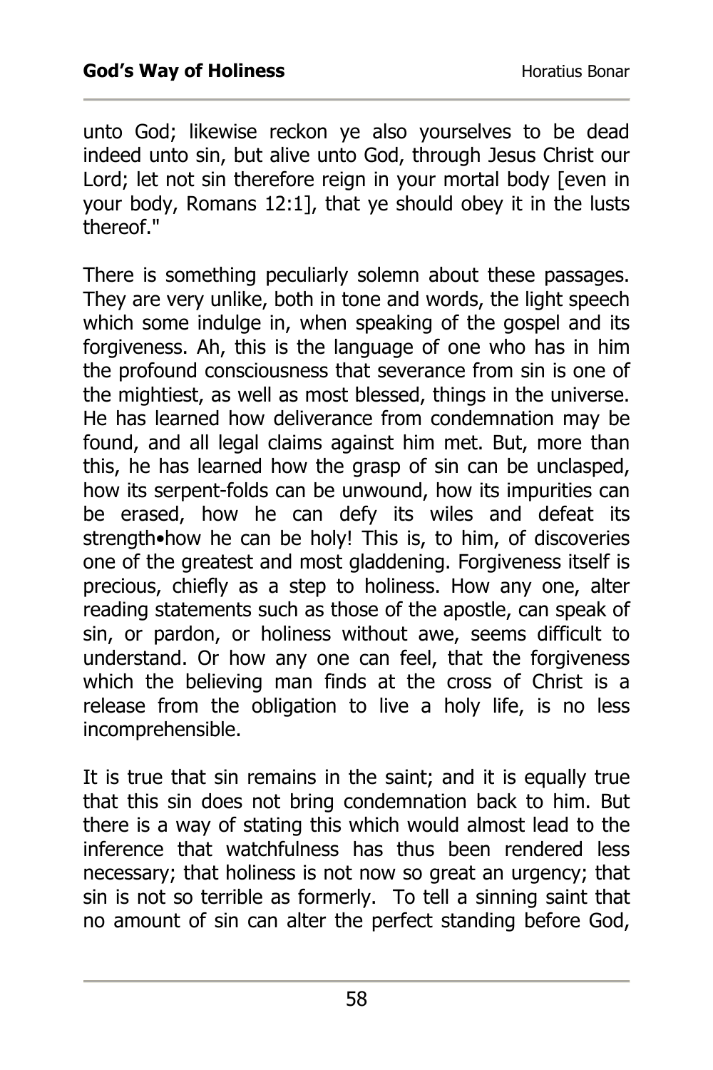unto God; likewise reckon ye also yourselves to be dead indeed unto sin, but alive unto God, through Jesus Christ our Lord; let not sin therefore reign in your mortal body [even in your body, Romans 12:1], that ye should obey it in the lusts thereof."

There is something peculiarly solemn about these passages. They are very unlike, both in tone and words, the light speech which some indulge in, when speaking of the gospel and its forgiveness. Ah, this is the language of one who has in him the profound consciousness that severance from sin is one of the mightiest, as well as most blessed, things in the universe. He has learned how deliverance from condemnation may be found, and all legal claims against him met. But, more than this, he has learned how the grasp of sin can be unclasped, how its serpent-folds can be unwound, how its impurities can be erased, how he can defy its wiles and defeat its strength•how he can be holy! This is, to him, of discoveries one of the greatest and most gladdening. Forgiveness itself is precious, chiefly as a step to holiness. How any one, alter reading statements such as those of the apostle, can speak of sin, or pardon, or holiness without awe, seems difficult to understand. Or how any one can feel, that the forgiveness which the believing man finds at the cross of Christ is a release from the obligation to live a holy life, is no less incomprehensible.

It is true that sin remains in the saint; and it is equally true that this sin does not bring condemnation back to him. But there is a way of stating this which would almost lead to the inference that watchfulness has thus been rendered less necessary; that holiness is not now so great an urgency; that sin is not so terrible as formerly. To tell a sinning saint that no amount of sin can alter the perfect standing before God,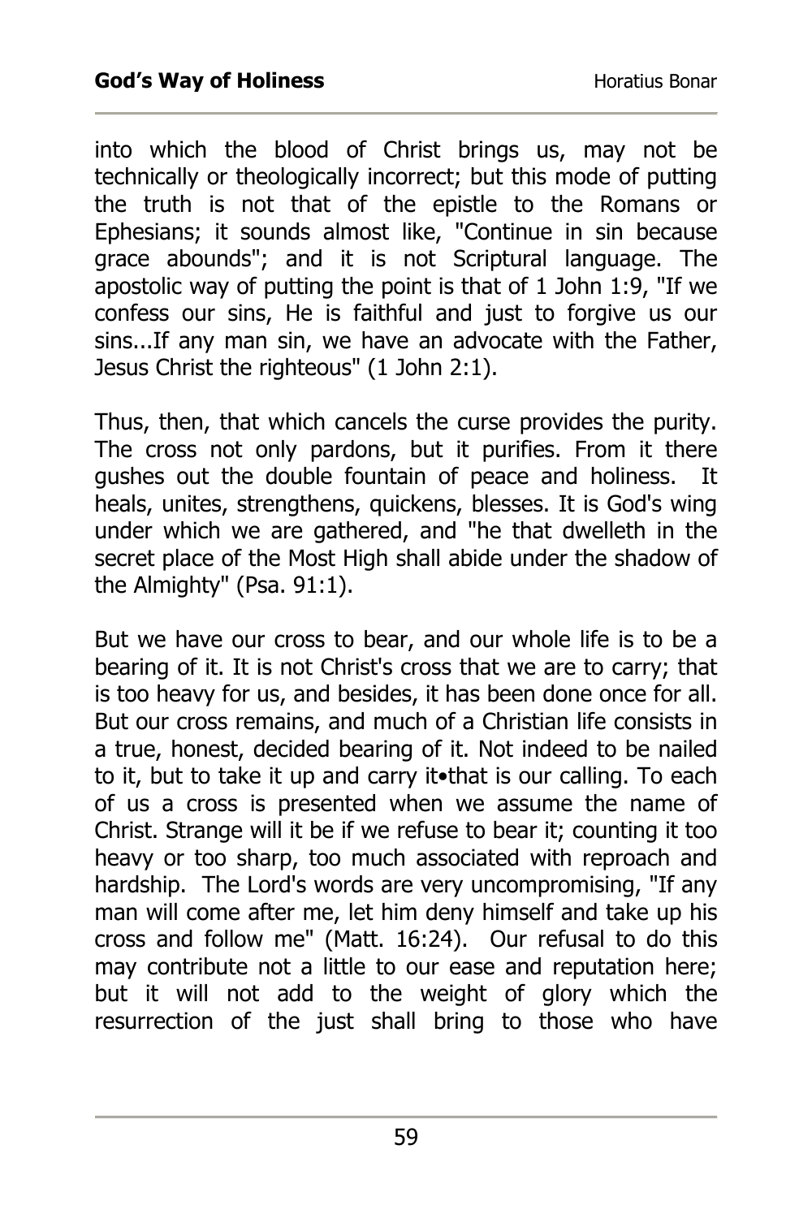into which the blood of Christ brings us, may not be technically or theologically incorrect; but this mode of putting the truth is not that of the epistle to the Romans or Ephesians; it sounds almost like, "Continue in sin because grace abounds"; and it is not Scriptural language. The apostolic way of putting the point is that of 1 John 1:9, "If we confess our sins, He is faithful and just to forgive us our sins...If any man sin, we have an advocate with the Father, Jesus Christ the righteous" (1 John 2:1).

Thus, then, that which cancels the curse provides the purity. The cross not only pardons, but it purifies. From it there gushes out the double fountain of peace and holiness. It heals, unites, strengthens, quickens, blesses. It is God's wing under which we are gathered, and "he that dwelleth in the secret place of the Most High shall abide under the shadow of the Almighty" (Psa. 91:1).

But we have our cross to bear, and our whole life is to be a bearing of it. It is not Christ's cross that we are to carry; that is too heavy for us, and besides, it has been done once for all. But our cross remains, and much of a Christian life consists in a true, honest, decided bearing of it. Not indeed to be nailed to it, but to take it up and carry it•that is our calling. To each of us a cross is presented when we assume the name of Christ. Strange will it be if we refuse to bear it; counting it too heavy or too sharp, too much associated with reproach and hardship. The Lord's words are very uncompromising, "If any man will come after me, let him deny himself and take up his cross and follow me" (Matt. 16:24). Our refusal to do this may contribute not a little to our ease and reputation here; but it will not add to the weight of glory which the resurrection of the just shall bring to those who have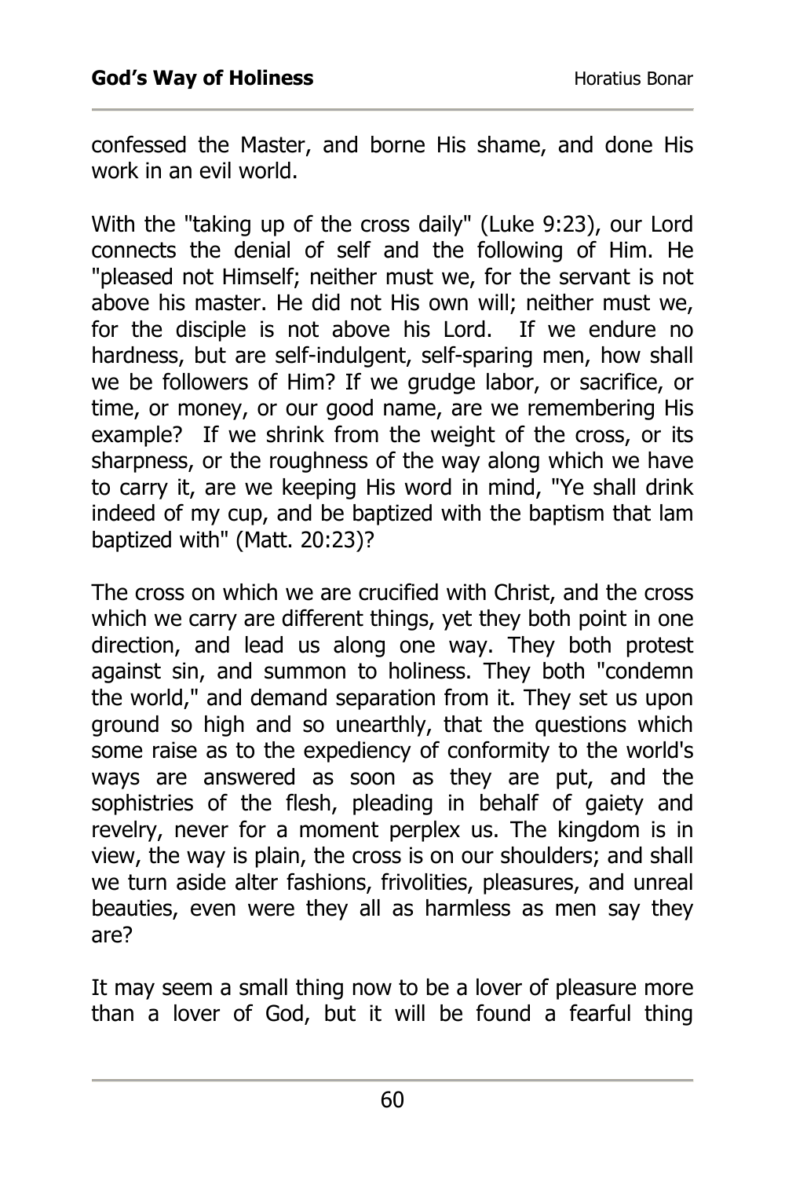confessed the Master, and borne His shame, and done His work in an evil world.

With the "taking up of the cross daily" (Luke 9:23), our Lord connects the denial of self and the following of Him. He "pleased not Himself; neither must we, for the servant is not above his master. He did not His own will; neither must we, for the disciple is not above his Lord. If we endure no hardness, but are self-indulgent, self-sparing men, how shall we be followers of Him? If we grudge labor, or sacrifice, or time, or money, or our good name, are we remembering His example? If we shrink from the weight of the cross, or its sharpness, or the roughness of the way along which we have to carry it, are we keeping His word in mind, "Ye shall drink indeed of my cup, and be baptized with the baptism that lam baptized with" (Matt. 20:23)?

The cross on which we are crucified with Christ, and the cross which we carry are different things, yet they both point in one direction, and lead us along one way. They both protest against sin, and summon to holiness. They both "condemn the world," and demand separation from it. They set us upon ground so high and so unearthly, that the questions which some raise as to the expediency of conformity to the world's ways are answered as soon as they are put, and the sophistries of the flesh, pleading in behalf of gaiety and revelry, never for a moment perplex us. The kingdom is in view, the way is plain, the cross is on our shoulders; and shall we turn aside alter fashions, frivolities, pleasures, and unreal beauties, even were they all as harmless as men say they are?

It may seem a small thing now to be a lover of pleasure more than a lover of God, but it will be found a fearful thing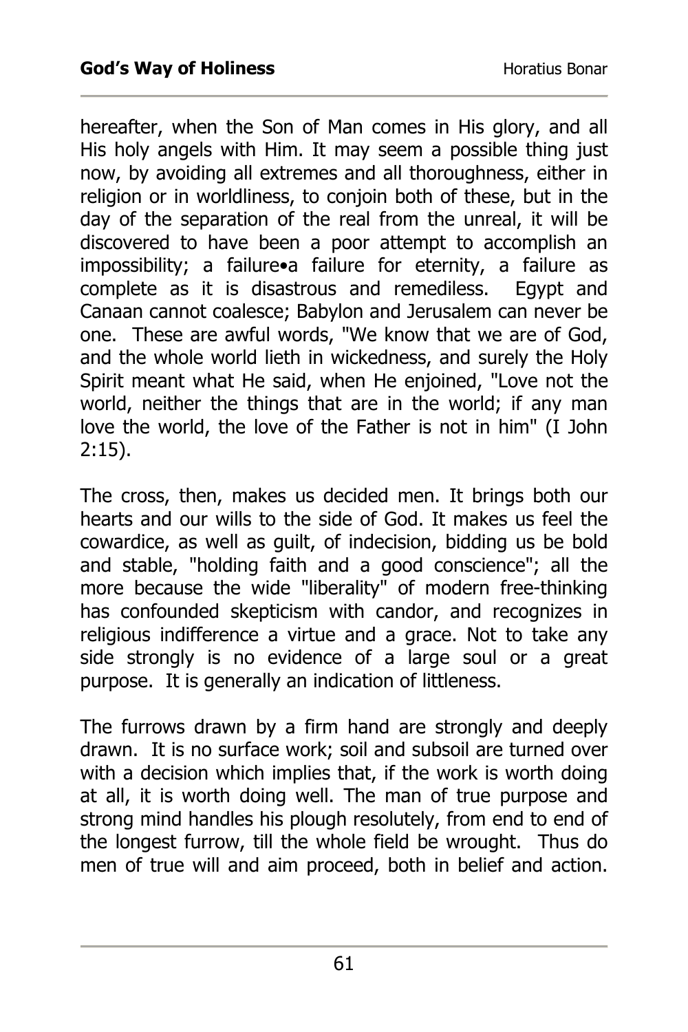hereafter, when the Son of Man comes in His glory, and all His holy angels with Him. It may seem a possible thing just now, by avoiding all extremes and all thoroughness, either in religion or in worldliness, to conjoin both of these, but in the day of the separation of the real from the unreal, it will be discovered to have been a poor attempt to accomplish an impossibility; a failure•a failure for eternity, a failure as complete as it is disastrous and remediless. Egypt and Canaan cannot coalesce; Babylon and Jerusalem can never be one. These are awful words, "We know that we are of God, and the whole world lieth in wickedness, and surely the Holy Spirit meant what He said, when He enjoined, "Love not the world, neither the things that are in the world; if any man love the world, the love of the Father is not in him" (I John 2:15).

The cross, then, makes us decided men. It brings both our hearts and our wills to the side of God. It makes us feel the cowardice, as well as guilt, of indecision, bidding us be bold and stable, "holding faith and a good conscience"; all the more because the wide "liberality" of modern free-thinking has confounded skepticism with candor, and recognizes in religious indifference a virtue and a grace. Not to take any side strongly is no evidence of a large soul or a great purpose. It is generally an indication of littleness.

The furrows drawn by a firm hand are strongly and deeply drawn. It is no surface work; soil and subsoil are turned over with a decision which implies that, if the work is worth doing at all, it is worth doing well. The man of true purpose and strong mind handles his plough resolutely, from end to end of the longest furrow, till the whole field be wrought. Thus do men of true will and aim proceed, both in belief and action.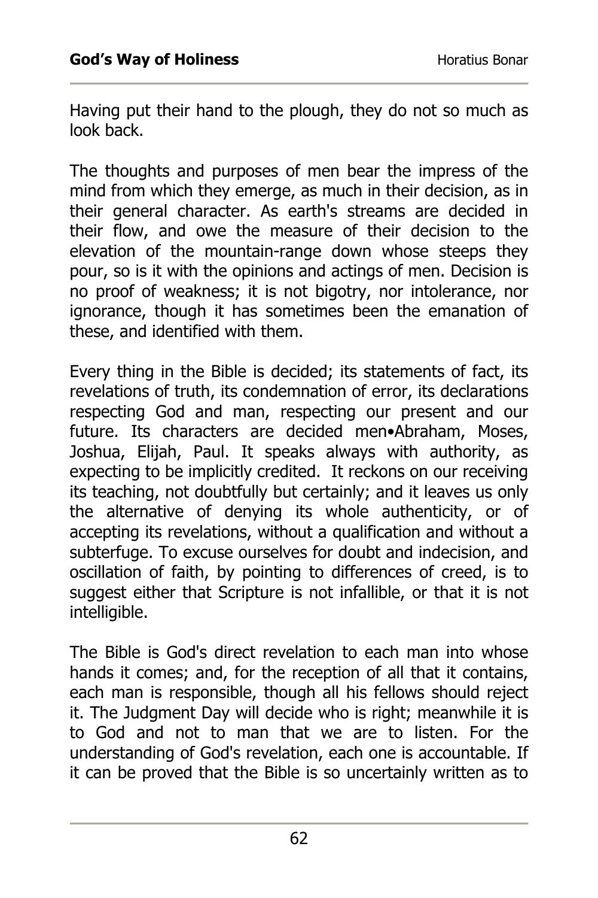Having put their hand to the plough, they do not so much as look back.

The thoughts and purposes of men bear the impress of the mind from which they emerge, as much in their decision, as in their general character. As earth's streams are decided in their flow, and owe the measure of their decision to the elevation of the mountain-range down whose steeps they pour, so is it with the opinions and actings of men. Decision is no proof of weakness; it is not bigotry, nor intolerance, nor ignorance, though it has sometimes been the emanation of these, and identified with them.

Every thing in the Bible is decided; its statements of fact, its revelations of truth, its condemnation of error, its declarations respecting God and man, respecting our present and our future. Its characters are decided men•Abraham, Moses, Joshua, Elijah, Paul. It speaks always with authority, as expecting to be implicitly credited. It reckons on our receiving its teaching, not doubtfully but certainly; and it leaves us only the alternative of denying its whole authenticity, or of accepting its revelations, without a qualification and without a subterfuge. To excuse ourselves for doubt and indecision, and oscillation of faith, by pointing to differences of creed, is to suggest either that Scripture is not infallible, or that it is not intelligible.

The Bible is God's direct revelation to each man into whose hands it comes; and, for the reception of all that it contains, each man is responsible, though all his fellows should reject it. The Judgment Day will decide who is right; meanwhile it is to God and not to man that we are to listen. For the understanding of God's revelation, each one is accountable. If it can be proved that the Bible is so uncertainly written as to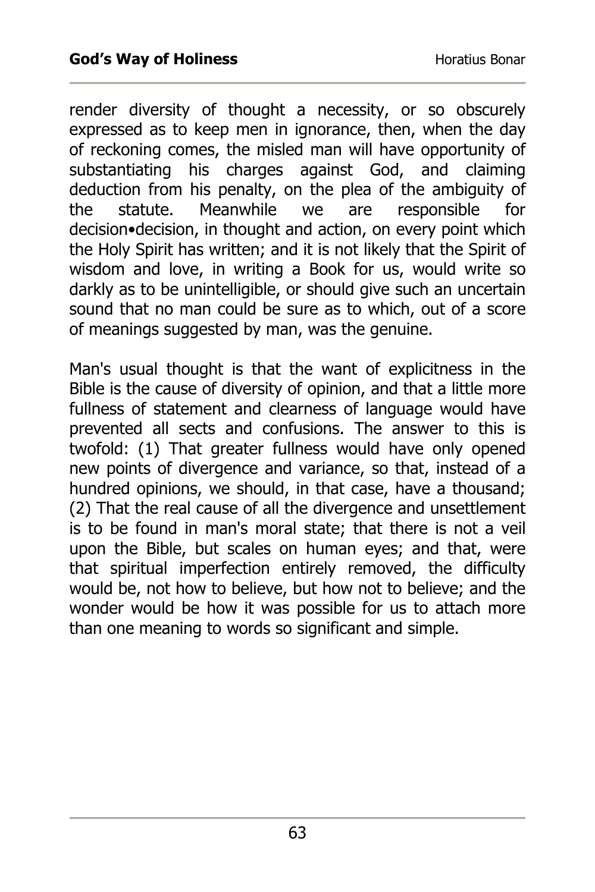render diversity of thought a necessity, or so obscurely expressed as to keep men in ignorance, then, when the day of reckoning comes, the misled man will have opportunity of substantiating his charges against God, and claiming deduction from his penalty, on the plea of the ambiguity of the statute. Meanwhile we are responsible for decision•decision, in thought and action, on every point which the Holy Spirit has written; and it is not likely that the Spirit of wisdom and love, in writing a Book for us, would write so darkly as to be unintelligible, or should give such an uncertain sound that no man could be sure as to which, out of a score of meanings suggested by man, was the genuine.

Man's usual thought is that the want of explicitness in the Bible is the cause of diversity of opinion, and that a little more fullness of statement and clearness of language would have prevented all sects and confusions. The answer to this is twofold: (1) That greater fullness would have only opened new points of divergence and variance, so that, instead of a hundred opinions, we should, in that case, have a thousand; (2) That the real cause of all the divergence and unsettlement is to be found in man's moral state; that there is not a veil upon the Bible, but scales on human eyes; and that, were that spiritual imperfection entirely removed, the difficulty would be, not how to believe, but how not to believe; and the wonder would be how it was possible for us to attach more than one meaning to words so significant and simple.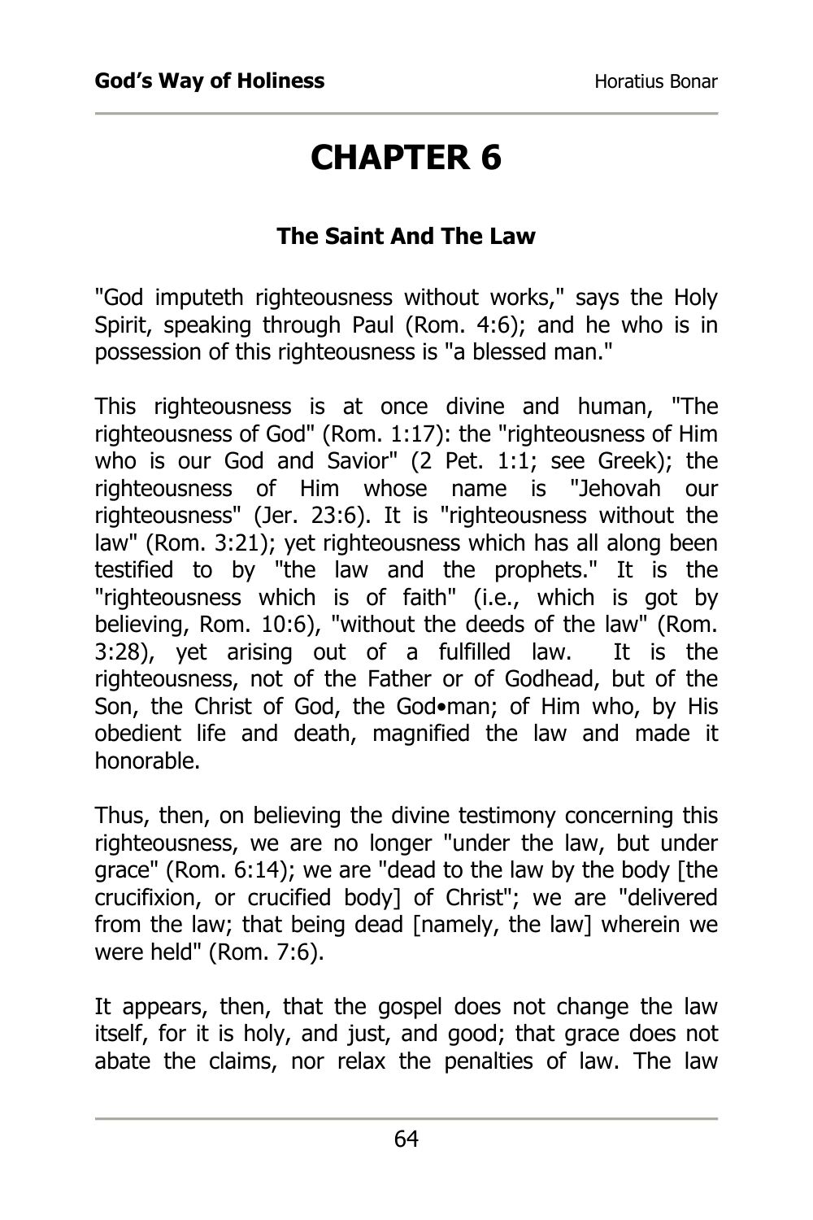# CHAPTER 6

### The Saint And The Law

"God imputeth righteousness without works," says the Holy Spirit, speaking through Paul (Rom. 4:6); and he who is in possession of this righteousness is "a blessed man."

This righteousness is at once divine and human, "The righteousness of God" (Rom. 1:17): the "righteousness of Him who is our God and Savior" (2 Pet. 1:1; see Greek); the righteousness of Him whose name is "Jehovah our righteousness" (Jer. 23:6). It is "righteousness without the law" (Rom. 3:21); yet righteousness which has all along been testified to by "the law and the prophets." It is the "righteousness which is of faith" (i.e., which is got by believing, Rom. 10:6), "without the deeds of the law" (Rom. 3:28), yet arising out of a fulfilled law. It is the righteousness, not of the Father or of Godhead, but of the Son, the Christ of God, the God•man; of Him who, by His obedient life and death, magnified the law and made it honorable.

Thus, then, on believing the divine testimony concerning this righteousness, we are no longer "under the law, but under grace" (Rom. 6:14); we are "dead to the law by the body [the crucifixion, or crucified body] of Christ"; we are "delivered from the law; that being dead [namely, the law] wherein we were held" (Rom. 7:6).

It appears, then, that the gospel does not change the law itself, for it is holy, and just, and good; that grace does not abate the claims, nor relax the penalties of law. The law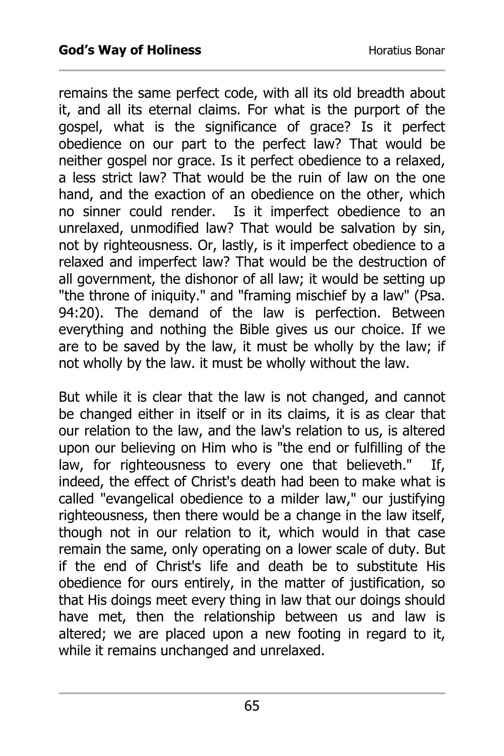remains the same perfect code, with all its old breadth about it, and all its eternal claims. For what is the purport of the gospel, what is the significance of grace? Is it perfect obedience on our part to the perfect law? That would be neither gospel nor grace. Is it perfect obedience to a relaxed, a less strict law? That would be the ruin of law on the one hand, and the exaction of an obedience on the other, which no sinner could render. Is it imperfect obedience to an unrelaxed, unmodified law? That would be salvation by sin, not by righteousness. Or, lastly, is it imperfect obedience to a relaxed and imperfect law? That would be the destruction of all government, the dishonor of all law; it would be setting up "the throne of iniquity." and "framing mischief by a law" (Psa. 94:20). The demand of the law is perfection. Between everything and nothing the Bible gives us our choice. If we are to be saved by the law, it must be wholly by the law; if not wholly by the law. it must be wholly without the law.

But while it is clear that the law is not changed, and cannot be changed either in itself or in its claims, it is as clear that our relation to the law, and the law's relation to us, is altered upon our believing on Him who is "the end or fulfilling of the law, for righteousness to every one that believeth." If, indeed, the effect of Christ's death had been to make what is called "evangelical obedience to a milder law," our justifying righteousness, then there would be a change in the law itself, though not in our relation to it, which would in that case remain the same, only operating on a lower scale of duty. But if the end of Christ's life and death be to substitute His obedience for ours entirely, in the matter of justification, so that His doings meet every thing in law that our doings should have met, then the relationship between us and law is altered; we are placed upon a new footing in regard to it, while it remains unchanged and unrelaxed.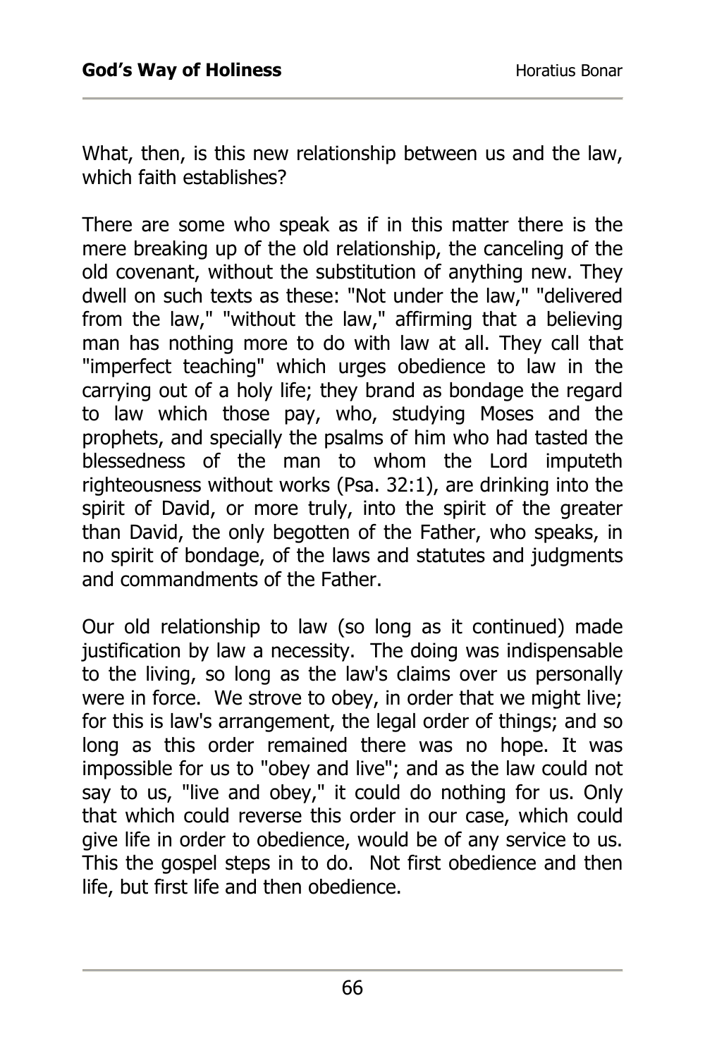What, then, is this new relationship between us and the law, which faith establishes?

There are some who speak as if in this matter there is the mere breaking up of the old relationship, the canceling of the old covenant, without the substitution of anything new. They dwell on such texts as these: "Not under the law," "delivered from the law," "without the law," affirming that a believing man has nothing more to do with law at all. They call that "imperfect teaching" which urges obedience to law in the carrying out of a holy life; they brand as bondage the regard to law which those pay, who, studying Moses and the prophets, and specially the psalms of him who had tasted the blessedness of the man to whom the Lord imputeth righteousness without works (Psa. 32:1), are drinking into the spirit of David, or more truly, into the spirit of the greater than David, the only begotten of the Father, who speaks, in no spirit of bondage, of the laws and statutes and judgments and commandments of the Father.

Our old relationship to law (so long as it continued) made justification by law a necessity. The doing was indispensable to the living, so long as the law's claims over us personally were in force. We strove to obey, in order that we might live; for this is law's arrangement, the legal order of things; and so long as this order remained there was no hope. It was impossible for us to "obey and live"; and as the law could not say to us, "live and obey," it could do nothing for us. Only that which could reverse this order in our case, which could give life in order to obedience, would be of any service to us. This the gospel steps in to do. Not first obedience and then life, but first life and then obedience.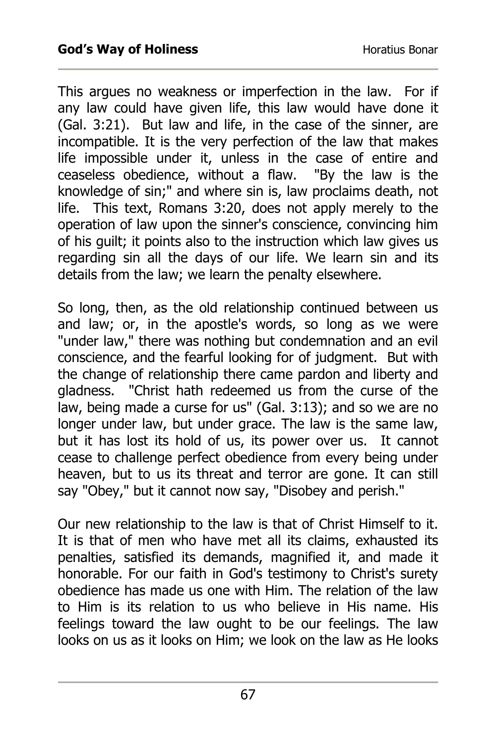This argues no weakness or imperfection in the law. For if any law could have given life, this law would have done it (Gal. 3:21). But law and life, in the case of the sinner, are incompatible. It is the very perfection of the law that makes life impossible under it, unless in the case of entire and ceaseless obedience, without a flaw. "By the law is the knowledge of sin;" and where sin is, law proclaims death, not life. This text, Romans 3:20, does not apply merely to the operation of law upon the sinner's conscience, convincing him of his guilt; it points also to the instruction which law gives us regarding sin all the days of our life. We learn sin and its details from the law; we learn the penalty elsewhere.

So long, then, as the old relationship continued between us and law; or, in the apostle's words, so long as we were "under law," there was nothing but condemnation and an evil conscience, and the fearful looking for of judgment. But with the change of relationship there came pardon and liberty and gladness. "Christ hath redeemed us from the curse of the law, being made a curse for us" (Gal. 3:13); and so we are no longer under law, but under grace. The law is the same law, but it has lost its hold of us, its power over us. It cannot cease to challenge perfect obedience from every being under heaven, but to us its threat and terror are gone. It can still say "Obey," but it cannot now say, "Disobey and perish."

Our new relationship to the law is that of Christ Himself to it. It is that of men who have met all its claims, exhausted its penalties, satisfied its demands, magnified it, and made it honorable. For our faith in God's testimony to Christ's surety obedience has made us one with Him. The relation of the law to Him is its relation to us who believe in His name. His feelings toward the law ought to be our feelings. The law looks on us as it looks on Him; we look on the law as He looks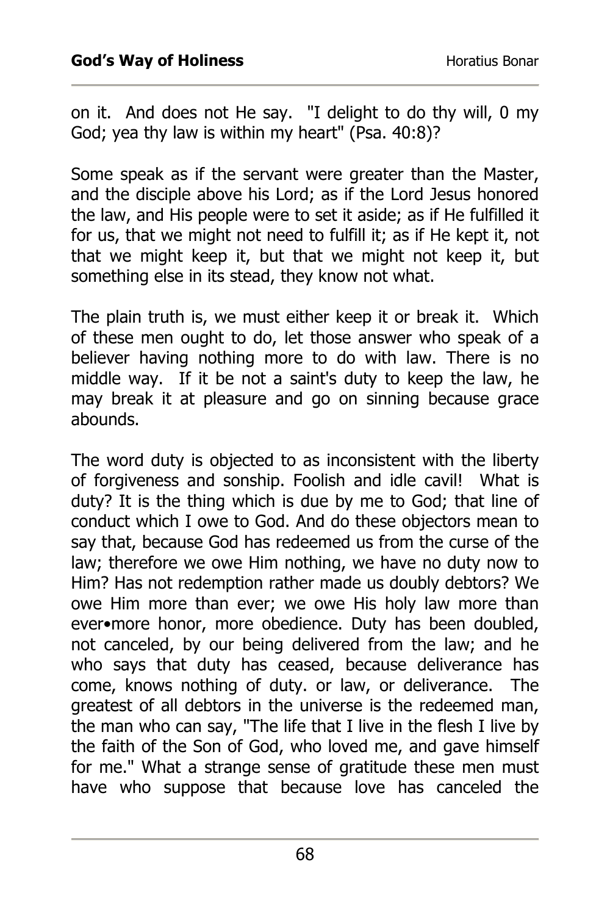on it. And does not He say. "I delight to do thy will, 0 my God; yea thy law is within my heart" (Psa. 40:8)?

Some speak as if the servant were greater than the Master, and the disciple above his Lord; as if the Lord Jesus honored the law, and His people were to set it aside; as if He fulfilled it for us, that we might not need to fulfill it; as if He kept it, not that we might keep it, but that we might not keep it, but something else in its stead, they know not what.

The plain truth is, we must either keep it or break it. Which of these men ought to do, let those answer who speak of a believer having nothing more to do with law. There is no middle way. If it be not a saint's duty to keep the law, he may break it at pleasure and go on sinning because grace abounds.

The word duty is objected to as inconsistent with the liberty of forgiveness and sonship. Foolish and idle cavil! What is duty? It is the thing which is due by me to God; that line of conduct which I owe to God. And do these objectors mean to say that, because God has redeemed us from the curse of the law; therefore we owe Him nothing, we have no duty now to Him? Has not redemption rather made us doubly debtors? We owe Him more than ever; we owe His holy law more than ever•more honor, more obedience. Duty has been doubled, not canceled, by our being delivered from the law; and he who says that duty has ceased, because deliverance has come, knows nothing of duty. or law, or deliverance. The greatest of all debtors in the universe is the redeemed man, the man who can say, "The life that I live in the flesh I live by the faith of the Son of God, who loved me, and gave himself for me." What a strange sense of gratitude these men must have who suppose that because love has canceled the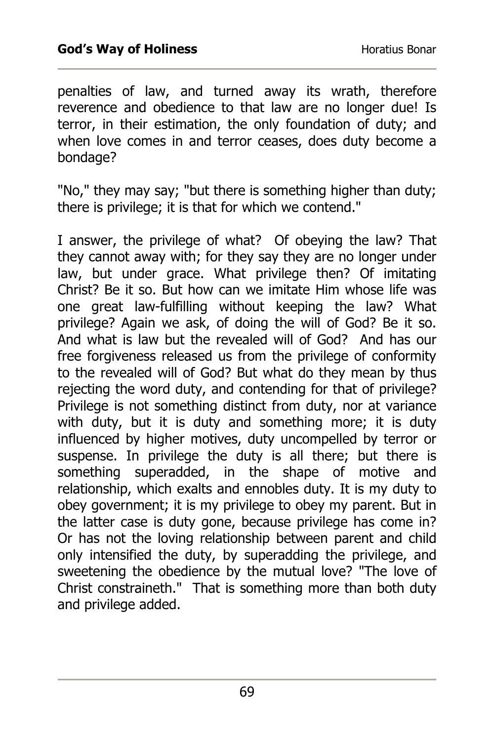penalties of law, and turned away its wrath, therefore reverence and obedience to that law are no longer due! Is terror, in their estimation, the only foundation of duty; and when love comes in and terror ceases, does duty become a bondage?

"No," they may say; "but there is something higher than duty; there is privilege; it is that for which we contend."

I answer, the privilege of what? Of obeying the law? That they cannot away with; for they say they are no longer under law, but under grace. What privilege then? Of imitating Christ? Be it so. But how can we imitate Him whose life was one great law-fulfilling without keeping the law? What privilege? Again we ask, of doing the will of God? Be it so. And what is law but the revealed will of God? And has our free forgiveness released us from the privilege of conformity to the revealed will of God? But what do they mean by thus rejecting the word duty, and contending for that of privilege? Privilege is not something distinct from duty, nor at variance with duty, but it is duty and something more; it is duty influenced by higher motives, duty uncompelled by terror or suspense. In privilege the duty is all there; but there is something superadded, in the shape of motive and relationship, which exalts and ennobles duty. It is my duty to obey government; it is my privilege to obey my parent. But in the latter case is duty gone, because privilege has come in? Or has not the loving relationship between parent and child only intensified the duty, by superadding the privilege, and sweetening the obedience by the mutual love? "The love of Christ constraineth." That is something more than both duty and privilege added.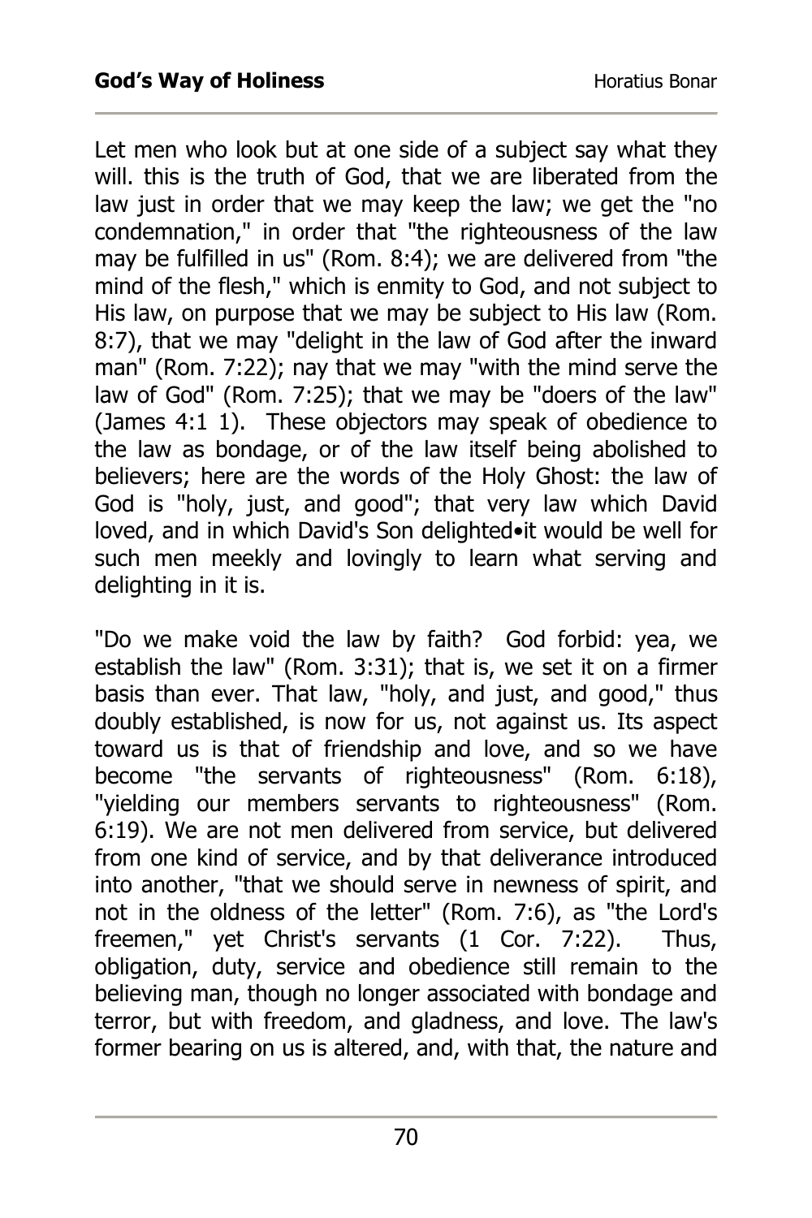Let men who look but at one side of a subject say what they will. this is the truth of God, that we are liberated from the law just in order that we may keep the law; we get the "no condemnation," in order that "the righteousness of the law may be fulfilled in us" (Rom. 8:4); we are delivered from "the mind of the flesh," which is enmity to God, and not subject to His law, on purpose that we may be subject to His law (Rom. 8:7), that we may "delight in the law of God after the inward man" (Rom. 7:22); nay that we may "with the mind serve the law of God" (Rom. 7:25); that we may be "doers of the law" (James 4:1 1). These objectors may speak of obedience to the law as bondage, or of the law itself being abolished to believers; here are the words of the Holy Ghost: the law of God is "holy, just, and good"; that very law which David loved, and in which David's Son delighted•it would be well for such men meekly and lovingly to learn what serving and delighting in it is.

"Do we make void the law by faith? God forbid: yea, we establish the law" (Rom. 3:31); that is, we set it on a firmer basis than ever. That law, "holy, and just, and good," thus doubly established, is now for us, not against us. Its aspect toward us is that of friendship and love, and so we have become "the servants of righteousness" (Rom. 6:18), "yielding our members servants to righteousness" (Rom. 6:19). We are not men delivered from service, but delivered from one kind of service, and by that deliverance introduced into another, "that we should serve in newness of spirit, and not in the oldness of the letter" (Rom. 7:6), as "the Lord's freemen," yet Christ's servants (1 Cor. 7:22). Thus, obligation, duty, service and obedience still remain to the believing man, though no longer associated with bondage and terror, but with freedom, and gladness, and love. The law's former bearing on us is altered, and, with that, the nature and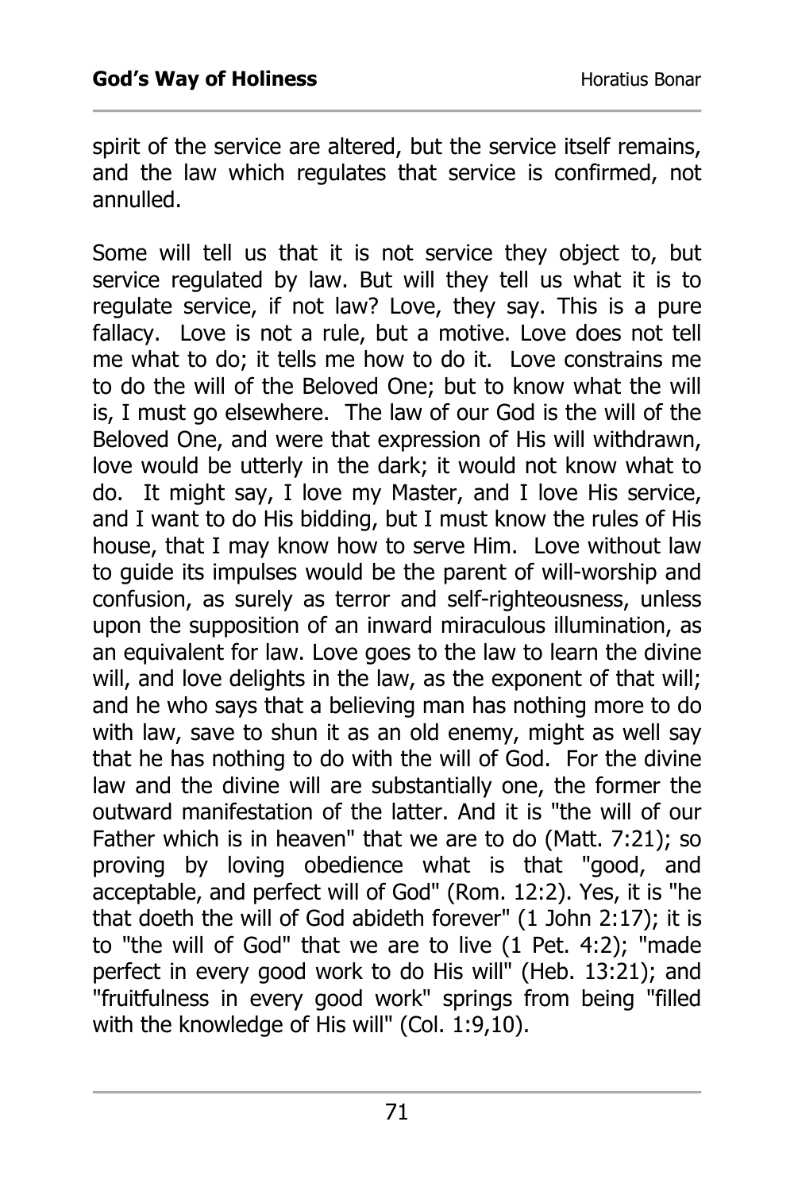spirit of the service are altered, but the service itself remains, and the law which regulates that service is confirmed, not annulled.

Some will tell us that it is not service they object to, but service regulated by law. But will they tell us what it is to regulate service, if not law? Love, they say. This is a pure fallacy. Love is not a rule, but a motive. Love does not tell me what to do; it tells me how to do it. Love constrains me to do the will of the Beloved One; but to know what the will is, I must go elsewhere. The law of our God is the will of the Beloved One, and were that expression of His will withdrawn, love would be utterly in the dark; it would not know what to do. It might say, I love my Master, and I love His service, and I want to do His bidding, but I must know the rules of His house, that I may know how to serve Him. Love without law to guide its impulses would be the parent of will-worship and confusion, as surely as terror and self-righteousness, unless upon the supposition of an inward miraculous illumination, as an equivalent for law. Love goes to the law to learn the divine will, and love delights in the law, as the exponent of that will; and he who says that a believing man has nothing more to do with law, save to shun it as an old enemy, might as well say that he has nothing to do with the will of God. For the divine law and the divine will are substantially one, the former the outward manifestation of the latter. And it is "the will of our Father which is in heaven" that we are to do (Matt. 7:21); so proving by loving obedience what is that "good, and acceptable, and perfect will of God" (Rom. 12:2). Yes, it is "he that doeth the will of God abideth forever" (1 John 2:17); it is to "the will of God" that we are to live (1 Pet. 4:2); "made perfect in every good work to do His will" (Heb. 13:21); and "fruitfulness in every good work" springs from being "filled with the knowledge of His will" (Col. 1:9,10).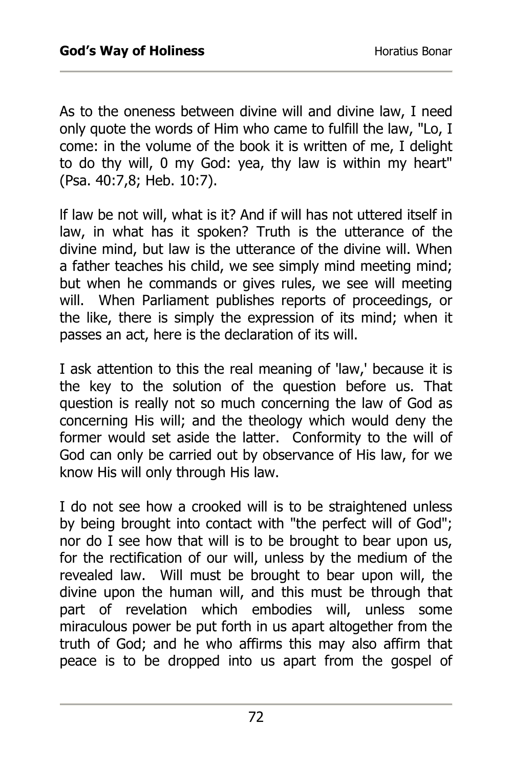As to the oneness between divine will and divine law, I need only quote the words of Him who came to fulfill the law, "Lo, I come: in the volume of the book it is written of me, I delight to do thy will, 0 my God: yea, thy law is within my heart" (Psa. 40:7,8; Heb. 10:7).

lf law be not will, what is it? And if will has not uttered itself in law, in what has it spoken? Truth is the utterance of the divine mind, but law is the utterance of the divine will. When a father teaches his child, we see simply mind meeting mind; but when he commands or gives rules, we see will meeting will. When Parliament publishes reports of proceedings, or the like, there is simply the expression of its mind; when it passes an act, here is the declaration of its will.

I ask attention to this the real meaning of 'law,' because it is the key to the solution of the question before us. That question is really not so much concerning the law of God as concerning His will; and the theology which would deny the former would set aside the latter. Conformity to the will of God can only be carried out by observance of His law, for we know His will only through His law.

I do not see how a crooked will is to be straightened unless by being brought into contact with "the perfect will of God"; nor do I see how that will is to be brought to bear upon us, for the rectification of our will, unless by the medium of the revealed law. Will must be brought to bear upon will, the divine upon the human will, and this must be through that part of revelation which embodies will, unless some miraculous power be put forth in us apart altogether from the truth of God; and he who affirms this may also affirm that peace is to be dropped into us apart from the gospel of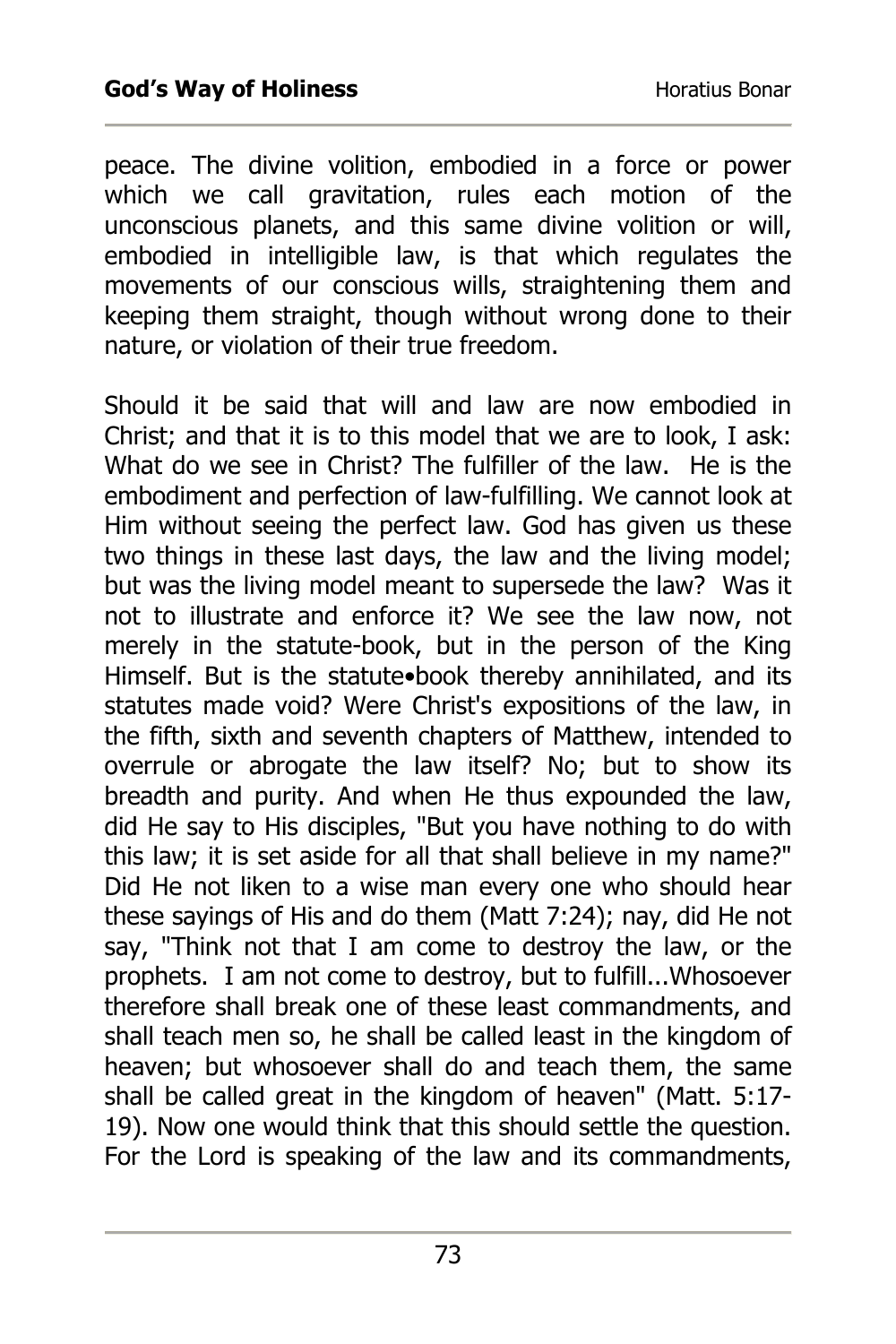peace. The divine volition, embodied in a force or power which we call gravitation, rules each motion of the unconscious planets, and this same divine volition or will, embodied in intelligible law, is that which regulates the movements of our conscious wills, straightening them and keeping them straight, though without wrong done to their nature, or violation of their true freedom.

Should it be said that will and law are now embodied in Christ; and that it is to this model that we are to look, I ask: What do we see in Christ? The fulfiller of the law. He is the embodiment and perfection of law-fulfilling. We cannot look at Him without seeing the perfect law. God has given us these two things in these last days, the law and the living model; but was the living model meant to supersede the law? Was it not to illustrate and enforce it? We see the law now, not merely in the statute-book, but in the person of the King Himself. But is the statute•book thereby annihilated, and its statutes made void? Were Christ's expositions of the law, in the fifth, sixth and seventh chapters of Matthew, intended to overrule or abrogate the law itself? No; but to show its breadth and purity. And when He thus expounded the law, did He say to His disciples, "But you have nothing to do with this law; it is set aside for all that shall believe in my name?" Did He not liken to a wise man every one who should hear these sayings of His and do them (Matt 7:24); nay, did He not say, "Think not that I am come to destroy the law, or the prophets. I am not come to destroy, but to fulfill...Whosoever therefore shall break one of these least commandments, and shall teach men so, he shall be called least in the kingdom of heaven; but whosoever shall do and teach them, the same shall be called great in the kingdom of heaven" (Matt. 5:17-19). Now one would think that this should settle the question. For the Lord is speaking of the law and its commandments,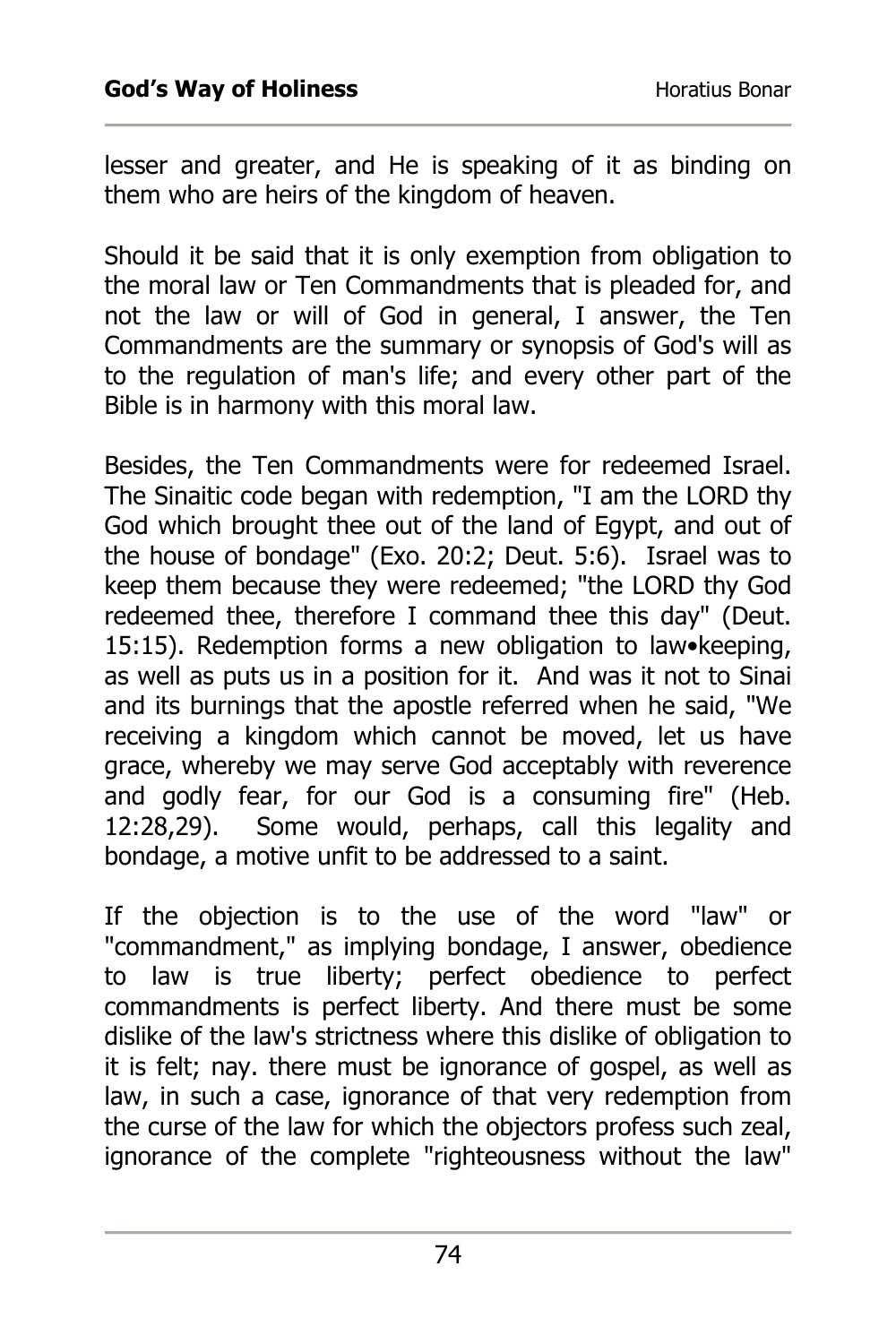lesser and greater, and He is speaking of it as binding on them who are heirs of the kingdom of heaven.

Should it be said that it is only exemption from obligation to the moral law or Ten Commandments that is pleaded for, and not the law or will of God in general, I answer, the Ten Commandments are the summary or synopsis of God's will as to the regulation of man's life; and every other part of the Bible is in harmony with this moral law.

Besides, the Ten Commandments were for redeemed Israel. The Sinaitic code began with redemption, "I am the LORD thy God which brought thee out of the land of Egypt, and out of the house of bondage" (Exo. 20:2; Deut. 5:6). Israel was to keep them because they were redeemed; "the LORD thy God redeemed thee, therefore I command thee this day" (Deut. 15:15). Redemption forms a new obligation to law•keeping, as well as puts us in a position for it. And was it not to Sinai and its burnings that the apostle referred when he said, "We receiving a kingdom which cannot be moved, let us have grace, whereby we may serve God acceptably with reverence and godly fear, for our God is a consuming fire" (Heb. 12:28,29). Some would, perhaps, call this legality and bondage, a motive unfit to be addressed to a saint.

If the objection is to the use of the word "law" or "commandment," as implying bondage, I answer, obedience to law is true liberty; perfect obedience to perfect commandments is perfect liberty. And there must be some dislike of the law's strictness where this dislike of obligation to it is felt; nay. there must be ignorance of gospel, as well as law, in such a case, ignorance of that very redemption from the curse of the law for which the objectors profess such zeal, ignorance of the complete "righteousness without the law"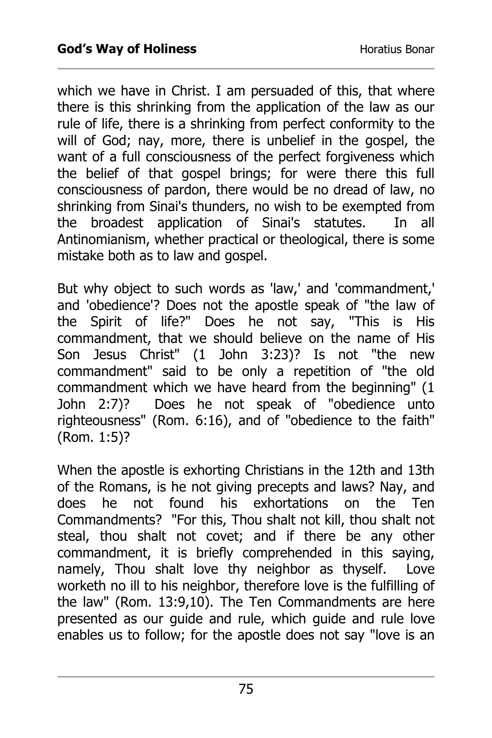which we have in Christ. I am persuaded of this, that where there is this shrinking from the application of the law as our rule of life, there is a shrinking from perfect conformity to the will of God; nay, more, there is unbelief in the gospel, the want of a full consciousness of the perfect forgiveness which the belief of that gospel brings; for were there this full consciousness of pardon, there would be no dread of law, no shrinking from Sinai's thunders, no wish to be exempted from the broadest application of Sinai's statutes. In all Antinomianism, whether practical or theological, there is some mistake both as to law and gospel.

But why object to such words as 'law,' and 'commandment,' and 'obedience'? Does not the apostle speak of "the law of the Spirit of life?" Does he not say, "This is His commandment, that we should believe on the name of His Son Jesus Christ" (1 John 3:23)? Is not "the new commandment" said to be only a repetition of "the old commandment which we have heard from the beginning" (1 John 2:7)? Does he not speak of "obedience unto righteousness" (Rom. 6:16), and of "obedience to the faith" (Rom. 1:5)?

When the apostle is exhorting Christians in the 12th and 13th of the Romans, is he not giving precepts and laws? Nay, and does he not found his exhortations on the Ten Commandments? "For this, Thou shalt not kill, thou shalt not steal, thou shalt not covet; and if there be any other commandment, it is briefly comprehended in this saying, namely, Thou shalt love thy neighbor as thyself. Love worketh no ill to his neighbor, therefore love is the fulfilling of the law" (Rom. 13:9,10). The Ten Commandments are here presented as our guide and rule, which guide and rule love enables us to follow; for the apostle does not say "love is an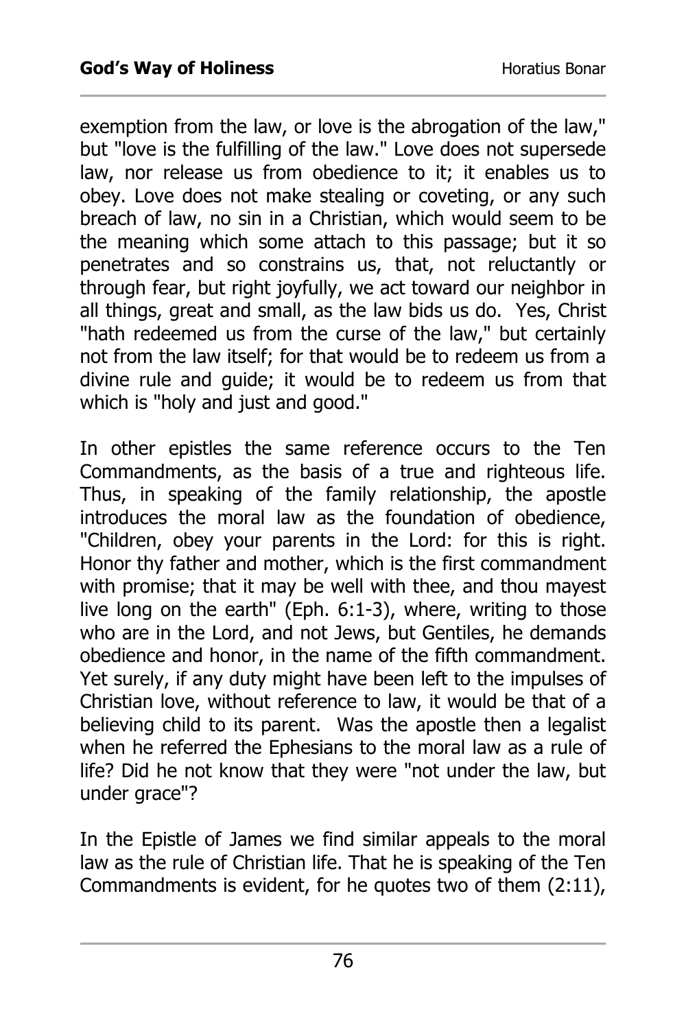exemption from the law, or love is the abrogation of the law," but "love is the fulfilling of the law." Love does not supersede law, nor release us from obedience to it; it enables us to obey. Love does not make stealing or coveting, or any such breach of law, no sin in a Christian, which would seem to be the meaning which some attach to this passage; but it so penetrates and so constrains us, that, not reluctantly or through fear, but right joyfully, we act toward our neighbor in all things, great and small, as the law bids us do. Yes, Christ "hath redeemed us from the curse of the law," but certainly not from the law itself; for that would be to redeem us from a divine rule and guide; it would be to redeem us from that which is "holy and just and good."

In other epistles the same reference occurs to the Ten Commandments, as the basis of a true and righteous life. Thus, in speaking of the family relationship, the apostle introduces the moral law as the foundation of obedience, "Children, obey your parents in the Lord: for this is right. Honor thy father and mother, which is the first commandment with promise; that it may be well with thee, and thou mayest live long on the earth" (Eph. 6:1-3), where, writing to those who are in the Lord, and not Jews, but Gentiles, he demands obedience and honor, in the name of the fifth commandment. Yet surely, if any duty might have been left to the impulses of Christian love, without reference to law, it would be that of a believing child to its parent. Was the apostle then a legalist when he referred the Ephesians to the moral law as a rule of life? Did he not know that they were "not under the law, but under grace"?

In the Epistle of James we find similar appeals to the moral law as the rule of Christian life. That he is speaking of the Ten Commandments is evident, for he quotes two of them (2:11),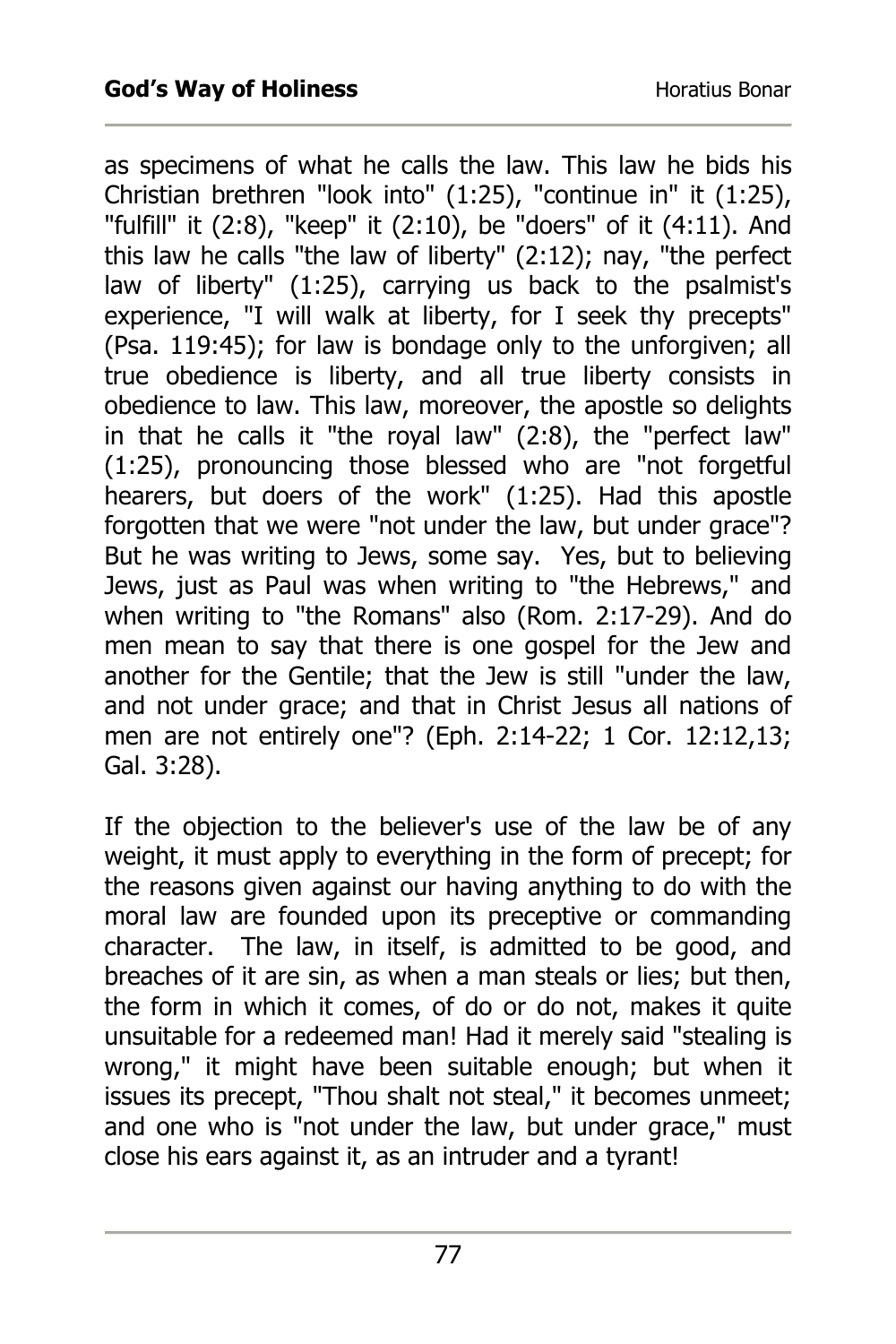as specimens of what he calls the law. This law he bids his Christian brethren "look into" (1:25), "continue in" it (1:25), "fulfill" it (2:8), "keep" it (2:10), be "doers" of it (4:11). And this law he calls "the law of liberty" (2:12); nay, "the perfect law of liberty" (1:25), carrying us back to the psalmist's experience, "I will walk at liberty, for I seek thy precepts" (Psa. 119:45); for law is bondage only to the unforgiven; all true obedience is liberty, and all true liberty consists in obedience to law. This law, moreover, the apostle so delights in that he calls it "the royal law" (2:8), the "perfect law" (1:25), pronouncing those blessed who are "not forgetful hearers, but doers of the work" (1:25). Had this apostle forgotten that we were "not under the law, but under grace"? But he was writing to Jews, some say. Yes, but to believing Jews, just as Paul was when writing to "the Hebrews," and when writing to "the Romans" also (Rom. 2:17-29). And do men mean to say that there is one gospel for the Jew and another for the Gentile; that the Jew is still "under the law, and not under grace; and that in Christ Jesus all nations of men are not entirely one"? (Eph. 2:14-22; 1 Cor. 12:12,13; Gal. 3:28).

If the objection to the believer's use of the law be of any weight, it must apply to everything in the form of precept; for the reasons given against our having anything to do with the moral law are founded upon its preceptive or commanding character. The law, in itself, is admitted to be good, and breaches of it are sin, as when a man steals or lies; but then, the form in which it comes, of do or do not, makes it quite unsuitable for a redeemed man! Had it merely said "stealing is wrong," it might have been suitable enough; but when it issues its precept, "Thou shalt not steal," it becomes unmeet; and one who is "not under the law, but under grace," must close his ears against it, as an intruder and a tyrant!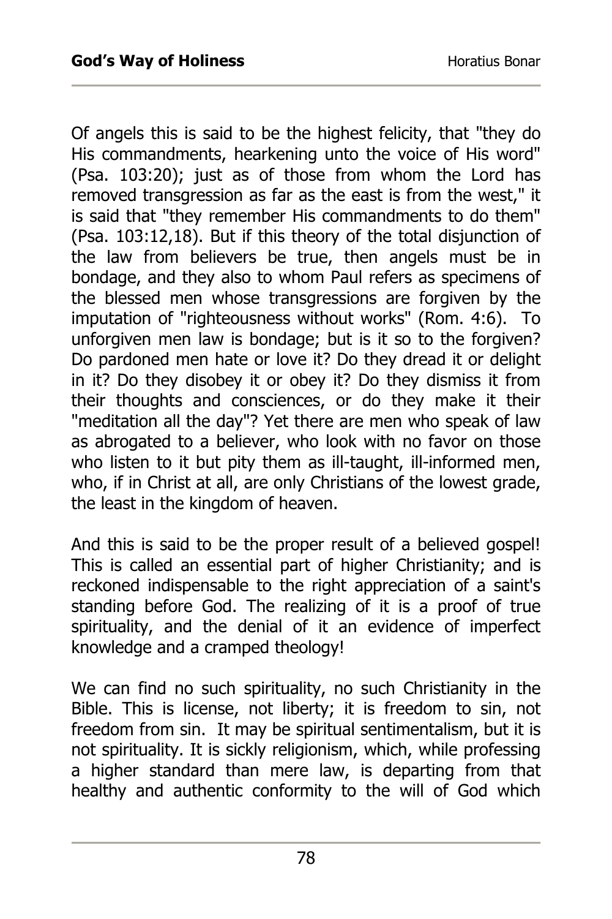Of angels this is said to be the highest felicity, that "they do His commandments, hearkening unto the voice of His word" (Psa. 103:20); just as of those from whom the Lord has removed transgression as far as the east is from the west," it is said that "they remember His commandments to do them" (Psa. 103:12,18). But if this theory of the total disjunction of the law from believers be true, then angels must be in bondage, and they also to whom Paul refers as specimens of the blessed men whose transgressions are forgiven by the imputation of "righteousness without works" (Rom. 4:6). To unforgiven men law is bondage; but is it so to the forgiven? Do pardoned men hate or love it? Do they dread it or delight in it? Do they disobey it or obey it? Do they dismiss it from their thoughts and consciences, or do they make it their "meditation all the day"? Yet there are men who speak of law as abrogated to a believer, who look with no favor on those who listen to it but pity them as ill-taught, ill-informed men, who, if in Christ at all, are only Christians of the lowest grade, the least in the kingdom of heaven.

And this is said to be the proper result of a believed gospel! This is called an essential part of higher Christianity; and is reckoned indispensable to the right appreciation of a saint's standing before God. The realizing of it is a proof of true spirituality, and the denial of it an evidence of imperfect knowledge and a cramped theology!

We can find no such spirituality, no such Christianity in the Bible. This is license, not liberty; it is freedom to sin, not freedom from sin. It may be spiritual sentimentalism, but it is not spirituality. It is sickly religionism, which, while professing a higher standard than mere law, is departing from that healthy and authentic conformity to the will of God which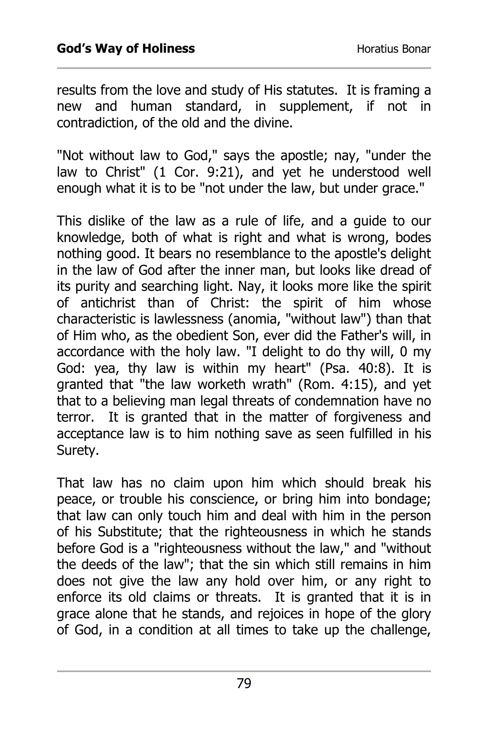results from the love and study of His statutes. It is framing a new and human standard, in supplement, if not in contradiction, of the old and the divine.

"Not without law to God," says the apostle; nay, "under the law to Christ" (1 Cor. 9:21), and yet he understood well enough what it is to be "not under the law, but under grace."

This dislike of the law as a rule of life, and a guide to our knowledge, both of what is right and what is wrong, bodes nothing good. It bears no resemblance to the apostle's delight in the law of God after the inner man, but looks like dread of its purity and searching light. Nay, it looks more like the spirit of antichrist than of Christ: the spirit of him whose characteristic is lawlessness (anomia, "without law") than that of Him who, as the obedient Son, ever did the Father's will, in accordance with the holy law. "I delight to do thy will, 0 my God: yea, thy law is within my heart" (Psa. 40:8). It is granted that "the law worketh wrath" (Rom. 4:15), and yet that to a believing man legal threats of condemnation have no terror. It is granted that in the matter of forgiveness and acceptance law is to him nothing save as seen fulfilled in his Surety.

That law has no claim upon him which should break his peace, or trouble his conscience, or bring him into bondage; that law can only touch him and deal with him in the person of his Substitute; that the righteousness in which he stands before God is a "righteousness without the law," and "without the deeds of the law"; that the sin which still remains in him does not give the law any hold over him, or any right to enforce its old claims or threats. It is granted that it is in grace alone that he stands, and rejoices in hope of the glory of God, in a condition at all times to take up the challenge,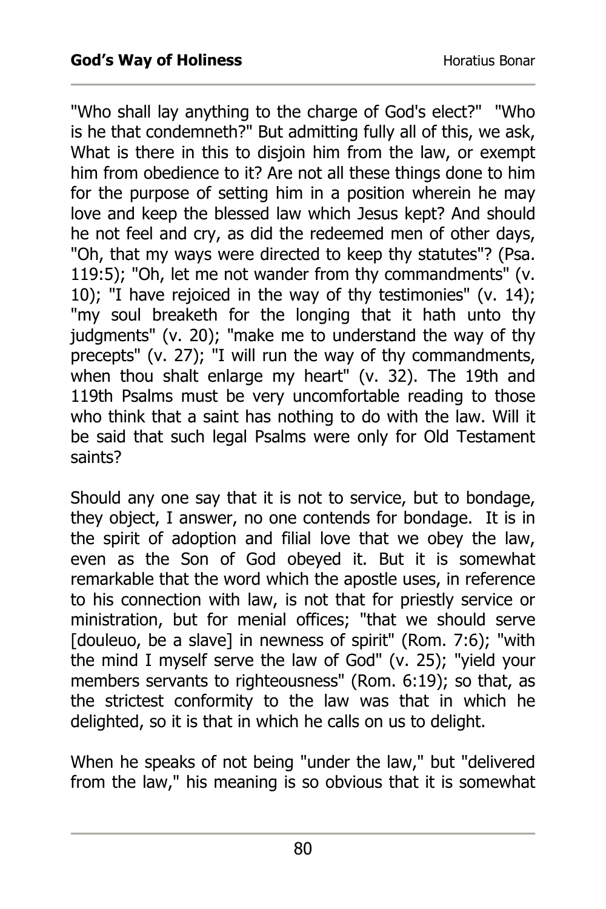"Who shall lay anything to the charge of God's elect?" "Who is he that condemneth?" But admitting fully all of this, we ask, What is there in this to disjoin him from the law, or exempt him from obedience to it? Are not all these things done to him for the purpose of setting him in a position wherein he may love and keep the blessed law which Jesus kept? And should he not feel and cry, as did the redeemed men of other days, "Oh, that my ways were directed to keep thy statutes"? (Psa. 119:5); "Oh, let me not wander from thy commandments" (v. 10); "I have rejoiced in the way of thy testimonies" (v. 14); "my soul breaketh for the longing that it hath unto thy judgments" (v. 20); "make me to understand the way of thy precepts" (v. 27); "I will run the way of thy commandments, when thou shalt enlarge my heart" (v. 32). The 19th and 119th Psalms must be very uncomfortable reading to those who think that a saint has nothing to do with the law. Will it be said that such legal Psalms were only for Old Testament saints?

Should any one say that it is not to service, but to bondage, they object, I answer, no one contends for bondage. It is in the spirit of adoption and filial love that we obey the law, even as the Son of God obeyed it. But it is somewhat remarkable that the word which the apostle uses, in reference to his connection with law, is not that for priestly service or ministration, but for menial offices; "that we should serve [douleuo, be a slave] in newness of spirit" (Rom. 7:6); "with the mind I myself serve the law of God" (v. 25); "yield your members servants to righteousness" (Rom. 6:19); so that, as the strictest conformity to the law was that in which he delighted, so it is that in which he calls on us to delight.

When he speaks of not being "under the law," but "delivered from the law," his meaning is so obvious that it is somewhat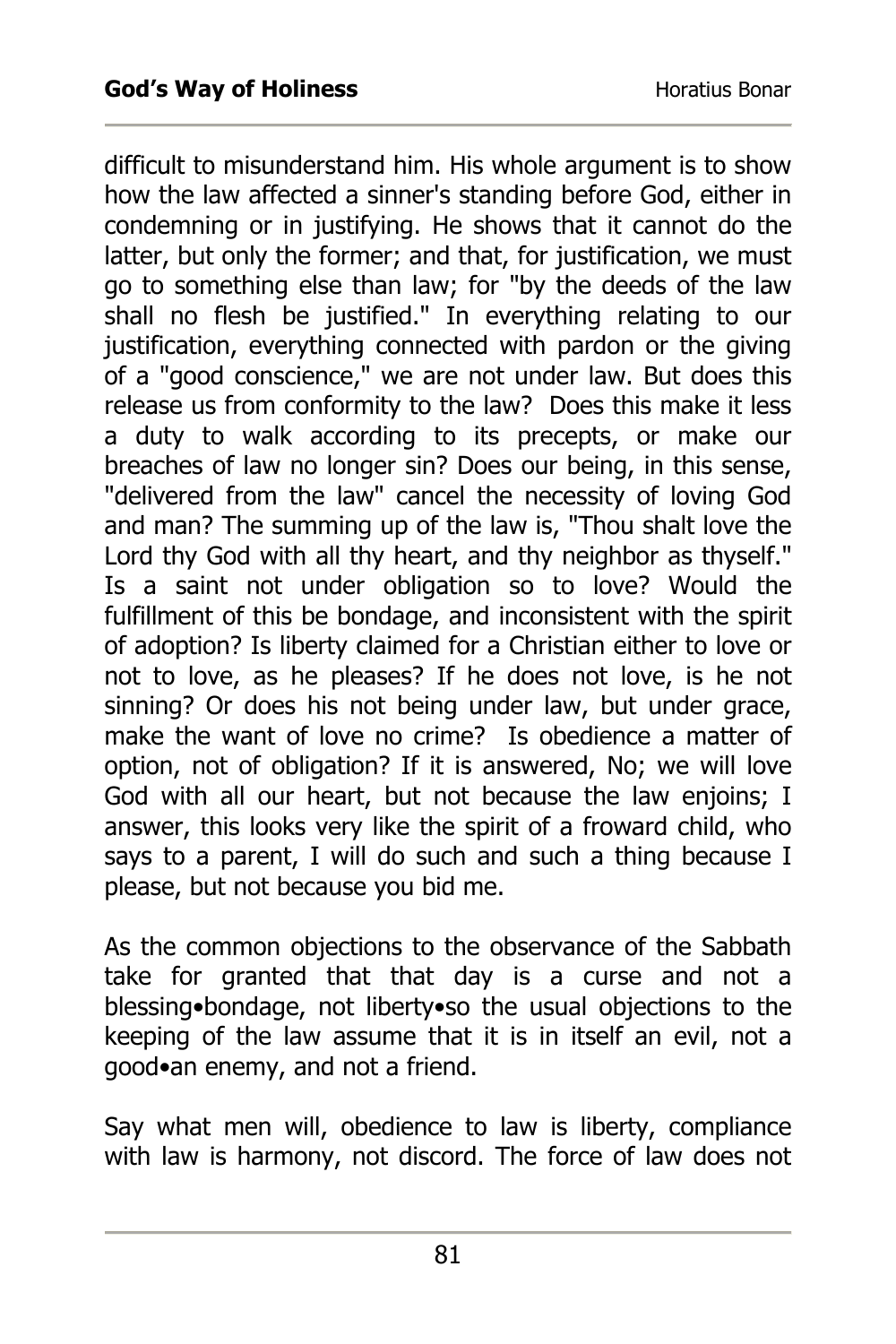difficult to misunderstand him. His whole argument is to show how the law affected a sinner's standing before God, either in condemning or in justifying. He shows that it cannot do the latter, but only the former; and that, for justification, we must go to something else than law; for "by the deeds of the law shall no flesh be justified." In everything relating to our justification, everything connected with pardon or the giving of a "good conscience," we are not under law. But does this release us from conformity to the law? Does this make it less a duty to walk according to its precepts, or make our breaches of law no longer sin? Does our being, in this sense, "delivered from the law" cancel the necessity of loving God and man? The summing up of the law is, "Thou shalt love the Lord thy God with all thy heart, and thy neighbor as thyself." Is a saint not under obligation so to love? Would the fulfillment of this be bondage, and inconsistent with the spirit of adoption? Is liberty claimed for a Christian either to love or not to love, as he pleases? If he does not love, is he not sinning? Or does his not being under law, but under grace, make the want of love no crime? Is obedience a matter of option, not of obligation? If it is answered, No; we will love God with all our heart, but not because the law enjoins; I answer, this looks very like the spirit of a froward child, who says to a parent, I will do such and such a thing because I please, but not because you bid me.

As the common objections to the observance of the Sabbath take for granted that that day is a curse and not a blessing•bondage, not liberty•so the usual objections to the keeping of the law assume that it is in itself an evil, not a good•an enemy, and not a friend.

Say what men will, obedience to law is liberty, compliance with law is harmony, not discord. The force of law does not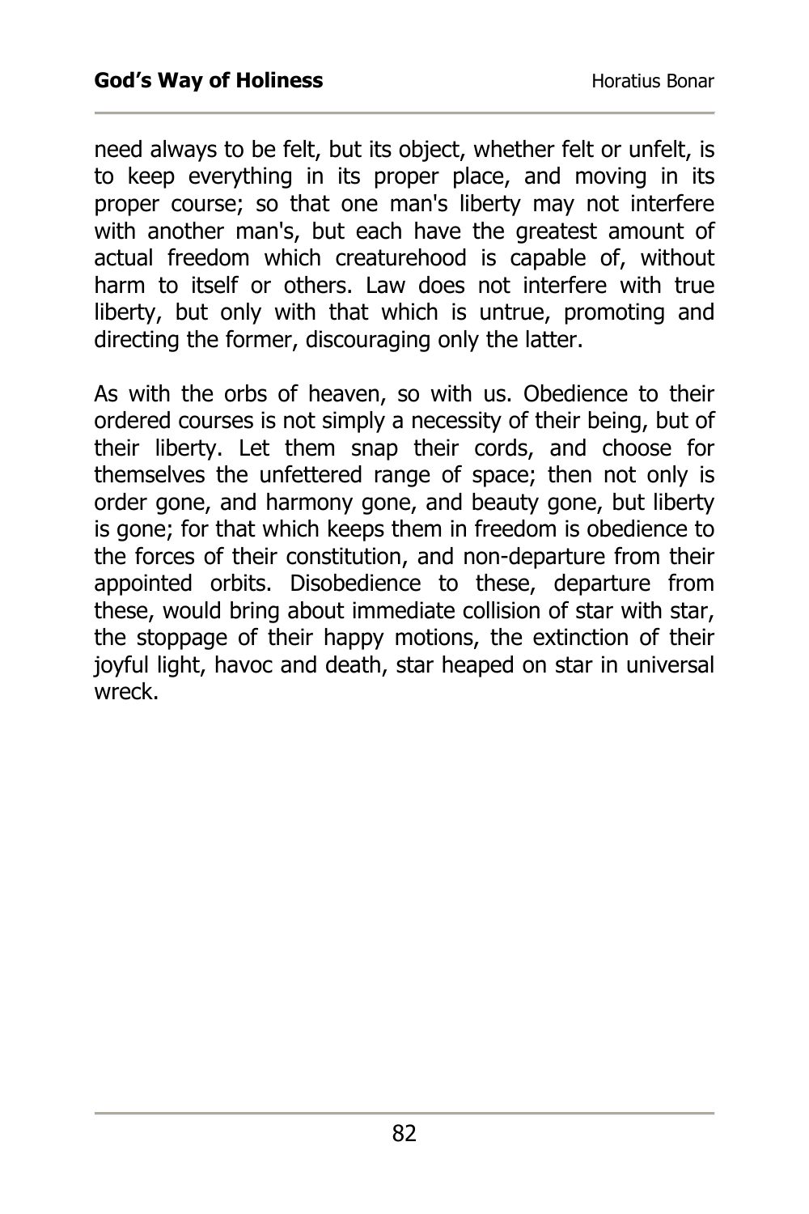need always to be felt, but its object, whether felt or unfelt, is to keep everything in its proper place, and moving in its proper course; so that one man's liberty may not interfere with another man's, but each have the greatest amount of actual freedom which creaturehood is capable of, without harm to itself or others. Law does not interfere with true liberty, but only with that which is untrue, promoting and directing the former, discouraging only the latter.

As with the orbs of heaven, so with us. Obedience to their ordered courses is not simply a necessity of their being, but of their liberty. Let them snap their cords, and choose for themselves the unfettered range of space; then not only is order gone, and harmony gone, and beauty gone, but liberty is gone; for that which keeps them in freedom is obedience to the forces of their constitution, and non-departure from their appointed orbits. Disobedience to these, departure from these, would bring about immediate collision of star with star, the stoppage of their happy motions, the extinction of their joyful light, havoc and death, star heaped on star in universal wreck.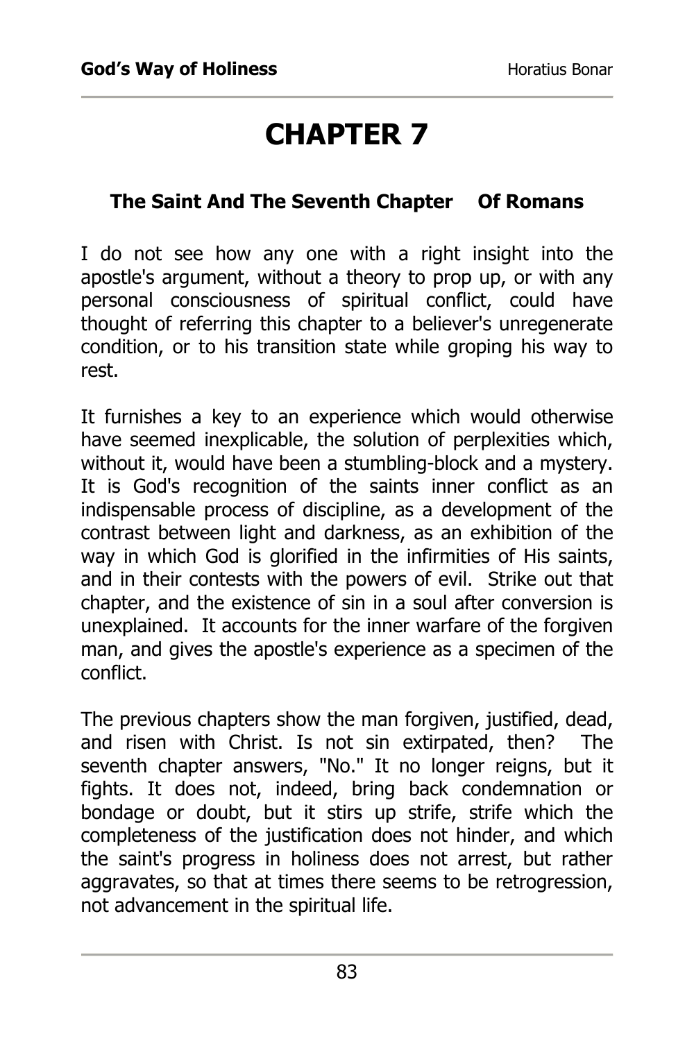# CHAPTER 7

### The Saint And The Seventh Chapter Of Romans

I do not see how any one with a right insight into the apostle's argument, without a theory to prop up, or with any personal consciousness of spiritual conflict, could have thought of referring this chapter to a believer's unregenerate condition, or to his transition state while groping his way to rest.

It furnishes a key to an experience which would otherwise have seemed inexplicable, the solution of perplexities which, without it, would have been a stumbling-block and a mystery. It is God's recognition of the saints inner conflict as an indispensable process of discipline, as a development of the contrast between light and darkness, as an exhibition of the way in which God is glorified in the infirmities of His saints, and in their contests with the powers of evil. Strike out that chapter, and the existence of sin in a soul after conversion is unexplained. It accounts for the inner warfare of the forgiven man, and gives the apostle's experience as a specimen of the conflict.

The previous chapters show the man forgiven, justified, dead, and risen with Christ. Is not sin extirpated, then? The seventh chapter answers, "No." It no longer reigns, but it fights. It does not, indeed, bring back condemnation or bondage or doubt, but it stirs up strife, strife which the completeness of the justification does not hinder, and which the saint's progress in holiness does not arrest, but rather aggravates, so that at times there seems to be retrogression, not advancement in the spiritual life.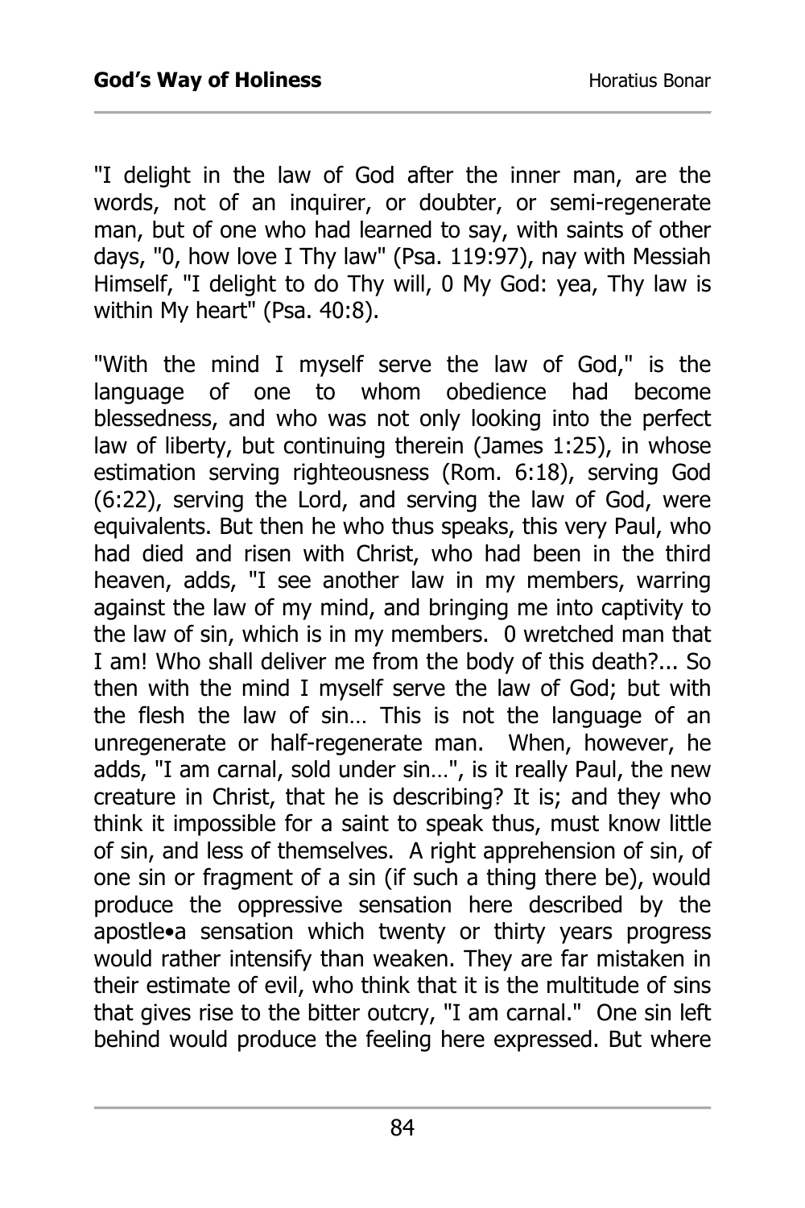"I delight in the law of God after the inner man, are the words, not of an inquirer, or doubter, or semi-regenerate man, but of one who had learned to say, with saints of other days, "0, how love I Thy law" (Psa. 119:97), nay with Messiah Himself, "I delight to do Thy will, 0 My God: yea, Thy law is within My heart" (Psa. 40:8).

"With the mind I myself serve the law of God," is the language of one to whom obedience had become blessedness, and who was not only looking into the perfect law of liberty, but continuing therein (James 1:25), in whose estimation serving righteousness (Rom. 6:18), serving God (6:22), serving the Lord, and serving the law of God, were equivalents. But then he who thus speaks, this very Paul, who had died and risen with Christ, who had been in the third heaven, adds, "I see another law in my members, warring against the law of my mind, and bringing me into captivity to the law of sin, which is in my members. 0 wretched man that I am! Who shall deliver me from the body of this death?... So then with the mind I myself serve the law of God; but with the flesh the law of sin… This is not the language of an unregenerate or half-regenerate man. When, however, he adds, "I am carnal, sold under sin…", is it really Paul, the new creature in Christ, that he is describing? It is; and they who think it impossible for a saint to speak thus, must know little of sin, and less of themselves. A right apprehension of sin, of one sin or fragment of a sin (if such a thing there be), would produce the oppressive sensation here described by the apostle•a sensation which twenty or thirty years progress would rather intensify than weaken. They are far mistaken in their estimate of evil, who think that it is the multitude of sins that gives rise to the bitter outcry, "I am carnal." One sin left behind would produce the feeling here expressed. But where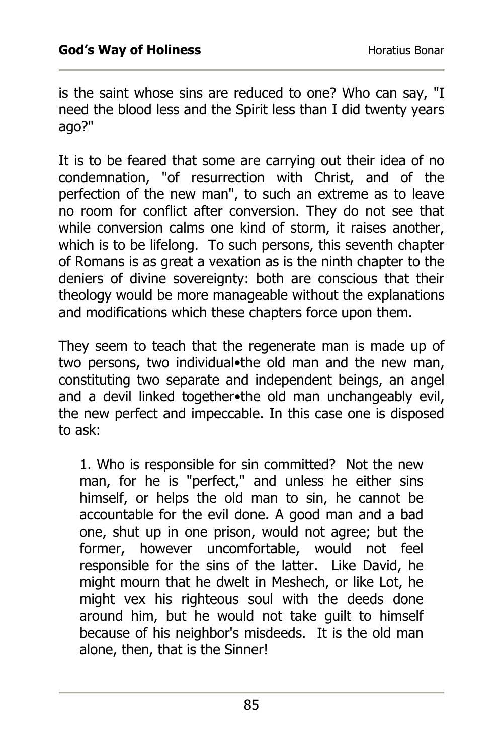is the saint whose sins are reduced to one? Who can say, "I need the blood less and the Spirit less than I did twenty years ago?"

It is to be feared that some are carrying out their idea of no condemnation, "of resurrection with Christ, and of the perfection of the new man", to such an extreme as to leave no room for conflict after conversion. They do not see that while conversion calms one kind of storm, it raises another, which is to be lifelong. To such persons, this seventh chapter of Romans is as great a vexation as is the ninth chapter to the deniers of divine sovereignty: both are conscious that their theology would be more manageable without the explanations and modifications which these chapters force upon them.

They seem to teach that the regenerate man is made up of two persons, two individual•the old man and the new man, constituting two separate and independent beings, an angel and a devil linked together•the old man unchangeably evil, the new perfect and impeccable. In this case one is disposed to ask:

> 1. Who is responsible for sin committed? Not the new man, for he is "perfect," and unless he either sins himself, or helps the old man to sin, he cannot be accountable for the evil done. A good man and a bad one, shut up in one prison, would not agree; but the former, however uncomfortable, would not feel responsible for the sins of the latter. Like David, he might mourn that he dwelt in Meshech, or like Lot, he might vex his righteous soul with the deeds done around him, but he would not take guilt to himself because of his neighbor's misdeeds. It is the old man alone, then, that is the Sinner!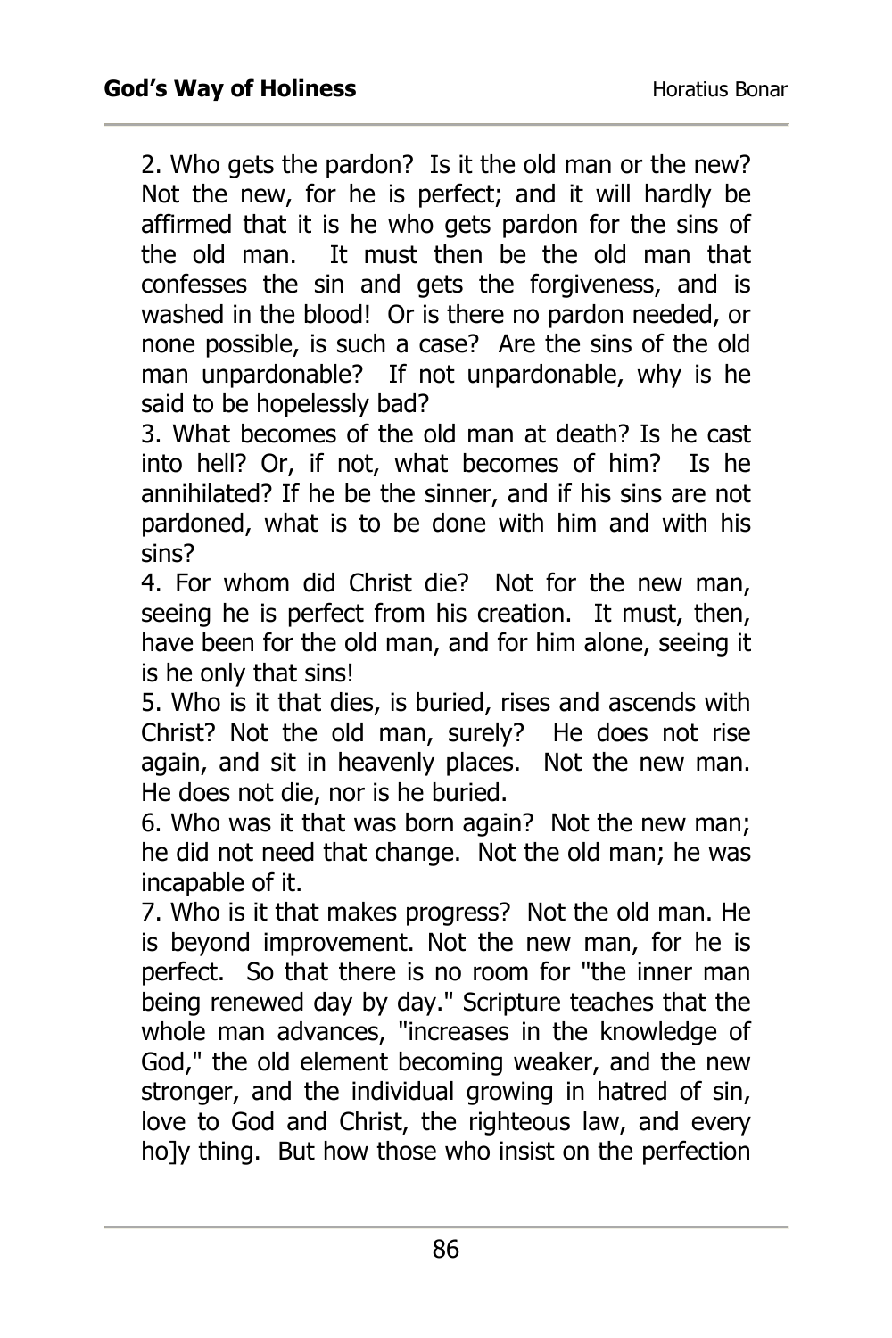2. Who gets the pardon? Is it the old man or the new? Not the new, for he is perfect; and it will hardly be affirmed that it is he who gets pardon for the sins of the old man. It must then be the old man that confesses the sin and gets the forgiveness, and is washed in the blood! Or is there no pardon needed, or none possible, is such a case? Are the sins of the old man unpardonable? If not unpardonable, why is he said to be hopelessly bad?

3. What becomes of the old man at death? Is he cast into hell? Or, if not, what becomes of him? Is he annihilated? If he be the sinner, and if his sins are not pardoned, what is to be done with him and with his sins?

4. For whom did Christ die? Not for the new man, seeing he is perfect from his creation. It must, then, have been for the old man, and for him alone, seeing it is he only that sins!

5. Who is it that dies, is buried, rises and ascends with Christ? Not the old man, surely? He does not rise again, and sit in heavenly places. Not the new man. He does not die, nor is he buried.

6. Who was it that was born again? Not the new man; he did not need that change. Not the old man; he was incapable of it.

7. Who is it that makes progress? Not the old man. He is beyond improvement. Not the new man, for he is perfect. So that there is no room for "the inner man being renewed day by day." Scripture teaches that the whole man advances, "increases in the knowledge of God," the old element becoming weaker, and the new stronger, and the individual growing in hatred of sin, love to God and Christ, the righteous law, and every ho]y thing. But how those who insist on the perfection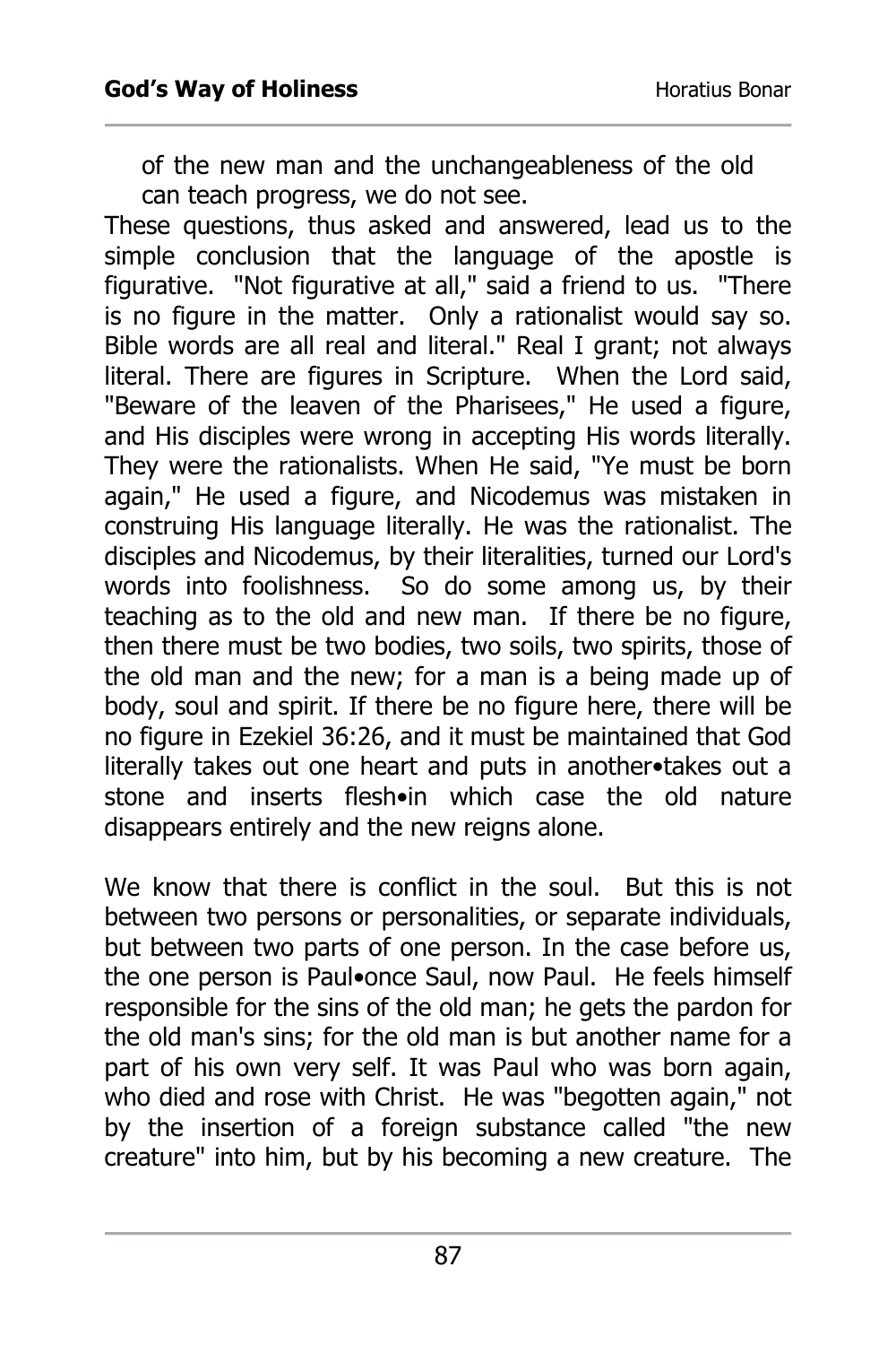of the new man and the unchangeableness of the old can teach progress, we do not see.

These questions, thus asked and answered, lead us to the simple conclusion that the language of the apostle is figurative. "Not figurative at all," said a friend to us. "There is no figure in the matter. Only a rationalist would say so. Bible words are all real and literal." Real I grant; not always literal. There are figures in Scripture. When the Lord said, "Beware of the leaven of the Pharisees," He used a figure, and His disciples were wrong in accepting His words literally. They were the rationalists. When He said, "Ye must be born again," He used a figure, and Nicodemus was mistaken in construing His language literally. He was the rationalist. The disciples and Nicodemus, by their literalities, turned our Lord's words into foolishness. So do some among us, by their teaching as to the old and new man. If there be no figure, then there must be two bodies, two soils, two spirits, those of the old man and the new; for a man is a being made up of body, soul and spirit. If there be no figure here, there will be no figure in Ezekiel 36:26, and it must be maintained that God literally takes out one heart and puts in another•takes out a stone and inserts flesh•in which case the old nature disappears entirely and the new reigns alone.

We know that there is conflict in the soul. But this is not between two persons or personalities, or separate individuals, but between two parts of one person. In the case before us, the one person is Paul•once Saul, now Paul. He feels himself responsible for the sins of the old man; he gets the pardon for the old man's sins; for the old man is but another name for a part of his own very self. It was Paul who was born again, who died and rose with Christ. He was "begotten again," not by the insertion of a foreign substance called "the new creature" into him, but by his becoming a new creature. The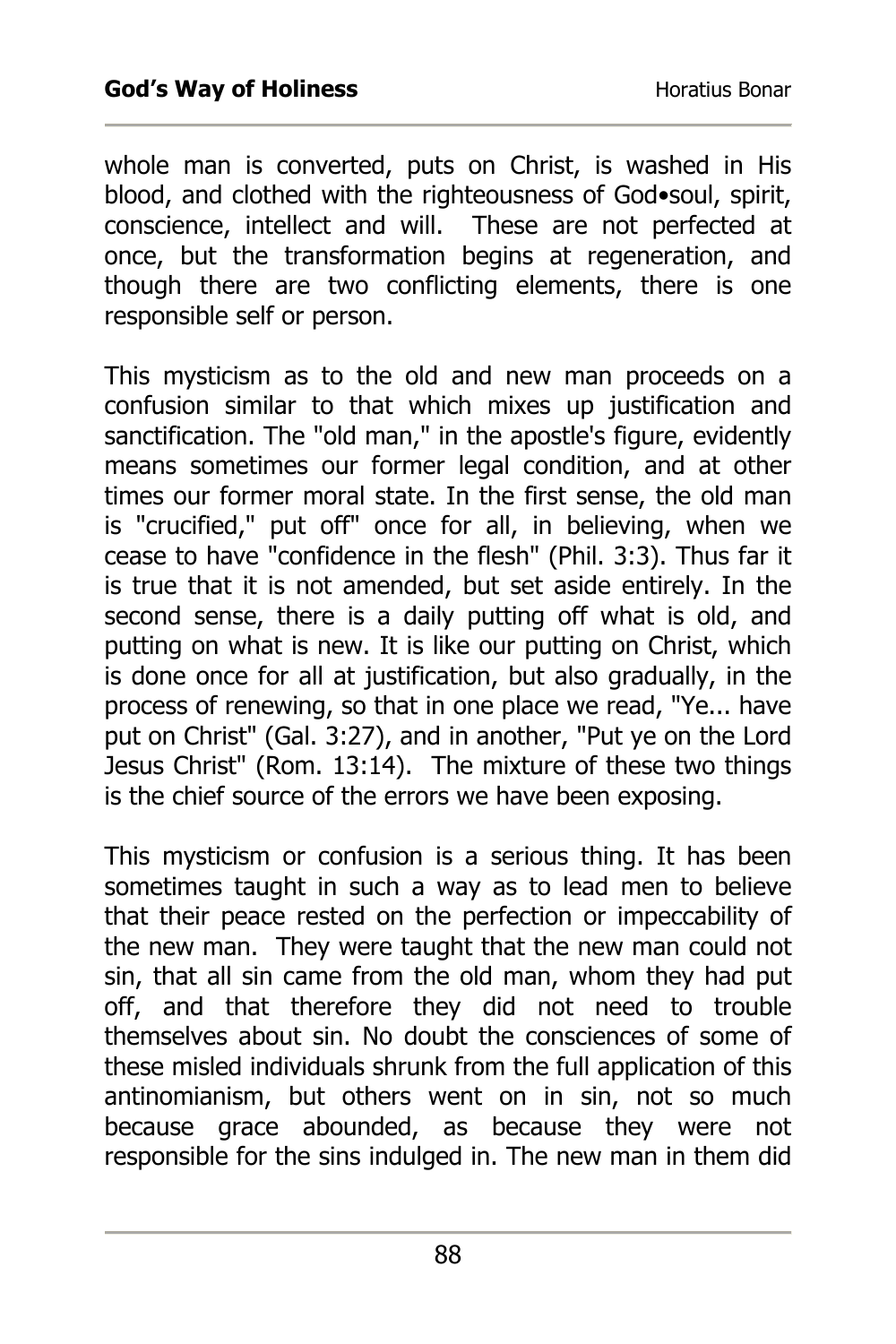whole man is converted, puts on Christ, is washed in His blood, and clothed with the righteousness of God•soul, spirit, conscience, intellect and will. These are not perfected at once, but the transformation begins at regeneration, and though there are two conflicting elements, there is one responsible self or person.

This mysticism as to the old and new man proceeds on a confusion similar to that which mixes up justification and sanctification. The "old man," in the apostle's figure, evidently means sometimes our former legal condition, and at other times our former moral state. In the first sense, the old man is "crucified," put off" once for all, in believing, when we cease to have "confidence in the flesh" (Phil. 3:3). Thus far it is true that it is not amended, but set aside entirely. In the second sense, there is a daily putting off what is old, and putting on what is new. It is like our putting on Christ, which is done once for all at justification, but also gradually, in the process of renewing, so that in one place we read, "Ye... have put on Christ" (Gal. 3:27), and in another, "Put ye on the Lord Jesus Christ" (Rom. 13:14). The mixture of these two things is the chief source of the errors we have been exposing.

This mysticism or confusion is a serious thing. It has been sometimes taught in such a way as to lead men to believe that their peace rested on the perfection or impeccability of the new man. They were taught that the new man could not sin, that all sin came from the old man, whom they had put off, and that therefore they did not need to trouble themselves about sin. No doubt the consciences of some of these misled individuals shrunk from the full application of this antinomianism, but others went on in sin, not so much because grace abounded, as because they were not responsible for the sins indulged in. The new man in them did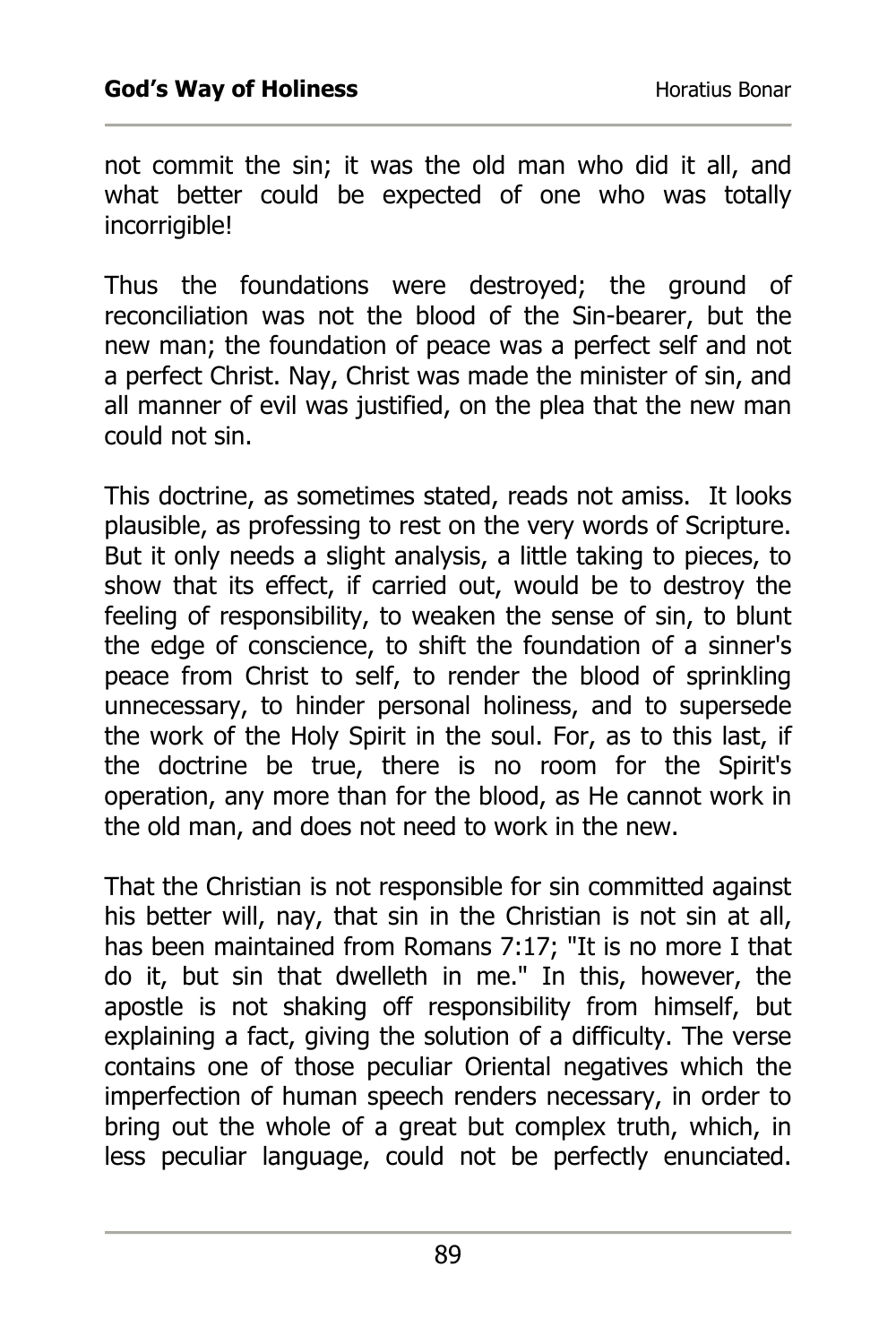not commit the sin; it was the old man who did it all, and what better could be expected of one who was totally incorrigible!

Thus the foundations were destroyed; the ground of reconciliation was not the blood of the Sin-bearer, but the new man; the foundation of peace was a perfect self and not a perfect Christ. Nay, Christ was made the minister of sin, and all manner of evil was justified, on the plea that the new man could not sin.

This doctrine, as sometimes stated, reads not amiss. It looks plausible, as professing to rest on the very words of Scripture. But it only needs a slight analysis, a little taking to pieces, to show that its effect, if carried out, would be to destroy the feeling of responsibility, to weaken the sense of sin, to blunt the edge of conscience, to shift the foundation of a sinner's peace from Christ to self, to render the blood of sprinkling unnecessary, to hinder personal holiness, and to supersede the work of the Holy Spirit in the soul. For, as to this last, if the doctrine be true, there is no room for the Spirit's operation, any more than for the blood, as He cannot work in the old man, and does not need to work in the new.

That the Christian is not responsible for sin committed against his better will, nay, that sin in the Christian is not sin at all, has been maintained from Romans 7:17; "It is no more I that do it, but sin that dwelleth in me." In this, however, the apostle is not shaking off responsibility from himself, but explaining a fact, giving the solution of a difficulty. The verse contains one of those peculiar Oriental negatives which the imperfection of human speech renders necessary, in order to bring out the whole of a great but complex truth, which, in less peculiar language, could not be perfectly enunciated.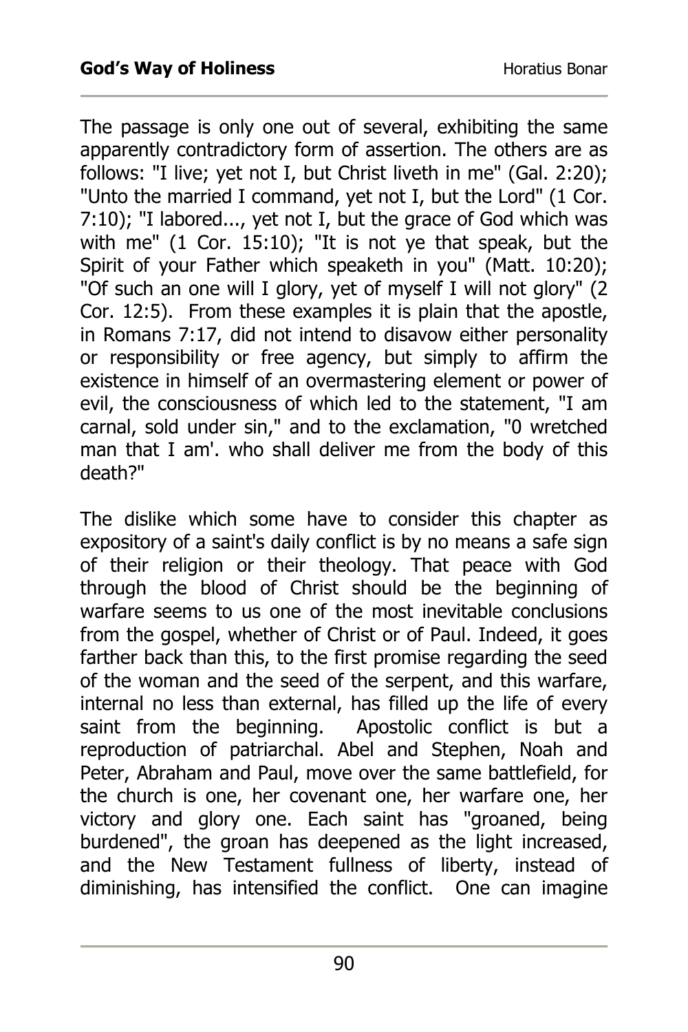The passage is only one out of several, exhibiting the same apparently contradictory form of assertion. The others are as follows: "I live; yet not I, but Christ liveth in me" (Gal. 2:20); "Unto the married I command, yet not I, but the Lord" (1 Cor. 7:10); "I labored..., yet not I, but the grace of God which was with me" (1 Cor. 15:10); "It is not ye that speak, but the Spirit of your Father which speaketh in you" (Matt. 10:20); "Of such an one will I glory, yet of myself I will not glory" (2 Cor. 12:5). From these examples it is plain that the apostle, in Romans 7:17, did not intend to disavow either personality or responsibility or free agency, but simply to affirm the existence in himself of an overmastering element or power of evil, the consciousness of which led to the statement, "I am carnal, sold under sin," and to the exclamation, "0 wretched man that I am'. who shall deliver me from the body of this death?"

The dislike which some have to consider this chapter as expository of a saint's daily conflict is by no means a safe sign of their religion or their theology. That peace with God through the blood of Christ should be the beginning of warfare seems to us one of the most inevitable conclusions from the gospel, whether of Christ or of Paul. Indeed, it goes farther back than this, to the first promise regarding the seed of the woman and the seed of the serpent, and this warfare, internal no less than external, has filled up the life of every saint from the beginning. Apostolic conflict is but a reproduction of patriarchal. Abel and Stephen, Noah and Peter, Abraham and Paul, move over the same battlefield, for the church is one, her covenant one, her warfare one, her victory and glory one. Each saint has "groaned, being burdened", the groan has deepened as the light increased, and the New Testament fullness of liberty, instead of diminishing, has intensified the conflict. One can imagine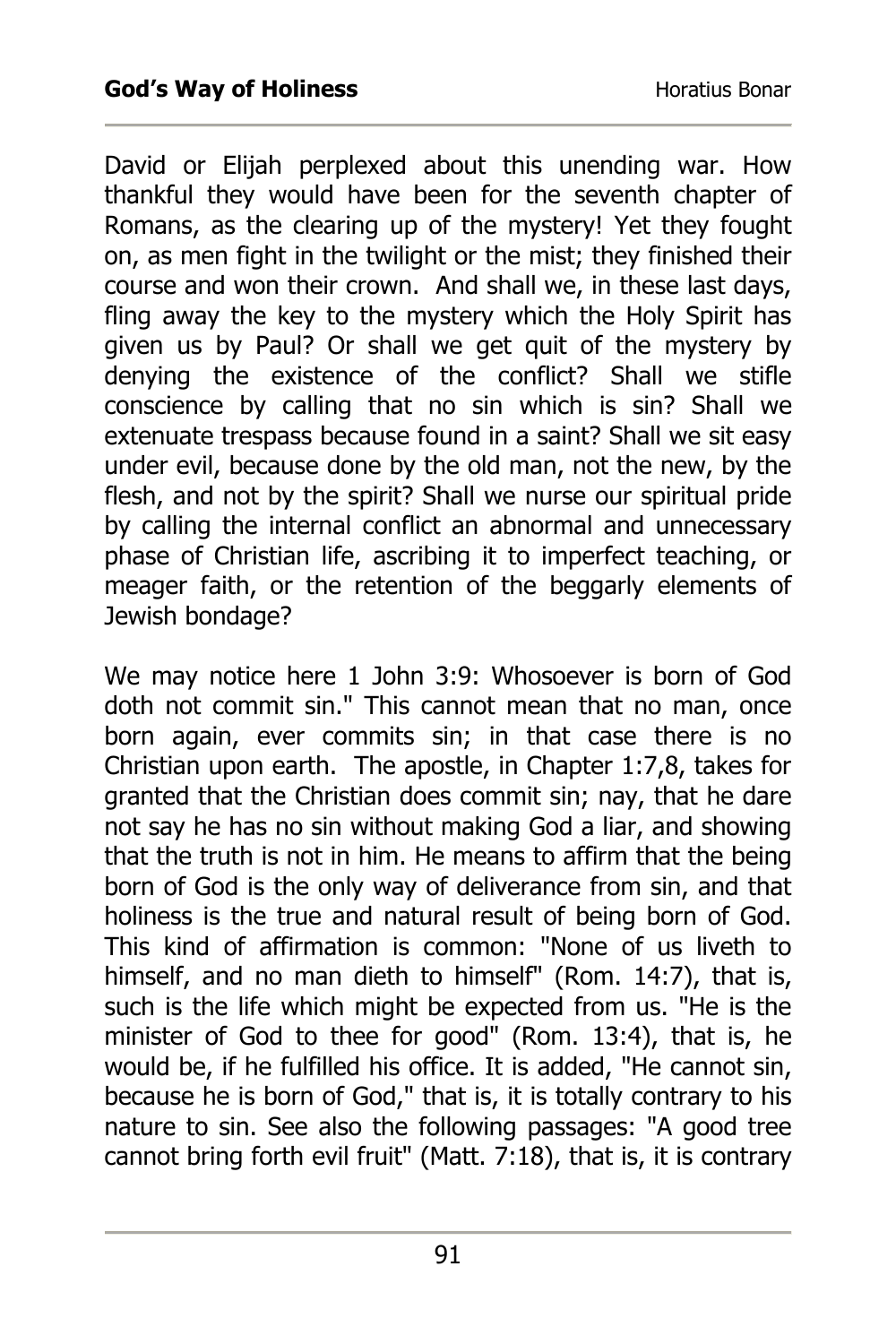David or Elijah perplexed about this unending war. How thankful they would have been for the seventh chapter of Romans, as the clearing up of the mystery! Yet they fought on, as men fight in the twilight or the mist; they finished their course and won their crown. And shall we, in these last days, fling away the key to the mystery which the Holy Spirit has given us by Paul? Or shall we get quit of the mystery by denying the existence of the conflict? Shall we stifle conscience by calling that no sin which is sin? Shall we extenuate trespass because found in a saint? Shall we sit easy under evil, because done by the old man, not the new, by the flesh, and not by the spirit? Shall we nurse our spiritual pride by calling the internal conflict an abnormal and unnecessary phase of Christian life, ascribing it to imperfect teaching, or meager faith, or the retention of the beggarly elements of Jewish bondage?

We may notice here 1 John 3:9: Whosoever is born of God doth not commit sin." This cannot mean that no man, once born again, ever commits sin; in that case there is no Christian upon earth. The apostle, in Chapter 1:7,8, takes for granted that the Christian does commit sin; nay, that he dare not say he has no sin without making God a liar, and showing that the truth is not in him. He means to affirm that the being born of God is the only way of deliverance from sin, and that holiness is the true and natural result of being born of God. This kind of affirmation is common: "None of us liveth to himself, and no man dieth to himself" (Rom. 14:7), that is, such is the life which might be expected from us. "He is the minister of God to thee for good" (Rom. 13:4), that is, he would be, if he fulfilled his office. It is added, "He cannot sin, because he is born of God," that is, it is totally contrary to his nature to sin. See also the following passages: "A good tree cannot bring forth evil fruit" (Matt. 7:18), that is, it is contrary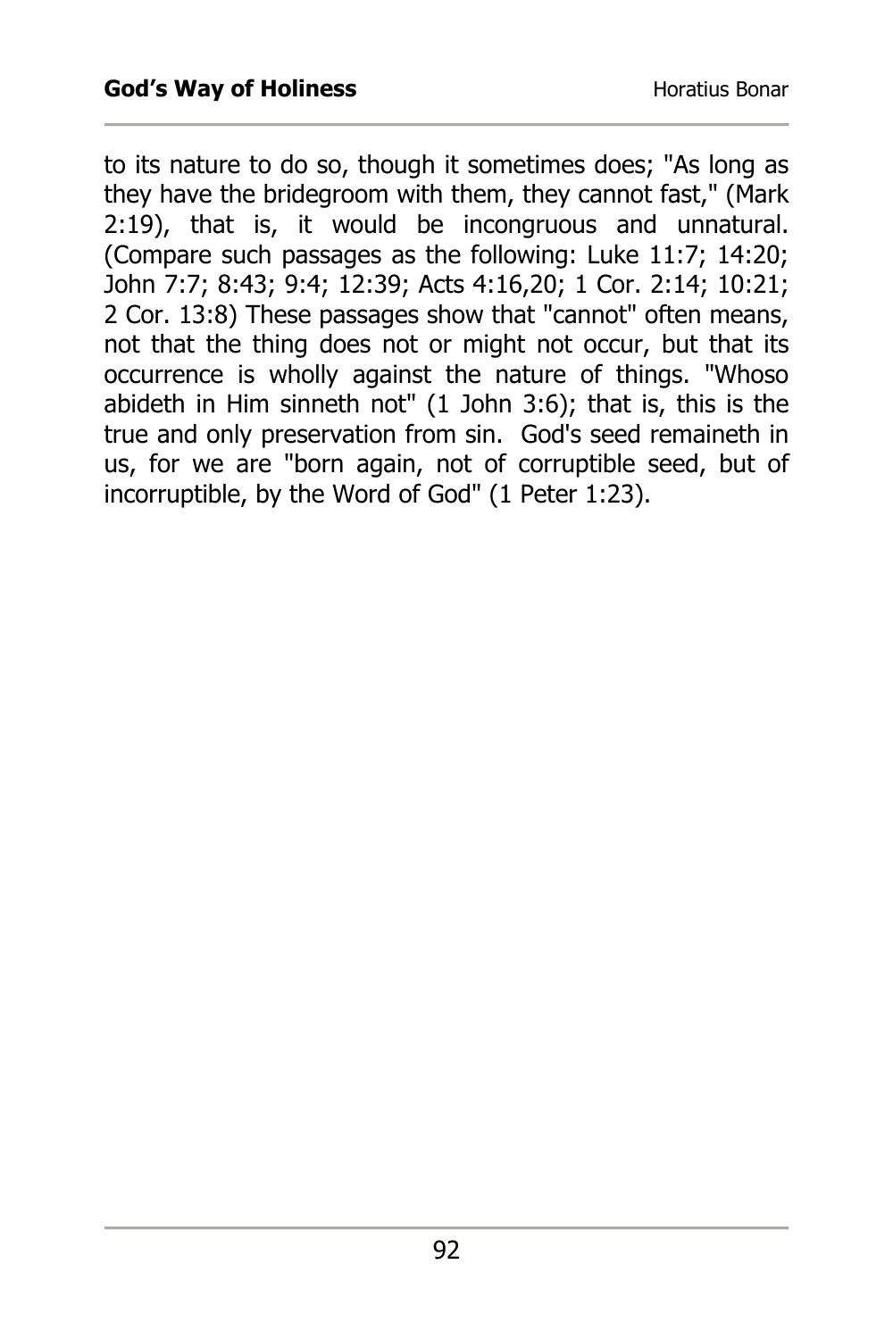to its nature to do so, though it sometimes does; "As long as they have the bridegroom with them, they cannot fast," (Mark 2:19), that is, it would be incongruous and unnatural. (Compare such passages as the following: Luke 11:7; 14:20; John 7:7; 8:43; 9:4; 12:39; Acts 4:16,20; 1 Cor. 2:14; 10:21; 2 Cor. 13:8) These passages show that "cannot" often means, not that the thing does not or might not occur, but that its occurrence is wholly against the nature of things. "Whoso abideth in Him sinneth not" (1 John 3:6); that is, this is the true and only preservation from sin. God's seed remaineth in us, for we are "born again, not of corruptible seed, but of incorruptible, by the Word of God" (1 Peter 1:23).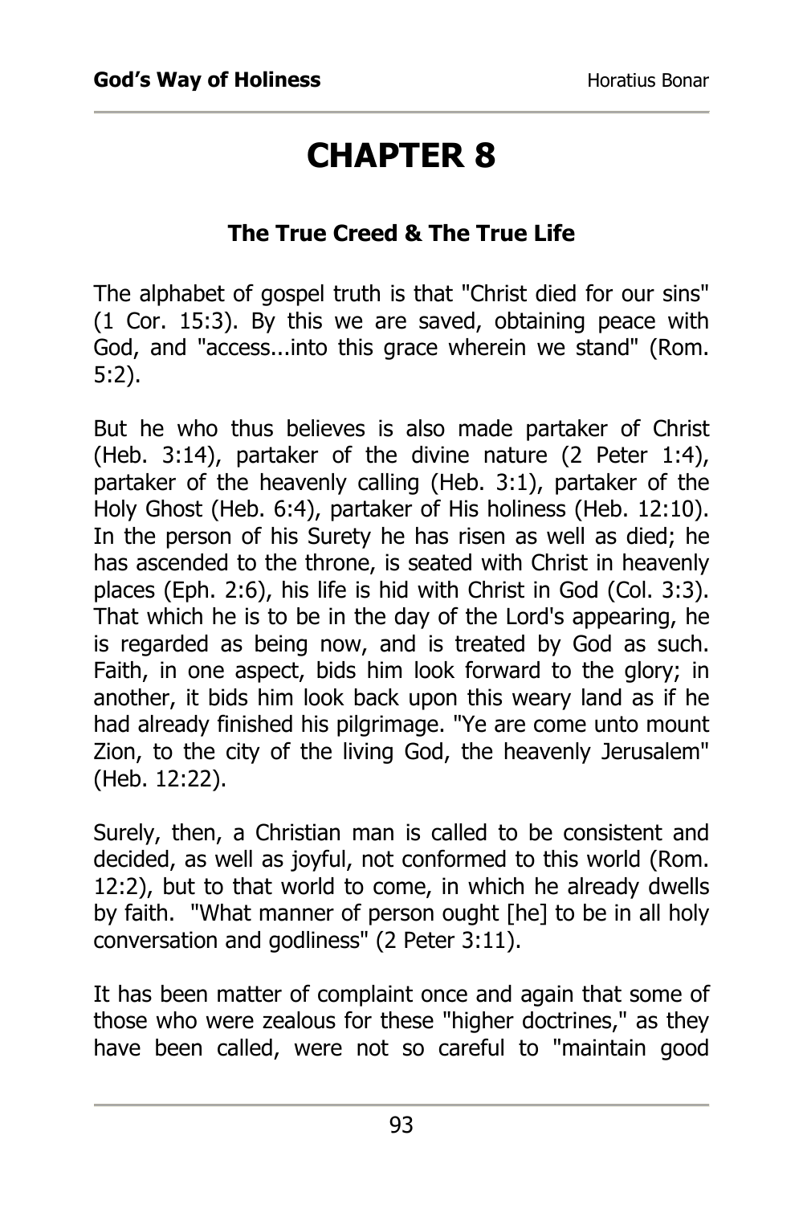# CHAPTER 8

### The True Creed & The True Life

The alphabet of gospel truth is that "Christ died for our sins" (1 Cor. 15:3). By this we are saved, obtaining peace with God, and "access...into this grace wherein we stand" (Rom. 5:2).

But he who thus believes is also made partaker of Christ (Heb. 3:14), partaker of the divine nature (2 Peter 1:4), partaker of the heavenly calling (Heb. 3:1), partaker of the Holy Ghost (Heb. 6:4), partaker of His holiness (Heb. 12:10). In the person of his Surety he has risen as well as died; he has ascended to the throne, is seated with Christ in heavenly places (Eph. 2:6), his life is hid with Christ in God (Col. 3:3). That which he is to be in the day of the Lord's appearing, he is regarded as being now, and is treated by God as such. Faith, in one aspect, bids him look forward to the glory; in another, it bids him look back upon this weary land as if he had already finished his pilgrimage. "Ye are come unto mount Zion, to the city of the living God, the heavenly Jerusalem" (Heb. 12:22).

Surely, then, a Christian man is called to be consistent and decided, as well as joyful, not conformed to this world (Rom. 12:2), but to that world to come, in which he already dwells by faith. "What manner of person ought [he] to be in all holy conversation and godliness" (2 Peter 3:11).

It has been matter of complaint once and again that some of those who were zealous for these "higher doctrines," as they have been called, were not so careful to "maintain good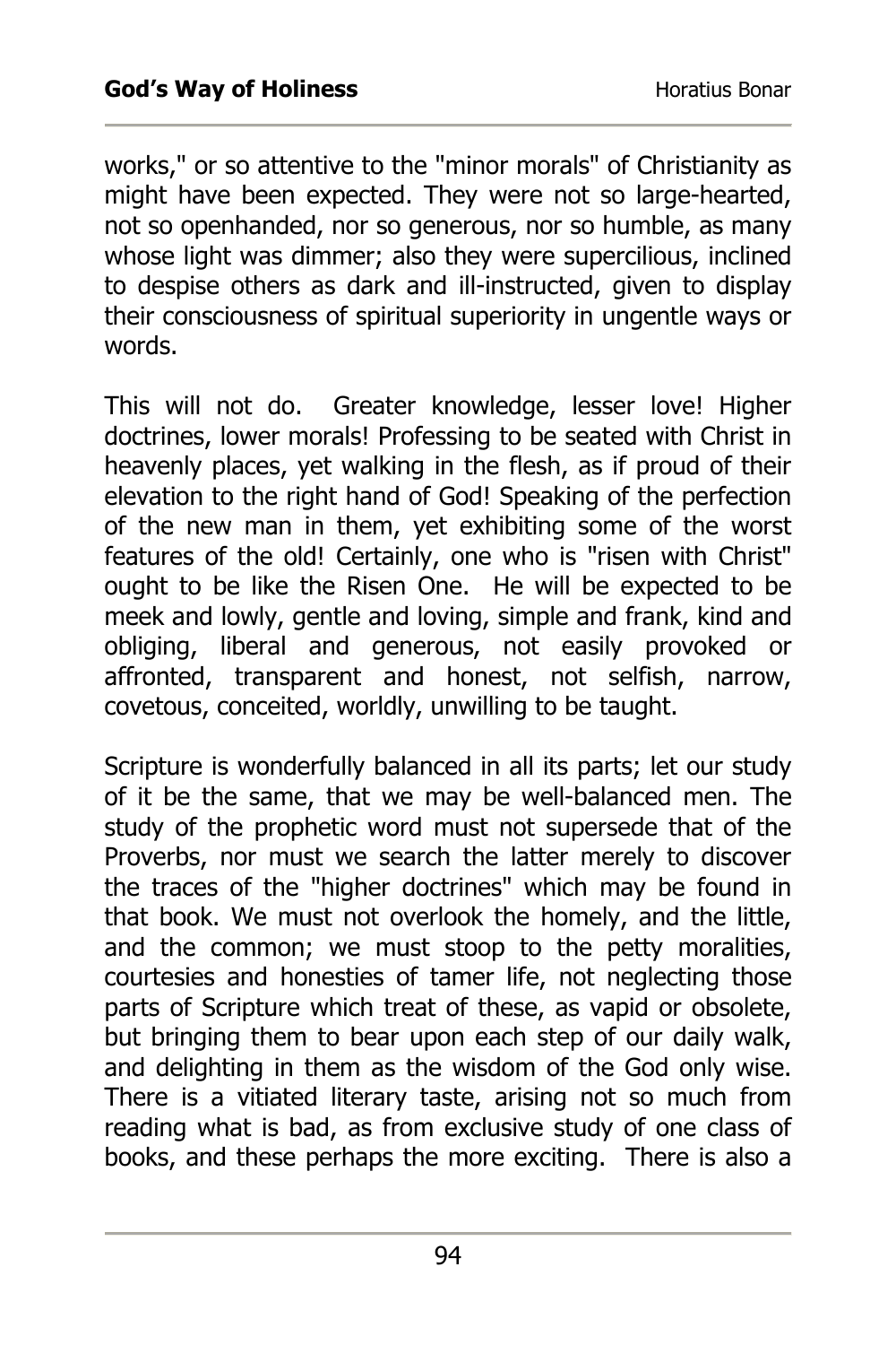works," or so attentive to the "minor morals" of Christianity as might have been expected. They were not so large-hearted, not so openhanded, nor so generous, nor so humble, as many whose light was dimmer; also they were supercilious, inclined to despise others as dark and ill-instructed, given to display their consciousness of spiritual superiority in ungentle ways or words.

This will not do. Greater knowledge, lesser love! Higher doctrines, lower morals! Professing to be seated with Christ in heavenly places, yet walking in the flesh, as if proud of their elevation to the right hand of God! Speaking of the perfection of the new man in them, yet exhibiting some of the worst features of the old! Certainly, one who is "risen with Christ" ought to be like the Risen One. He will be expected to be meek and lowly, gentle and loving, simple and frank, kind and obliging, liberal and generous, not easily provoked or affronted, transparent and honest, not selfish, narrow, covetous, conceited, worldly, unwilling to be taught.

Scripture is wonderfully balanced in all its parts; let our study of it be the same, that we may be well-balanced men. The study of the prophetic word must not supersede that of the Proverbs, nor must we search the latter merely to discover the traces of the "higher doctrines" which may be found in that book. We must not overlook the homely, and the little, and the common; we must stoop to the petty moralities, courtesies and honesties of tamer life, not neglecting those parts of Scripture which treat of these, as vapid or obsolete, but bringing them to bear upon each step of our daily walk, and delighting in them as the wisdom of the God only wise. There is a vitiated literary taste, arising not so much from reading what is bad, as from exclusive study of one class of books, and these perhaps the more exciting. There is also a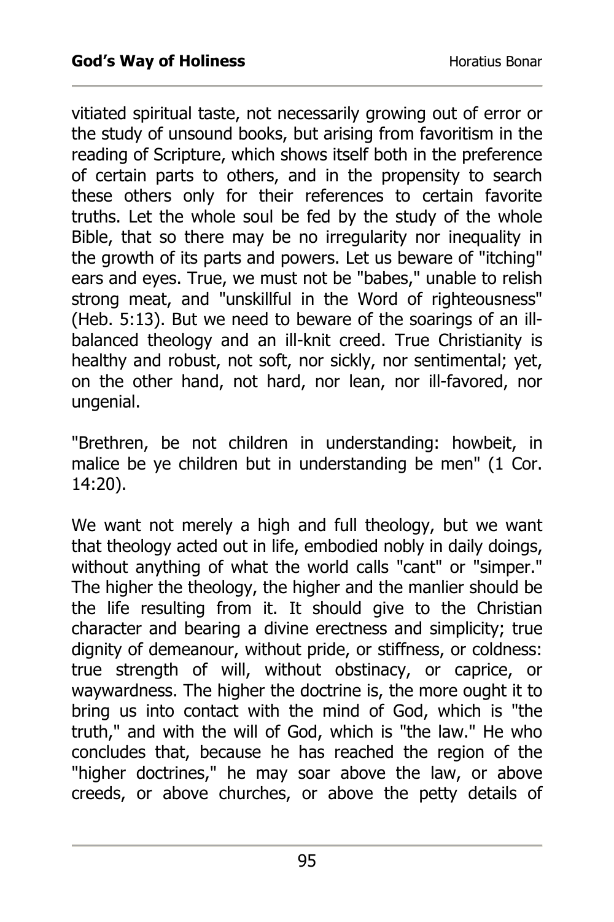vitiated spiritual taste, not necessarily growing out of error or the study of unsound books, but arising from favoritism in the reading of Scripture, which shows itself both in the preference of certain parts to others, and in the propensity to search these others only for their references to certain favorite truths. Let the whole soul be fed by the study of the whole Bible, that so there may be no irregularity nor inequality in the growth of its parts and powers. Let us beware of "itching" ears and eyes. True, we must not be "babes," unable to relish strong meat, and "unskillful in the Word of righteousness" (Heb. 5:13). But we need to beware of the soarings of an ill-balanced theology and an ill-knit creed. True Christianity is healthy and robust, not soft, nor sickly, nor sentimental; yet, on the other hand, not hard, nor lean, nor ill-favored, nor ungenial.

"Brethren, be not children in understanding: howbeit, in malice be ye children but in understanding be men" (1 Cor. 14:20).

We want not merely a high and full theology, but we want that theology acted out in life, embodied nobly in daily doings, without anything of what the world calls "cant" or "simper." The higher the theology, the higher and the manlier should be the life resulting from it. It should give to the Christian character and bearing a divine erectness and simplicity; true dignity of demeanour, without pride, or stiffness, or coldness: true strength of will, without obstinacy, or caprice, or waywardness. The higher the doctrine is, the more ought it to bring us into contact with the mind of God, which is "the truth," and with the will of God, which is "the law." He who concludes that, because he has reached the region of the "higher doctrines," he may soar above the law, or above creeds, or above churches, or above the petty details of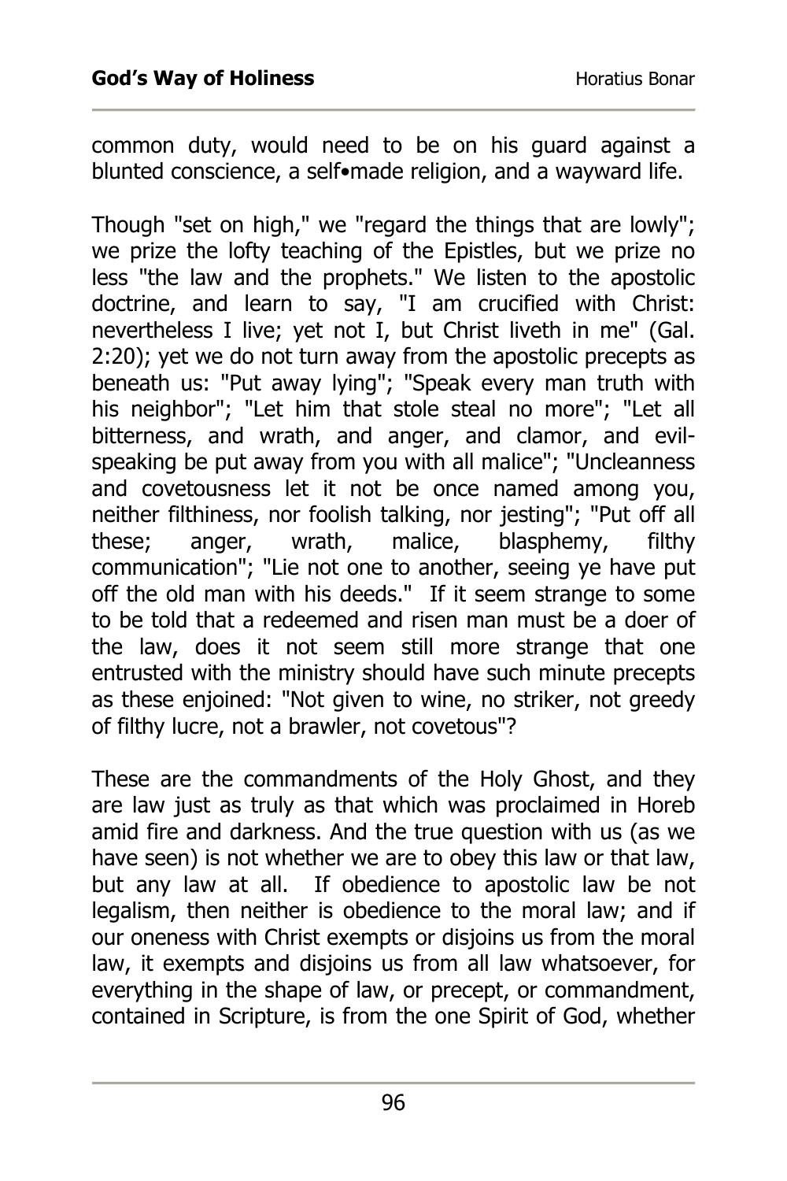common duty, would need to be on his guard against a blunted conscience, a self•made religion, and a wayward life.

Though "set on high," we "regard the things that are lowly"; we prize the lofty teaching of the Epistles, but we prize no less "the law and the prophets." We listen to the apostolic doctrine, and learn to say, "I am crucified with Christ: nevertheless I live; yet not I, but Christ liveth in me" (Gal. 2:20); yet we do not turn away from the apostolic precepts as beneath us: "Put away lying"; "Speak every man truth with his neighbor"; "Let him that stole steal no more"; "Let all bitterness, and wrath, and anger, and clamor, and evil-speaking be put away from you with all malice"; "Uncleanness and covetousness let it not be once named among you, neither filthiness, nor foolish talking, nor jesting"; "Put off all these; anger, wrath, malice, blasphemy, filthy communication"; "Lie not one to another, seeing ye have put off the old man with his deeds." If it seem strange to some to be told that a redeemed and risen man must be a doer of the law, does it not seem still more strange that one entrusted with the ministry should have such minute precepts as these enjoined: "Not given to wine, no striker, not greedy of filthy lucre, not a brawler, not covetous"?

These are the commandments of the Holy Ghost, and they are law just as truly as that which was proclaimed in Horeb amid fire and darkness. And the true question with us (as we have seen) is not whether we are to obey this law or that law, but any law at all. If obedience to apostolic law be not legalism, then neither is obedience to the moral law; and if our oneness with Christ exempts or disjoins us from the moral law, it exempts and disjoins us from all law whatsoever, for everything in the shape of law, or precept, or commandment, contained in Scripture, is from the one Spirit of God, whether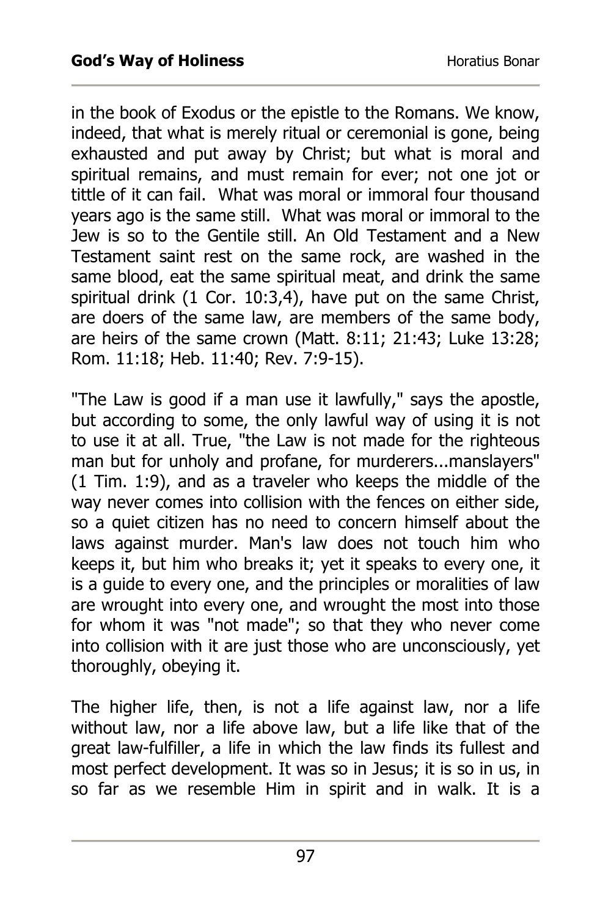in the book of Exodus or the epistle to the Romans. We know, indeed, that what is merely ritual or ceremonial is gone, being exhausted and put away by Christ; but what is moral and spiritual remains, and must remain for ever; not one jot or tittle of it can fail. What was moral or immoral four thousand years ago is the same still. What was moral or immoral to the Jew is so to the Gentile still. An Old Testament and a New Testament saint rest on the same rock, are washed in the same blood, eat the same spiritual meat, and drink the same spiritual drink (1 Cor. 10:3,4), have put on the same Christ, are doers of the same law, are members of the same body, are heirs of the same crown (Matt. 8:11; 21:43; Luke 13:28; Rom. 11:18; Heb. 11:40; Rev. 7:9-15).

"The Law is good if a man use it lawfully," says the apostle, but according to some, the only lawful way of using it is not to use it at all. True, "the Law is not made for the righteous man but for unholy and profane, for murderers...manslayers" (1 Tim. 1:9), and as a traveler who keeps the middle of the way never comes into collision with the fences on either side, so a quiet citizen has no need to concern himself about the laws against murder. Man's law does not touch him who keeps it, but him who breaks it; yet it speaks to every one, it is a guide to every one, and the principles or moralities of law are wrought into every one, and wrought the most into those for whom it was "not made"; so that they who never come into collision with it are just those who are unconsciously, yet thoroughly, obeying it.

The higher life, then, is not a life against law, nor a life without law, nor a life above law, but a life like that of the great law-fulfiller, a life in which the law finds its fullest and most perfect development. It was so in Jesus; it is so in us, in so far as we resemble Him in spirit and in walk. It is a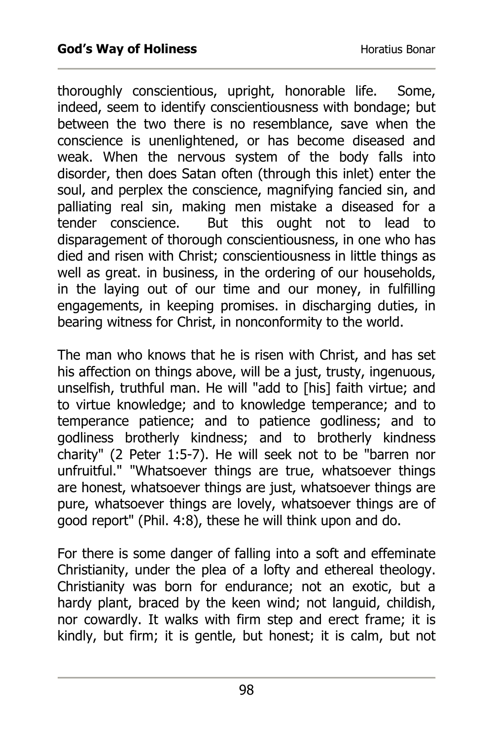thoroughly conscientious, upright, honorable life. Some, indeed, seem to identify conscientiousness with bondage; but between the two there is no resemblance, save when the conscience is unenlightened, or has become diseased and weak. When the nervous system of the body falls into disorder, then does Satan often (through this inlet) enter the soul, and perplex the conscience, magnifying fancied sin, and palliating real sin, making men mistake a diseased for a tender conscience. But this ought not to lead to disparagement of thorough conscientiousness, in one who has died and risen with Christ; conscientiousness in little things as well as great. in business, in the ordering of our households, in the laying out of our time and our money, in fulfilling engagements, in keeping promises. in discharging duties, in bearing witness for Christ, in nonconformity to the world.

The man who knows that he is risen with Christ, and has set his affection on things above, will be a just, trusty, ingenuous, unselfish, truthful man. He will "add to [his] faith virtue; and to virtue knowledge; and to knowledge temperance; and to temperance patience; and to patience godliness; and to godliness brotherly kindness; and to brotherly kindness charity" (2 Peter 1:5-7). He will seek not to be "barren nor unfruitful." "Whatsoever things are true, whatsoever things are honest, whatsoever things are just, whatsoever things are pure, whatsoever things are lovely, whatsoever things are of good report" (Phil. 4:8), these he will think upon and do.

For there is some danger of falling into a soft and effeminate Christianity, under the plea of a lofty and ethereal theology. Christianity was born for endurance; not an exotic, but a hardy plant, braced by the keen wind; not languid, childish, nor cowardly. It walks with firm step and erect frame; it is kindly, but firm; it is gentle, but honest; it is calm, but not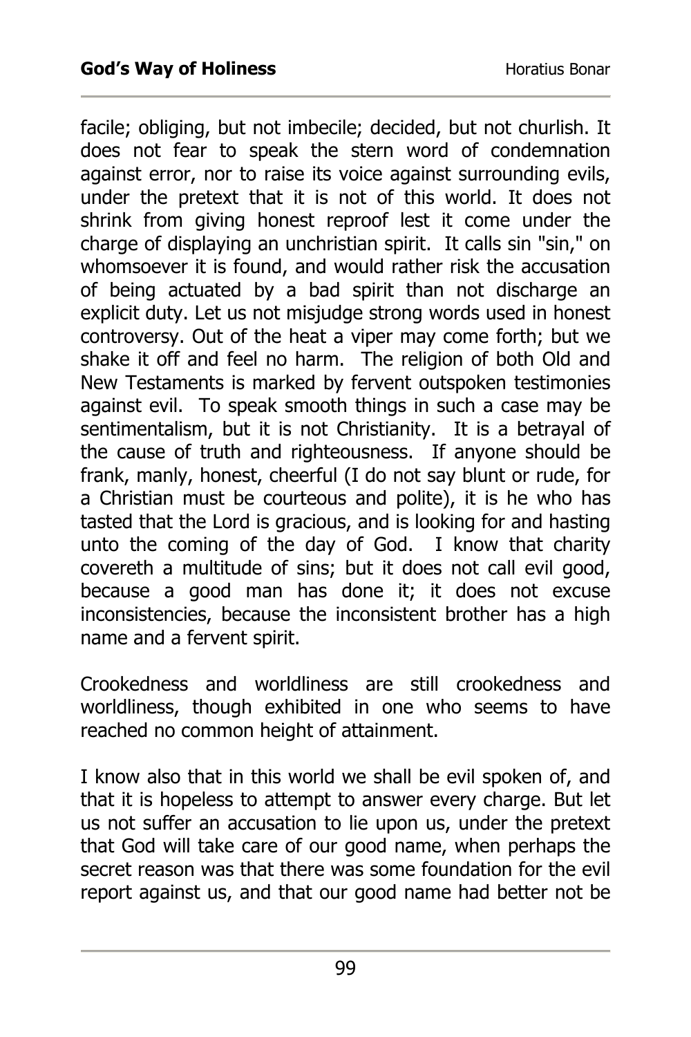facile; obliging, but not imbecile; decided, but not churlish. It does not fear to speak the stern word of condemnation against error, nor to raise its voice against surrounding evils, under the pretext that it is not of this world. It does not shrink from giving honest reproof lest it come under the charge of displaying an unchristian spirit. It calls sin "sin," on whomsoever it is found, and would rather risk the accusation of being actuated by a bad spirit than not discharge an explicit duty. Let us not misjudge strong words used in honest controversy. Out of the heat a viper may come forth; but we shake it off and feel no harm. The religion of both Old and New Testaments is marked by fervent outspoken testimonies against evil. To speak smooth things in such a case may be sentimentalism, but it is not Christianity. It is a betrayal of the cause of truth and righteousness. If anyone should be frank, manly, honest, cheerful (I do not say blunt or rude, for a Christian must be courteous and polite), it is he who has tasted that the Lord is gracious, and is looking for and hasting unto the coming of the day of God. I know that charity covereth a multitude of sins; but it does not call evil good, because a good man has done it; it does not excuse inconsistencies, because the inconsistent brother has a high name and a fervent spirit.

Crookedness and worldliness are still crookedness and worldliness, though exhibited in one who seems to have reached no common height of attainment.

I know also that in this world we shall be evil spoken of, and that it is hopeless to attempt to answer every charge. But let us not suffer an accusation to lie upon us, under the pretext that God will take care of our good name, when perhaps the secret reason was that there was some foundation for the evil report against us, and that our good name had better not be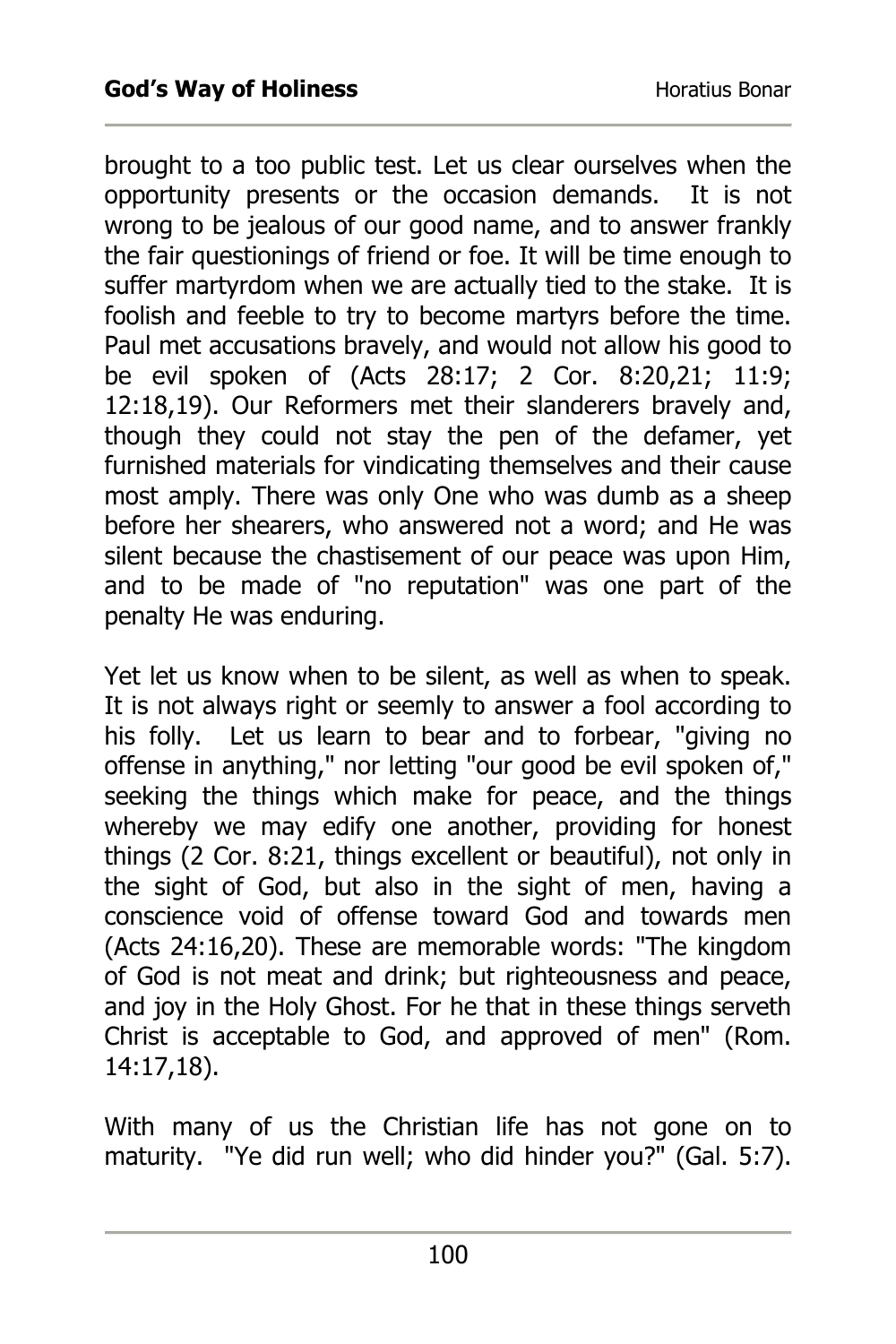brought to a too public test. Let us clear ourselves when the opportunity presents or the occasion demands. It is not wrong to be jealous of our good name, and to answer frankly the fair questionings of friend or foe. It will be time enough to suffer martyrdom when we are actually tied to the stake. It is foolish and feeble to try to become martyrs before the time. Paul met accusations bravely, and would not allow his good to be evil spoken of (Acts 28:17; 2 Cor. 8:20,21; 11:9; 12:18,19). Our Reformers met their slanderers bravely and, though they could not stay the pen of the defamer, yet furnished materials for vindicating themselves and their cause most amply. There was only One who was dumb as a sheep before her shearers, who answered not a word; and He was silent because the chastisement of our peace was upon Him, and to be made of "no reputation" was one part of the penalty He was enduring.

Yet let us know when to be silent, as well as when to speak. It is not always right or seemly to answer a fool according to his folly. Let us learn to bear and to forbear, "giving no offense in anything," nor letting "our good be evil spoken of," seeking the things which make for peace, and the things whereby we may edify one another, providing for honest things (2 Cor. 8:21, things excellent or beautiful), not only in the sight of God, but also in the sight of men, having a conscience void of offense toward God and towards men (Acts 24:16,20). These are memorable words: "The kingdom of God is not meat and drink; but righteousness and peace, and joy in the Holy Ghost. For he that in these things serveth Christ is acceptable to God, and approved of men" (Rom. 14:17,18).

With many of us the Christian life has not gone on to maturity. "Ye did run well; who did hinder you?" (Gal. 5:7).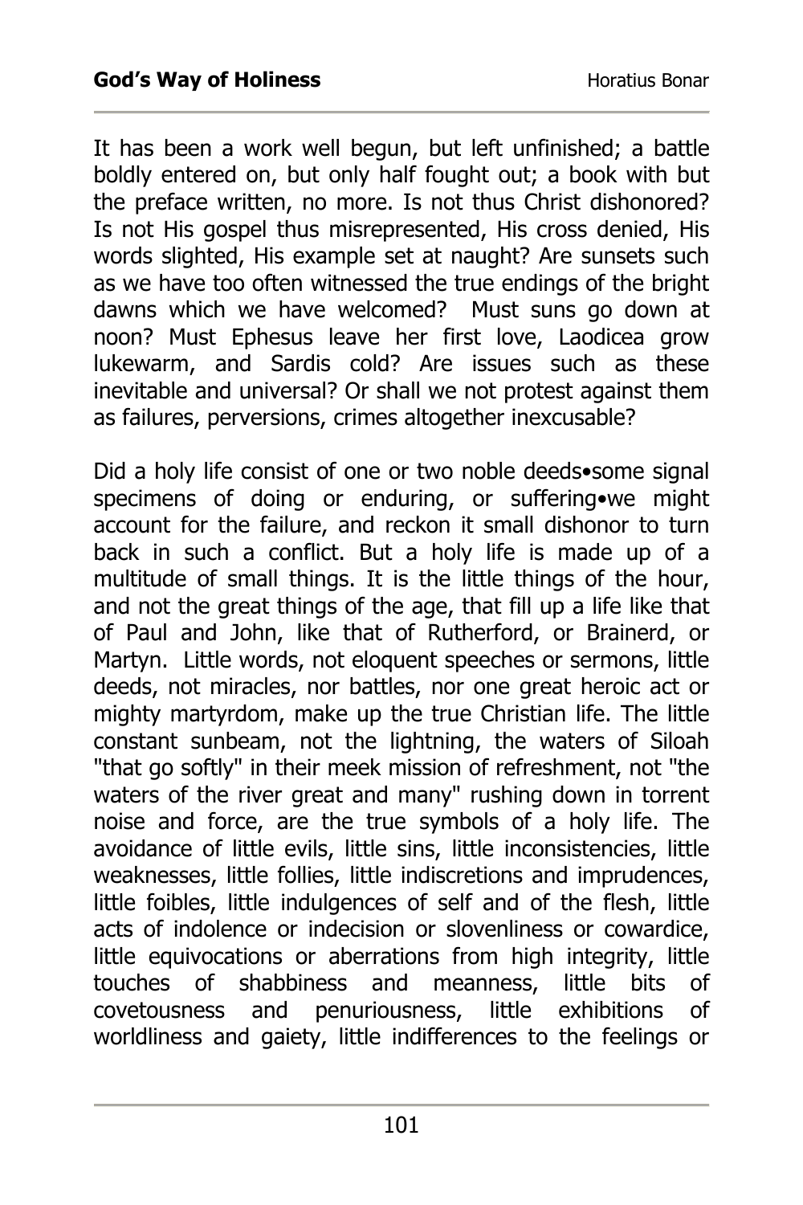It has been a work well begun, but left unfinished; a battle boldly entered on, but only half fought out; a book with but the preface written, no more. Is not thus Christ dishonored? Is not His gospel thus misrepresented, His cross denied, His words slighted, His example set at naught? Are sunsets such as we have too often witnessed the true endings of the bright dawns which we have welcomed? Must suns go down at noon? Must Ephesus leave her first love, Laodicea grow lukewarm, and Sardis cold? Are issues such as these inevitable and universal? Or shall we not protest against them as failures, perversions, crimes altogether inexcusable?

Did a holy life consist of one or two noble deeds•some signal specimens of doing or enduring, or suffering•we might account for the failure, and reckon it small dishonor to turn back in such a conflict. But a holy life is made up of a multitude of small things. It is the little things of the hour, and not the great things of the age, that fill up a life like that of Paul and John, like that of Rutherford, or Brainerd, or Martyn. Little words, not eloquent speeches or sermons, little deeds, not miracles, nor battles, nor one great heroic act or mighty martyrdom, make up the true Christian life. The little constant sunbeam, not the lightning, the waters of Siloah "that go softly" in their meek mission of refreshment, not "the waters of the river great and many" rushing down in torrent noise and force, are the true symbols of a holy life. The avoidance of little evils, little sins, little inconsistencies, little weaknesses, little follies, little indiscretions and imprudences, little foibles, little indulgences of self and of the flesh, little acts of indolence or indecision or slovenliness or cowardice, little equivocations or aberrations from high integrity, little touches of shabbiness and meanness, little bits of covetousness and penuriousness, little exhibitions of worldliness and gaiety, little indifferences to the feelings or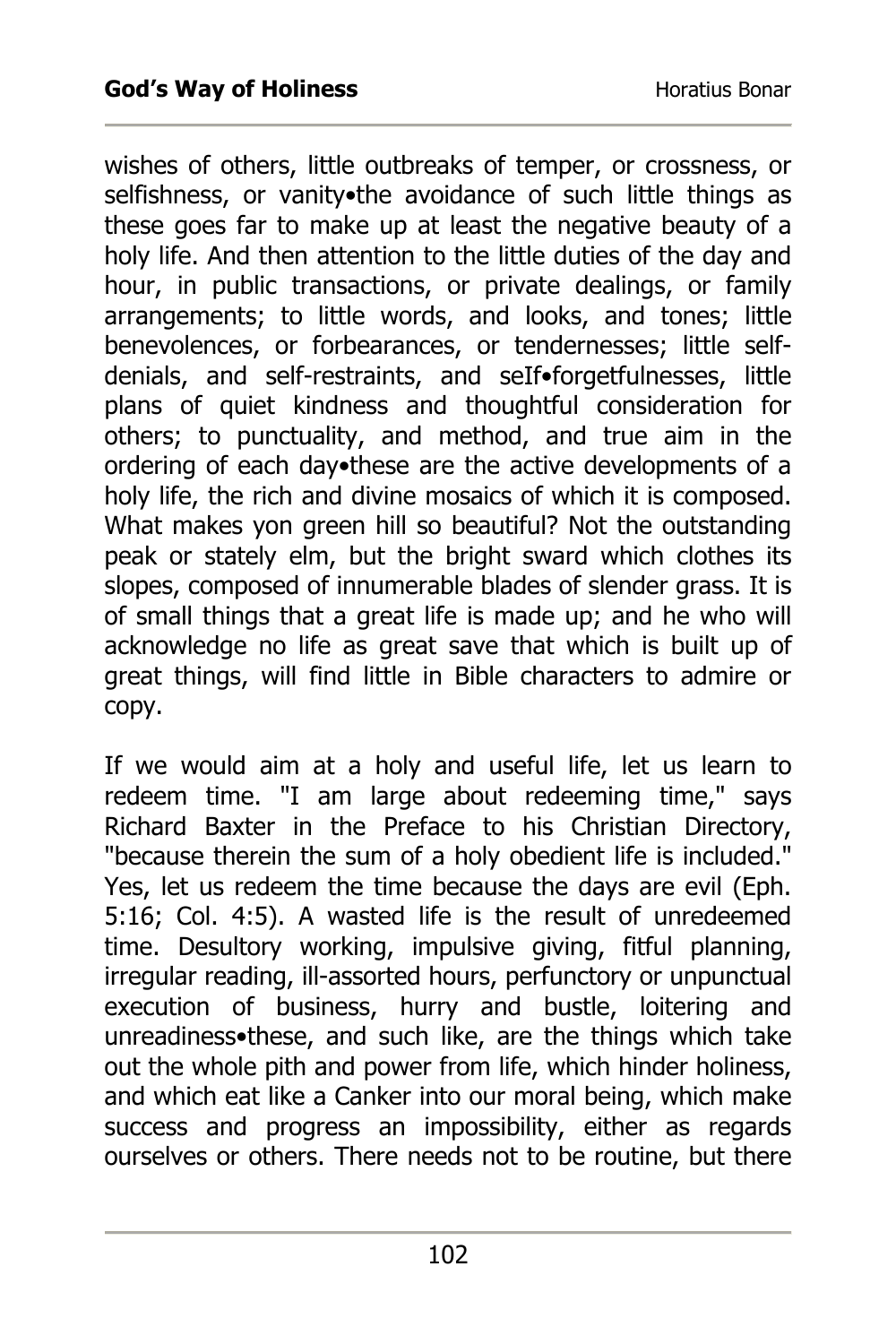wishes of others, little outbreaks of temper, or crossness, or selfishness, or vanity•the avoidance of such little things as these goes far to make up at least the negative beauty of a holy life. And then attention to the little duties of the day and hour, in public transactions, or private dealings, or family arrangements; to little words, and looks, and tones; little benevolences, or forbearances, or tendernesses; little self-denials, and self-restraints, and seIf•forgetfulnesses, little plans of quiet kindness and thoughtful consideration for others; to punctuality, and method, and true aim in the ordering of each day•these are the active developments of a holy life, the rich and divine mosaics of which it is composed. What makes yon green hill so beautiful? Not the outstanding peak or stately elm, but the bright sward which clothes its slopes, composed of innumerable blades of slender grass. It is of small things that a great life is made up; and he who will acknowledge no life as great save that which is built up of great things, will find little in Bible characters to admire or copy.

If we would aim at a holy and useful life, let us learn to redeem time. "I am large about redeeming time," says Richard Baxter in the Preface to his Christian Directory, "because therein the sum of a holy obedient life is included." Yes, let us redeem the time because the days are evil (Eph. 5:16; Col. 4:5). A wasted life is the result of unredeemed time. Desultory working, impulsive giving, fitful planning, irregular reading, ill-assorted hours, perfunctory or unpunctual execution of business, hurry and bustle, loitering and unreadiness•these, and such like, are the things which take out the whole pith and power from life, which hinder holiness, and which eat like a Canker into our moral being, which make success and progress an impossibility, either as regards ourselves or others. There needs not to be routine, but there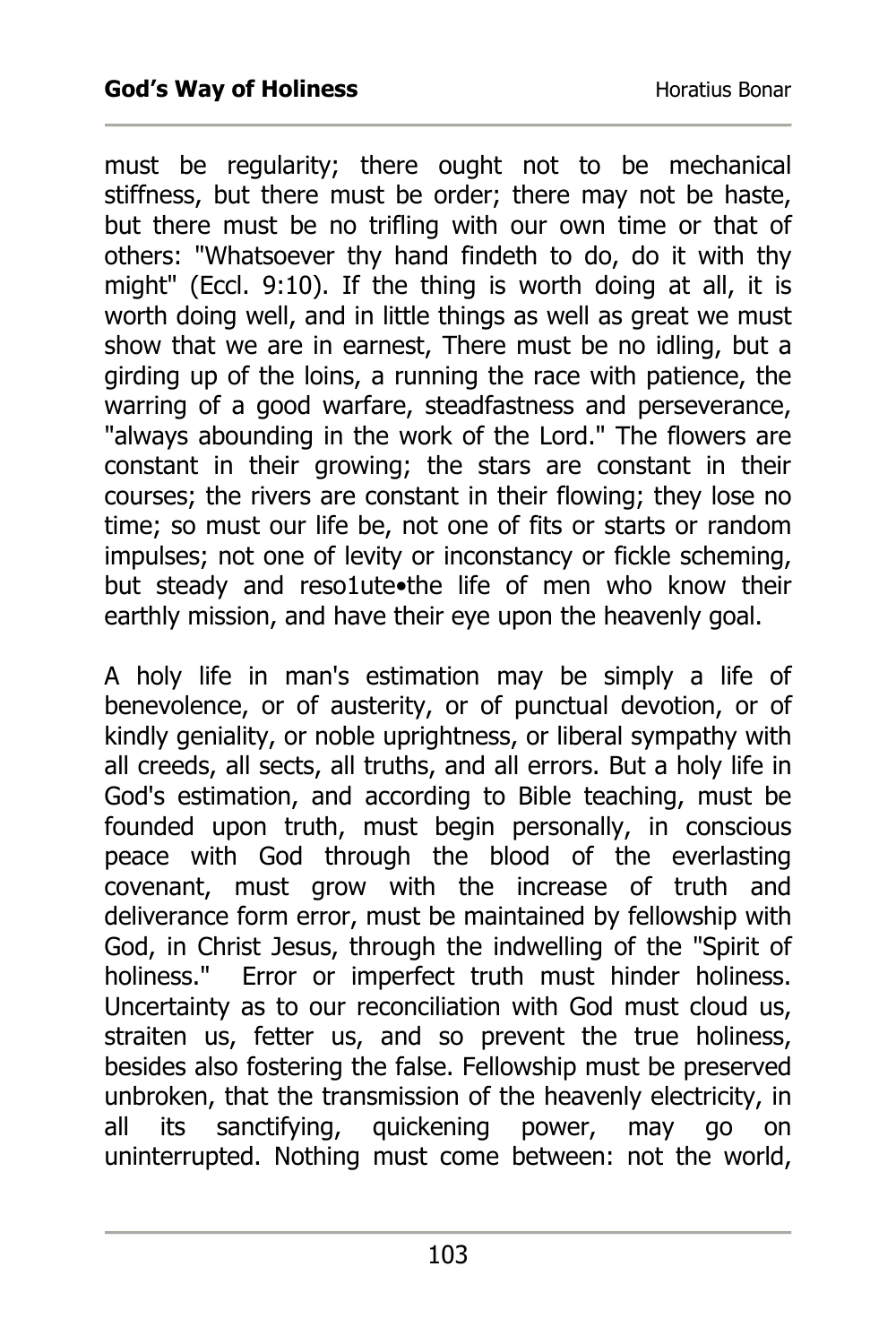must be regularity; there ought not to be mechanical stiffness, but there must be order; there may not be haste, but there must be no trifling with our own time or that of others: "Whatsoever thy hand findeth to do, do it with thy might" (Eccl. 9:10). If the thing is worth doing at all, it is worth doing well, and in little things as well as great we must show that we are in earnest, There must be no idling, but a girding up of the loins, a running the race with patience, the warring of a good warfare, steadfastness and perseverance, "always abounding in the work of the Lord." The flowers are constant in their growing; the stars are constant in their courses; the rivers are constant in their flowing; they lose no time; so must our life be, not one of fits or starts or random impulses; not one of levity or inconstancy or fickle scheming, but steady and reso1ute•the life of men who know their earthly mission, and have their eye upon the heavenly goal.

A holy life in man's estimation may be simply a life of benevolence, or of austerity, or of punctual devotion, or of kindly geniality, or noble uprightness, or liberal sympathy with all creeds, all sects, all truths, and all errors. But a holy life in God's estimation, and according to Bible teaching, must be founded upon truth, must begin personally, in conscious peace with God through the blood of the everlasting covenant, must grow with the increase of truth and deliverance form error, must be maintained by fellowship with God, in Christ Jesus, through the indwelling of the "Spirit of holiness." Error or imperfect truth must hinder holiness. Uncertainty as to our reconciliation with God must cloud us, straiten us, fetter us, and so prevent the true holiness, besides also fostering the false. Fellowship must be preserved unbroken, that the transmission of the heavenly electricity, in all its sanctifying, quickening power, may go on uninterrupted. Nothing must come between: not the world,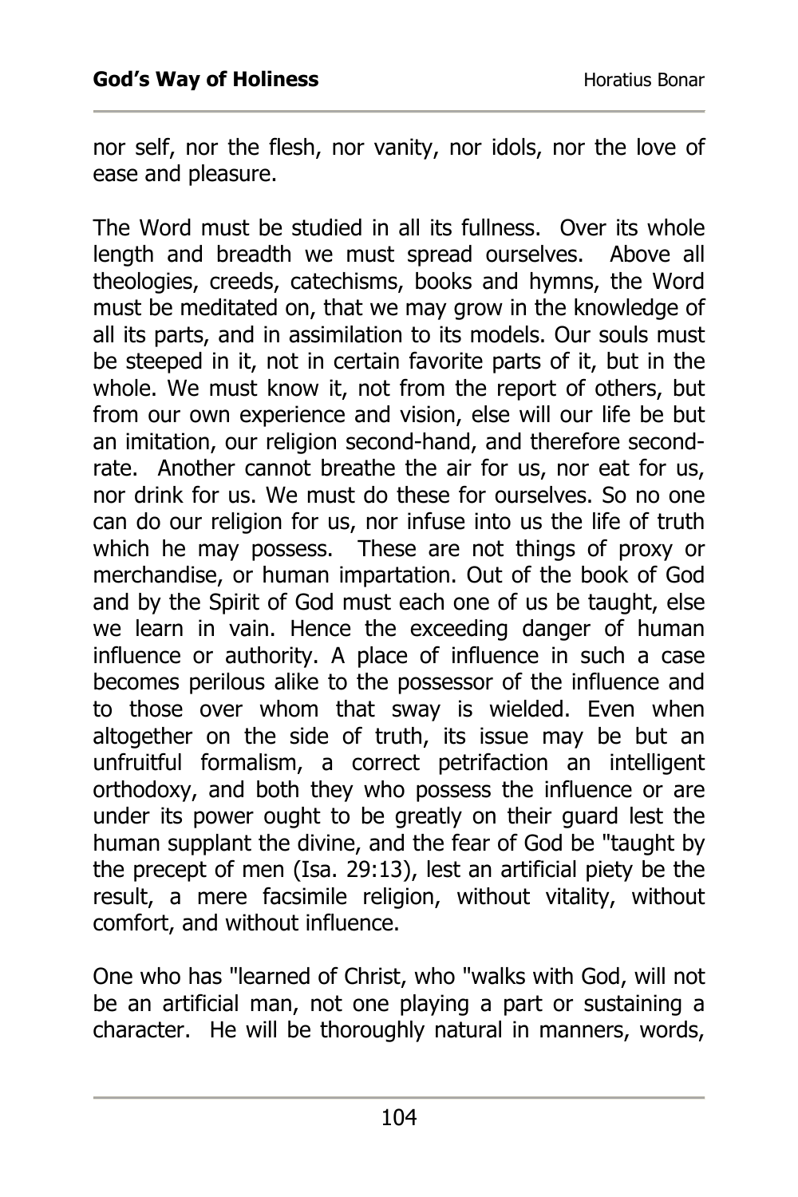nor self, nor the flesh, nor vanity, nor idols, nor the love of ease and pleasure.

The Word must be studied in all its fullness. Over its whole length and breadth we must spread ourselves. Above all theologies, creeds, catechisms, books and hymns, the Word must be meditated on, that we may grow in the knowledge of all its parts, and in assimilation to its models. Our souls must be steeped in it, not in certain favorite parts of it, but in the whole. We must know it, not from the report of others, but from our own experience and vision, else will our life be but an imitation, our religion second-hand, and therefore second-rate. Another cannot breathe the air for us, nor eat for us, nor drink for us. We must do these for ourselves. So no one can do our religion for us, nor infuse into us the life of truth which he may possess. These are not things of proxy or merchandise, or human impartation. Out of the book of God and by the Spirit of God must each one of us be taught, else we learn in vain. Hence the exceeding danger of human influence or authority. A place of influence in such a case becomes perilous alike to the possessor of the influence and to those over whom that sway is wielded. Even when altogether on the side of truth, its issue may be but an unfruitful formalism, a correct petrifaction an intelligent orthodoxy, and both they who possess the influence or are under its power ought to be greatly on their guard lest the human supplant the divine, and the fear of God be "taught by the precept of men (Isa. 29:13), lest an artificial piety be the result, a mere facsimile religion, without vitality, without comfort, and without influence.

One who has "learned of Christ, who "walks with God, will not be an artificial man, not one playing a part or sustaining a character. He will be thoroughly natural in manners, words,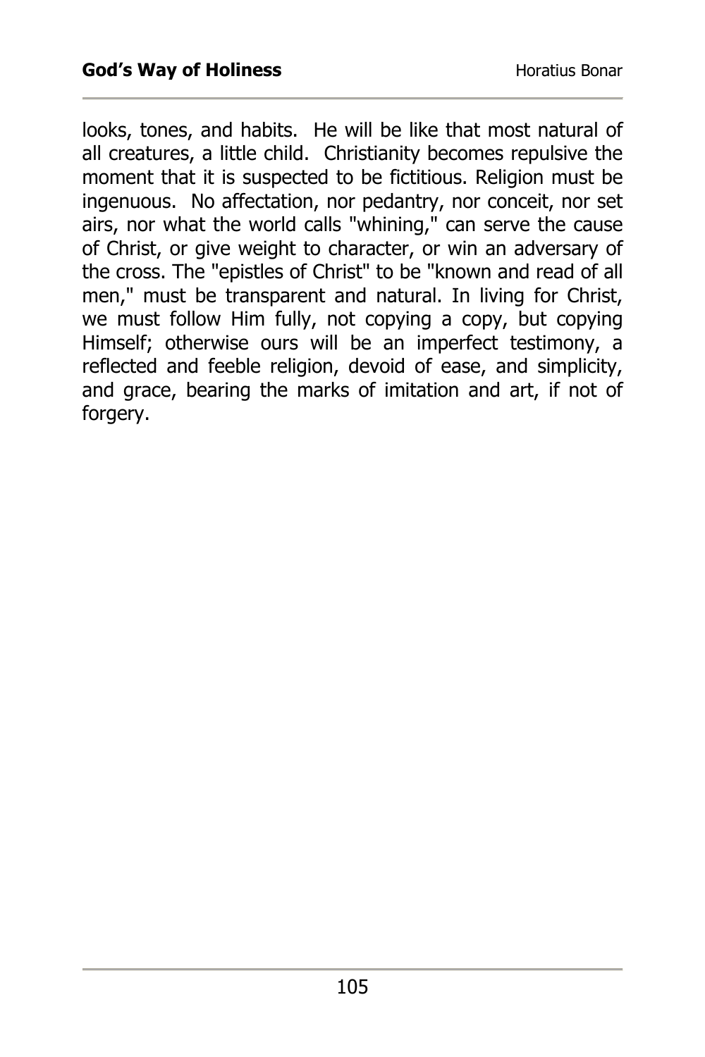looks, tones, and habits. He will be like that most natural of all creatures, a little child. Christianity becomes repulsive the moment that it is suspected to be fictitious. Religion must be ingenuous. No affectation, nor pedantry, nor conceit, nor set airs, nor what the world calls "whining," can serve the cause of Christ, or give weight to character, or win an adversary of the cross. The "epistles of Christ" to be "known and read of all men," must be transparent and natural. In living for Christ, we must follow Him fully, not copying a copy, but copying Himself; otherwise ours will be an imperfect testimony, a reflected and feeble religion, devoid of ease, and simplicity, and grace, bearing the marks of imitation and art, if not of forgery.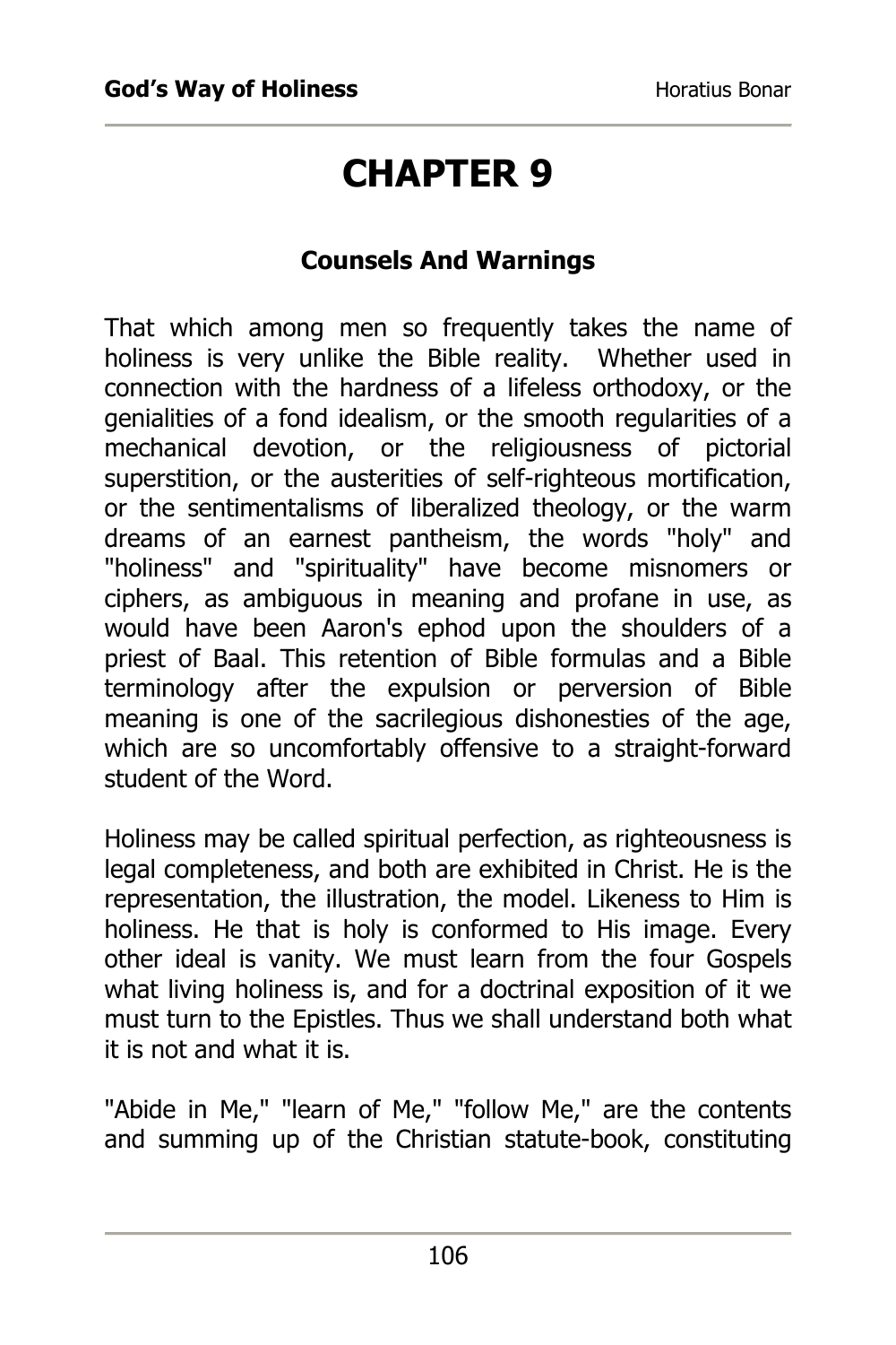# CHAPTER 9

## Counsels And Warnings

That which among men so frequently takes the name of holiness is very unlike the Bible reality. Whether used in connection with the hardness of a lifeless orthodoxy, or the genialities of a fond idealism, or the smooth regularities of a mechanical devotion, or the religiousness of pictorial superstition, or the austerities of self-righteous mortification, or the sentimentalisms of liberalized theology, or the warm dreams of an earnest pantheism, the words "holy" and "holiness" and "spirituality" have become misnomers or ciphers, as ambiguous in meaning and profane in use, as would have been Aaron's ephod upon the shoulders of a priest of Baal. This retention of Bible formulas and a Bible terminology after the expulsion or perversion of Bible meaning is one of the sacrilegious dishonesties of the age, which are so uncomfortably offensive to a straight-forward student of the Word.

Holiness may be called spiritual perfection, as righteousness is legal completeness, and both are exhibited in Christ. He is the representation, the illustration, the model. Likeness to Him is holiness. He that is holy is conformed to His image. Every other ideal is vanity. We must learn from the four Gospels what living holiness is, and for a doctrinal exposition of it we must turn to the Epistles. Thus we shall understand both what it is not and what it is.

"Abide in Me," "learn of Me," "follow Me," are the contents and summing up of the Christian statute-book, constituting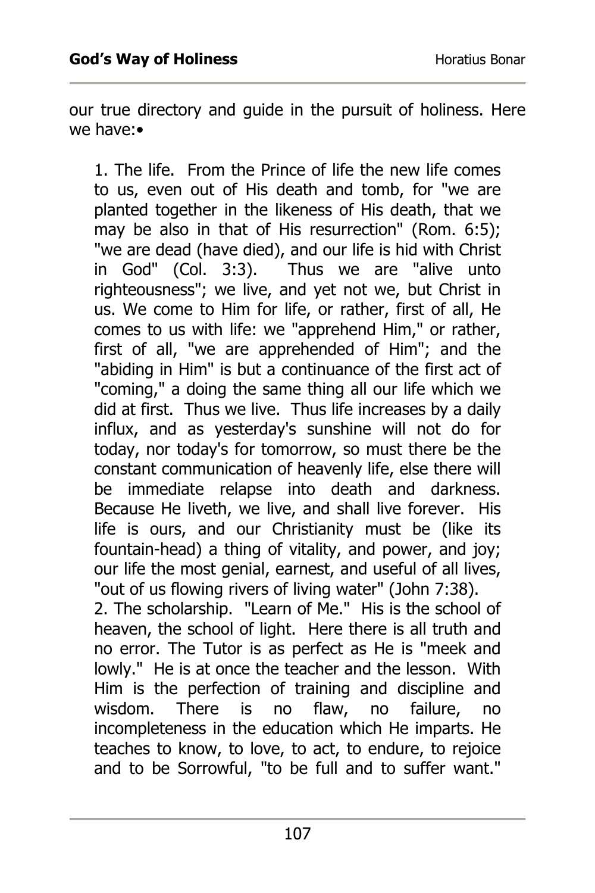our true directory and guide in the pursuit of holiness. Here we have:•

1. The life. From the Prince of life the new life comes to us, even out of His death and tomb, for "we are planted together in the likeness of His death, that we may be also in that of His resurrection" (Rom. 6:5); "we are dead (have died), and our life is hid with Christ in God" (Col. 3:3). Thus we are "alive unto righteousness"; we live, and yet not we, but Christ in us. We come to Him for life, or rather, first of all, He comes to us with life: we "apprehend Him," or rather, first of all, "we are apprehended of Him"; and the "abiding in Him" is but a continuance of the first act of "coming," a doing the same thing all our life which we did at first. Thus we live. Thus life increases by a daily influx, and as yesterday's sunshine will not do for today, nor today's for tomorrow, so must there be the constant communication of heavenly life, else there will be immediate relapse into death and darkness. Because He liveth, we live, and shall live forever. His life is ours, and our Christianity must be (like its fountain-head) a thing of vitality, and power, and joy; our life the most genial, earnest, and useful of all lives, "out of us flowing rivers of living water" (John 7:38).

2. The scholarship. "Learn of Me." His is the school of heaven, the school of light. Here there is all truth and no error. The Tutor is as perfect as He is "meek and lowly." He is at once the teacher and the lesson. With Him is the perfection of training and discipline and wisdom. There is no flaw, no failure, no incompleteness in the education which He imparts. He teaches to know, to love, to act, to endure, to rejoice and to be Sorrowful, "to be full and to suffer want."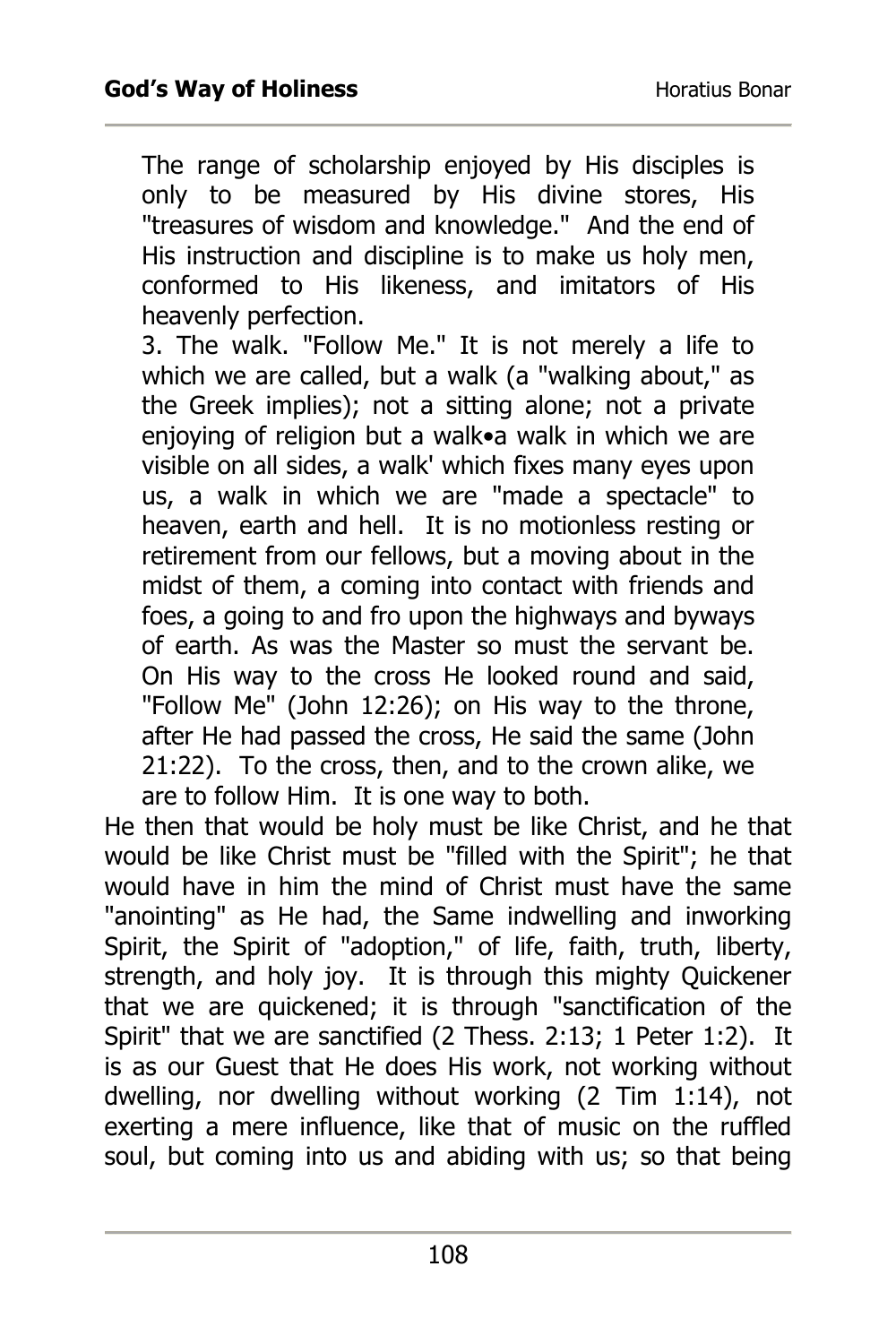The range of scholarship enjoyed by His disciples is only to be measured by His divine stores, His "treasures of wisdom and knowledge." And the end of His instruction and discipline is to make us holy men, conformed to His likeness, and imitators of His heavenly perfection.

3. The walk. "Follow Me." It is not merely a life to which we are called, but a walk (a "walking about," as the Greek implies); not a sitting alone; not a private enjoying of religion but a walk•a walk in which we are visible on all sides, a walk' which fixes many eyes upon us, a walk in which we are "made a spectacle" to heaven, earth and hell. It is no motionless resting or retirement from our fellows, but a moving about in the midst of them, a coming into contact with friends and foes, a going to and fro upon the highways and byways of earth. As was the Master so must the servant be. On His way to the cross He looked round and said, "Follow Me" (John 12:26); on His way to the throne, after He had passed the cross, He said the same (John 21:22). To the cross, then, and to the crown alike, we are to follow Him. It is one way to both.

He then that would be holy must be like Christ, and he that would be like Christ must be "filled with the Spirit"; he that would have in him the mind of Christ must have the same "anointing" as He had, the Same indwelling and inworking Spirit, the Spirit of "adoption," of life, faith, truth, liberty, strength, and holy joy. It is through this mighty Quickener that we are quickened; it is through "sanctification of the Spirit" that we are sanctified (2 Thess. 2:13; 1 Peter 1:2). It is as our Guest that He does His work, not working without dwelling, nor dwelling without working (2 Tim 1:14), not exerting a mere influence, like that of music on the ruffled soul, but coming into us and abiding with us; so that being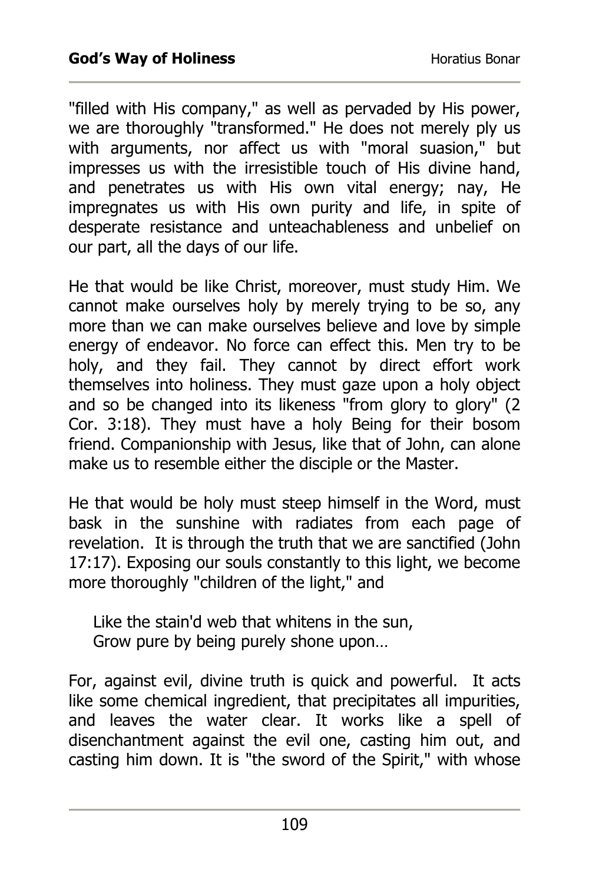"filled with His company," as well as pervaded by His power, we are thoroughly "transformed." He does not merely ply us with arguments, nor affect us with "moral suasion," but impresses us with the irresistible touch of His divine hand, and penetrates us with His own vital energy; nay, He impregnates us with His own purity and life, in spite of desperate resistance and unteachableness and unbelief on our part, all the days of our life.

He that would be like Christ, moreover, must study Him. We cannot make ourselves holy by merely trying to be so, any more than we can make ourselves believe and love by simple energy of endeavor. No force can effect this. Men try to be holy, and they fail. They cannot by direct effort work themselves into holiness. They must gaze upon a holy object and so be changed into its likeness "from glory to glory" (2 Cor. 3:18). They must have a holy Being for their bosom friend. Companionship with Jesus, like that of John, can alone make us to resemble either the disciple or the Master.

He that would be holy must steep himself in the Word, must bask in the sunshine with radiates from each page of revelation. It is through the truth that we are sanctified (John 17:17). Exposing our souls constantly to this light, we become more thoroughly "children of the light," and

> Like the stain'd web that whitens in the sun,
> Grow pure by being purely shone upon…

For, against evil, divine truth is quick and powerful. It acts like some chemical ingredient, that precipitates all impurities, and leaves the water clear. It works like a spell of disenchantment against the evil one, casting him out, and casting him down. It is "the sword of the Spirit," with whose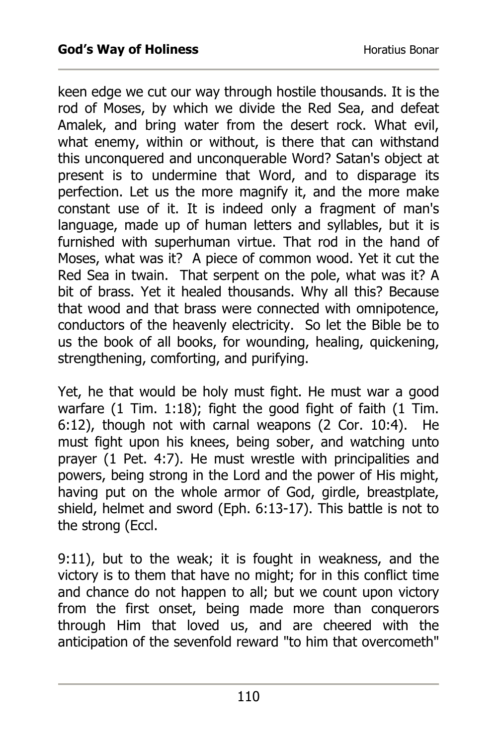keen edge we cut our way through hostile thousands. It is the rod of Moses, by which we divide the Red Sea, and defeat Amalek, and bring water from the desert rock. What evil, what enemy, within or without, is there that can withstand this unconquered and unconquerable Word? Satan's object at present is to undermine that Word, and to disparage its perfection. Let us the more magnify it, and the more make constant use of it. It is indeed only a fragment of man's language, made up of human letters and syllables, but it is furnished with superhuman virtue. That rod in the hand of Moses, what was it? A piece of common wood. Yet it cut the Red Sea in twain. That serpent on the pole, what was it? A bit of brass. Yet it healed thousands. Why all this? Because that wood and that brass were connected with omnipotence, conductors of the heavenly electricity. So let the Bible be to us the book of all books, for wounding, healing, quickening, strengthening, comforting, and purifying.

Yet, he that would be holy must fight. He must war a good warfare (1 Tim. 1:18); fight the good fight of faith (1 Tim. 6:12), though not with carnal weapons (2 Cor. 10:4). He must fight upon his knees, being sober, and watching unto prayer (1 Pet. 4:7). He must wrestle with principalities and powers, being strong in the Lord and the power of His might, having put on the whole armor of God, girdle, breastplate, shield, helmet and sword (Eph. 6:13-17). This battle is not to the strong (Eccl. 9:11), but to the weak; it is fought in weakness, and the victory is to them that have no might; for in this conflict time and chance do not happen to all; but we count upon victory from the first onset, being made more than conquerors through Him that loved us, and are cheered with the anticipation of the sevenfold reward "to him that overcometh"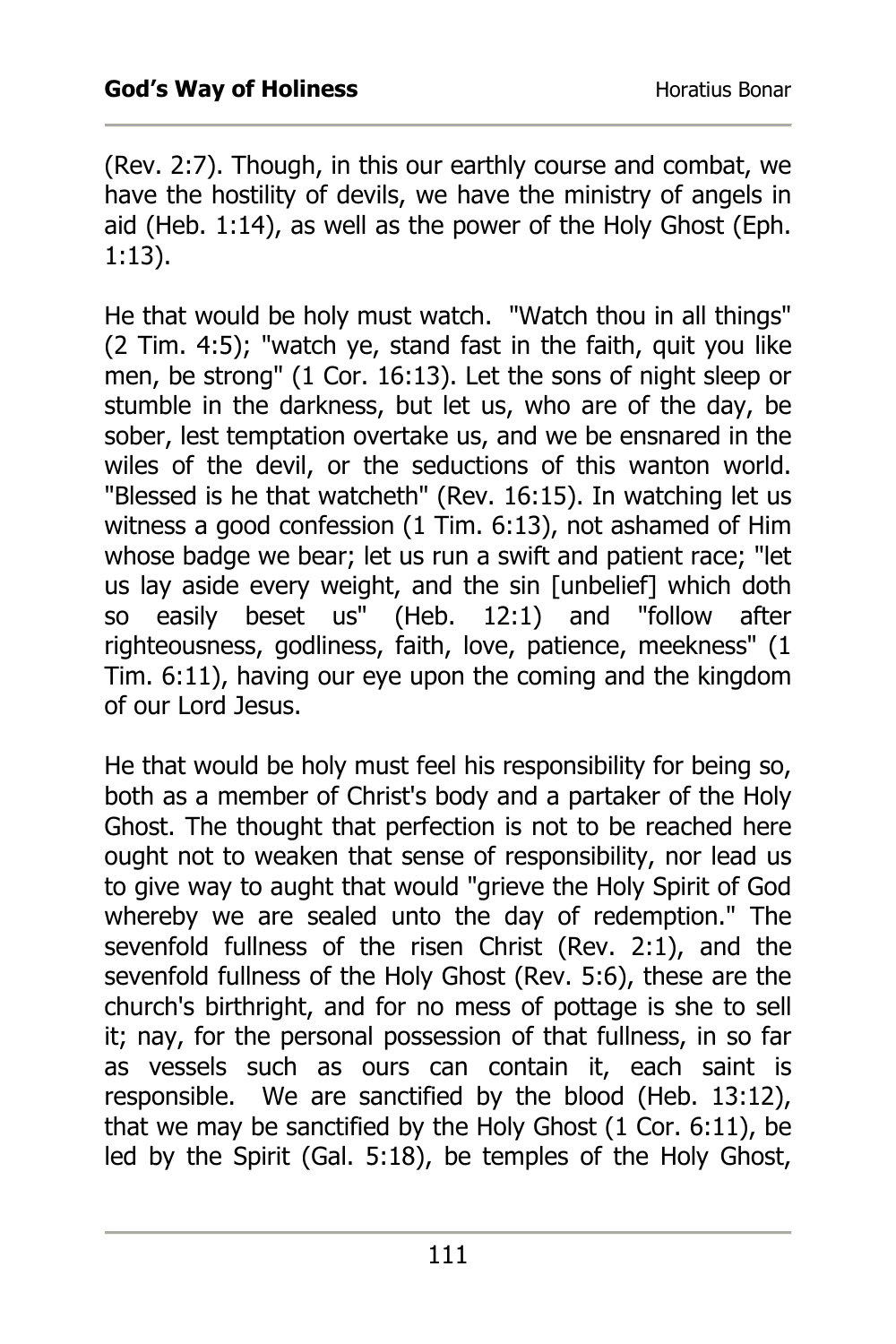(Rev. 2:7). Though, in this our earthly course and combat, we have the hostility of devils, we have the ministry of angels in aid (Heb. 1:14), as well as the power of the Holy Ghost (Eph. 1:13).

He that would be holy must watch. "Watch thou in all things" (2 Tim. 4:5); "watch ye, stand fast in the faith, quit you like men, be strong" (1 Cor. 16:13). Let the sons of night sleep or stumble in the darkness, but let us, who are of the day, be sober, lest temptation overtake us, and we be ensnared in the wiles of the devil, or the seductions of this wanton world. "Blessed is he that watcheth" (Rev. 16:15). In watching let us witness a good confession (1 Tim. 6:13), not ashamed of Him whose badge we bear; let us run a swift and patient race; "let us lay aside every weight, and the sin [unbelief] which doth so easily beset us" (Heb. 12:1) and "follow after righteousness, godliness, faith, love, patience, meekness" (1 Tim. 6:11), having our eye upon the coming and the kingdom of our Lord Jesus.

He that would be holy must feel his responsibility for being so, both as a member of Christ's body and a partaker of the Holy Ghost. The thought that perfection is not to be reached here ought not to weaken that sense of responsibility, nor lead us to give way to aught that would "grieve the Holy Spirit of God whereby we are sealed unto the day of redemption." The sevenfold fullness of the risen Christ (Rev. 2:1), and the sevenfold fullness of the Holy Ghost (Rev. 5:6), these are the church's birthright, and for no mess of pottage is she to sell it; nay, for the personal possession of that fullness, in so far as vessels such as ours can contain it, each saint is responsible. We are sanctified by the blood (Heb. 13:12), that we may be sanctified by the Holy Ghost (1 Cor. 6:11), be led by the Spirit (Gal. 5:18), be temples of the Holy Ghost,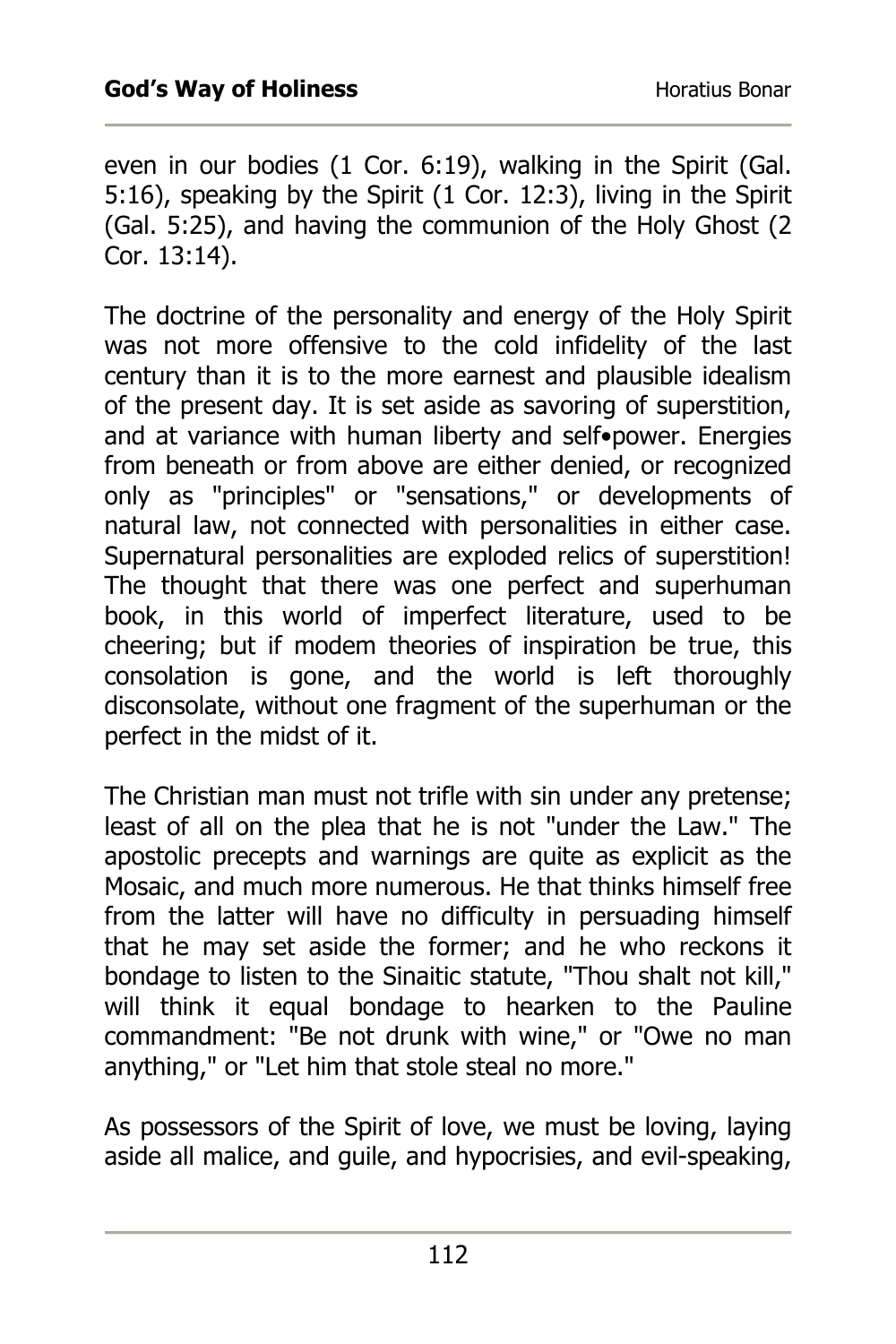even in our bodies (1 Cor. 6:19), walking in the Spirit (Gal. 5:16), speaking by the Spirit (1 Cor. 12:3), living in the Spirit (Gal. 5:25), and having the communion of the Holy Ghost (2 Cor. 13:14).

The doctrine of the personality and energy of the Holy Spirit was not more offensive to the cold infidelity of the last century than it is to the more earnest and plausible idealism of the present day. It is set aside as savoring of superstition, and at variance with human liberty and self•power. Energies from beneath or from above are either denied, or recognized only as "principles" or "sensations," or developments of natural law, not connected with personalities in either case. Supernatural personalities are exploded relics of superstition! The thought that there was one perfect and superhuman book, in this world of imperfect literature, used to be cheering; but if modem theories of inspiration be true, this consolation is gone, and the world is left thoroughly disconsolate, without one fragment of the superhuman or the perfect in the midst of it.

The Christian man must not trifle with sin under any pretense; least of all on the plea that he is not "under the Law." The apostolic precepts and warnings are quite as explicit as the Mosaic, and much more numerous. He that thinks himself free from the latter will have no difficulty in persuading himself that he may set aside the former; and he who reckons it bondage to listen to the Sinaitic statute, "Thou shalt not kill," will think it equal bondage to hearken to the Pauline commandment: "Be not drunk with wine," or "Owe no man anything," or "Let him that stole steal no more."

As possessors of the Spirit of love, we must be loving, laying aside all malice, and guile, and hypocrisies, and evil-speaking,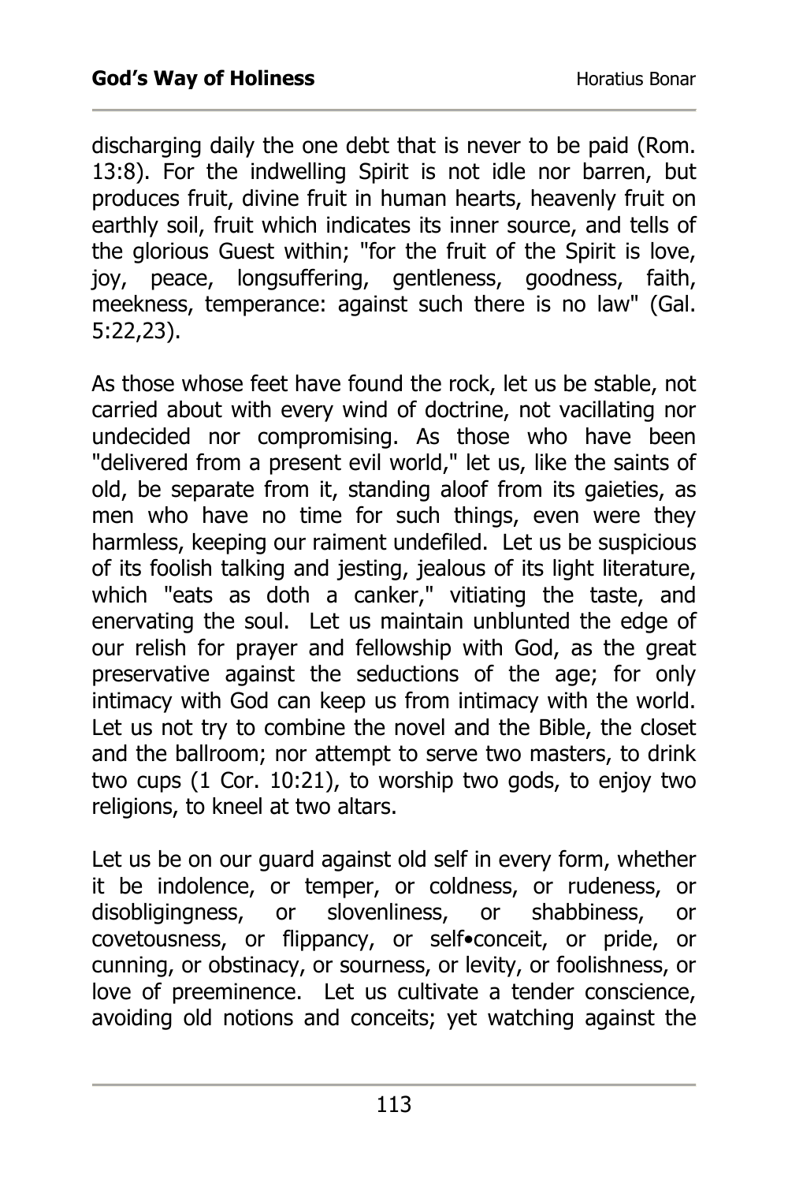discharging daily the one debt that is never to be paid (Rom. 13:8). For the indwelling Spirit is not idle nor barren, but produces fruit, divine fruit in human hearts, heavenly fruit on earthly soil, fruit which indicates its inner source, and tells of the glorious Guest within; "for the fruit of the Spirit is love, joy, peace, longsuffering, gentleness, goodness, faith, meekness, temperance: against such there is no law" (Gal. 5:22,23).

As those whose feet have found the rock, let us be stable, not carried about with every wind of doctrine, not vacillating nor undecided nor compromising. As those who have been "delivered from a present evil world," let us, like the saints of old, be separate from it, standing aloof from its gaieties, as men who have no time for such things, even were they harmless, keeping our raiment undefiled. Let us be suspicious of its foolish talking and jesting, jealous of its light literature, which "eats as doth a canker," vitiating the taste, and enervating the soul. Let us maintain unblunted the edge of our relish for prayer and fellowship with God, as the great preservative against the seductions of the age; for only intimacy with God can keep us from intimacy with the world. Let us not try to combine the novel and the Bible, the closet and the ballroom; nor attempt to serve two masters, to drink two cups (1 Cor. 10:21), to worship two gods, to enjoy two religions, to kneel at two altars.

Let us be on our guard against old self in every form, whether it be indolence, or temper, or coldness, or rudeness, or disobligingness, or slovenliness, or shabbiness, or covetousness, or flippancy, or self•conceit, or pride, or cunning, or obstinacy, or sourness, or levity, or foolishness, or love of preeminence. Let us cultivate a tender conscience, avoiding old notions and conceits; yet watching against the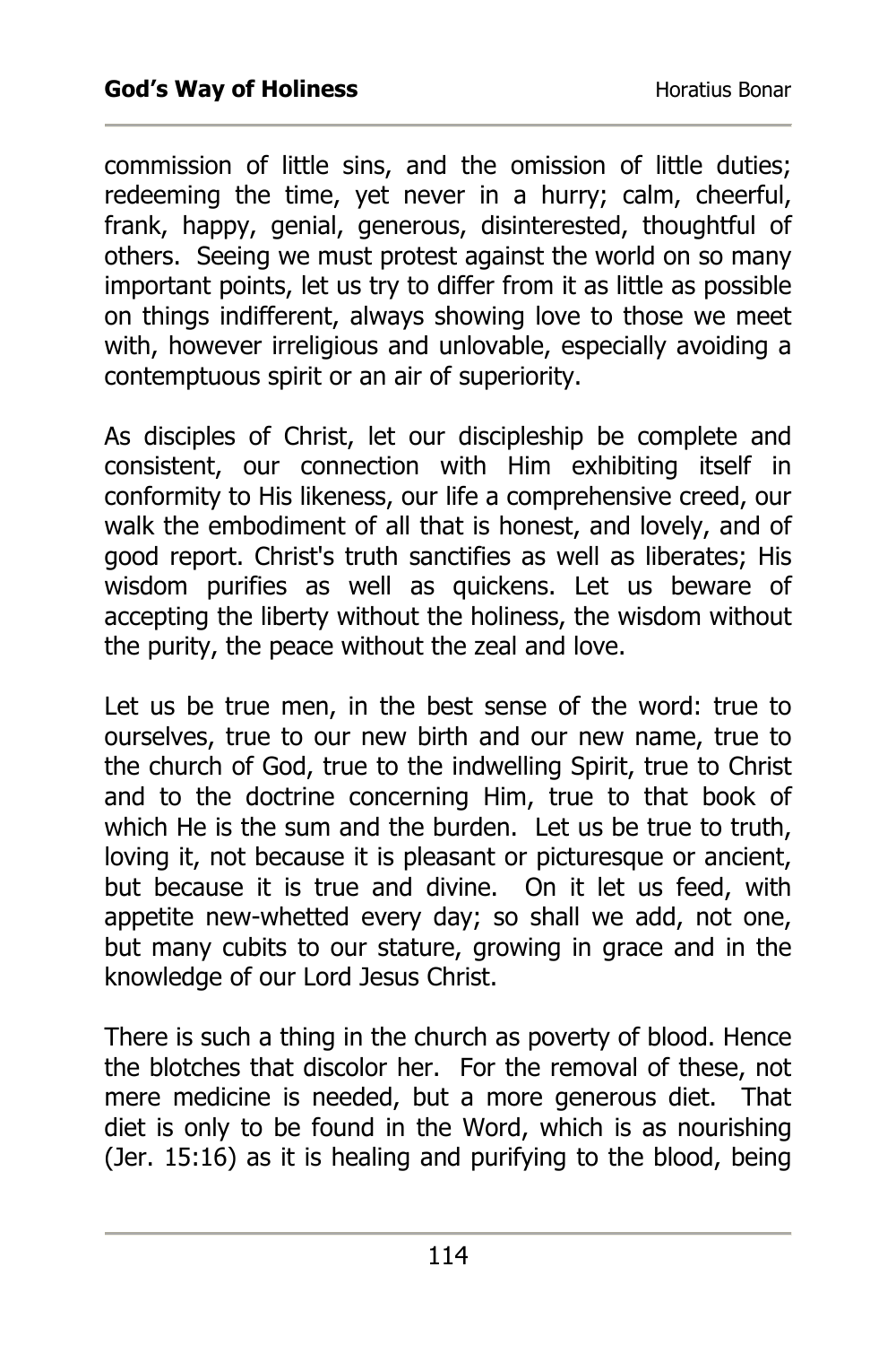commission of little sins, and the omission of little duties; redeeming the time, yet never in a hurry; calm, cheerful, frank, happy, genial, generous, disinterested, thoughtful of others. Seeing we must protest against the world on so many important points, let us try to differ from it as little as possible on things indifferent, always showing love to those we meet with, however irreligious and unlovable, especially avoiding a contemptuous spirit or an air of superiority.

As disciples of Christ, let our discipleship be complete and consistent, our connection with Him exhibiting itself in conformity to His likeness, our life a comprehensive creed, our walk the embodiment of all that is honest, and lovely, and of good report. Christ's truth sanctifies as well as liberates; His wisdom purifies as well as quickens. Let us beware of accepting the liberty without the holiness, the wisdom without the purity, the peace without the zeal and love.

Let us be true men, in the best sense of the word: true to ourselves, true to our new birth and our new name, true to the church of God, true to the indwelling Spirit, true to Christ and to the doctrine concerning Him, true to that book of which He is the sum and the burden. Let us be true to truth, loving it, not because it is pleasant or picturesque or ancient, but because it is true and divine. On it let us feed, with appetite new-whetted every day; so shall we add, not one, but many cubits to our stature, growing in grace and in the knowledge of our Lord Jesus Christ.

There is such a thing in the church as poverty of blood. Hence the blotches that discolor her. For the removal of these, not mere medicine is needed, but a more generous diet. That diet is only to be found in the Word, which is as nourishing (Jer. 15:16) as it is healing and purifying to the blood, being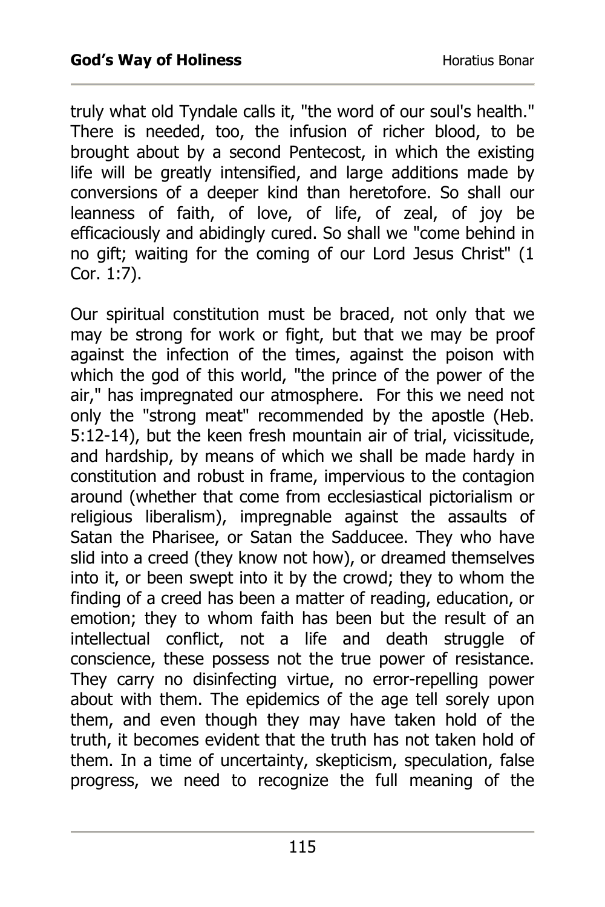truly what old Tyndale calls it, "the word of our soul's health." There is needed, too, the infusion of richer blood, to be brought about by a second Pentecost, in which the existing life will be greatly intensified, and large additions made by conversions of a deeper kind than heretofore. So shall our leanness of faith, of love, of life, of zeal, of joy be efficaciously and abidingly cured. So shall we "come behind in no gift; waiting for the coming of our Lord Jesus Christ" (1 Cor. 1:7).

Our spiritual constitution must be braced, not only that we may be strong for work or fight, but that we may be proof against the infection of the times, against the poison with which the god of this world, "the prince of the power of the air," has impregnated our atmosphere. For this we need not only the "strong meat" recommended by the apostle (Heb. 5:12-14), but the keen fresh mountain air of trial, vicissitude, and hardship, by means of which we shall be made hardy in constitution and robust in frame, impervious to the contagion around (whether that come from ecclesiastical pictorialism or religious liberalism), impregnable against the assaults of Satan the Pharisee, or Satan the Sadducee. They who have slid into a creed (they know not how), or dreamed themselves into it, or been swept into it by the crowd; they to whom the finding of a creed has been a matter of reading, education, or emotion; they to whom faith has been but the result of an intellectual conflict, not a life and death struggle of conscience, these possess not the true power of resistance. They carry no disinfecting virtue, no error-repelling power about with them. The epidemics of the age tell sorely upon them, and even though they may have taken hold of the truth, it becomes evident that the truth has not taken hold of them. In a time of uncertainty, skepticism, speculation, false progress, we need to recognize the full meaning of the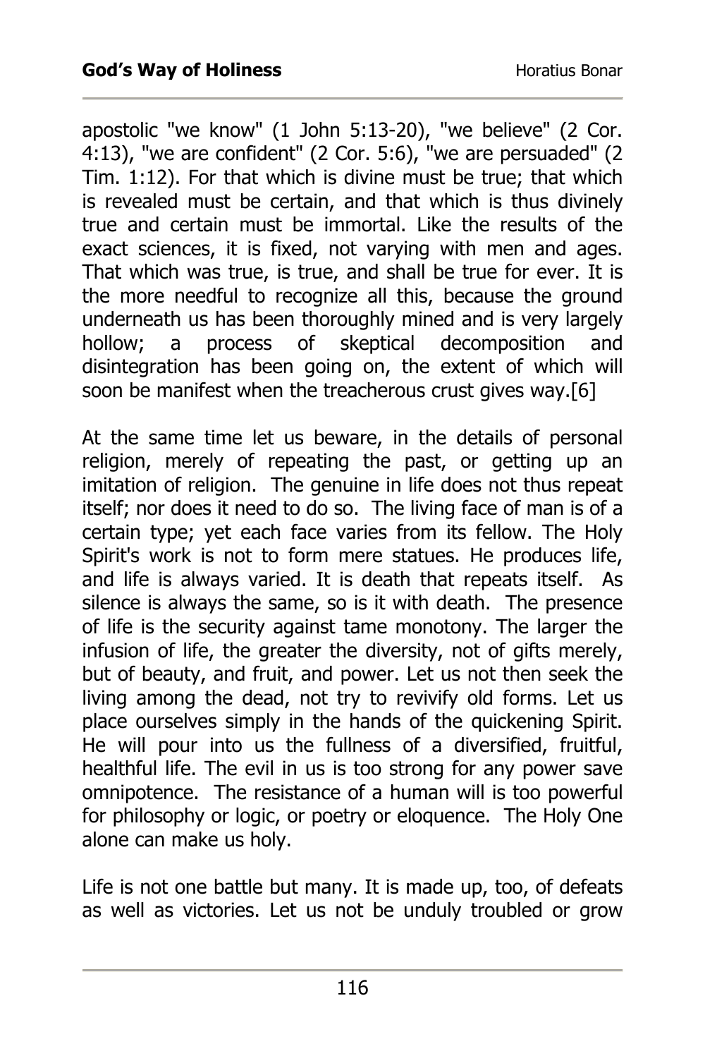apostolic "we know" (1 John 5:13-20), "we believe" (2 Cor. 4:13), "we are confident" (2 Cor. 5:6), "we are persuaded" (2 Tim. 1:12). For that which is divine must be true; that which is revealed must be certain, and that which is thus divinely true and certain must be immortal. Like the results of the exact sciences, it is fixed, not varying with men and ages. That which was true, is true, and shall be true for ever. It is the more needful to recognize all this, because the ground underneath us has been thoroughly mined and is very largely hollow; a process of skeptical decomposition and disintegration has been going on, the extent of which will soon be manifest when the treacherous crust gives way.[6]

At the same time let us beware, in the details of personal religion, merely of repeating the past, or getting up an imitation of religion. The genuine in life does not thus repeat itself; nor does it need to do so. The living face of man is of a certain type; yet each face varies from its fellow. The Holy Spirit's work is not to form mere statues. He produces life, and life is always varied. It is death that repeats itself. As silence is always the same, so is it with death. The presence of life is the security against tame monotony. The larger the infusion of life, the greater the diversity, not of gifts merely, but of beauty, and fruit, and power. Let us not then seek the living among the dead, not try to revivify old forms. Let us place ourselves simply in the hands of the quickening Spirit. He will pour into us the fullness of a diversified, fruitful, healthful life. The evil in us is too strong for any power save omnipotence. The resistance of a human will is too powerful for philosophy or logic, or poetry or eloquence. The Holy One alone can make us holy.

Life is not one battle but many. It is made up, too, of defeats as well as victories. Let us not be unduly troubled or grow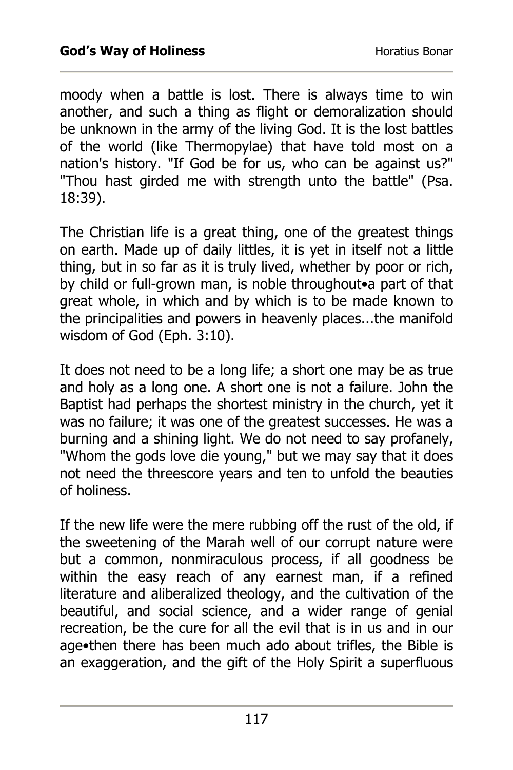moody when a battle is lost. There is always time to win another, and such a thing as flight or demoralization should be unknown in the army of the living God. It is the lost battles of the world (like Thermopylae) that have told most on a nation's history. "If God be for us, who can be against us?" "Thou hast girded me with strength unto the battle" (Psa. 18:39).

The Christian life is a great thing, one of the greatest things on earth. Made up of daily littles, it is yet in itself not a little thing, but in so far as it is truly lived, whether by poor or rich, by child or full-grown man, is noble throughout•a part of that great whole, in which and by which is to be made known to the principalities and powers in heavenly places...the manifold wisdom of God (Eph. 3:10).

It does not need to be a long life; a short one may be as true and holy as a long one. A short one is not a failure. John the Baptist had perhaps the shortest ministry in the church, yet it was no failure; it was one of the greatest successes. He was a burning and a shining light. We do not need to say profanely, "Whom the gods love die young," but we may say that it does not need the threescore years and ten to unfold the beauties of holiness.

If the new life were the mere rubbing off the rust of the old, if the sweetening of the Marah well of our corrupt nature were but a common, nonmiraculous process, if all goodness be within the easy reach of any earnest man, if a refined literature and aliberalized theology, and the cultivation of the beautiful, and social science, and a wider range of genial recreation, be the cure for all the evil that is in us and in our age•then there has been much ado about trifles, the Bible is an exaggeration, and the gift of the Holy Spirit a superfluous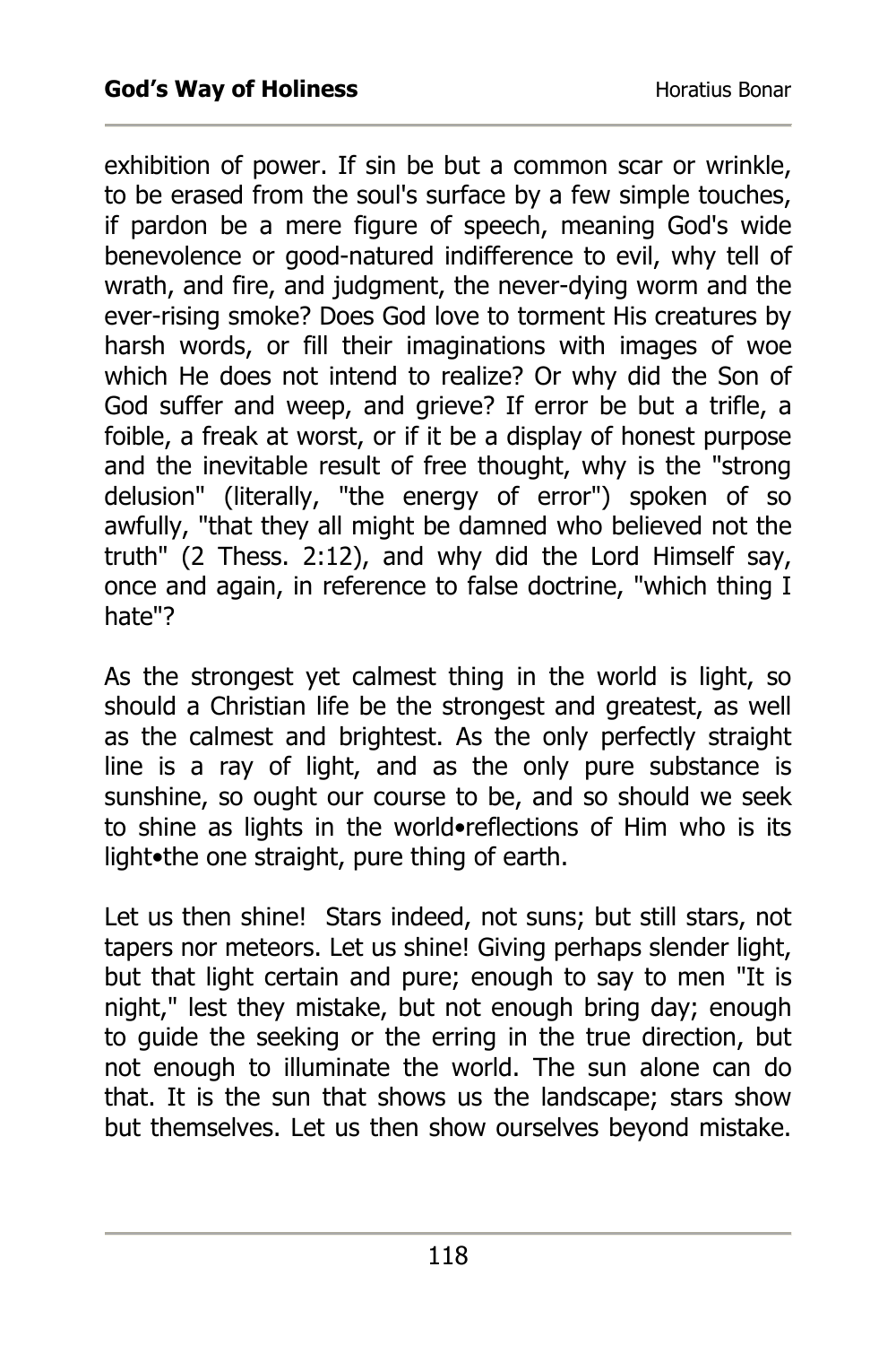exhibition of power. If sin be but a common scar or wrinkle, to be erased from the soul's surface by a few simple touches, if pardon be a mere figure of speech, meaning God's wide benevolence or good-natured indifference to evil, why tell of wrath, and fire, and judgment, the never-dying worm and the ever-rising smoke? Does God love to torment His creatures by harsh words, or fill their imaginations with images of woe which He does not intend to realize? Or why did the Son of God suffer and weep, and grieve? If error be but a trifle, a foible, a freak at worst, or if it be a display of honest purpose and the inevitable result of free thought, why is the "strong delusion" (literally, "the energy of error") spoken of so awfully, "that they all might be damned who believed not the truth" (2 Thess. 2:12), and why did the Lord Himself say, once and again, in reference to false doctrine, "which thing I hate"?

As the strongest yet calmest thing in the world is light, so should a Christian life be the strongest and greatest, as well as the calmest and brightest. As the only perfectly straight line is a ray of light, and as the only pure substance is sunshine, so ought our course to be, and so should we seek to shine as lights in the world•reflections of Him who is its light•the one straight, pure thing of earth.

Let us then shine! Stars indeed, not suns; but still stars, not tapers nor meteors. Let us shine! Giving perhaps slender light, but that light certain and pure; enough to say to men "It is night," lest they mistake, but not enough bring day; enough to guide the seeking or the erring in the true direction, but not enough to illuminate the world. The sun alone can do that. It is the sun that shows us the landscape; stars show but themselves. Let us then show ourselves beyond mistake.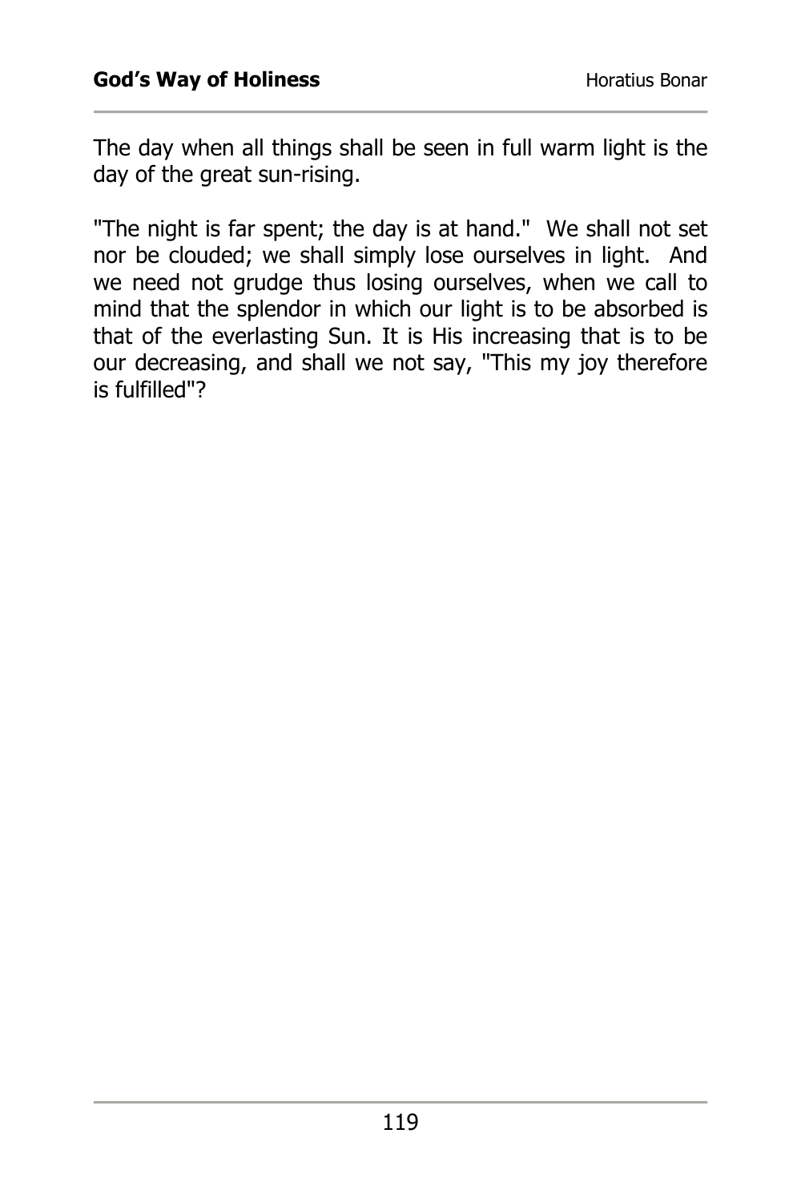The day when all things shall be seen in full warm light is the day of the great sun-rising.

"The night is far spent; the day is at hand." We shall not set nor be clouded; we shall simply lose ourselves in light. And we need not grudge thus losing ourselves, when we call to mind that the splendor in which our light is to be absorbed is that of the everlasting Sun. It is His increasing that is to be our decreasing, and shall we not say, "This my joy therefore is fulfilled"?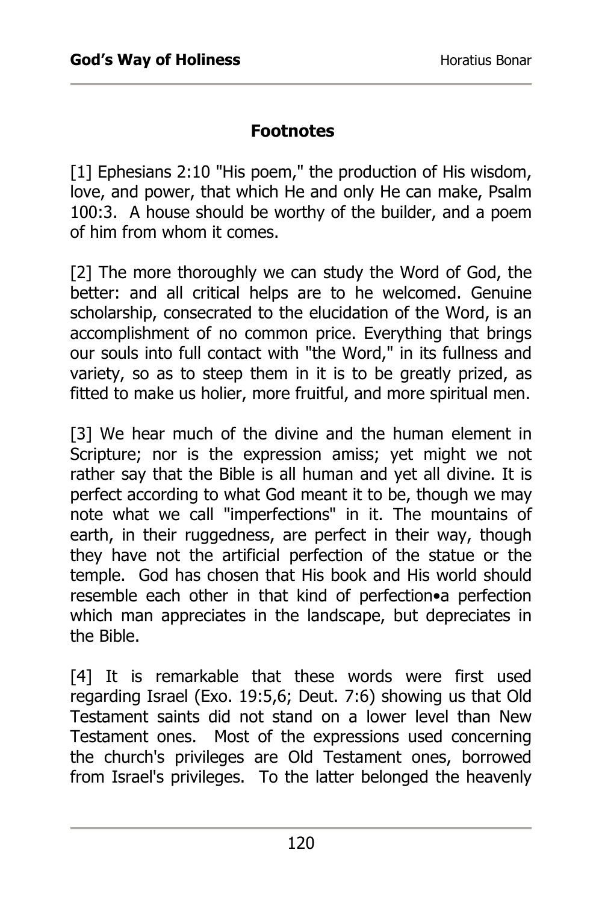## Footnotes

[1] Ephesians 2:10 "His poem," the production of His wisdom, love, and power, that which He and only He can make, Psalm 100:3. A house should be worthy of the builder, and a poem of him from whom it comes.

[2] The more thoroughly we can study the Word of God, the better: and all critical helps are to he welcomed. Genuine scholarship, consecrated to the elucidation of the Word, is an accomplishment of no common price. Everything that brings our souls into full contact with "the Word," in its fullness and variety, so as to steep them in it is to be greatly prized, as fitted to make us holier, more fruitful, and more spiritual men.

[3] We hear much of the divine and the human element in Scripture; nor is the expression amiss; yet might we not rather say that the Bible is all human and yet all divine. It is perfect according to what God meant it to be, though we may note what we call "imperfections" in it. The mountains of earth, in their ruggedness, are perfect in their way, though they have not the artificial perfection of the statue or the temple. God has chosen that His book and His world should resemble each other in that kind of perfection•a perfection which man appreciates in the landscape, but depreciates in the Bible.

[4] It is remarkable that these words were first used regarding Israel (Exo. 19:5,6; Deut. 7:6) showing us that Old Testament saints did not stand on a lower level than New Testament ones. Most of the expressions used concerning the church's privileges are Old Testament ones, borrowed from Israel's privileges. To the latter belonged the heavenly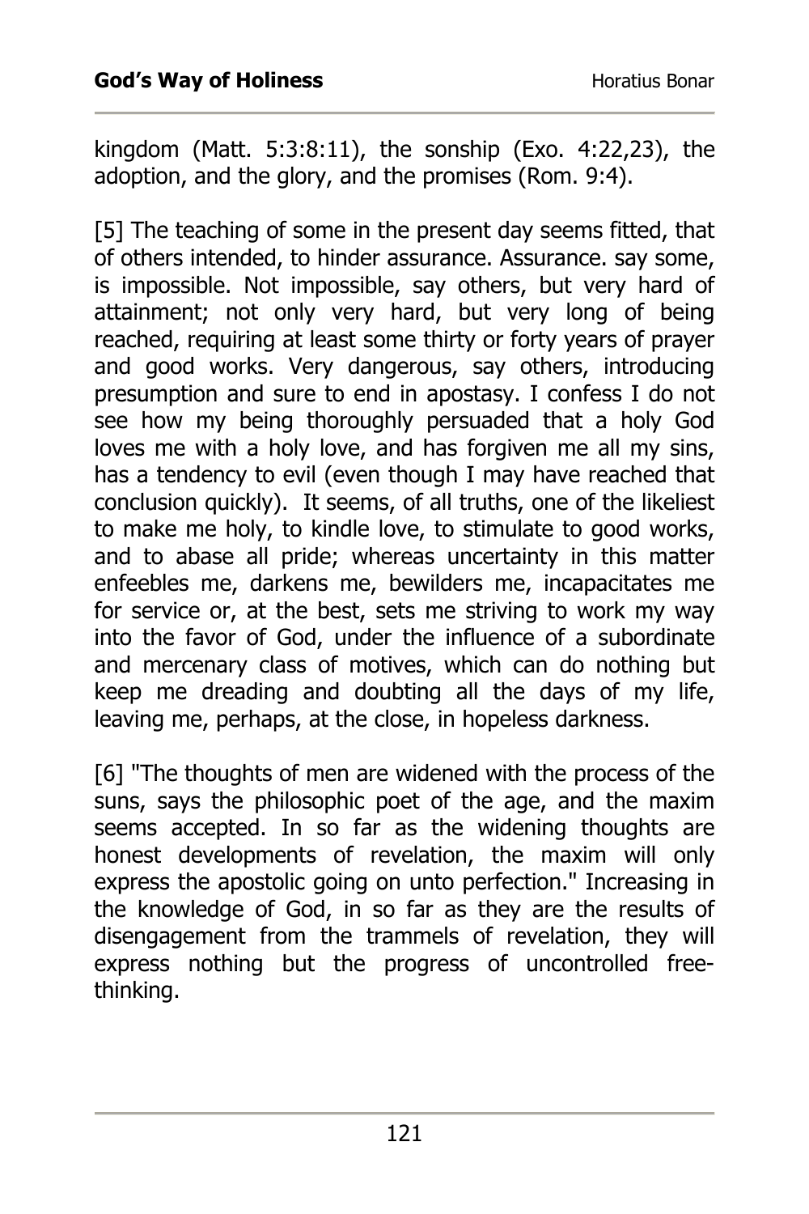kingdom (Matt. 5:3:8:11), the sonship (Exo. 4:22,23), the adoption, and the glory, and the promises (Rom. 9:4).

[5] The teaching of some in the present day seems fitted, that of others intended, to hinder assurance. Assurance. say some, is impossible. Not impossible, say others, but very hard of attainment; not only very hard, but very long of being reached, requiring at least some thirty or forty years of prayer and good works. Very dangerous, say others, introducing presumption and sure to end in apostasy. I confess I do not see how my being thoroughly persuaded that a holy God loves me with a holy love, and has forgiven me all my sins, has a tendency to evil (even though I may have reached that conclusion quickly). It seems, of all truths, one of the likeliest to make me holy, to kindle love, to stimulate to good works, and to abase all pride; whereas uncertainty in this matter enfeebles me, darkens me, bewilders me, incapacitates me for service or, at the best, sets me striving to work my way into the favor of God, under the influence of a subordinate and mercenary class of motives, which can do nothing but keep me dreading and doubting all the days of my life, leaving me, perhaps, at the close, in hopeless darkness.

[6] "The thoughts of men are widened with the process of the suns, says the philosophic poet of the age, and the maxim seems accepted. In so far as the widening thoughts are honest developments of revelation, the maxim will only express the apostolic going on unto perfection." Increasing in the knowledge of God, in so far as they are the results of disengagement from the trammels of revelation, they will express nothing but the progress of uncontrolled free-thinking.